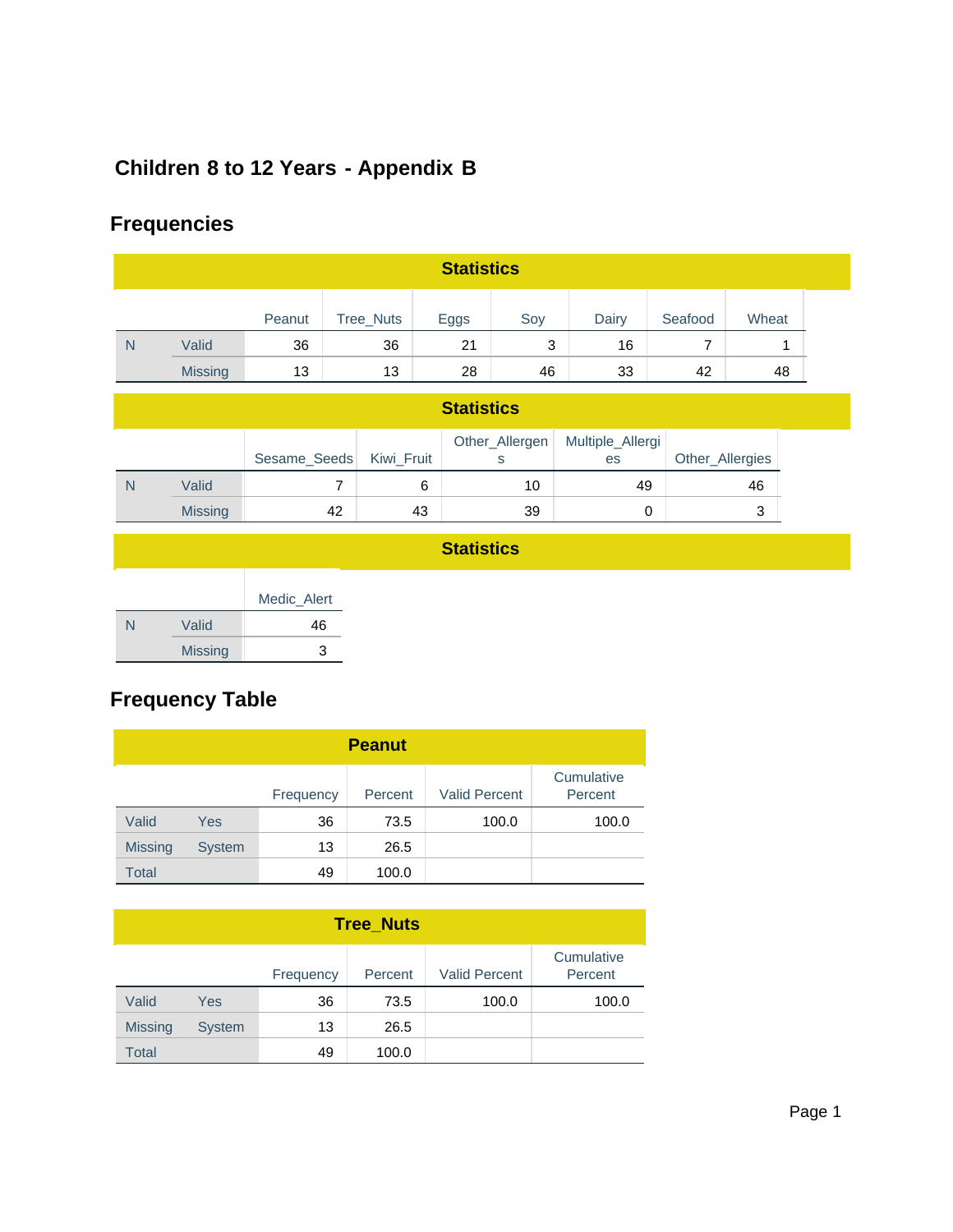# Children 8 to 12 Years - Appendix B

## Frequencies

**Statistics**

| | | Peanut | Tree_Nuts | Eggs | Soy | Dairy | Seafood | Wheat |
|---|---|---|---|---|---|---|---|---|
| N | Valid | 36 | 36 | 21 | 3 | 16 | 7 | 1 |
| | Missing | 13 | 13 | 28 | 46 | 33 | 42 | 48 |

**Statistics**

| | | Sesame_Seeds | Kiwi_Fruit | Other_Allergens | Multiple_Allergies | Other_Allergies |
|---|---|---|---|---|---|---|
| N | Valid | 7 | 6 | 10 | 49 | 46 |
| | Missing | 42 | 43 | 39 | 0 | 3 |

**Statistics**

| | | Medic_Alert |
|---|---|---|
| N | Valid | 46 |
| | Missing | 3 |

## Frequency Table

**Peanut**

| | | Frequency | Percent | Valid Percent | Cumulative Percent |
|---|---|---|---|---|---|
| Valid | Yes | 36 | 73.5 | 100.0 | 100.0 |
| Missing | System | 13 | 26.5 | | |
| Total | | 49 | 100.0 | | |

**Tree_Nuts**

| | | Frequency | Percent | Valid Percent | Cumulative Percent |
|---|---|---|---|---|---|
| Valid | Yes | 36 | 73.5 | 100.0 | 100.0 |
| Missing | System | 13 | 26.5 | | |
| Total | | 49 | 100.0 | | |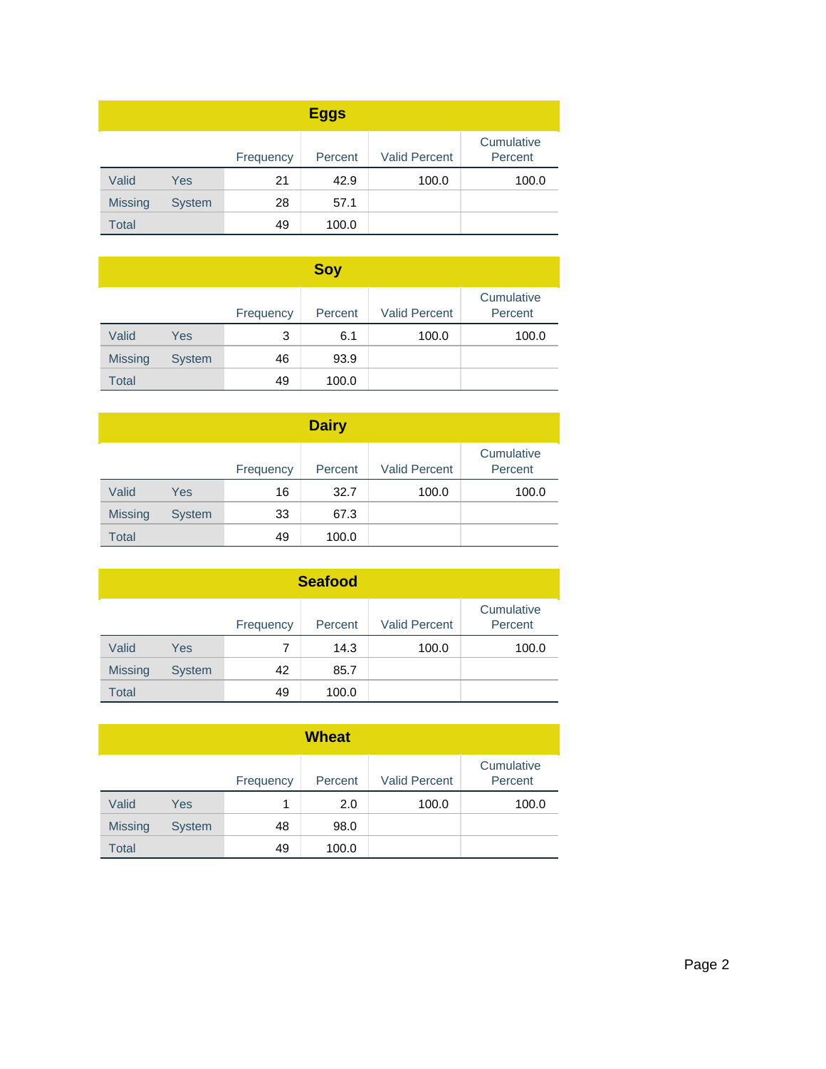## Eggs

| | | Frequency | Percent | Valid Percent | Cumulative Percent |
|---|---|---|---|---|---|
| Valid | Yes | 21 | 42.9 | 100.0 | 100.0 |
| Missing | System | 28 | 57.1 | | |
| Total | | 49 | 100.0 | | |

## Soy

| | | Frequency | Percent | Valid Percent | Cumulative Percent |
|---|---|---|---|---|---|
| Valid | Yes | 3 | 6.1 | 100.0 | 100.0 |
| Missing | System | 46 | 93.9 | | |
| Total | | 49 | 100.0 | | |

## Dairy

| | | Frequency | Percent | Valid Percent | Cumulative Percent |
|---|---|---|---|---|---|
| Valid | Yes | 16 | 32.7 | 100.0 | 100.0 |
| Missing | System | 33 | 67.3 | | |
| Total | | 49 | 100.0 | | |

## Seafood

| | | Frequency | Percent | Valid Percent | Cumulative Percent |
|---|---|---|---|---|---|
| Valid | Yes | 7 | 14.3 | 100.0 | 100.0 |
| Missing | System | 42 | 85.7 | | |
| Total | | 49 | 100.0 | | |

## Wheat

| | | Frequency | Percent | Valid Percent | Cumulative Percent |
|---|---|---|---|---|---|
| Valid | Yes | 1 | 2.0 | 100.0 | 100.0 |
| Missing | System | 48 | 98.0 | | |
| Total | | 49 | 100.0 | | |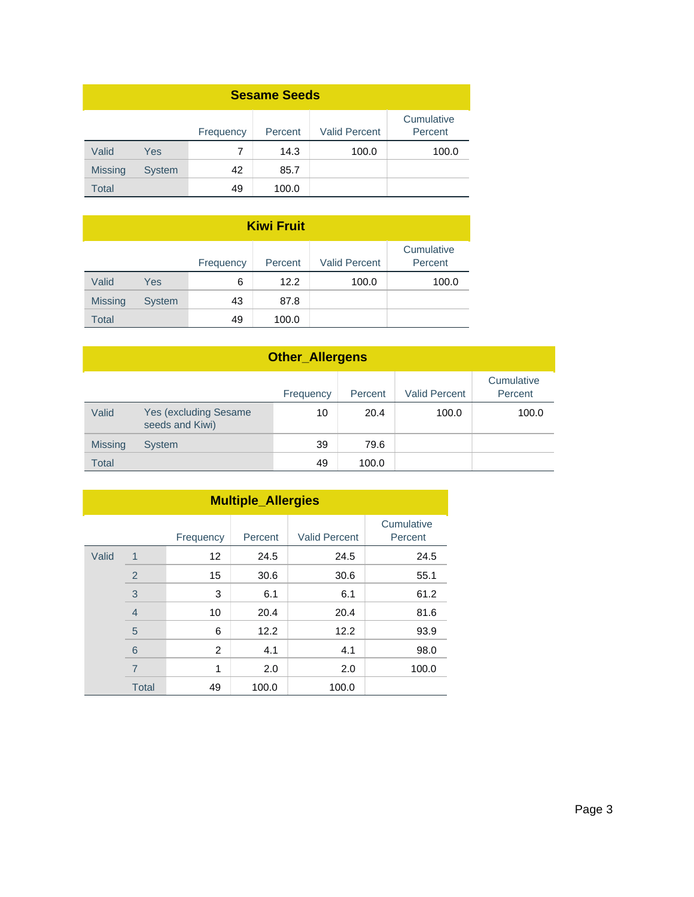**Sesame Seeds**

| | | Frequency | Percent | Valid Percent | Cumulative Percent |
|---|---|---|---|---|---|
| Valid | Yes | 7 | 14.3 | 100.0 | 100.0 |
| Missing | System | 42 | 85.7 | | |
| Total | | 49 | 100.0 | | |

**Kiwi Fruit**

| | | Frequency | Percent | Valid Percent | Cumulative Percent |
|---|---|---|---|---|---|
| Valid | Yes | 6 | 12.2 | 100.0 | 100.0 |
| Missing | System | 43 | 87.8 | | |
| Total | | 49 | 100.0 | | |

**Other_Allergens**

| | | Frequency | Percent | Valid Percent | Cumulative Percent |
|---|---|---|---|---|---|
| Valid | Yes (excluding Sesame seeds and Kiwi) | 10 | 20.4 | 100.0 | 100.0 |
| Missing | System | 39 | 79.6 | | |
| Total | | 49 | 100.0 | | |

**Multiple_Allergies**

| | | Frequency | Percent | Valid Percent | Cumulative Percent |
|---|---|---|---|---|---|
| Valid | 1 | 12 | 24.5 | 24.5 | 24.5 |
| | 2 | 15 | 30.6 | 30.6 | 55.1 |
| | 3 | 3 | 6.1 | 6.1 | 61.2 |
| | 4 | 10 | 20.4 | 20.4 | 81.6 |
| | 5 | 6 | 12.2 | 12.2 | 93.9 |
| | 6 | 2 | 4.1 | 4.1 | 98.0 |
| | 7 | 1 | 2.0 | 2.0 | 100.0 |
| | Total | 49 | 100.0 | 100.0 | |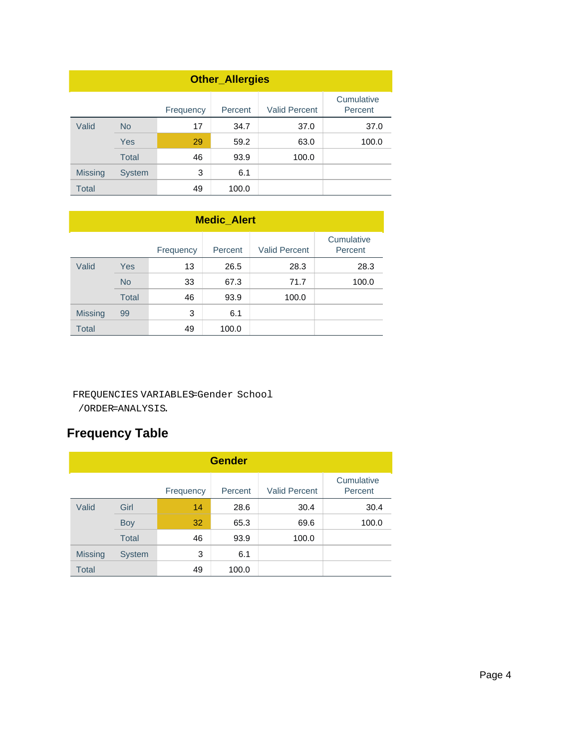| Other_Allergies | | | | | |
|---|---|---|---|---|---|
| | | Frequency | Percent | Valid Percent | Cumulative Percent |
| Valid | No | 17 | 34.7 | 37.0 | 37.0 |
| | Yes | 29 | 59.2 | 63.0 | 100.0 |
| | Total | 46 | 93.9 | 100.0 | |
| Missing | System | 3 | 6.1 | | |
| Total | | 49 | 100.0 | | |

| Medic_Alert | | | | | |
|---|---|---|---|---|---|
| | | Frequency | Percent | Valid Percent | Cumulative Percent |
| Valid | Yes | 13 | 26.5 | 28.3 | 28.3 |
| | No | 33 | 67.3 | 71.7 | 100.0 |
| | Total | 46 | 93.9 | 100.0 | |
| Missing | 99 | 3 | 6.1 | | |
| Total | | 49 | 100.0 | | |

```
FREQUENCIES VARIABLES=Gender School
  /ORDER=ANALYSIS.
```

## Frequency Table

| Gender | | | | | |
|---|---|---|---|---|---|
| | | Frequency | Percent | Valid Percent | Cumulative Percent |
| Valid | Girl | 14 | 28.6 | 30.4 | 30.4 |
| | Boy | 32 | 65.3 | 69.6 | 100.0 |
| | Total | 46 | 93.9 | 100.0 | |
| Missing | System | 3 | 6.1 | | |
| Total | | 49 | 100.0 | | |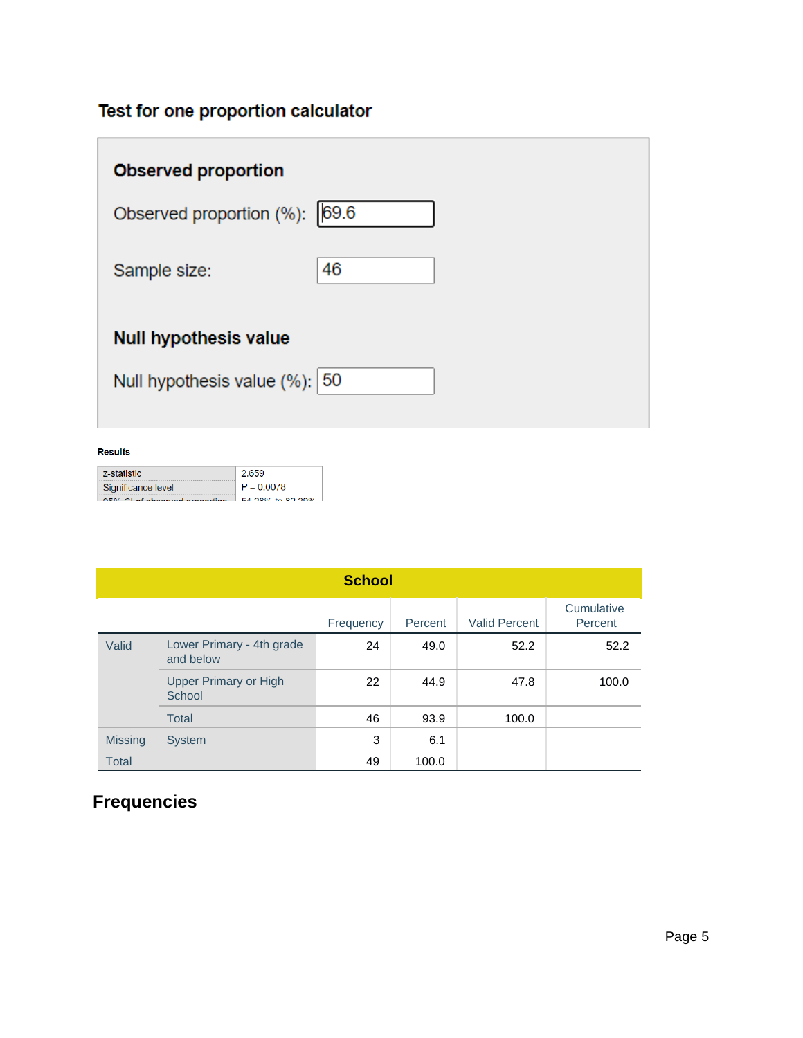## Test for one proportion calculator

### Observed proportion

Observed proportion (%): 69.6

Sample size: 46

### Null hypothesis value

Null hypothesis value (%): 50

**Results**

| | |
|---|---|
| z-statistic | 2.659 |
| Significance level | P = 0.0078 |
| 95% CI of observed proportion | 54.28% to 82.29% |

| School | | | | | |
|---|---|---|---|---|---|
| | | Frequency | Percent | Valid Percent | Cumulative Percent |
| Valid | Lower Primary - 4th grade and below | 24 | 49.0 | 52.2 | 52.2 |
| | Upper Primary or High School | 22 | 44.9 | 47.8 | 100.0 |
| | Total | 46 | 93.9 | 100.0 | |
| Missing | System | 3 | 6.1 | | |
| Total | | 49 | 100.0 | | |

## Frequencies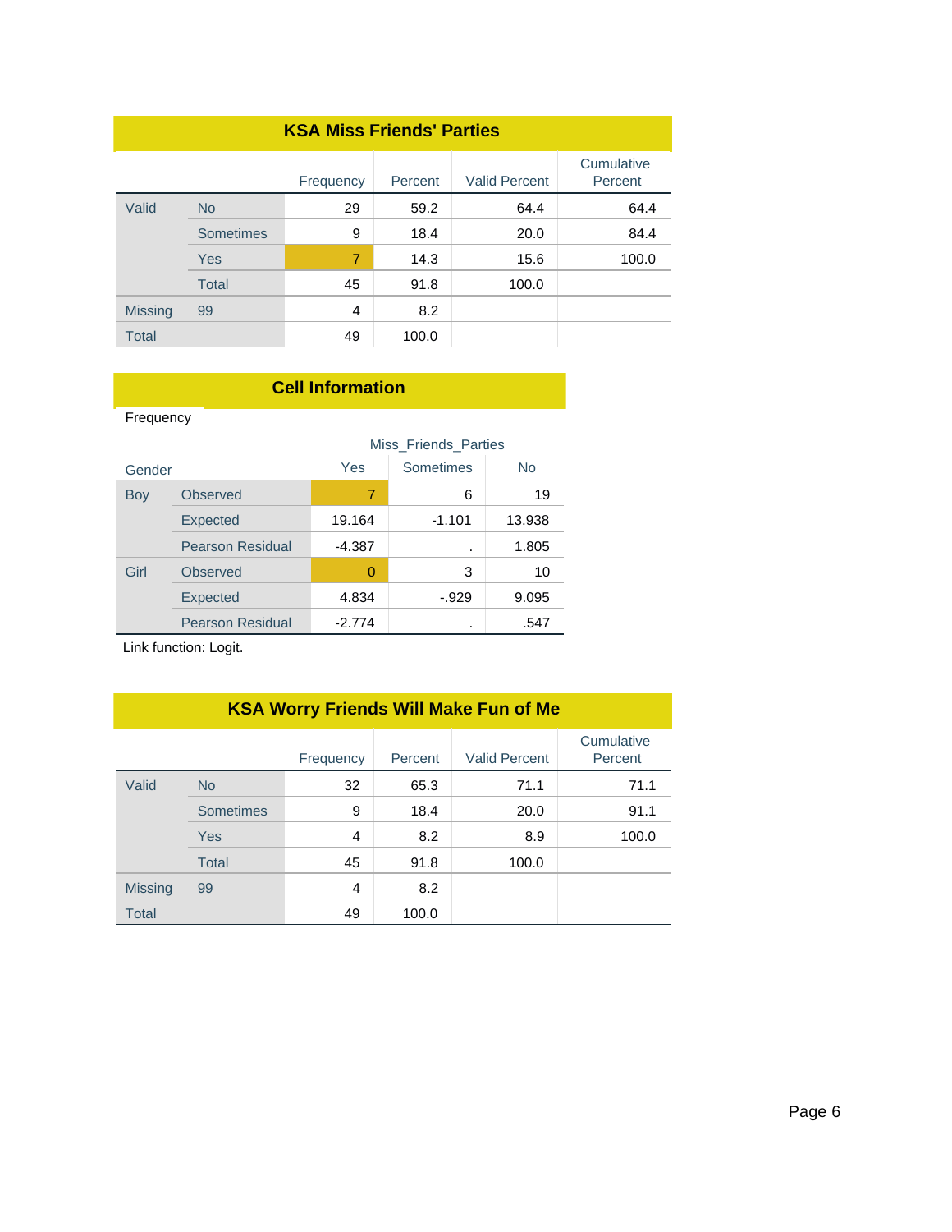## KSA Miss Friends' Parties

| | | Frequency | Percent | Valid Percent | Cumulative Percent |
|---|---|---|---|---|---|
| Valid | No | 29 | 59.2 | 64.4 | 64.4 |
| | Sometimes | 9 | 18.4 | 20.0 | 84.4 |
| | Yes | 7 | 14.3 | 15.6 | 100.0 |
| | Total | 45 | 91.8 | 100.0 | |
| Missing | 99 | 4 | 8.2 | | |
| Total | | 49 | 100.0 | | |

## Cell Information

Frequency

| | | Miss_Friends_Parties | | |
|---|---|---|---|---|
| Gender | | Yes | Sometimes | No |
| Boy | Observed | 7 | 6 | 19 |
| | Expected | 19.164 | -1.101 | 13.938 |
| | Pearson Residual | -4.387 | . | 1.805 |
| Girl | Observed | 0 | 3 | 10 |
| | Expected | 4.834 | -.929 | 9.095 |
| | Pearson Residual | -2.774 | . | .547 |

Link function: Logit.

## KSA Worry Friends Will Make Fun of Me

| | | Frequency | Percent | Valid Percent | Cumulative Percent |
|---|---|---|---|---|---|
| Valid | No | 32 | 65.3 | 71.1 | 71.1 |
| | Sometimes | 9 | 18.4 | 20.0 | 91.1 |
| | Yes | 4 | 8.2 | 8.9 | 100.0 |
| | Total | 45 | 91.8 | 100.0 | |
| Missing | 99 | 4 | 8.2 | | |
| Total | | 49 | 100.0 | | |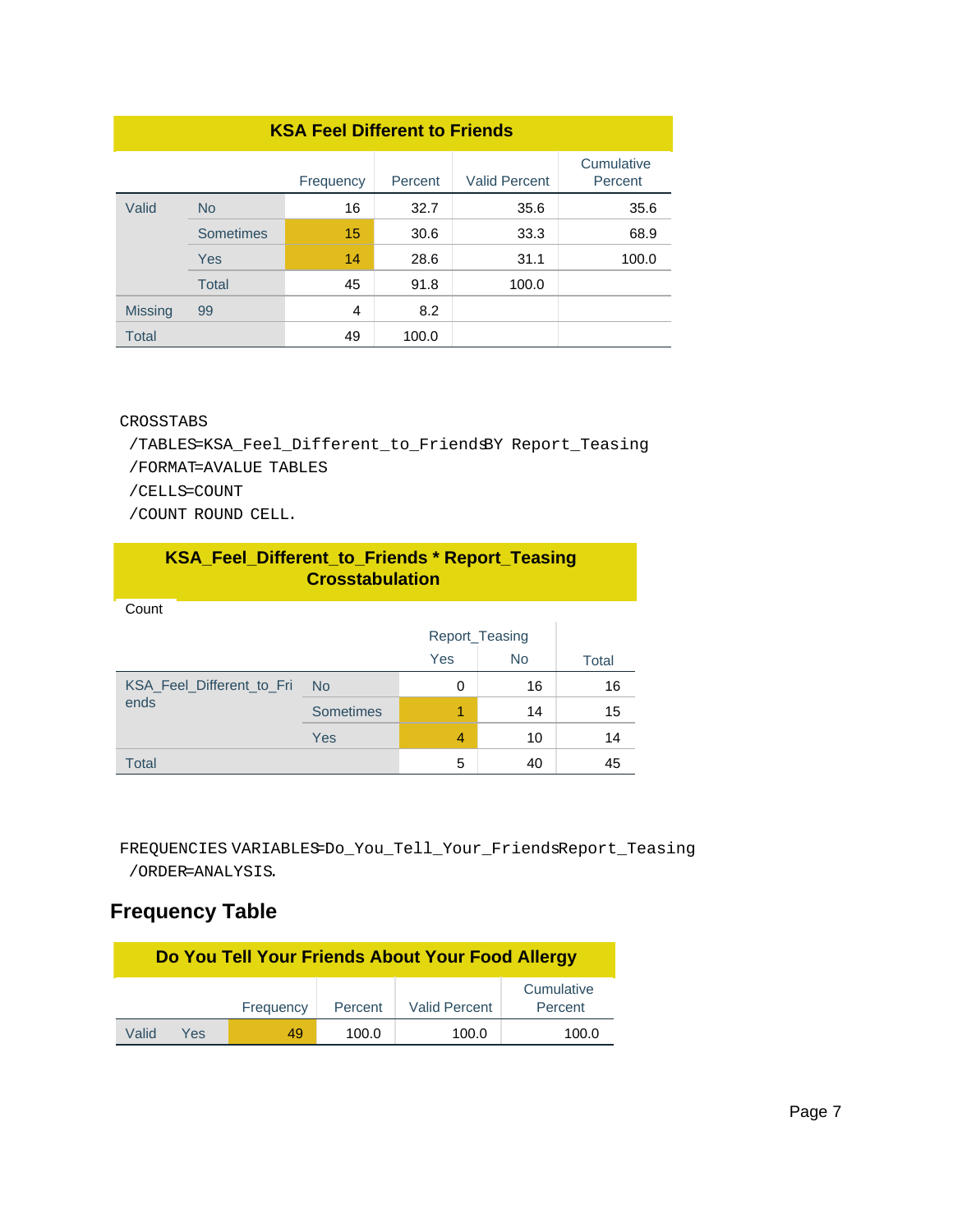| KSA Feel Different to Friends | | | | | |
|---|---|---|---|---|---|
| | | Frequency | Percent | Valid Percent | Cumulative Percent |
| Valid | No | 16 | 32.7 | 35.6 | 35.6 |
| | Sometimes | 15 | 30.6 | 33.3 | 68.9 |
| | Yes | 14 | 28.6 | 31.1 | 100.0 |
| | Total | 45 | 91.8 | 100.0 | |
| Missing | 99 | 4 | 8.2 | | |
| Total | | 49 | 100.0 | | |

```
CROSSTABS
 /TABLES=KSA_Feel_Different_to_Friends BY Report_Teasing
 /FORMAT=AVALUE TABLES
 /CELLS=COUNT
 /COUNT ROUND CELL.
```

**KSA_Feel_Different_to_Friends * Report_Teasing Crosstabulation**

Count

| | | Report_Teasing | | Total |
|---|---|---|---|---|
| | | Yes | No | |
| KSA_Feel_Different_to_Friends | No | 0 | 16 | 16 |
| | Sometimes | 1 | 14 | 15 |
| | Yes | 4 | 10 | 14 |
| Total | | 5 | 40 | 45 |

```
FREQUENCIES VARIABLES=Do_You_Tell_Your_Friends Report_Teasing
 /ORDER=ANALYSIS.
```

## Frequency Table

| Do You Tell Your Friends About Your Food Allergy | | | | | |
|---|---|---|---|---|---|
| | | Frequency | Percent | Valid Percent | Cumulative Percent |
| Valid | Yes | 49 | 100.0 | 100.0 | 100.0 |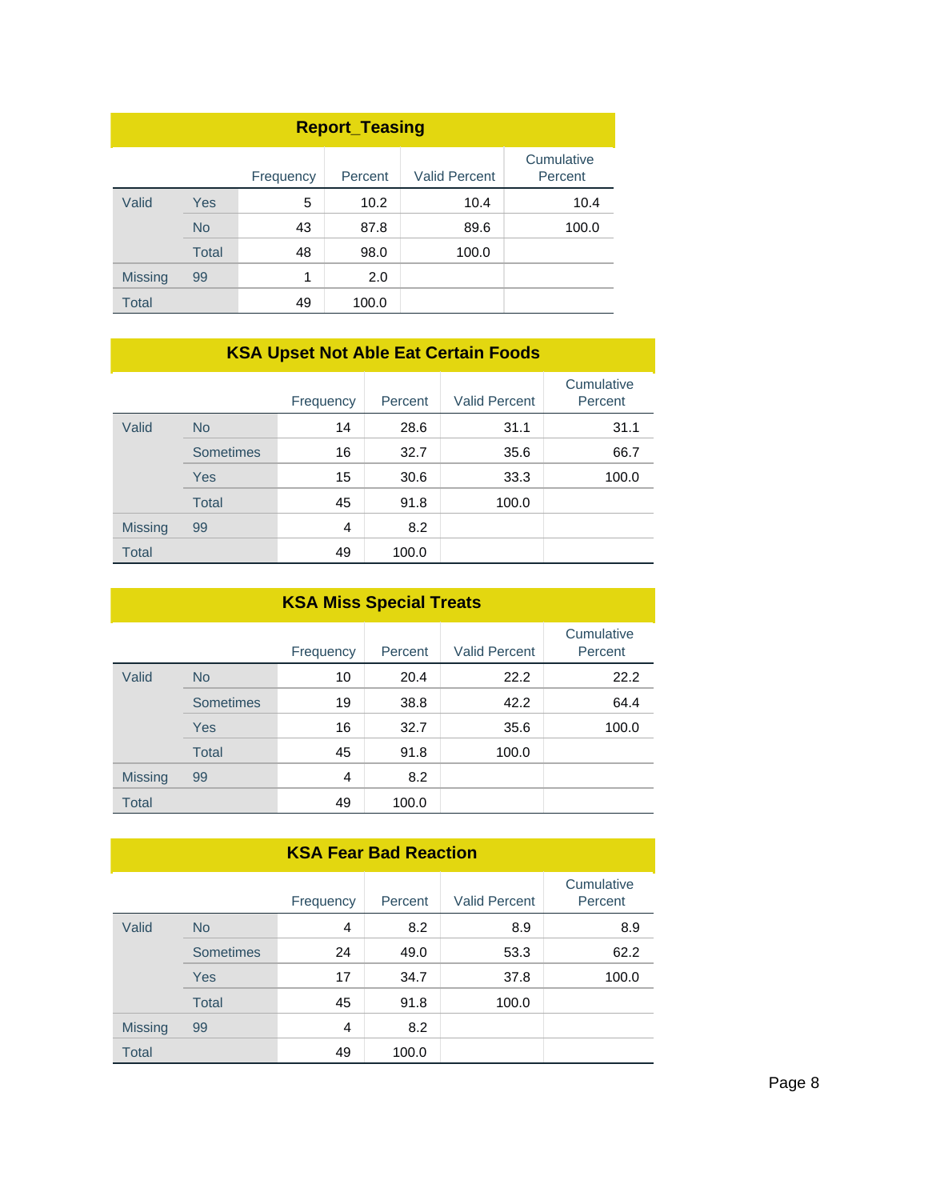| Report_Teasing | | | | | |
|---|---|---|---|---|---|
| | | Frequency | Percent | Valid Percent | Cumulative Percent |
| Valid | Yes | 5 | 10.2 | 10.4 | 10.4 |
| | No | 43 | 87.8 | 89.6 | 100.0 |
| | Total | 48 | 98.0 | 100.0 | |
| Missing | 99 | 1 | 2.0 | | |
| Total | | 49 | 100.0 | | |

| KSA Upset Not Able Eat Certain Foods | | | | | |
|---|---|---|---|---|---|
| | | Frequency | Percent | Valid Percent | Cumulative Percent |
| Valid | No | 14 | 28.6 | 31.1 | 31.1 |
| | Sometimes | 16 | 32.7 | 35.6 | 66.7 |
| | Yes | 15 | 30.6 | 33.3 | 100.0 |
| | Total | 45 | 91.8 | 100.0 | |
| Missing | 99 | 4 | 8.2 | | |
| Total | | 49 | 100.0 | | |

| KSA Miss Special Treats | | | | | |
|---|---|---|---|---|---|
| | | Frequency | Percent | Valid Percent | Cumulative Percent |
| Valid | No | 10 | 20.4 | 22.2 | 22.2 |
| | Sometimes | 19 | 38.8 | 42.2 | 64.4 |
| | Yes | 16 | 32.7 | 35.6 | 100.0 |
| | Total | 45 | 91.8 | 100.0 | |
| Missing | 99 | 4 | 8.2 | | |
| Total | | 49 | 100.0 | | |

| KSA Fear Bad Reaction | | | | | |
|---|---|---|---|---|---|
| | | Frequency | Percent | Valid Percent | Cumulative Percent |
| Valid | No | 4 | 8.2 | 8.9 | 8.9 |
| | Sometimes | 24 | 49.0 | 53.3 | 62.2 |
| | Yes | 17 | 34.7 | 37.8 | 100.0 |
| | Total | 45 | 91.8 | 100.0 | |
| Missing | 99 | 4 | 8.2 | | |
| Total | | 49 | 100.0 | | |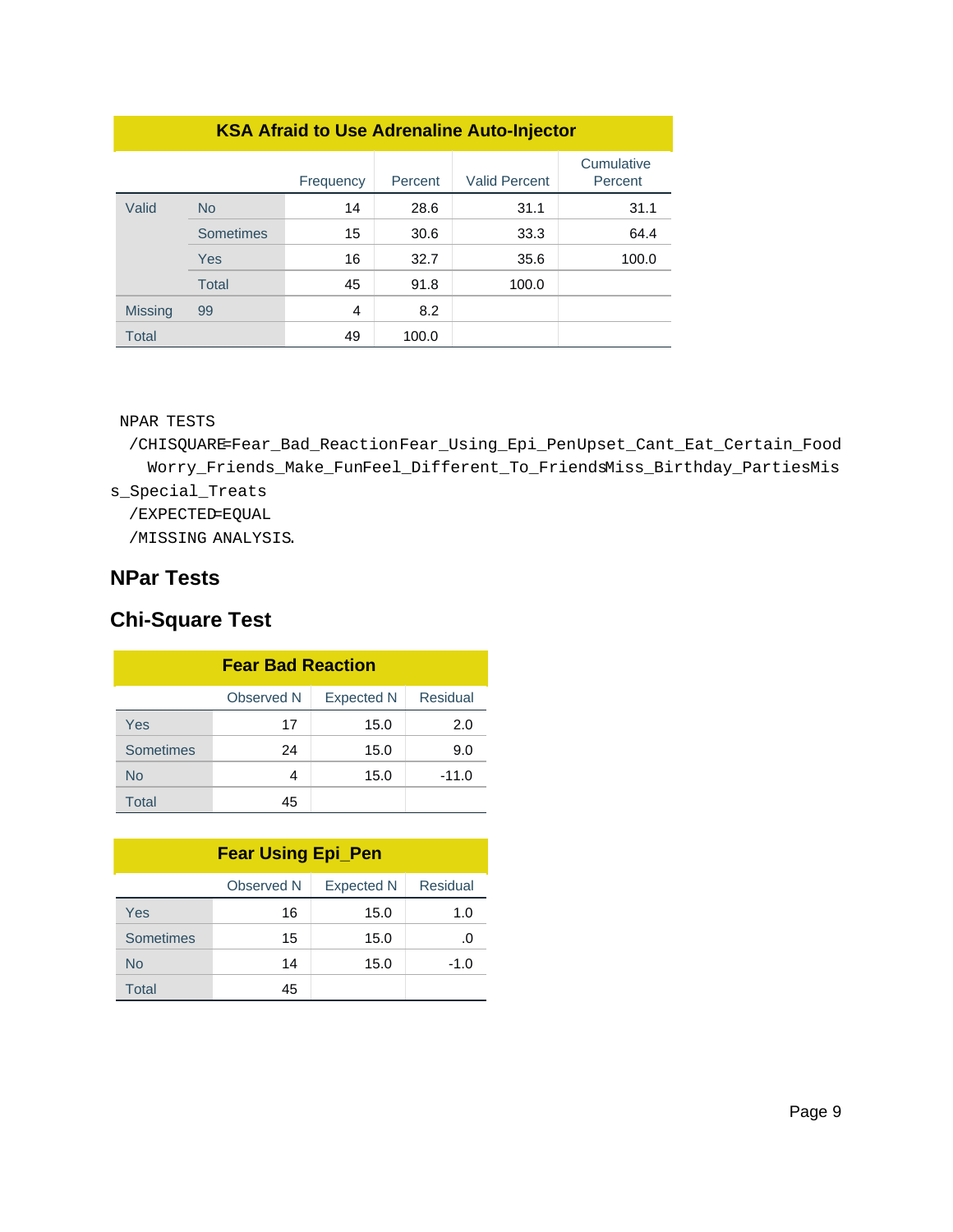| KSA Afraid to Use Adrenaline Auto-Injector | | | | | |
|---|---|---|---|---|---|
| | | Frequency | Percent | Valid Percent | Cumulative Percent |
| Valid | No | 14 | 28.6 | 31.1 | 31.1 |
| | Sometimes | 15 | 30.6 | 33.3 | 64.4 |
| | Yes | 16 | 32.7 | 35.6 | 100.0 |
| | Total | 45 | 91.8 | 100.0 | |
| Missing | 99 | 4 | 8.2 | | |
| Total | | 49 | 100.0 | | |

```
NPAR TESTS
  /CHISQUARE=Fear_Bad_Reaction Fear_Using_Epi_Pen Upset_Cant_Eat_Certain_Food
    Worry_Friends_Make_Fun Feel_Different_To_Friends Miss_Birthday_Parties Mis
s_Special_Treats
  /EXPECTED=EQUAL
  /MISSING ANALYSIS.
```

## NPar Tests

## Chi-Square Test

| Fear Bad Reaction | | | |
|---|---|---|---|
| | Observed N | Expected N | Residual |
| Yes | 17 | 15.0 | 2.0 |
| Sometimes | 24 | 15.0 | 9.0 |
| No | 4 | 15.0 | -11.0 |
| Total | 45 | | |

| Fear Using Epi_Pen | | | |
|---|---|---|---|
| | Observed N | Expected N | Residual |
| Yes | 16 | 15.0 | 1.0 |
| Sometimes | 15 | 15.0 | .0 |
| No | 14 | 15.0 | -1.0 |
| Total | 45 | | |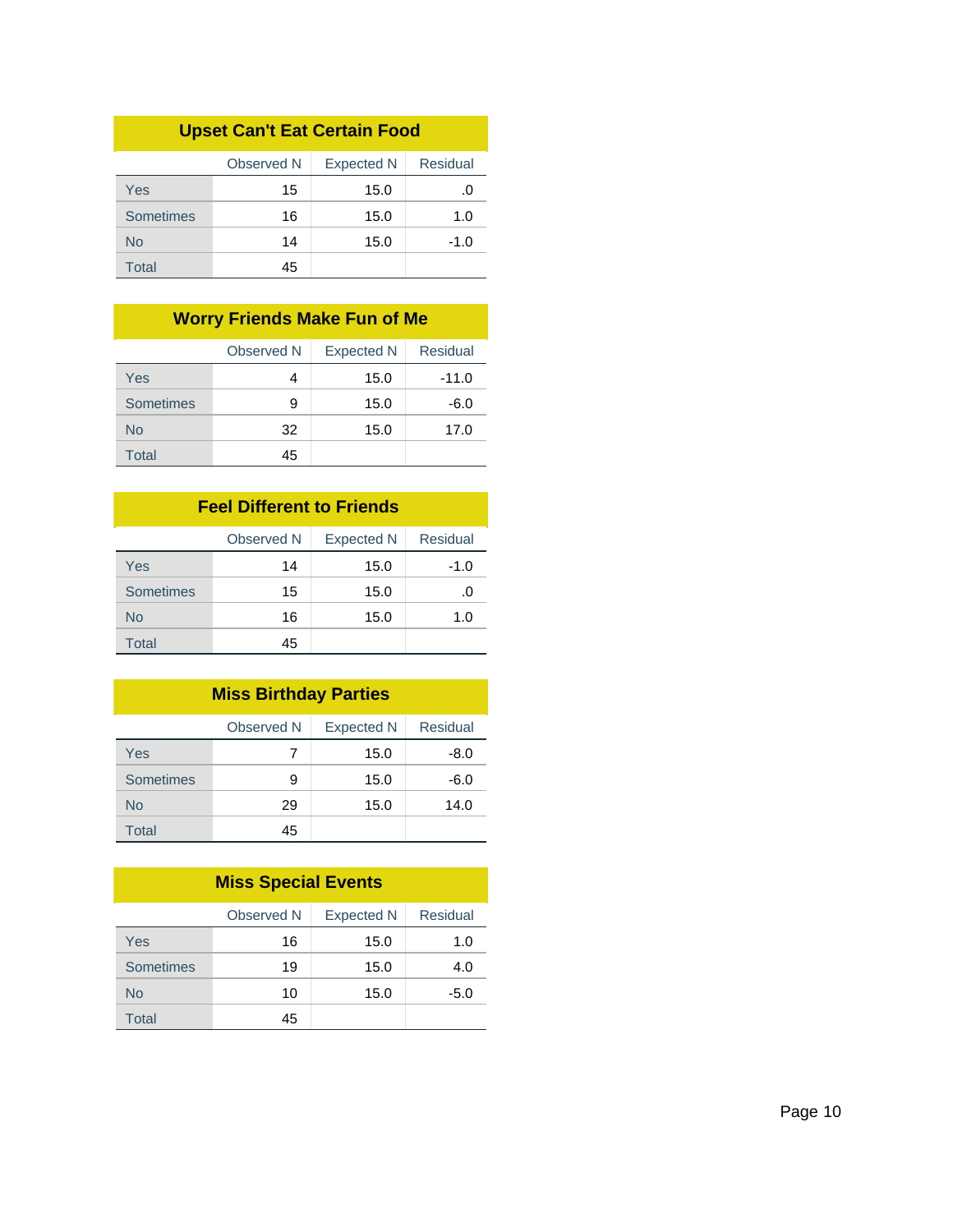| Upset Can't Eat Certain Food | | | |
|---|---|---|---|
| | Observed N | Expected N | Residual |
| Yes | 15 | 15.0 | .0 |
| Sometimes | 16 | 15.0 | 1.0 |
| No | 14 | 15.0 | -1.0 |
| Total | 45 | | |

| Worry Friends Make Fun of Me | | | |
|---|---|---|---|
| | Observed N | Expected N | Residual |
| Yes | 4 | 15.0 | -11.0 |
| Sometimes | 9 | 15.0 | -6.0 |
| No | 32 | 15.0 | 17.0 |
| Total | 45 | | |

| Feel Different to Friends | | | |
|---|---|---|---|
| | Observed N | Expected N | Residual |
| Yes | 14 | 15.0 | -1.0 |
| Sometimes | 15 | 15.0 | .0 |
| No | 16 | 15.0 | 1.0 |
| Total | 45 | | |

| Miss Birthday Parties | | | |
|---|---|---|---|
| | Observed N | Expected N | Residual |
| Yes | 7 | 15.0 | -8.0 |
| Sometimes | 9 | 15.0 | -6.0 |
| No | 29 | 15.0 | 14.0 |
| Total | 45 | | |

| Miss Special Events | | | |
|---|---|---|---|
| | Observed N | Expected N | Residual |
| Yes | 16 | 15.0 | 1.0 |
| Sometimes | 19 | 15.0 | 4.0 |
| No | 10 | 15.0 | -5.0 |
| Total | 45 | | |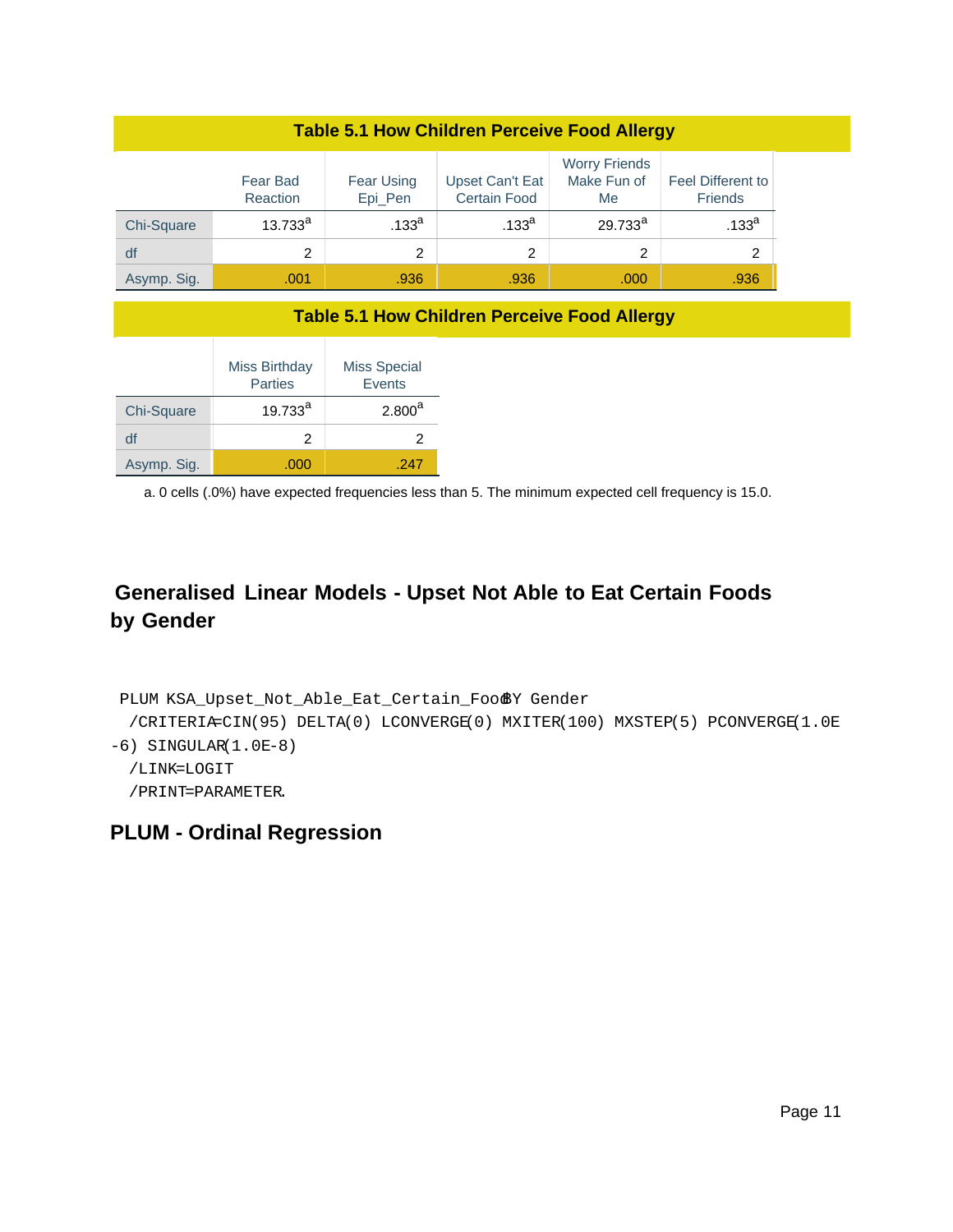| Table 5.1 How Children Perceive Food Allergy | Fear Bad Reaction | Fear Using Epi_Pen | Upset Can't Eat Certain Food | Worry Friends Make Fun of Me | Feel Different to Friends | Miss Birthday Parties | Miss Special Events |
|---|---|---|---|---|---|---|---|
| Chi-Square | 13.733[a] | .133[a] | .133[a] | 29.733[a] | .133[a] | 19.733[a] | 2.800[a] |
| df | 2 | 2 | 2 | 2 | 2 | 2 | 2 |
| Asymp. Sig. | .001 | .936 | .936 | .000 | .936 | .000 | .247 |

a. 0 cells (.0%) have expected frequencies less than 5. The minimum expected cell frequency is 15.0.

## Generalised Linear Models - Upset Not Able to Eat Certain Foods by Gender

```
PLUM KSA_Upset_Not_Able_Eat_Certain_Food BY Gender
  /CRITERIA=CIN(95) DELTA(0) LCONVERGE(0) MXITER(100) MXSTEP(5) PCONVERGE(1.0E
-6) SINGULAR(1.0E-8)
  /LINK=LOGIT
  /PRINT=PARAMETER.
```

## PLUM - Ordinal Regression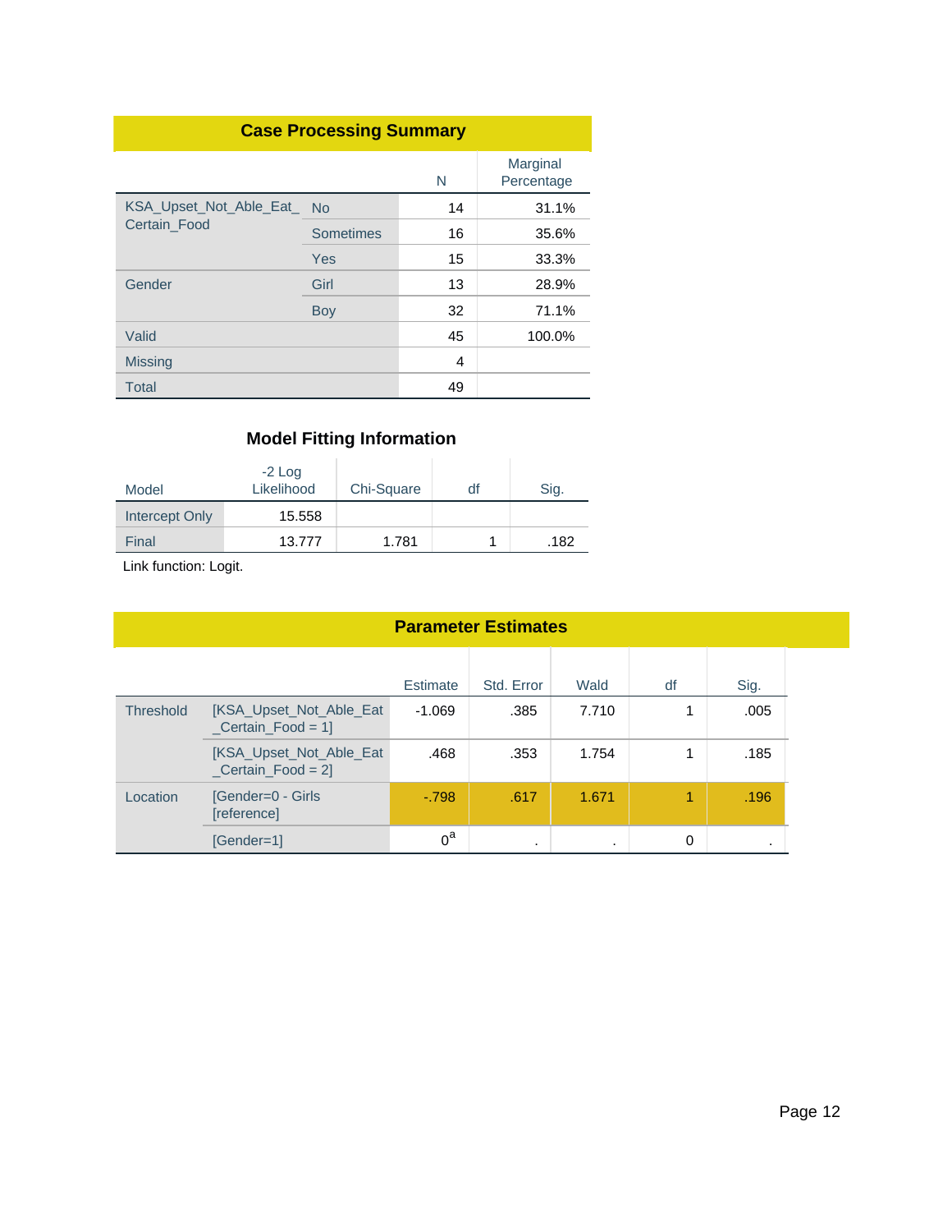**Case Processing Summary**

| | | N | Marginal Percentage |
|---|---|---|---|
| KSA_Upset_Not_Able_Eat_Certain_Food | No | 14 | 31.1% |
| | Sometimes | 16 | 35.6% |
| | Yes | 15 | 33.3% |
| Gender | Girl | 13 | 28.9% |
| | Boy | 32 | 71.1% |
| Valid | | 45 | 100.0% |
| Missing | | 4 | |
| Total | | 49 | |

**Model Fitting Information**

| Model | -2 Log Likelihood | Chi-Square | df | Sig. |
|---|---|---|---|---|
| Intercept Only | 15.558 | | | |
| Final | 13.777 | 1.781 | 1 | .182 |

Link function: Logit.

**Parameter Estimates**

| | | Estimate | Std. Error | Wald | df | Sig. |
|---|---|---|---|---|---|---|
| Threshold | [KSA_Upset_Not_Able_Eat_Certain_Food = 1] | -1.069 | .385 | 7.710 | 1 | .005 |
| | [KSA_Upset_Not_Able_Eat_Certain_Food = 2] | .468 | .353 | 1.754 | 1 | .185 |
| Location | [Gender=0 - Girls [reference] | -.798 | .617 | 1.671 | 1 | .196 |
| | [Gender=1] | 0[a] | . | . | 0 | . |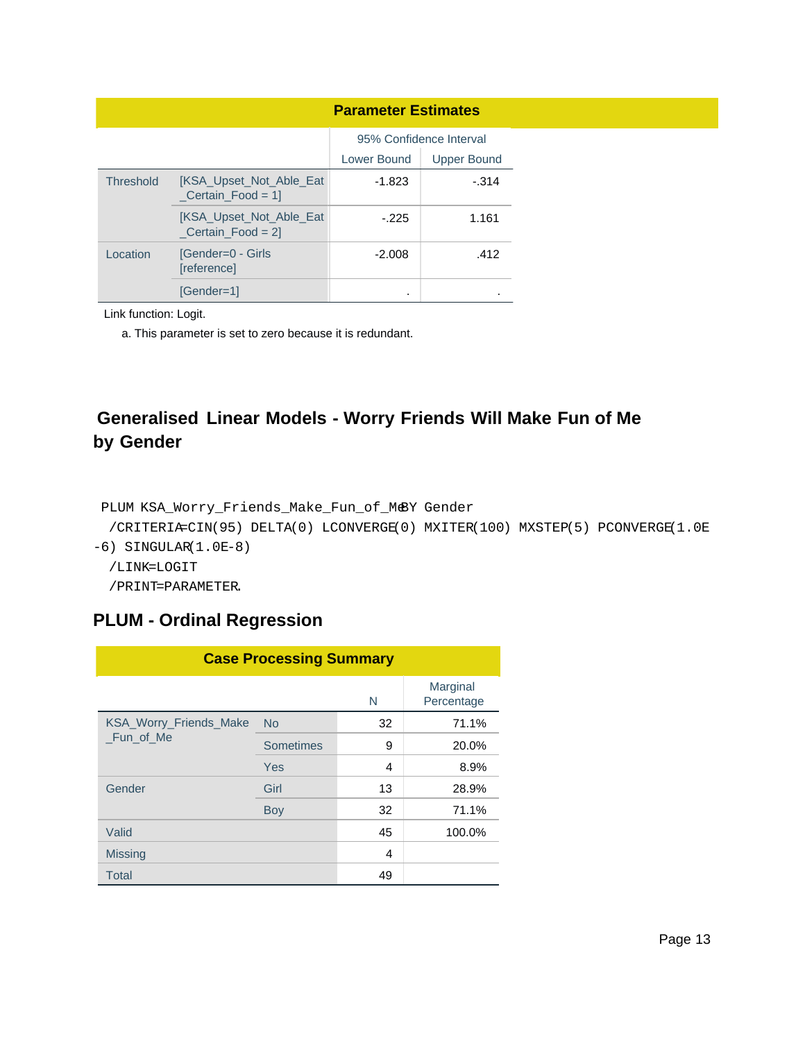| Parameter Estimates | | | |
|---|---|---|---|
| | | 95% Confidence Interval | |
| | | Lower Bound | Upper Bound |
| Threshold | [KSA_Upset_Not_Able_Eat_Certain_Food = 1] | -1.823 | -.314 |
| | [KSA_Upset_Not_Able_Eat_Certain_Food = 2] | -.225 | 1.161 |
| Location | [Gender=0 - Girls [reference] | -2.008 | .412 |
| | [Gender=1] | . | . |

Link function: Logit.

a. This parameter is set to zero because it is redundant.

## Generalised Linear Models - Worry Friends Will Make Fun of Me by Gender

```
PLUM KSA_Worry_Friends_Make_Fun_of_Me BY Gender
  /CRITERIA=CIN(95) DELTA(0) LCONVERGE(0) MXITER(100) MXSTEP(5) PCONVERGE(1.0E
-6) SINGULAR(1.0E-8)
  /LINK=LOGIT
  /PRINT=PARAMETER.
```

## PLUM - Ordinal Regression

| Case Processing Summary | | | |
|---|---|---|---|
| | | N | Marginal Percentage |
| KSA_Worry_Friends_Make_Fun_of_Me | No | 32 | 71.1% |
| | Sometimes | 9 | 20.0% |
| | Yes | 4 | 8.9% |
| Gender | Girl | 13 | 28.9% |
| | Boy | 32 | 71.1% |
| Valid | | 45 | 100.0% |
| Missing | | 4 | |
| Total | | 49 | |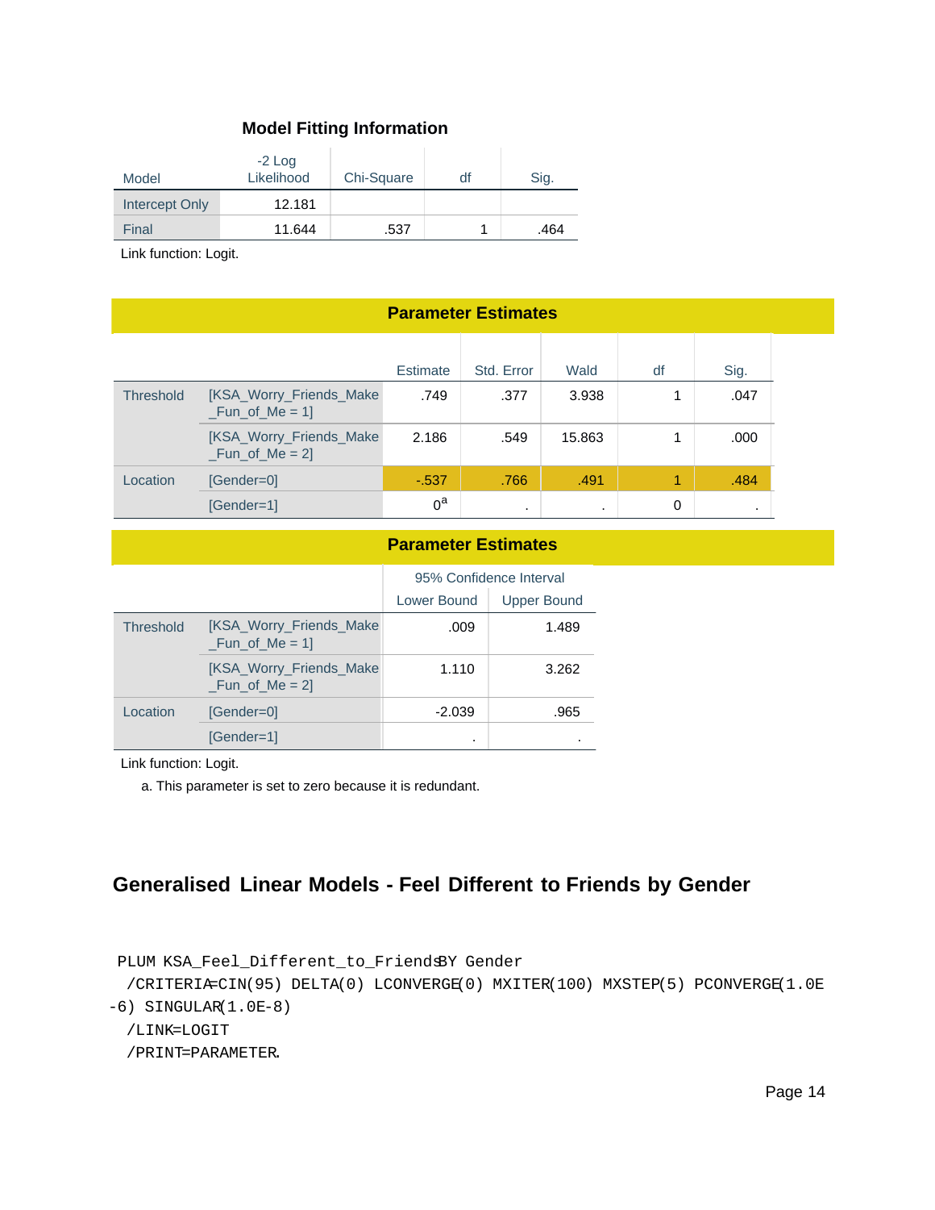### Model Fitting Information

| Model | -2 Log Likelihood | Chi-Square | df | Sig. |
|---|---|---|---|---|
| Intercept Only | 12.181 | | | |
| Final | 11.644 | .537 | 1 | .464 |

Link function: Logit.

### Parameter Estimates

| | | Estimate | Std. Error | Wald | df | Sig. | 95% Confidence Interval Lower Bound | 95% Confidence Interval Upper Bound |
|---|---|---|---|---|---|---|---|---|
| Threshold | [KSA_Worry_Friends_Make_Fun_of_Me = 1] | .749 | .377 | 3.938 | 1 | .047 | .009 | 1.489 |
| | [KSA_Worry_Friends_Make_Fun_of_Me = 2] | 2.186 | .549 | 15.863 | 1 | .000 | 1.110 | 3.262 |
| Location | [Gender=0] | -.537 | .766 | .491 | 1 | .484 | -2.039 | .965 |
| | [Gender=1] | 0[a] | . | . | 0 | . | . | . |

Link function: Logit.

a. This parameter is set to zero because it is redundant.

## Generalised Linear Models - Feel Different to Friends by Gender

```
PLUM KSA_Feel_Different_to_Friends BY Gender
  /CRITERIA=CIN(95) DELTA(0) LCONVERGE(0) MXITER(100) MXSTEP(5) PCONVERGE(1.0E
-6) SINGULAR(1.0E-8)
  /LINK=LOGIT
  /PRINT=PARAMETER.
```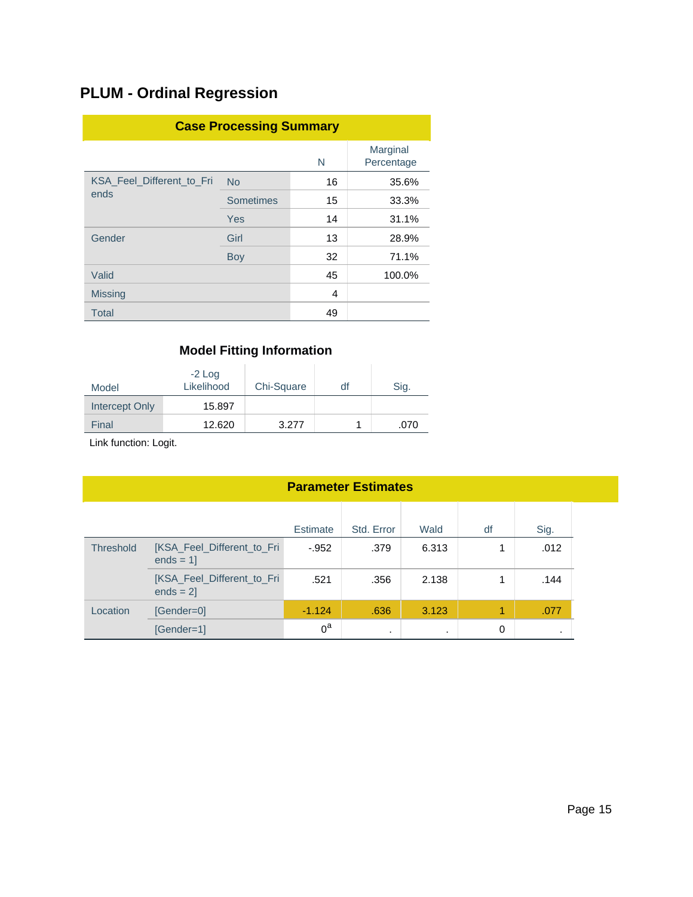## PLUM - Ordinal Regression

**Case Processing Summary**

| | | N | Marginal Percentage |
|---|---|---|---|
| KSA_Feel_Different_to_Friends | No | 16 | 35.6% |
| | Sometimes | 15 | 33.3% |
| | Yes | 14 | 31.1% |
| Gender | Girl | 13 | 28.9% |
| | Boy | 32 | 71.1% |
| Valid | | 45 | 100.0% |
| Missing | | 4 | |
| Total | | 49 | |

**Model Fitting Information**

| Model | -2 Log Likelihood | Chi-Square | df | Sig. |
|---|---|---|---|---|
| Intercept Only | 15.897 | | | |
| Final | 12.620 | 3.277 | 1 | .070 |

Link function: Logit.

**Parameter Estimates**

| | | Estimate | Std. Error | Wald | df | Sig. |
|---|---|---|---|---|---|---|
| Threshold | [KSA_Feel_Different_to_Friends = 1] | -.952 | .379 | 6.313 | 1 | .012 |
| | [KSA_Feel_Different_to_Friends = 2] | .521 | .356 | 2.138 | 1 | .144 |
| Location | [Gender=0] | -1.124 | .636 | 3.123 | 1 | .077 |
| | [Gender=1] | 0[a] | . | . | 0 | . |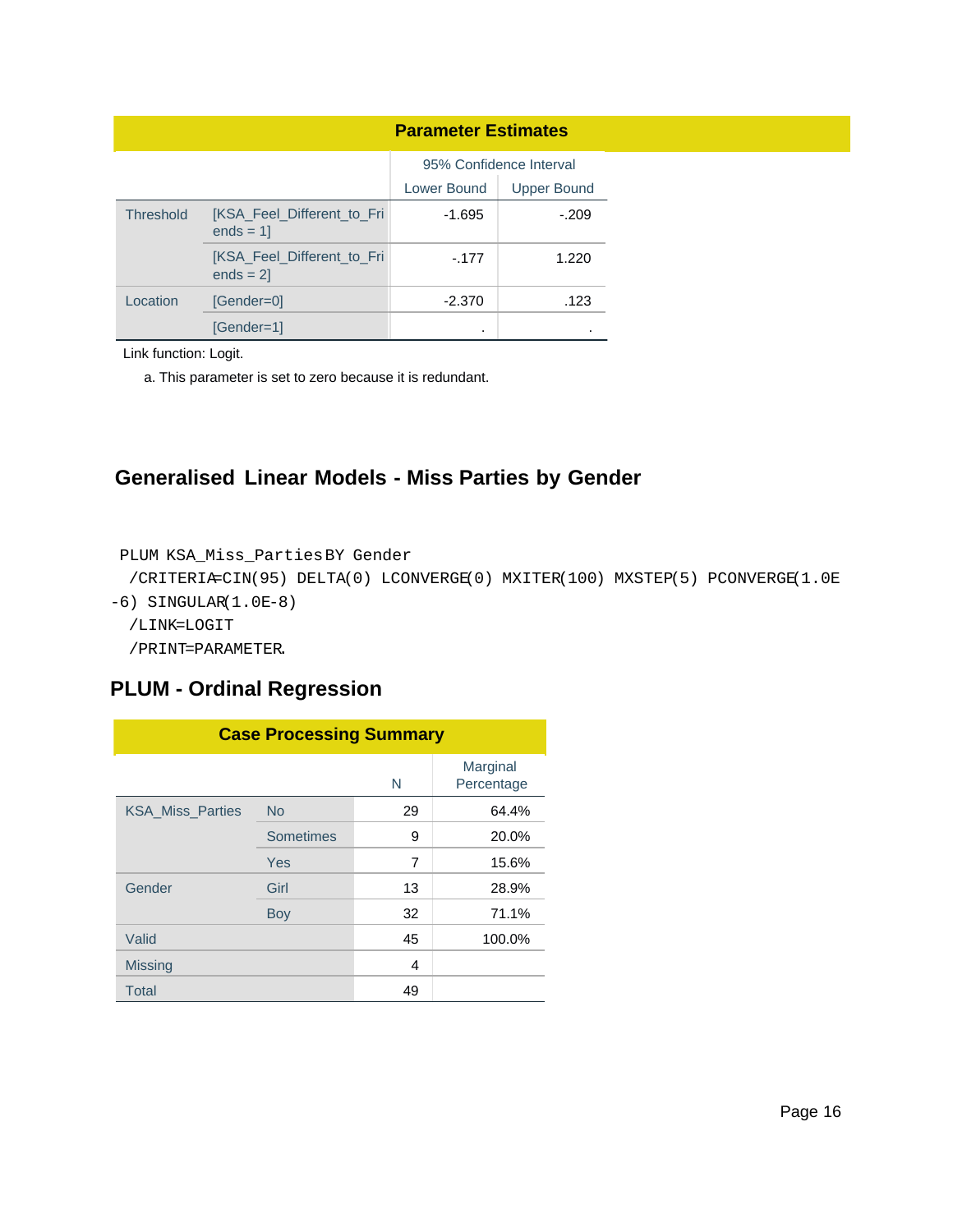**Parameter Estimates**

| | | 95% Confidence Interval | |
|---|---|---|---|
| | | Lower Bound | Upper Bound |
| Threshold | [KSA_Feel_Different_to_Friends = 1] | -1.695 | -.209 |
| | [KSA_Feel_Different_to_Friends = 2] | -.177 | 1.220 |
| Location | [Gender=0] | -2.370 | .123 |
| | [Gender=1] | . | . |

Link function: Logit.

a. This parameter is set to zero because it is redundant.

## Generalised Linear Models - Miss Parties by Gender

```
PLUM KSA_Miss_Parties BY Gender
  /CRITERIA=CIN(95) DELTA(0) LCONVERGE(0) MXITER(100) MXSTEP(5) PCONVERGE(1.0E
-6) SINGULAR(1.0E-8)
  /LINK=LOGIT
  /PRINT=PARAMETER.
```

## PLUM - Ordinal Regression

**Case Processing Summary**

| | | N | Marginal Percentage |
|---|---|---|---|
| KSA_Miss_Parties | No | 29 | 64.4% |
| | Sometimes | 9 | 20.0% |
| | Yes | 7 | 15.6% |
| Gender | Girl | 13 | 28.9% |
| | Boy | 32 | 71.1% |
| Valid | | 45 | 100.0% |
| Missing | | 4 | |
| Total | | 49 | |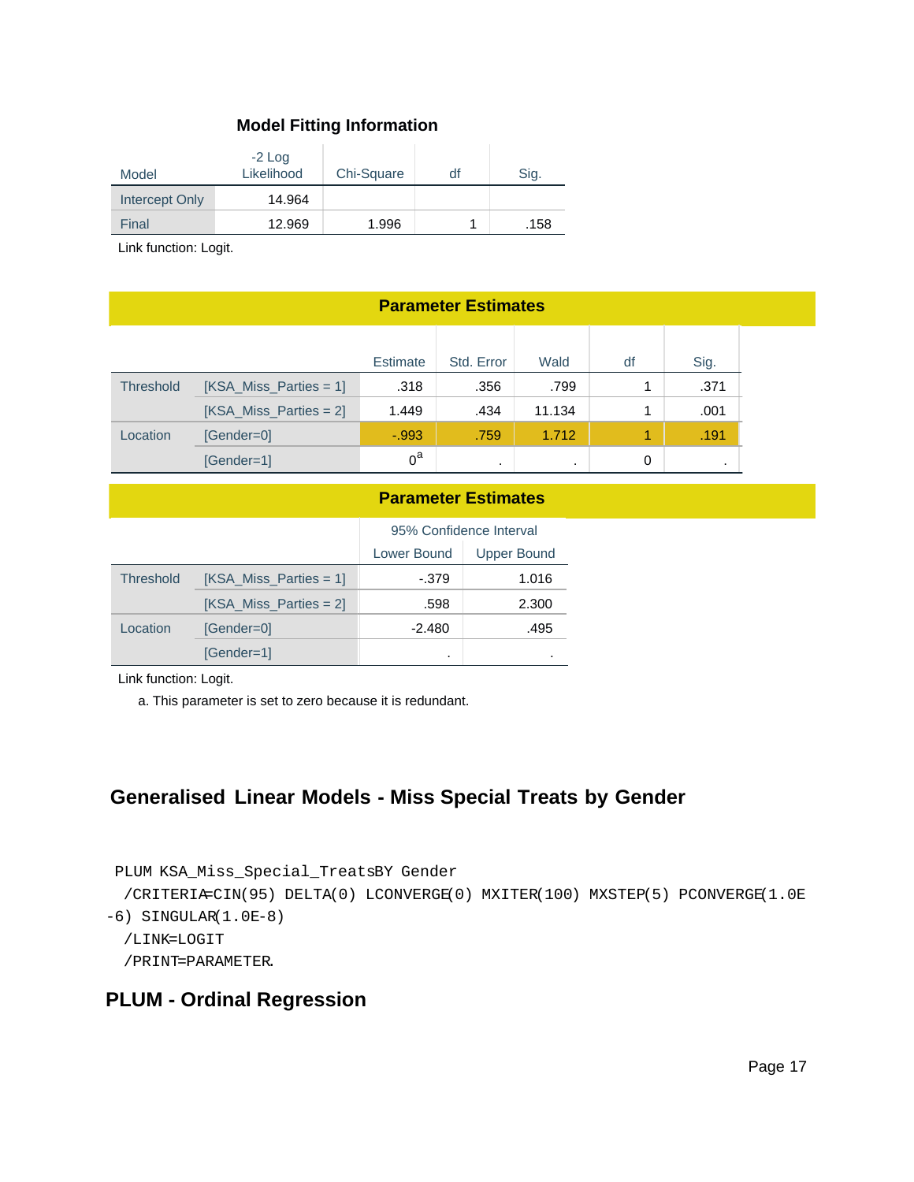### Model Fitting Information

| Model | -2 Log Likelihood | Chi-Square | df | Sig. |
|---|---|---|---|---|
| Intercept Only | 14.964 | | | |
| Final | 12.969 | 1.996 | 1 | .158 |

Link function: Logit.

### Parameter Estimates

| | | Estimate | Std. Error | Wald | df | Sig. |
|---|---|---|---|---|---|---|
| Threshold | [KSA_Miss_Parties = 1] | .318 | .356 | .799 | 1 | .371 |
| | [KSA_Miss_Parties = 2] | 1.449 | .434 | 11.134 | 1 | .001 |
| Location | [Gender=0] | -.993 | .759 | 1.712 | 1 | .191 |
| | [Gender=1] | 0[a] | . | . | 0 | . |

### Parameter Estimates

| | | 95% Confidence Interval | |
|---|---|---|---|
| | | Lower Bound | Upper Bound |
| Threshold | [KSA_Miss_Parties = 1] | -.379 | 1.016 |
| | [KSA_Miss_Parties = 2] | .598 | 2.300 |
| Location | [Gender=0] | -2.480 | .495 |
| | [Gender=1] | . | . |

Link function: Logit.

a. This parameter is set to zero because it is redundant.

## Generalised Linear Models - Miss Special Treats by Gender

```
PLUM KSA_Miss_Special_TreatsBY Gender
  /CRITERIA=CIN(95) DELTA(0) LCONVERGE(0) MXITER(100) MXSTEP(5) PCONVERGE(1.0E
-6) SINGULAR(1.0E-8)
  /LINK=LOGIT
  /PRINT=PARAMETER.
```

## PLUM - Ordinal Regression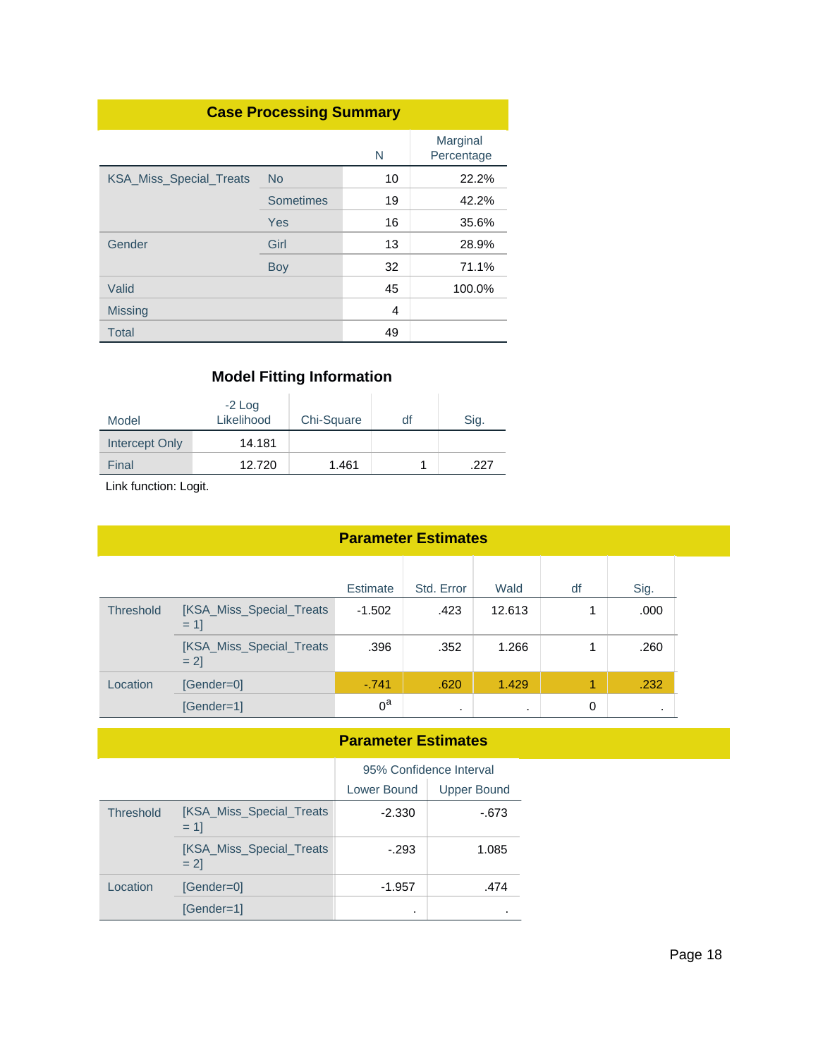### Case Processing Summary

| | | N | Marginal Percentage |
|---|---|---|---|
| KSA_Miss_Special_Treats | No | 10 | 22.2% |
| | Sometimes | 19 | 42.2% |
| | Yes | 16 | 35.6% |
| Gender | Girl | 13 | 28.9% |
| | Boy | 32 | 71.1% |
| Valid | | 45 | 100.0% |
| Missing | | 4 | |
| Total | | 49 | |

### Model Fitting Information

| Model | -2 Log Likelihood | Chi-Square | df | Sig. |
|---|---|---|---|---|
| Intercept Only | 14.181 | | | |
| Final | 12.720 | 1.461 | 1 | .227 |

Link function: Logit.

### Parameter Estimates

| | | Estimate | Std. Error | Wald | df | Sig. |
|---|---|---|---|---|---|---|
| Threshold | [KSA_Miss_Special_Treats = 1] | -1.502 | .423 | 12.613 | 1 | .000 |
| | [KSA_Miss_Special_Treats = 2] | .396 | .352 | 1.266 | 1 | .260 |
| Location | [Gender=0] | -.741 | .620 | 1.429 | 1 | .232 |
| | [Gender=1] | 0[a] | . | . | 0 | . |

### Parameter Estimates

| | | 95% Confidence Interval | |
|---|---|---|---|
| | | Lower Bound | Upper Bound |
| Threshold | [KSA_Miss_Special_Treats = 1] | -2.330 | -.673 |
| | [KSA_Miss_Special_Treats = 2] | -.293 | 1.085 |
| Location | [Gender=0] | -1.957 | .474 |
| | [Gender=1] | . | . |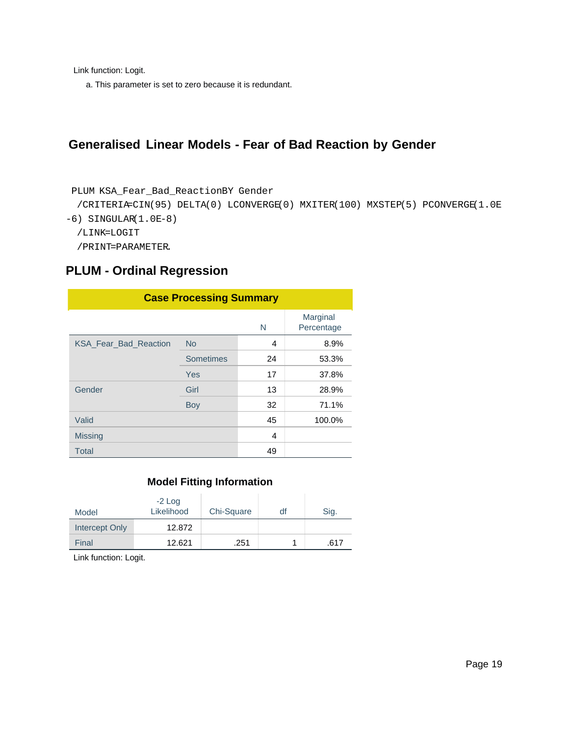Link function: Logit.

a. This parameter is set to zero because it is redundant.

## Generalised Linear Models - Fear of Bad Reaction by Gender

```
PLUM KSA_Fear_Bad_ReactionBY Gender
  /CRITERIA=CIN(95) DELTA(0) LCONVERGE(0) MXITER(100) MXSTEP(5) PCONVERGE(1.0E
-6) SINGULAR(1.0E-8)
  /LINK=LOGIT
  /PRINT=PARAMETER.
```

## PLUM - Ordinal Regression

**Case Processing Summary**

| | | N | Marginal Percentage |
|---|---|---|---|
| KSA_Fear_Bad_Reaction | No | 4 | 8.9% |
| | Sometimes | 24 | 53.3% |
| | Yes | 17 | 37.8% |
| Gender | Girl | 13 | 28.9% |
| | Boy | 32 | 71.1% |
| Valid | | 45 | 100.0% |
| Missing | | 4 | |
| Total | | 49 | |

**Model Fitting Information**

| Model | -2 Log Likelihood | Chi-Square | df | Sig. |
|---|---|---|---|---|
| Intercept Only | 12.872 | | | |
| Final | 12.621 | .251 | 1 | .617 |

Link function: Logit.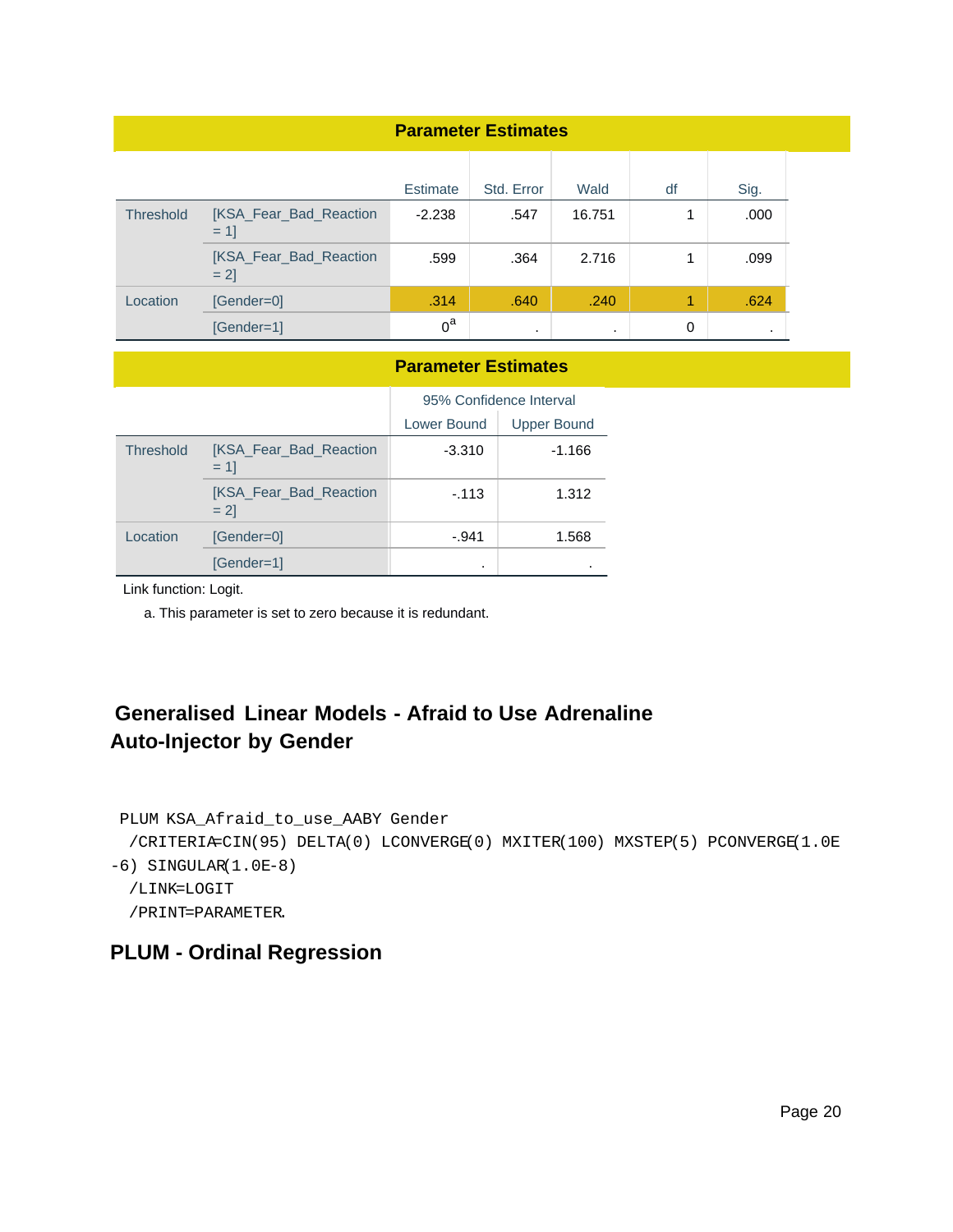**Parameter Estimates**

| | | Estimate | Std. Error | Wald | df | Sig. |
|---|---|---|---|---|---|---|
| Threshold | [KSA_Fear_Bad_Reaction = 1] | -2.238 | .547 | 16.751 | 1 | .000 |
| | [KSA_Fear_Bad_Reaction = 2] | .599 | .364 | 2.716 | 1 | .099 |
| Location | [Gender=0] | .314 | .640 | .240 | 1 | .624 |
| | [Gender=1] | 0[a] | . | . | 0 | . |

**Parameter Estimates**

| | | 95% Confidence Interval | |
|---|---|---|---|
| | | Lower Bound | Upper Bound |
| Threshold | [KSA_Fear_Bad_Reaction = 1] | -3.310 | -1.166 |
| | [KSA_Fear_Bad_Reaction = 2] | -.113 | 1.312 |
| Location | [Gender=0] | -.941 | 1.568 |
| | [Gender=1] | . | . |

Link function: Logit.

a. This parameter is set to zero because it is redundant.

## Generalised Linear Models - Afraid to Use Adrenaline Auto-Injector by Gender

```
PLUM KSA_Afraid_to_use_AABY Gender
  /CRITERIA=CIN(95) DELTA(0) LCONVERGE(0) MXITER(100) MXSTEP(5) PCONVERGE(1.0E-6) SINGULAR(1.0E-8)
  /LINK=LOGIT
  /PRINT=PARAMETER.
```

## PLUM - Ordinal Regression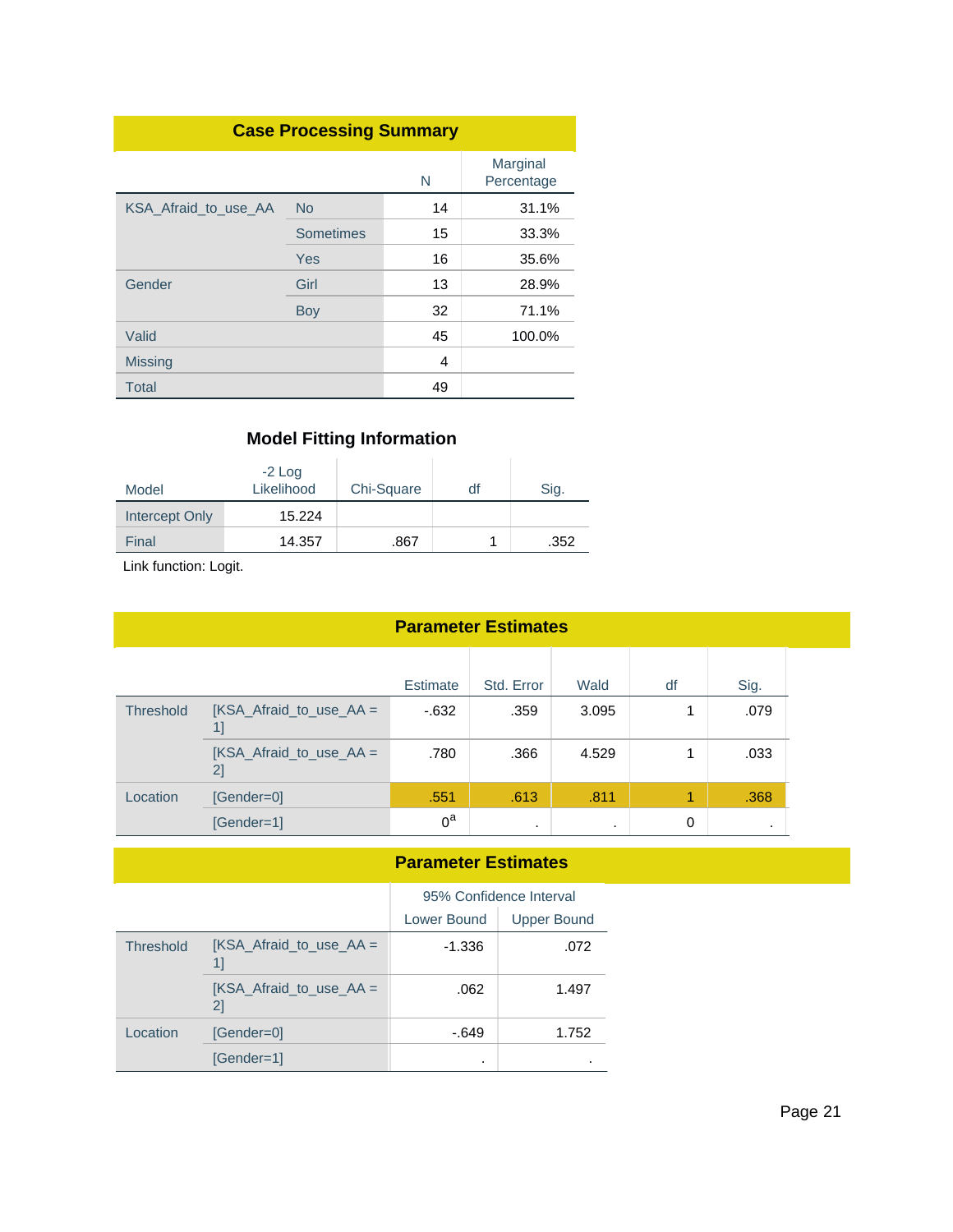**Case Processing Summary**

| | | N | Marginal Percentage |
|---|---|---|---|
| KSA_Afraid_to_use_AA | No | 14 | 31.1% |
| | Sometimes | 15 | 33.3% |
| | Yes | 16 | 35.6% |
| Gender | Girl | 13 | 28.9% |
| | Boy | 32 | 71.1% |
| Valid | | 45 | 100.0% |
| Missing | | 4 | |
| Total | | 49 | |

**Model Fitting Information**

| Model | -2 Log Likelihood | Chi-Square | df | Sig. |
|---|---|---|---|---|
| Intercept Only | 15.224 | | | |
| Final | 14.357 | .867 | 1 | .352 |

Link function: Logit.

**Parameter Estimates**

| | | Estimate | Std. Error | Wald | df | Sig. |
|---|---|---|---|---|---|---|
| Threshold | [KSA_Afraid_to_use_AA = 1] | -.632 | .359 | 3.095 | 1 | .079 |
| | [KSA_Afraid_to_use_AA = 2] | .780 | .366 | 4.529 | 1 | .033 |
| Location | [Gender=0] | .551 | .613 | .811 | 1 | .368 |
| | [Gender=1] | 0[a] | . | . | 0 | . |

**Parameter Estimates**

| | | 95% Confidence Interval | |
|---|---|---|---|
| | | Lower Bound | Upper Bound |
| Threshold | [KSA_Afraid_to_use_AA = 1] | -1.336 | .072 |
| | [KSA_Afraid_to_use_AA = 2] | .062 | 1.497 |
| Location | [Gender=0] | -.649 | 1.752 |
| | [Gender=1] | . | . |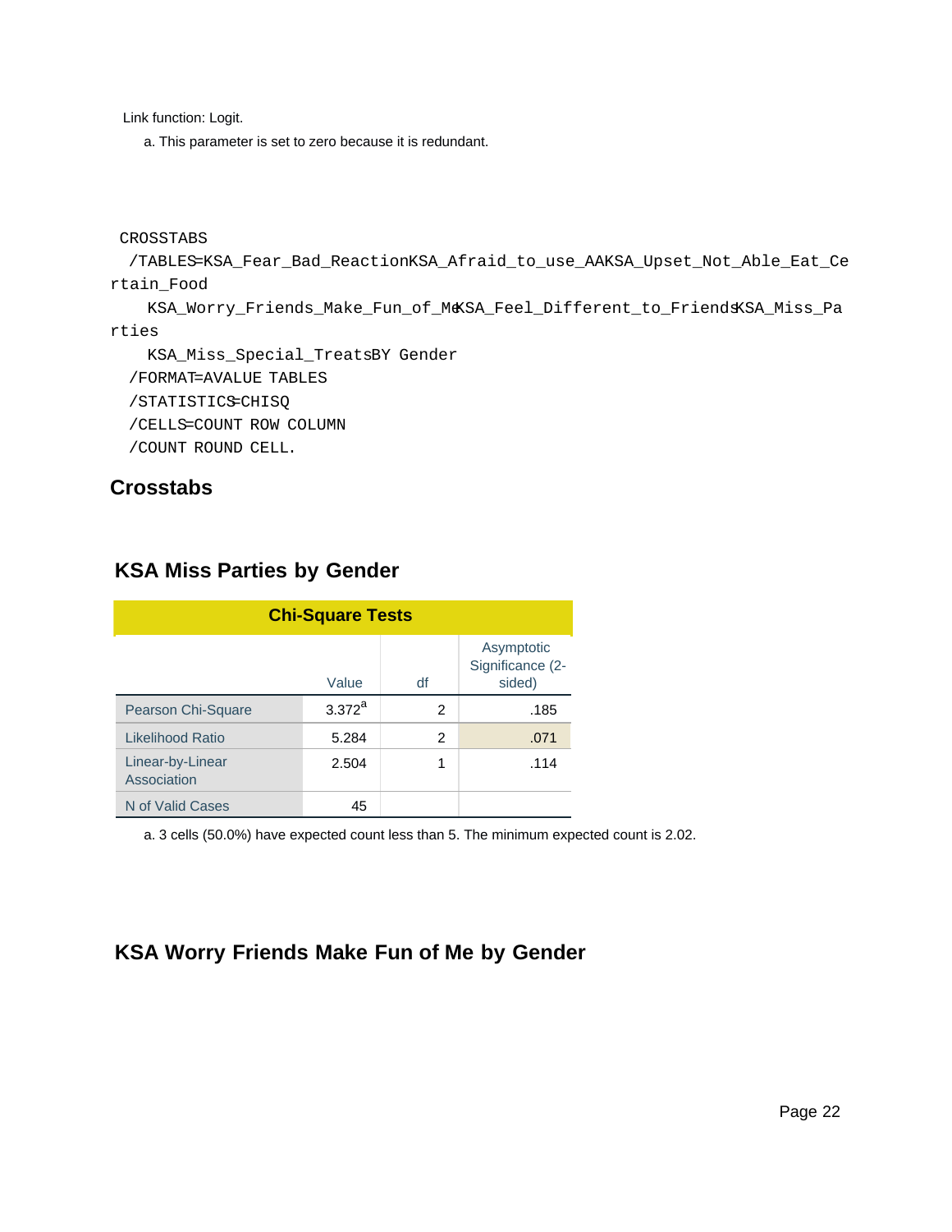Link function: Logit.

a. This parameter is set to zero because it is redundant.

```
CROSSTABS
  /TABLES=KSA_Fear_Bad_ReactionKSA_Afraid_to_use_AAKSA_Upset_Not_Able_Eat_Ce
rtain_Food
    KSA_Worry_Friends_Make_Fun_of_MeKSA_Feel_Different_to_FriendsKSA_Miss_Pa
rties
    KSA_Miss_Special_TreatsBY Gender
  /FORMAT=AVALUE TABLES
  /STATISTICS=CHISQ
  /CELLS=COUNT ROW COLUMN
  /COUNT ROUND CELL.
```

## Crosstabs

### KSA Miss Parties by Gender

**Chi-Square Tests**

| | Value | df | Asymptotic Significance (2-sided) |
|---|---|---|---|
| Pearson Chi-Square | 3.372[a] | 2 | .185 |
| Likelihood Ratio | 5.284 | 2 | .071 |
| Linear-by-Linear Association | 2.504 | 1 | .114 |
| N of Valid Cases | 45 | | |

a. 3 cells (50.0%) have expected count less than 5. The minimum expected count is 2.02.

### KSA Worry Friends Make Fun of Me by Gender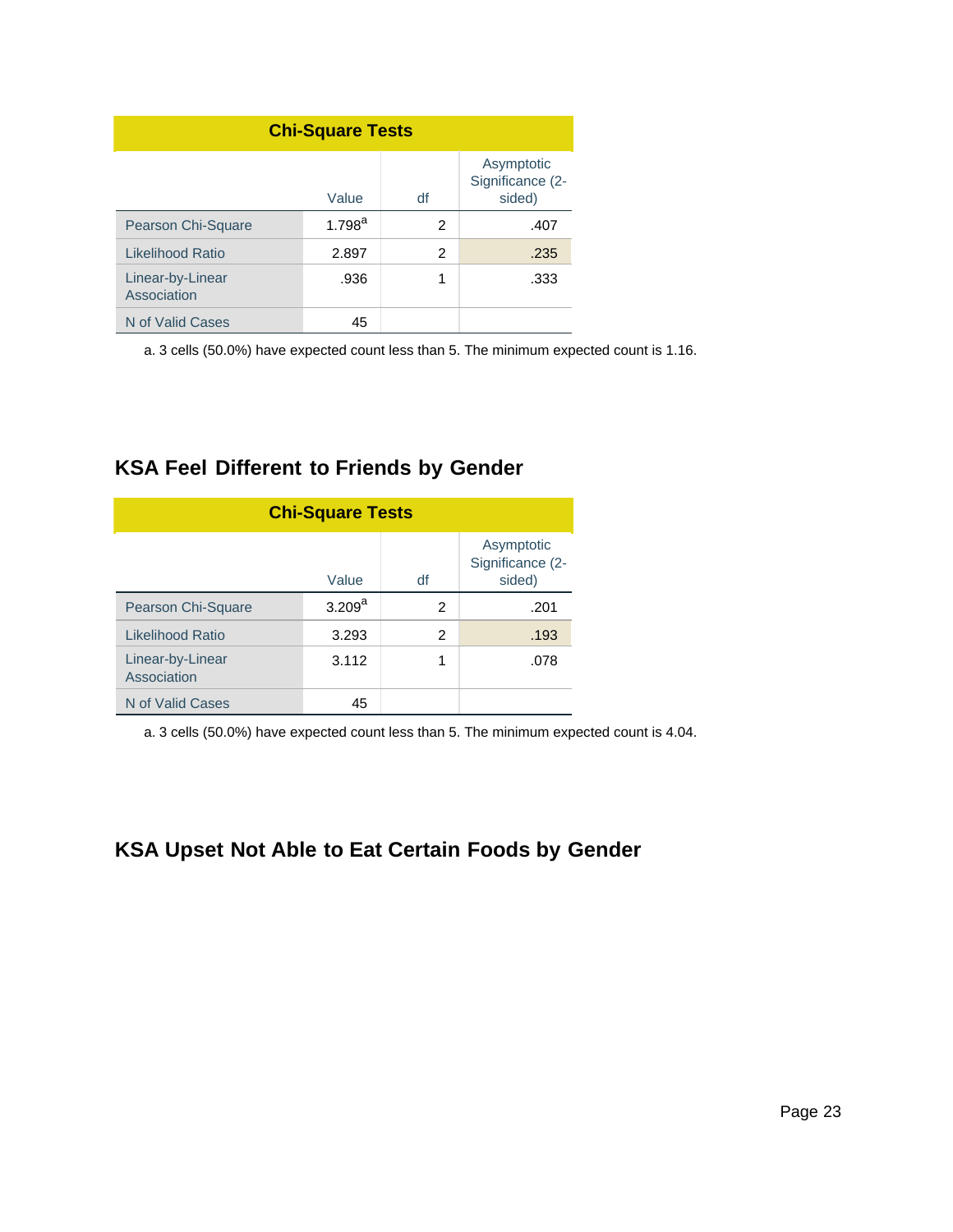**Chi-Square Tests**

| | Value | df | Asymptotic Significance (2-sided) |
|---|---|---|---|
| Pearson Chi-Square | 1.798[a] | 2 | .407 |
| Likelihood Ratio | 2.897 | 2 | .235 |
| Linear-by-Linear Association | .936 | 1 | .333 |
| N of Valid Cases | 45 | | |

a. 3 cells (50.0%) have expected count less than 5. The minimum expected count is 1.16.

## KSA Feel Different to Friends by Gender

**Chi-Square Tests**

| | Value | df | Asymptotic Significance (2-sided) |
|---|---|---|---|
| Pearson Chi-Square | 3.209[a] | 2 | .201 |
| Likelihood Ratio | 3.293 | 2 | .193 |
| Linear-by-Linear Association | 3.112 | 1 | .078 |
| N of Valid Cases | 45 | | |

a. 3 cells (50.0%) have expected count less than 5. The minimum expected count is 4.04.

## KSA Upset Not Able to Eat Certain Foods by Gender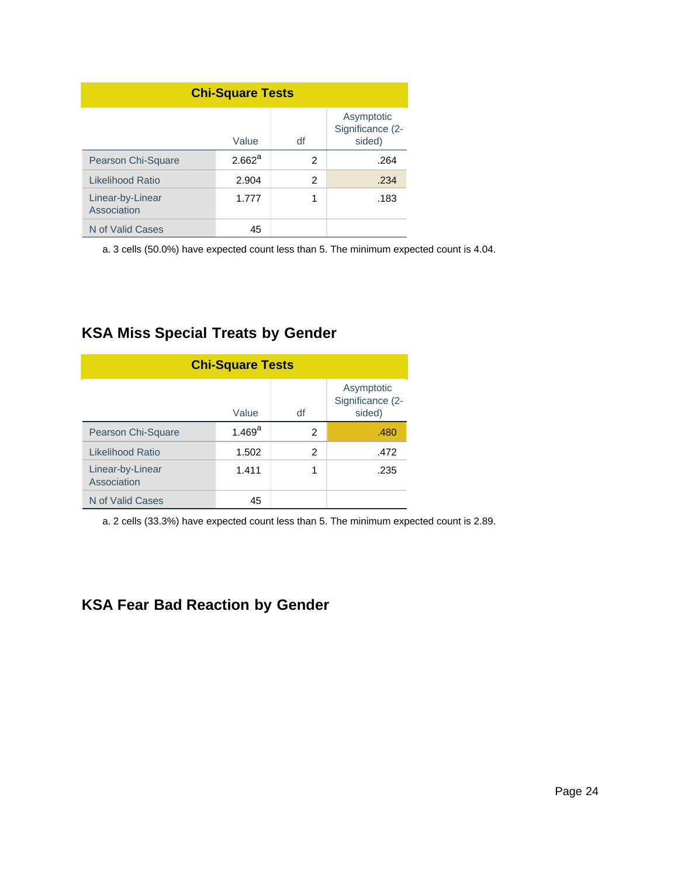**Chi-Square Tests**

| | Value | df | Asymptotic Significance (2-sided) |
|---|---|---|---|
| Pearson Chi-Square | 2.662[a] | 2 | .264 |
| Likelihood Ratio | 2.904 | 2 | .234 |
| Linear-by-Linear Association | 1.777 | 1 | .183 |
| N of Valid Cases | 45 | | |

a. 3 cells (50.0%) have expected count less than 5. The minimum expected count is 4.04.

## KSA Miss Special Treats by Gender

**Chi-Square Tests**

| | Value | df | Asymptotic Significance (2-sided) |
|---|---|---|---|
| Pearson Chi-Square | 1.469[a] | 2 | .480 |
| Likelihood Ratio | 1.502 | 2 | .472 |
| Linear-by-Linear Association | 1.411 | 1 | .235 |
| N of Valid Cases | 45 | | |

a. 2 cells (33.3%) have expected count less than 5. The minimum expected count is 2.89.

## KSA Fear Bad Reaction by Gender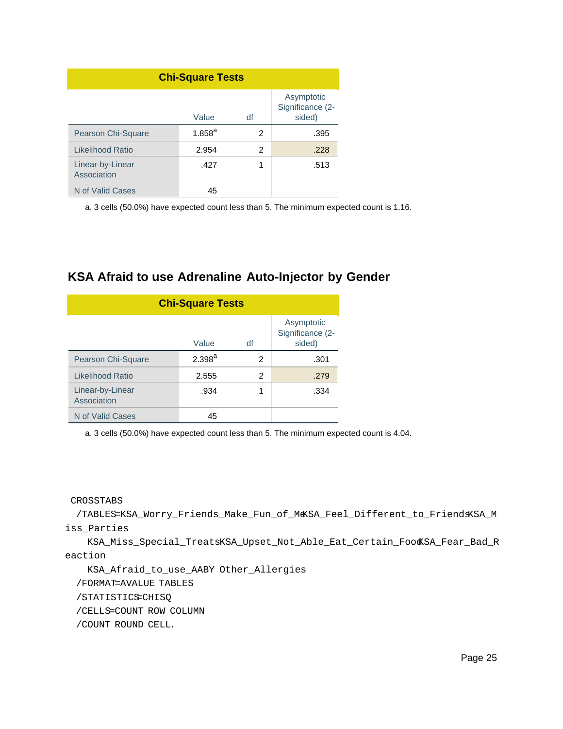**Chi-Square Tests**

| | Value | df | Asymptotic Significance (2-sided) |
|---|---|---|---|
| Pearson Chi-Square | 1.858[a] | 2 | .395 |
| Likelihood Ratio | 2.954 | 2 | .228 |
| Linear-by-Linear Association | .427 | 1 | .513 |
| N of Valid Cases | 45 | | |

a. 3 cells (50.0%) have expected count less than 5. The minimum expected count is 1.16.

## KSA Afraid to use Adrenaline Auto-Injector by Gender

**Chi-Square Tests**

| | Value | df | Asymptotic Significance (2-sided) |
|---|---|---|---|
| Pearson Chi-Square | 2.398[a] | 2 | .301 |
| Likelihood Ratio | 2.555 | 2 | .279 |
| Linear-by-Linear Association | .934 | 1 | .334 |
| N of Valid Cases | 45 | | |

a. 3 cells (50.0%) have expected count less than 5. The minimum expected count is 4.04.

```
CROSSTABS
  /TABLES=KSA_Worry_Friends_Make_Fun_of_Me KSA_Feel_Different_to_Friends KSA_Miss_Parties
    KSA_Miss_Special_Treats KSA_Upset_Not_Able_Eat_Certain_Food KSA_Fear_Bad_Reaction
    KSA_Afraid_to_use_AA BY Other_Allergies
  /FORMAT=AVALUE TABLES
  /STATISTICS=CHISQ
  /CELLS=COUNT ROW COLUMN
  /COUNT ROUND CELL.
```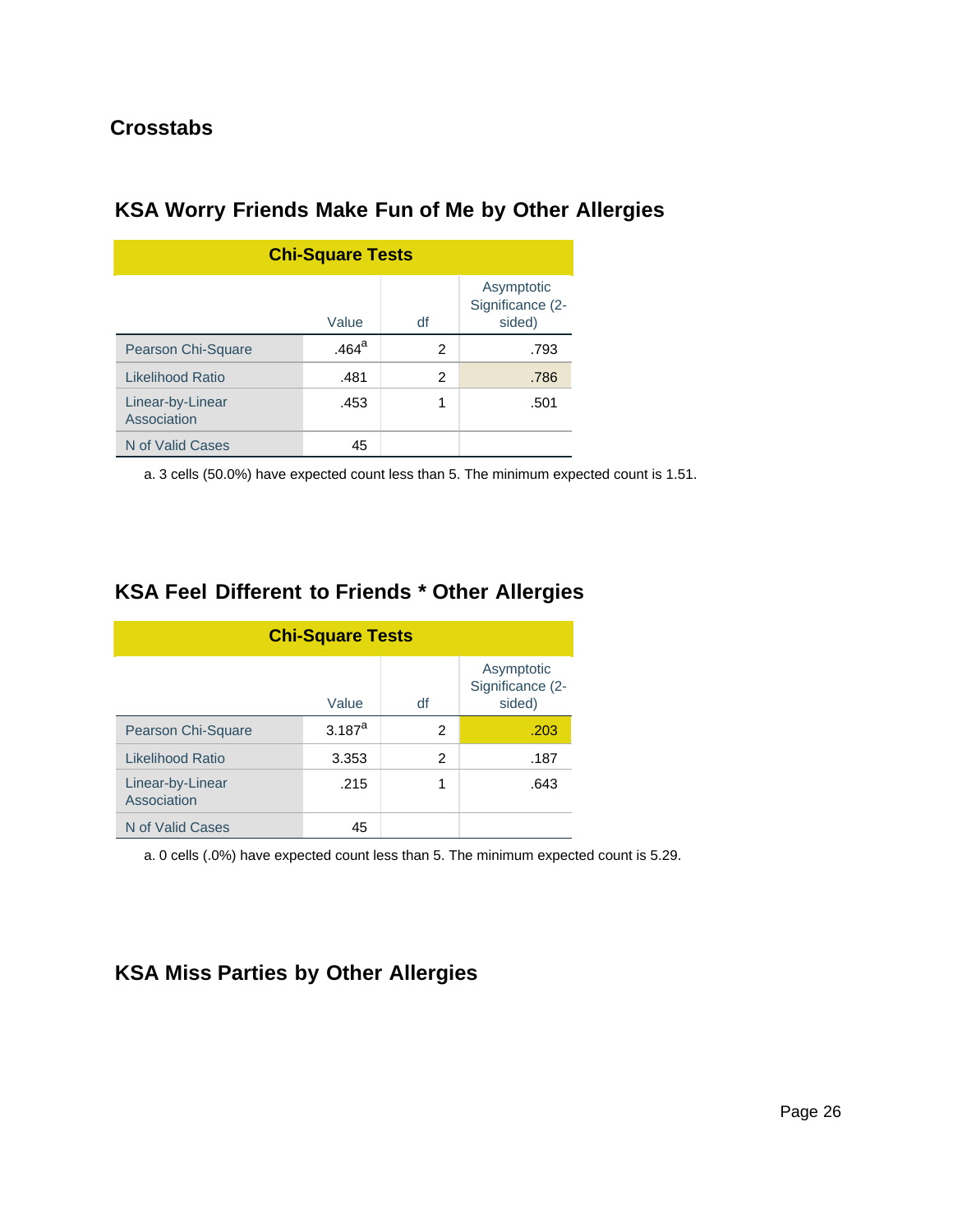# Crosstabs

## KSA Worry Friends Make Fun of Me by Other Allergies

**Chi-Square Tests**

| | Value | df | Asymptotic Significance (2-sided) |
|---|---|---|---|
| Pearson Chi-Square | .464[a] | 2 | .793 |
| Likelihood Ratio | .481 | 2 | .786 |
| Linear-by-Linear Association | .453 | 1 | .501 |
| N of Valid Cases | 45 | | |

a. 3 cells (50.0%) have expected count less than 5. The minimum expected count is 1.51.

## KSA Feel Different to Friends * Other Allergies

**Chi-Square Tests**

| | Value | df | Asymptotic Significance (2-sided) |
|---|---|---|---|
| Pearson Chi-Square | 3.187[a] | 2 | .203 |
| Likelihood Ratio | 3.353 | 2 | .187 |
| Linear-by-Linear Association | .215 | 1 | .643 |
| N of Valid Cases | 45 | | |

a. 0 cells (.0%) have expected count less than 5. The minimum expected count is 5.29.

## KSA Miss Parties by Other Allergies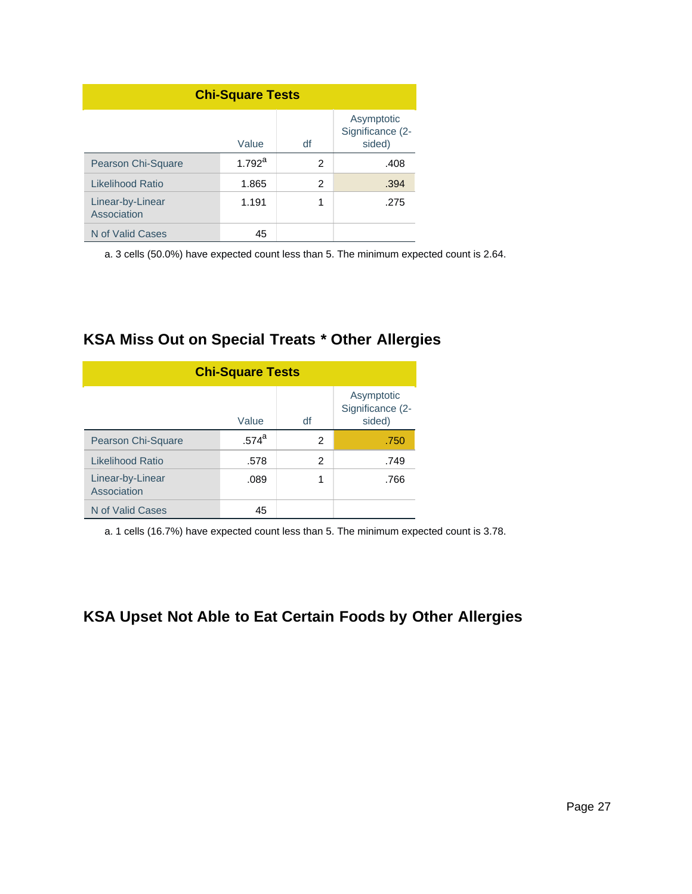**Chi-Square Tests**

| | Value | df | Asymptotic Significance (2-sided) |
|---|---|---|---|
| Pearson Chi-Square | 1.792[a] | 2 | .408 |
| Likelihood Ratio | 1.865 | 2 | .394 |
| Linear-by-Linear Association | 1.191 | 1 | .275 |
| N of Valid Cases | 45 | | |

a. 3 cells (50.0%) have expected count less than 5. The minimum expected count is 2.64.

## KSA Miss Out on Special Treats * Other Allergies

**Chi-Square Tests**

| | Value | df | Asymptotic Significance (2-sided) |
|---|---|---|---|
| Pearson Chi-Square | .574[a] | 2 | .750 |
| Likelihood Ratio | .578 | 2 | .749 |
| Linear-by-Linear Association | .089 | 1 | .766 |
| N of Valid Cases | 45 | | |

a. 1 cells (16.7%) have expected count less than 5. The minimum expected count is 3.78.

## KSA Upset Not Able to Eat Certain Foods by Other Allergies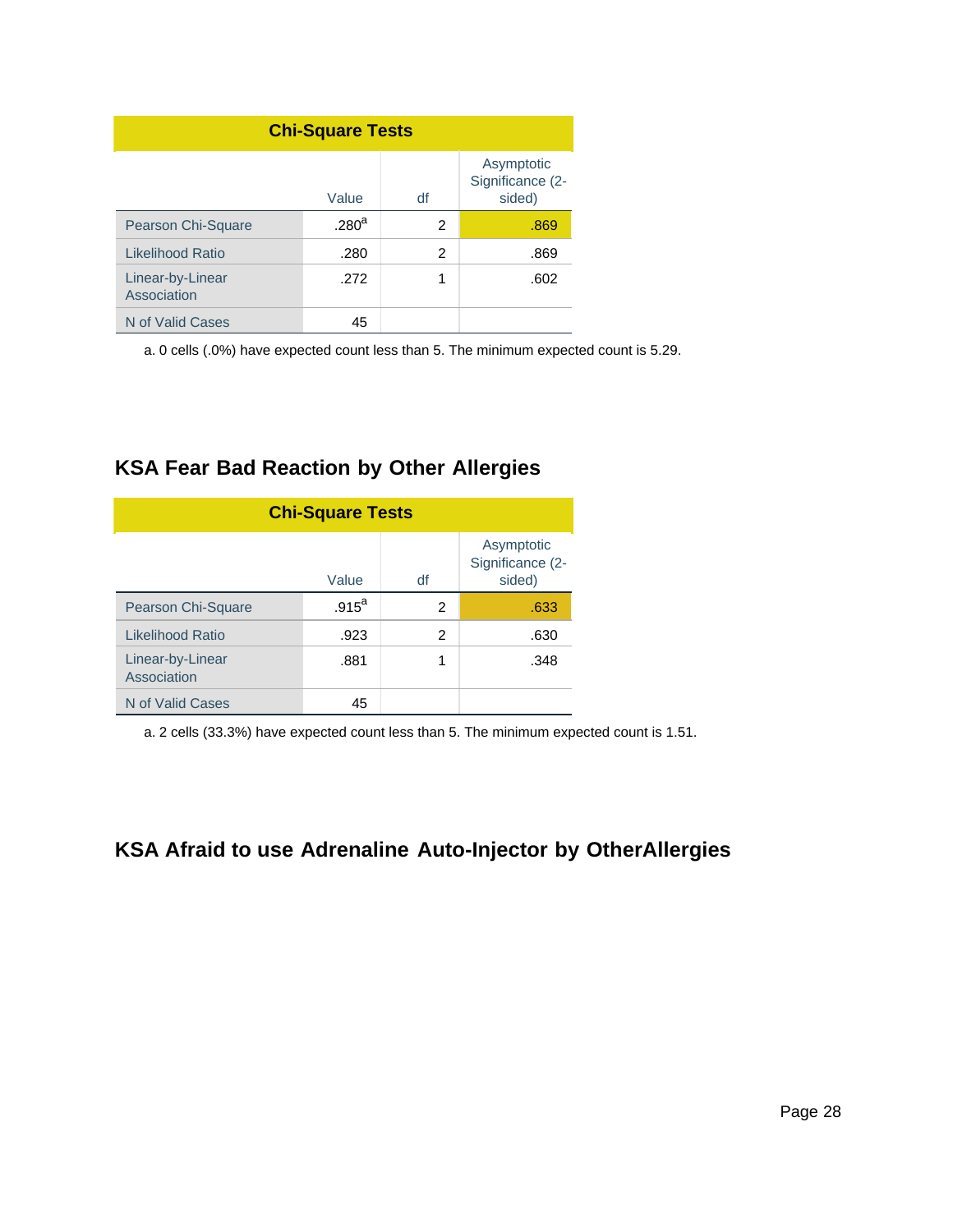| Chi-Square Tests | | | |
|---|---|---|---|
| | Value | df | Asymptotic Significance (2-sided) |
| Pearson Chi-Square | .280[a] | 2 | .869 |
| Likelihood Ratio | .280 | 2 | .869 |
| Linear-by-Linear Association | .272 | 1 | .602 |
| N of Valid Cases | 45 | | |

a. 0 cells (.0%) have expected count less than 5. The minimum expected count is 5.29.

## KSA Fear Bad Reaction by Other Allergies

| Chi-Square Tests | | | |
|---|---|---|---|
| | Value | df | Asymptotic Significance (2-sided) |
| Pearson Chi-Square | .915[a] | 2 | .633 |
| Likelihood Ratio | .923 | 2 | .630 |
| Linear-by-Linear Association | .881 | 1 | .348 |
| N of Valid Cases | 45 | | |

a. 2 cells (33.3%) have expected count less than 5. The minimum expected count is 1.51.

## KSA Afraid to use Adrenaline Auto-Injector by OtherAllergies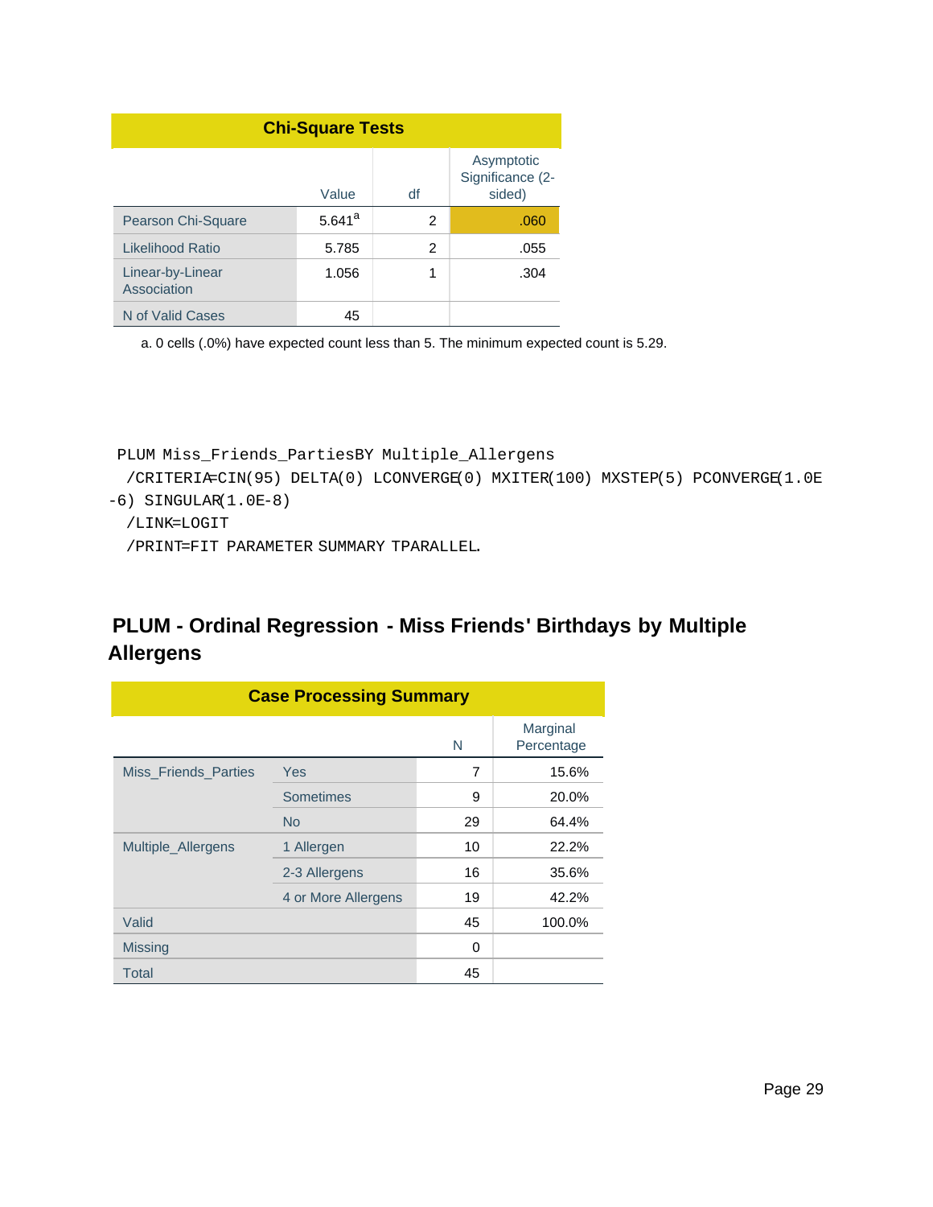**Chi-Square Tests**

| | Value | df | Asymptotic Significance (2-sided) |
|---|---|---|---|
| Pearson Chi-Square | 5.641[a] | 2 | .060 |
| Likelihood Ratio | 5.785 | 2 | .055 |
| Linear-by-Linear Association | 1.056 | 1 | .304 |
| N of Valid Cases | 45 | | |

a. 0 cells (.0%) have expected count less than 5. The minimum expected count is 5.29.

```
PLUM Miss_Friends_PartiesBY Multiple_Allergens
  /CRITERIA=CIN(95) DELTA(0) LCONVERGE(0) MXITER(100) MXSTEP(5) PCONVERGE(1.0E
-6) SINGULAR(1.0E-8)
  /LINK=LOGIT
  /PRINT=FIT PARAMETER SUMMARY TPARALLEL.
```

## PLUM - Ordinal Regression - Miss Friends' Birthdays by Multiple Allergens

**Case Processing Summary**

| | | N | Marginal Percentage |
|---|---|---|---|
| Miss_Friends_Parties | Yes | 7 | 15.6% |
| | Sometimes | 9 | 20.0% |
| | No | 29 | 64.4% |
| Multiple_Allergens | 1 Allergen | 10 | 22.2% |
| | 2-3 Allergens | 16 | 35.6% |
| | 4 or More Allergens | 19 | 42.2% |
| Valid | | 45 | 100.0% |
| Missing | | 0 | |
| Total | | 45 | |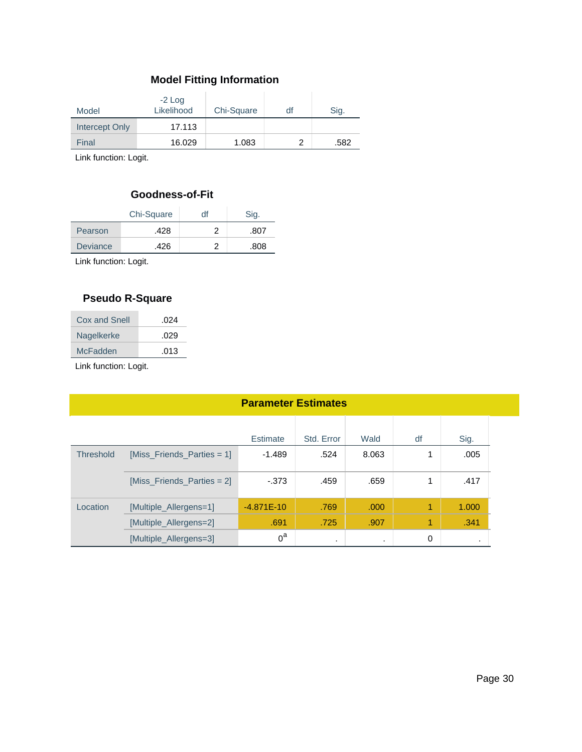### Model Fitting Information

| Model | -2 Log Likelihood | Chi-Square | df | Sig. |
|---|---|---|---|---|
| Intercept Only | 17.113 | | | |
| Final | 16.029 | 1.083 | 2 | .582 |

Link function: Logit.

### Goodness-of-Fit

| | Chi-Square | df | Sig. |
|---|---|---|---|
| Pearson | .428 | 2 | .807 |
| Deviance | .426 | 2 | .808 |

Link function: Logit.

### Pseudo R-Square

| | |
|---|---|
| Cox and Snell | .024 |
| Nagelkerke | .029 |
| McFadden | .013 |

Link function: Logit.

### Parameter Estimates

| | | Estimate | Std. Error | Wald | df | Sig. |
|---|---|---|---|---|---|---|
| Threshold | [Miss_Friends_Parties = 1] | -1.489 | .524 | 8.063 | 1 | .005 |
| | [Miss_Friends_Parties = 2] | -.373 | .459 | .659 | 1 | .417 |
| Location | [Multiple_Allergens=1] | -4.871E-10 | .769 | .000 | 1 | 1.000 |
| | [Multiple_Allergens=2] | .691 | .725 | .907 | 1 | .341 |
| | [Multiple_Allergens=3] | 0[a] | . | . | 0 | . |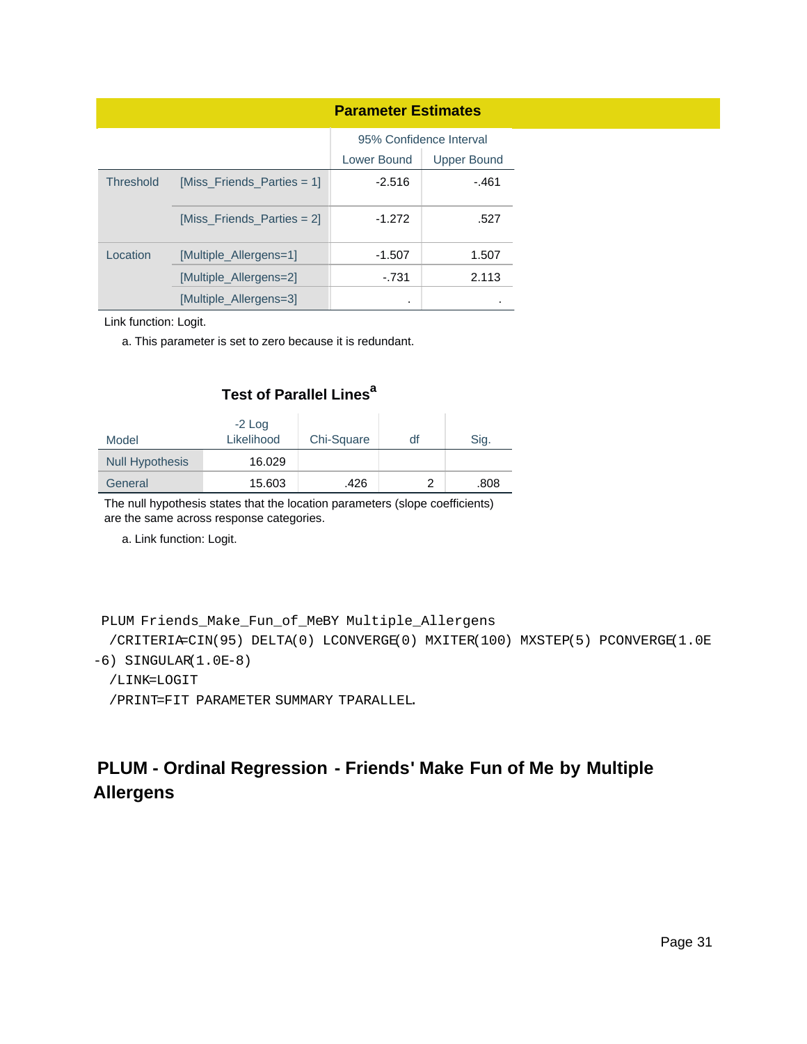| Parameter Estimates | | | |
|---|---|---|---|
| | | 95% Confidence Interval | |
| | | Lower Bound | Upper Bound |
| Threshold | [Miss_Friends_Parties = 1] | -2.516 | -.461 |
| | [Miss_Friends_Parties = 2] | -1.272 | .527 |
| Location | [Multiple_Allergens=1] | -1.507 | 1.507 |
| | [Multiple_Allergens=2] | -.731 | 2.113 |
| | [Multiple_Allergens=3] | . | . |

Link function: Logit.

a. This parameter is set to zero because it is redundant.

### Test of Parallel Lines[a]

| Model | -2 Log Likelihood | Chi-Square | df | Sig. |
|---|---|---|---|---|
| Null Hypothesis | 16.029 | | | |
| General | 15.603 | .426 | 2 | .808 |

The null hypothesis states that the location parameters (slope coefficients) are the same across response categories.

a. Link function: Logit.

```
PLUM Friends_Make_Fun_of_MeBY Multiple_Allergens
  /CRITERIA=CIN(95) DELTA(0) LCONVERGE(0) MXITER(100) MXSTEP(5) PCONVERGE(1.0E
-6) SINGULAR(1.0E-8)
  /LINK=LOGIT
  /PRINT=FIT PARAMETER SUMMARY TPARALLEL.
```

## PLUM - Ordinal Regression - Friends' Make Fun of Me by Multiple Allergens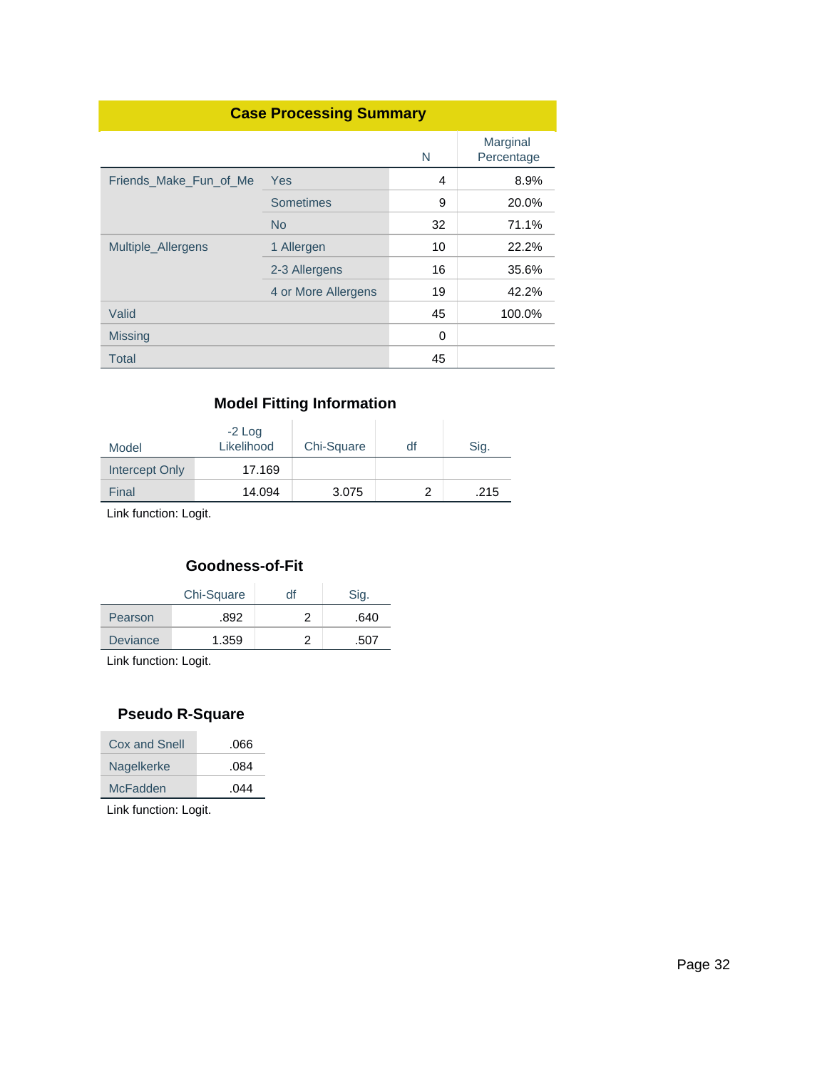**Case Processing Summary**

| | | N | Marginal Percentage |
|---|---|---|---|
| Friends_Make_Fun_of_Me | Yes | 4 | 8.9% |
| | Sometimes | 9 | 20.0% |
| | No | 32 | 71.1% |
| Multiple_Allergens | 1 Allergen | 10 | 22.2% |
| | 2-3 Allergens | 16 | 35.6% |
| | 4 or More Allergens | 19 | 42.2% |
| Valid | | 45 | 100.0% |
| Missing | | 0 | |
| Total | | 45 | |

**Model Fitting Information**

| Model | -2 Log Likelihood | Chi-Square | df | Sig. |
|---|---|---|---|---|
| Intercept Only | 17.169 | | | |
| Final | 14.094 | 3.075 | 2 | .215 |

Link function: Logit.

**Goodness-of-Fit**

| | Chi-Square | df | Sig. |
|---|---|---|---|
| Pearson | .892 | 2 | .640 |
| Deviance | 1.359 | 2 | .507 |

Link function: Logit.

**Pseudo R-Square**

| | |
|---|---|
| Cox and Snell | .066 |
| Nagelkerke | .084 |
| McFadden | .044 |

Link function: Logit.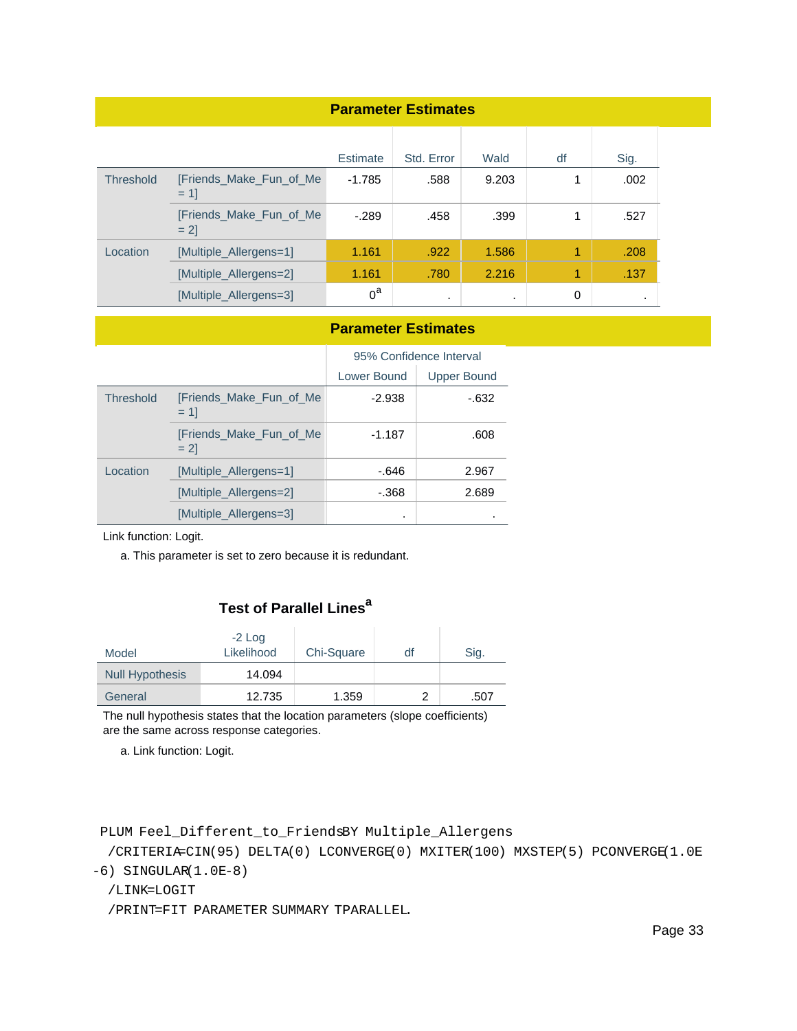**Parameter Estimates**

| | | Estimate | Std. Error | Wald | df | Sig. |
|---|---|---|---|---|---|---|
| Threshold | [Friends_Make_Fun_of_Me = 1] | -1.785 | .588 | 9.203 | 1 | .002 |
| | [Friends_Make_Fun_of_Me = 2] | -.289 | .458 | .399 | 1 | .527 |
| Location | [Multiple_Allergens=1] | 1.161 | .922 | 1.586 | 1 | .208 |
| | [Multiple_Allergens=2] | 1.161 | .780 | 2.216 | 1 | .137 |
| | [Multiple_Allergens=3] | 0[a] | . | . | 0 | . |

**Parameter Estimates**

| | | 95% Confidence Interval | |
|---|---|---|---|
| | | Lower Bound | Upper Bound |
| Threshold | [Friends_Make_Fun_of_Me = 1] | -2.938 | -.632 |
| | [Friends_Make_Fun_of_Me = 2] | -1.187 | .608 |
| Location | [Multiple_Allergens=1] | -.646 | 2.967 |
| | [Multiple_Allergens=2] | -.368 | 2.689 |
| | [Multiple_Allergens=3] | . | . |

Link function: Logit.

a. This parameter is set to zero because it is redundant.

**Test of Parallel Lines[a]**

| Model | -2 Log Likelihood | Chi-Square | df | Sig. |
|---|---|---|---|---|
| Null Hypothesis | 14.094 | | | |
| General | 12.735 | 1.359 | 2 | .507 |

The null hypothesis states that the location parameters (slope coefficients) are the same across response categories.

a. Link function: Logit.

```
PLUM Feel_Different_to_Friends BY Multiple_Allergens
  /CRITERIA=CIN(95) DELTA(0) LCONVERGE(0) MXITER(100) MXSTEP(5) PCONVERGE(1.0E-6) SINGULAR(1.0E-8)
  /LINK=LOGIT
  /PRINT=FIT PARAMETER SUMMARY TPARALLEL.
```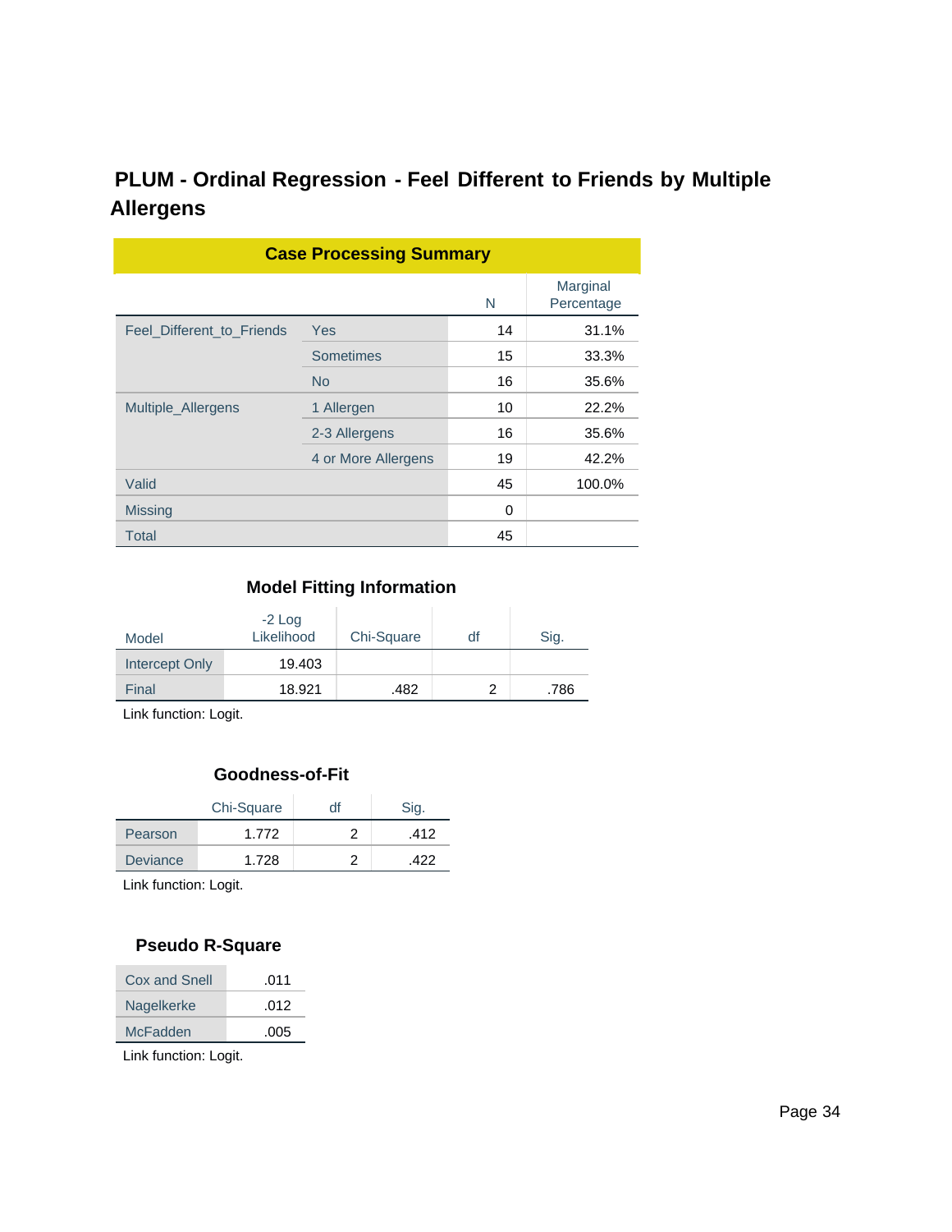## PLUM - Ordinal Regression - Feel Different to Friends by Multiple Allergens

**Case Processing Summary**

| | | N | Marginal Percentage |
|---|---|---|---|
| Feel_Different_to_Friends | Yes | 14 | 31.1% |
| | Sometimes | 15 | 33.3% |
| | No | 16 | 35.6% |
| Multiple_Allergens | 1 Allergen | 10 | 22.2% |
| | 2-3 Allergens | 16 | 35.6% |
| | 4 or More Allergens | 19 | 42.2% |
| Valid | | 45 | 100.0% |
| Missing | | 0 | |
| Total | | 45 | |

**Model Fitting Information**

| Model | -2 Log Likelihood | Chi-Square | df | Sig. |
|---|---|---|---|---|
| Intercept Only | 19.403 | | | |
| Final | 18.921 | .482 | 2 | .786 |

Link function: Logit.

**Goodness-of-Fit**

| | Chi-Square | df | Sig. |
|---|---|---|---|
| Pearson | 1.772 | 2 | .412 |
| Deviance | 1.728 | 2 | .422 |

Link function: Logit.

**Pseudo R-Square**

| | |
|---|---|
| Cox and Snell | .011 |
| Nagelkerke | .012 |
| McFadden | .005 |

Link function: Logit.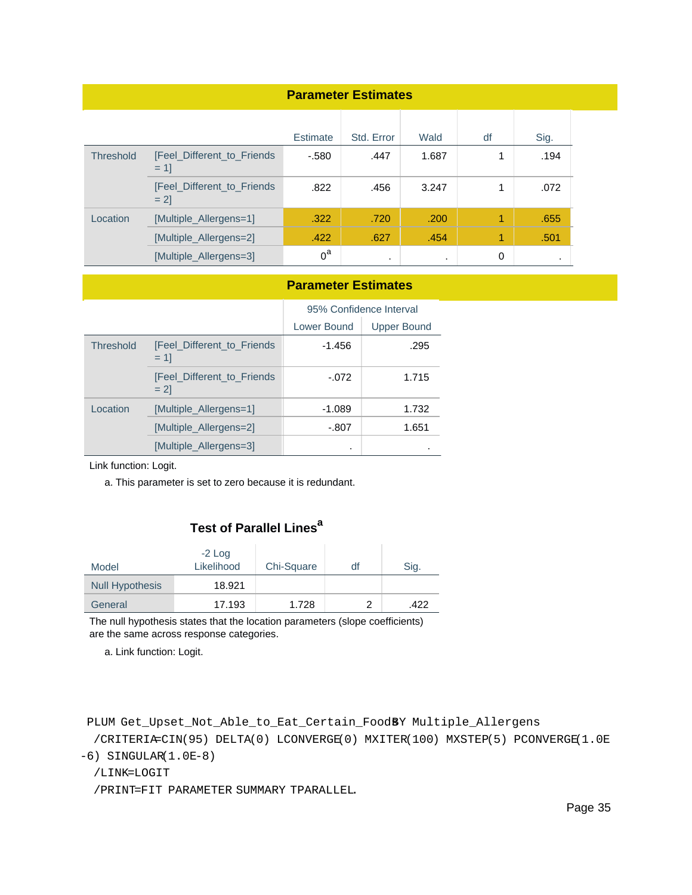**Parameter Estimates**

| | | Estimate | Std. Error | Wald | df | Sig. |
|---|---|---|---|---|---|---|
| Threshold | [Feel_Different_to_Friends = 1] | -.580 | .447 | 1.687 | 1 | .194 |
| | [Feel_Different_to_Friends = 2] | .822 | .456 | 3.247 | 1 | .072 |
| Location | [Multiple_Allergens=1] | .322 | .720 | .200 | 1 | .655 |
| | [Multiple_Allergens=2] | .422 | .627 | .454 | 1 | .501 |
| | [Multiple_Allergens=3] | 0[a] | . | . | 0 | . |

**Parameter Estimates**

| | | 95% Confidence Interval | |
|---|---|---|---|
| | | Lower Bound | Upper Bound |
| Threshold | [Feel_Different_to_Friends = 1] | -1.456 | .295 |
| | [Feel_Different_to_Friends = 2] | -.072 | 1.715 |
| Location | [Multiple_Allergens=1] | -1.089 | 1.732 |
| | [Multiple_Allergens=2] | -.807 | 1.651 |
| | [Multiple_Allergens=3] | . | . |

Link function: Logit.

a. This parameter is set to zero because it is redundant.

**Test of Parallel Lines[a]**

| Model | -2 Log Likelihood | Chi-Square | df | Sig. |
|---|---|---|---|---|
| Null Hypothesis | 18.921 | | | |
| General | 17.193 | 1.728 | 2 | .422 |

The null hypothesis states that the location parameters (slope coefficients) are the same across response categories.

a. Link function: Logit.

```
PLUM Get_Upset_Not_Able_to_Eat_Certain_Foods BY Multiple_Allergens
  /CRITERIA=CIN(95) DELTA(0) LCONVERGE(0) MXITER(100) MXSTEP(5) PCONVERGE(1.0E
-6) SINGULAR(1.0E-8)
  /LINK=LOGIT
  /PRINT=FIT PARAMETER SUMMARY TPARALLEL.
```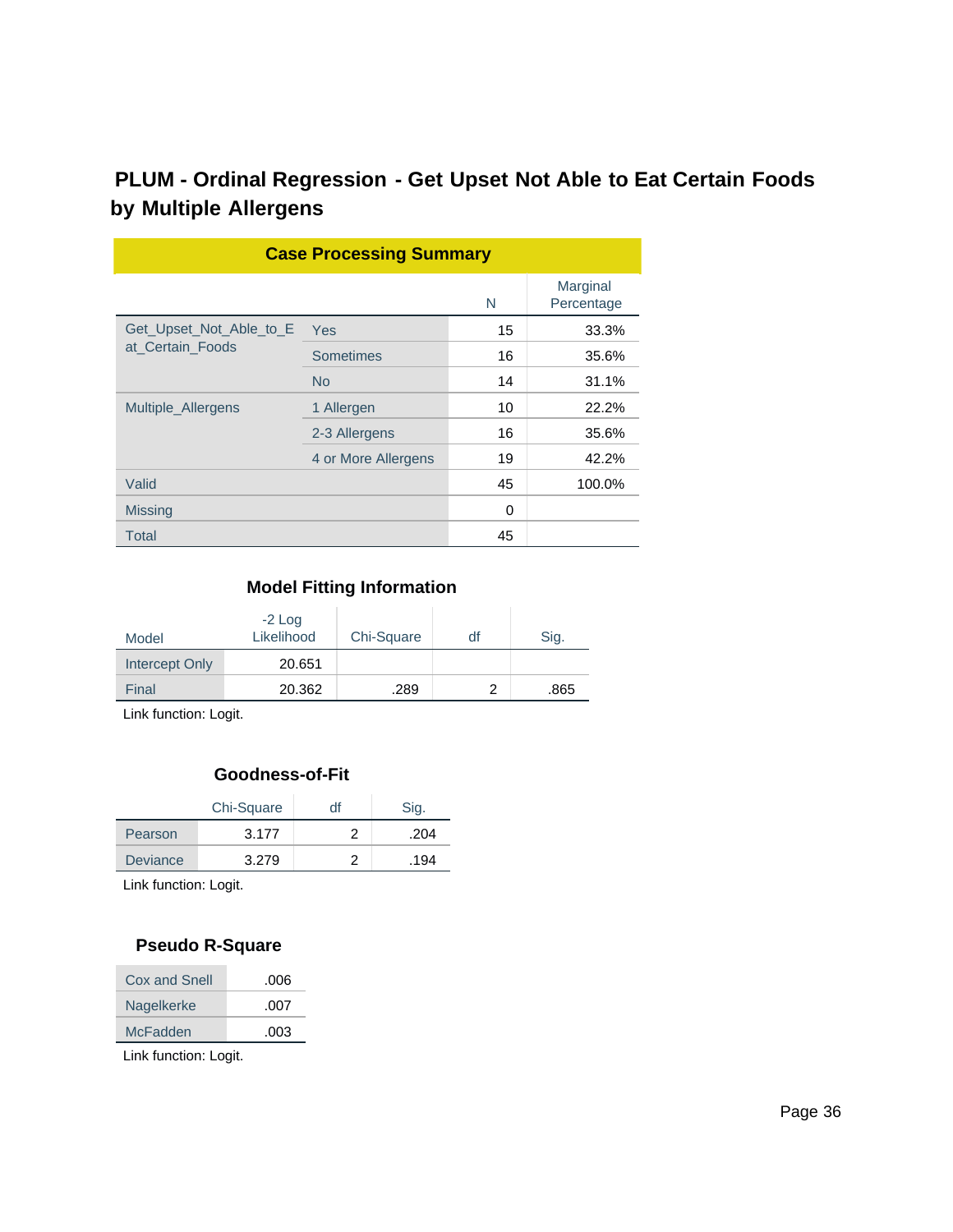## PLUM - Ordinal Regression - Get Upset Not Able to Eat Certain Foods by Multiple Allergens

**Case Processing Summary**

| | | N | Marginal Percentage |
|---|---|---|---|
| Get_Upset_Not_Able_to_Eat_Certain_Foods | Yes | 15 | 33.3% |
| | Sometimes | 16 | 35.6% |
| | No | 14 | 31.1% |
| Multiple_Allergens | 1 Allergen | 10 | 22.2% |
| | 2-3 Allergens | 16 | 35.6% |
| | 4 or More Allergens | 19 | 42.2% |
| Valid | | 45 | 100.0% |
| Missing | | 0 | |
| Total | | 45 | |

**Model Fitting Information**

| Model | -2 Log Likelihood | Chi-Square | df | Sig. |
|---|---|---|---|---|
| Intercept Only | 20.651 | | | |
| Final | 20.362 | .289 | 2 | .865 |

Link function: Logit.

**Goodness-of-Fit**

| | Chi-Square | df | Sig. |
|---|---|---|---|
| Pearson | 3.177 | 2 | .204 |
| Deviance | 3.279 | 2 | .194 |

Link function: Logit.

**Pseudo R-Square**

| | |
|---|---|
| Cox and Snell | .006 |
| Nagelkerke | .007 |
| McFadden | .003 |

Link function: Logit.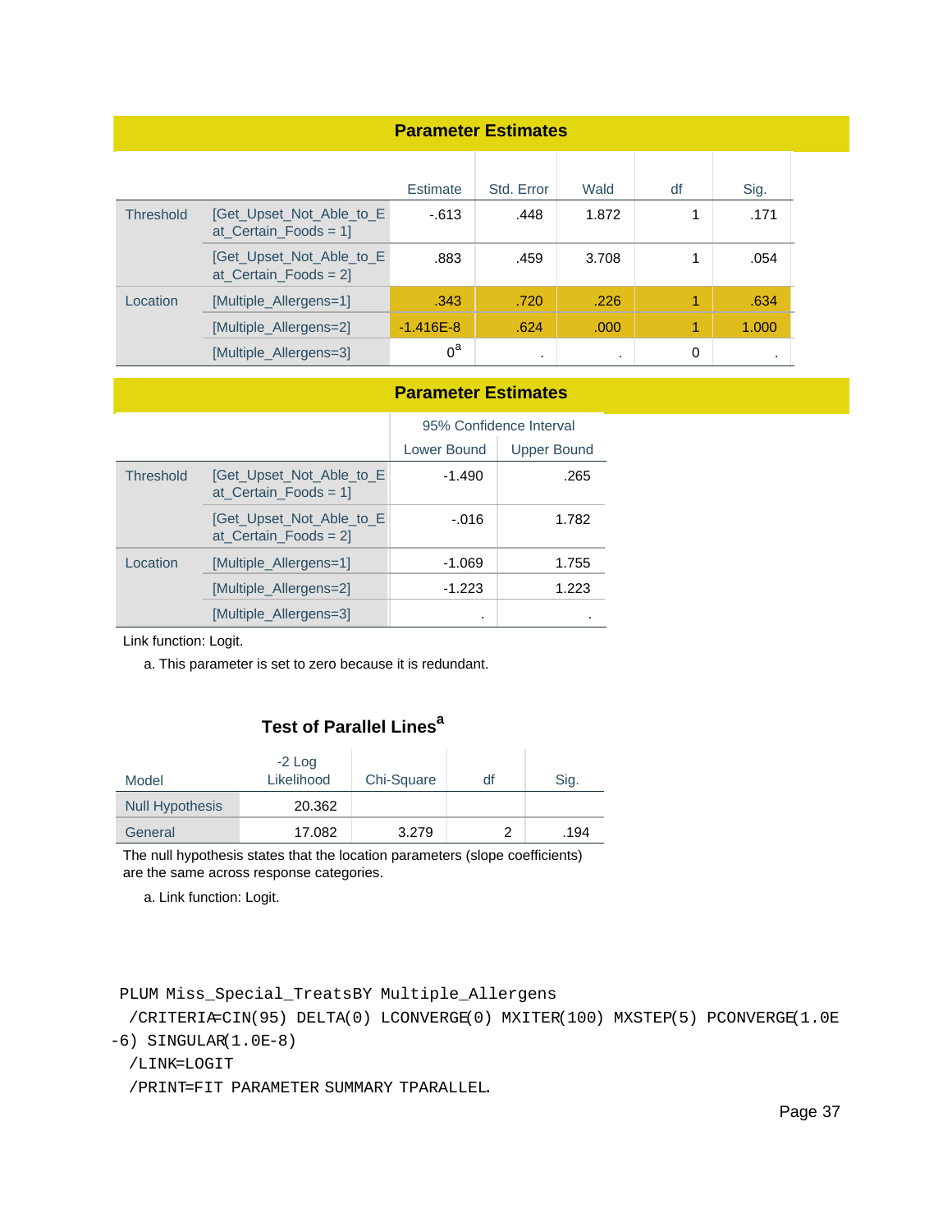**Parameter Estimates**

| | | Estimate | Std. Error | Wald | df | Sig. |
|---|---|---|---|---|---|---|
| Threshold | [Get_Upset_Not_Able_to_Eat_Certain_Foods = 1] | -.613 | .448 | 1.872 | 1 | .171 |
| | [Get_Upset_Not_Able_to_Eat_Certain_Foods = 2] | .883 | .459 | 3.708 | 1 | .054 |
| Location | [Multiple_Allergens=1] | .343 | .720 | .226 | 1 | .634 |
| | [Multiple_Allergens=2] | -1.416E-8 | .624 | .000 | 1 | 1.000 |
| | [Multiple_Allergens=3] | 0[a] | . | . | 0 | . |

**Parameter Estimates**

| | | 95% Confidence Interval | |
|---|---|---|---|
| | | Lower Bound | Upper Bound |
| Threshold | [Get_Upset_Not_Able_to_Eat_Certain_Foods = 1] | -1.490 | .265 |
| | [Get_Upset_Not_Able_to_Eat_Certain_Foods = 2] | -.016 | 1.782 |
| Location | [Multiple_Allergens=1] | -1.069 | 1.755 |
| | [Multiple_Allergens=2] | -1.223 | 1.223 |
| | [Multiple_Allergens=3] | . | . |

Link function: Logit.

a. This parameter is set to zero because it is redundant.

**Test of Parallel Lines[a]**

| Model | -2 Log Likelihood | Chi-Square | df | Sig. |
|---|---|---|---|---|
| Null Hypothesis | 20.362 | | | |
| General | 17.082 | 3.279 | 2 | .194 |

The null hypothesis states that the location parameters (slope coefficients) are the same across response categories.

a. Link function: Logit.

```
PLUM Miss_Special_TreatsBY Multiple_Allergens
  /CRITERIA=CIN(95) DELTA(0) LCONVERGE(0) MXITER(100) MXSTEP(5) PCONVERGE(1.0E
-6) SINGULAR(1.0E-8)
  /LINK=LOGIT
  /PRINT=FIT PARAMETER SUMMARY TPARALLEL.
```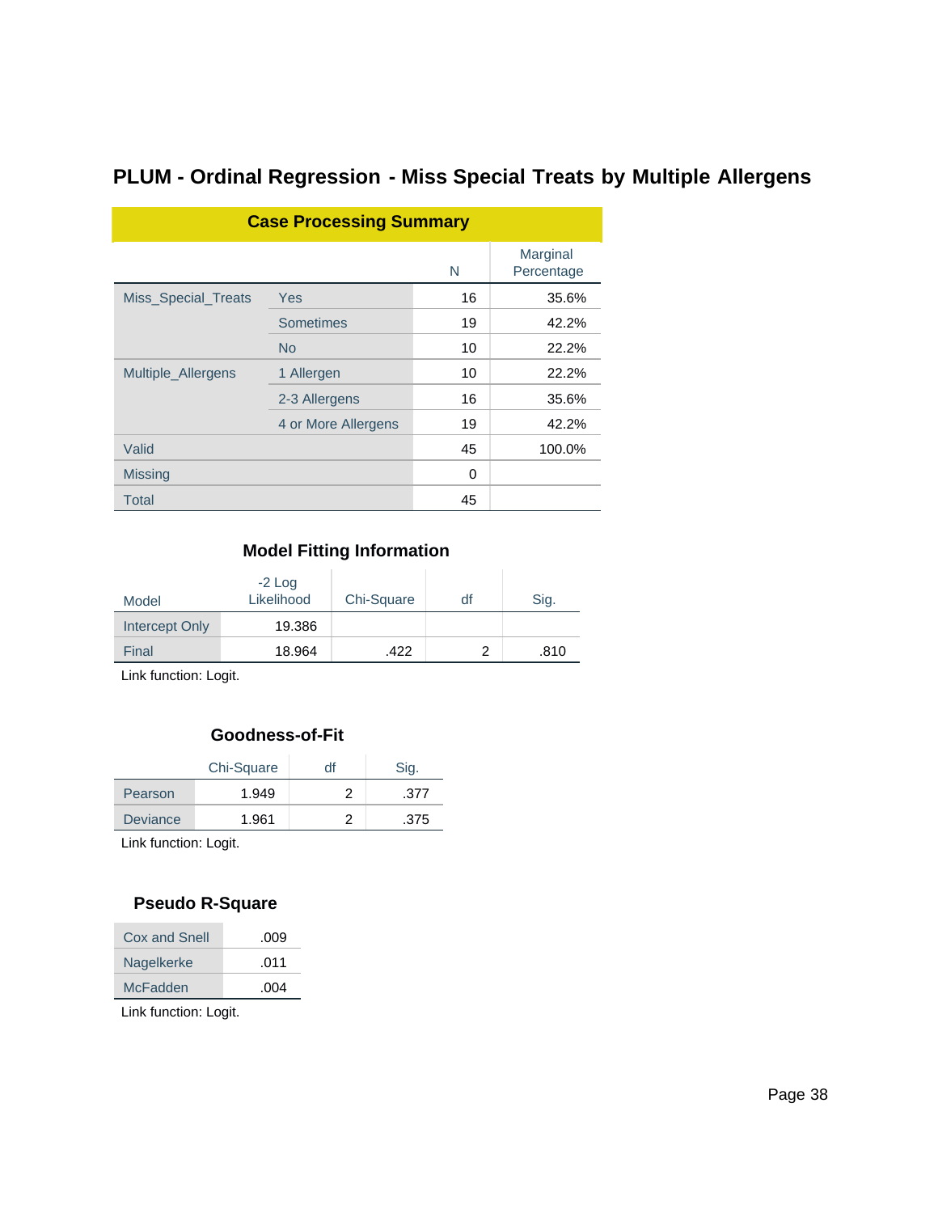# PLUM - Ordinal Regression - Miss Special Treats by Multiple Allergens

**Case Processing Summary**

| | | N | Marginal Percentage |
|---|---|---|---|
| Miss_Special_Treats | Yes | 16 | 35.6% |
| | Sometimes | 19 | 42.2% |
| | No | 10 | 22.2% |
| Multiple_Allergens | 1 Allergen | 10 | 22.2% |
| | 2-3 Allergens | 16 | 35.6% |
| | 4 or More Allergens | 19 | 42.2% |
| Valid | | 45 | 100.0% |
| Missing | | 0 | |
| Total | | 45 | |

**Model Fitting Information**

| Model | -2 Log Likelihood | Chi-Square | df | Sig. |
|---|---|---|---|---|
| Intercept Only | 19.386 | | | |
| Final | 18.964 | .422 | 2 | .810 |

Link function: Logit.

**Goodness-of-Fit**

| | Chi-Square | df | Sig. |
|---|---|---|---|
| Pearson | 1.949 | 2 | .377 |
| Deviance | 1.961 | 2 | .375 |

Link function: Logit.

**Pseudo R-Square**

| | |
|---|---|
| Cox and Snell | .009 |
| Nagelkerke | .011 |
| McFadden | .004 |

Link function: Logit.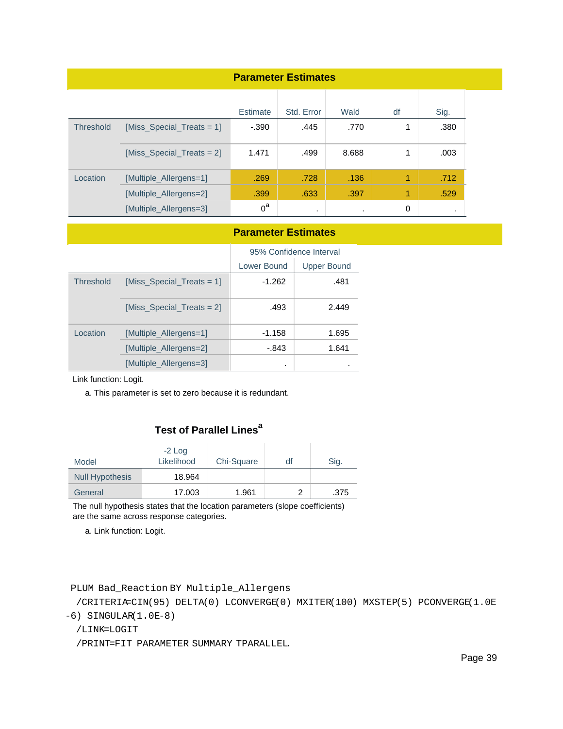### Parameter Estimates

| | | Estimate | Std. Error | Wald | df | Sig. |
|---|---|---|---|---|---|---|
| Threshold | [Miss_Special_Treats = 1] | -.390 | .445 | .770 | 1 | .380 |
| | [Miss_Special_Treats = 2] | 1.471 | .499 | 8.688 | 1 | .003 |
| Location | [Multiple_Allergens=1] | .269 | .728 | .136 | 1 | .712 |
| | [Multiple_Allergens=2] | .399 | .633 | .397 | 1 | .529 |
| | [Multiple_Allergens=3] | 0[a] | . | . | 0 | . |

### Parameter Estimates

| | | 95% Confidence Interval | |
|---|---|---|---|
| | | Lower Bound | Upper Bound |
| Threshold | [Miss_Special_Treats = 1] | -1.262 | .481 |
| | [Miss_Special_Treats = 2] | .493 | 2.449 |
| Location | [Multiple_Allergens=1] | -1.158 | 1.695 |
| | [Multiple_Allergens=2] | -.843 | 1.641 |
| | [Multiple_Allergens=3] | . | . |

Link function: Logit.

a. This parameter is set to zero because it is redundant.

### Test of Parallel Lines[a]

| Model | -2 Log Likelihood | Chi-Square | df | Sig. |
|---|---|---|---|---|
| Null Hypothesis | 18.964 | | | |
| General | 17.003 | 1.961 | 2 | .375 |

The null hypothesis states that the location parameters (slope coefficients) are the same across response categories.

a. Link function: Logit.

```
PLUM Bad_Reaction BY Multiple_Allergens
  /CRITERIA=CIN(95) DELTA(0) LCONVERGE(0) MXITER(100) MXSTEP(5) PCONVERGE(1.0E-6) SINGULAR(1.0E-8)
  /LINK=LOGIT
  /PRINT=FIT PARAMETER SUMMARY TPARALLEL.
```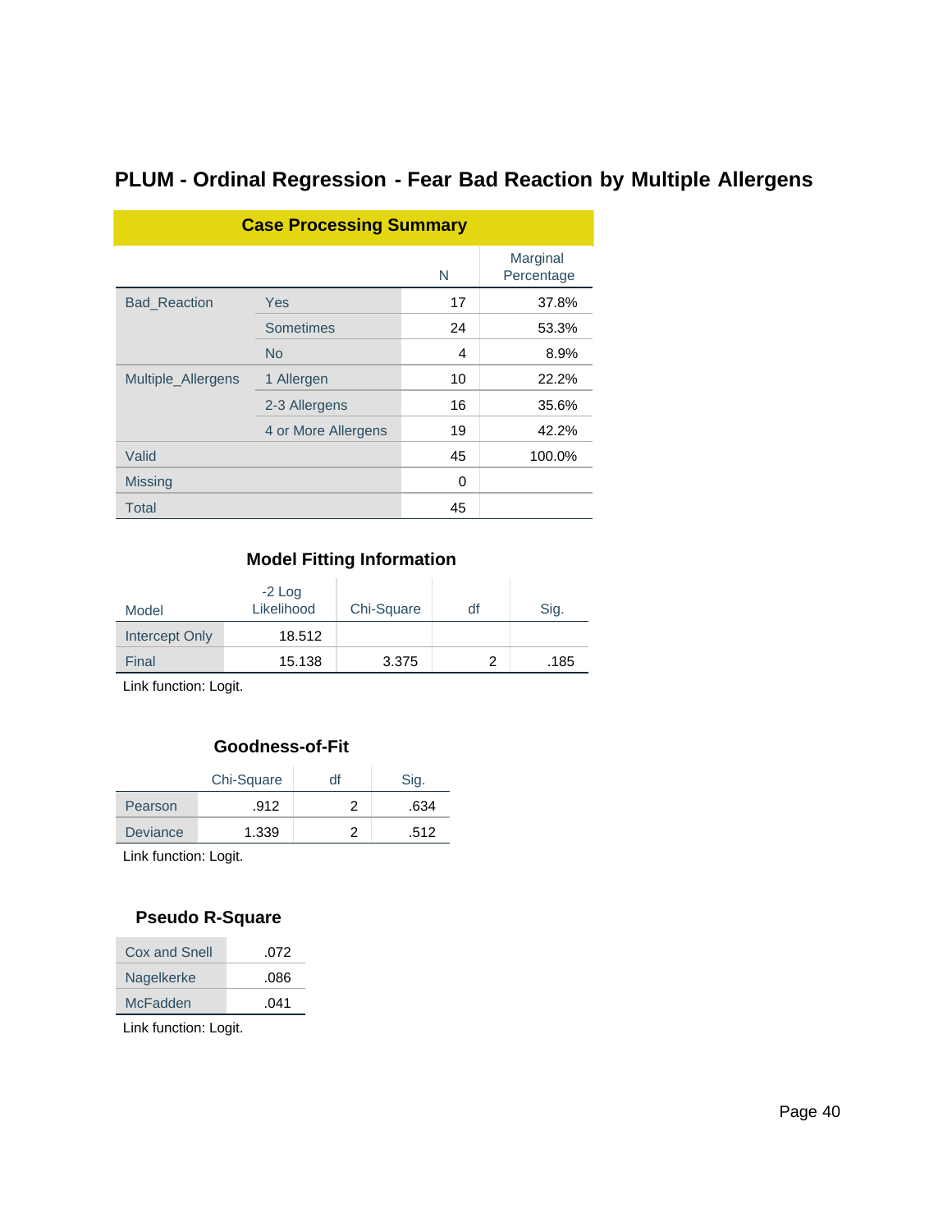## PLUM - Ordinal Regression - Fear Bad Reaction by Multiple Allergens

### Case Processing Summary

| | | N | Marginal Percentage |
|---|---|---|---|
| Bad_Reaction | Yes | 17 | 37.8% |
| | Sometimes | 24 | 53.3% |
| | No | 4 | 8.9% |
| Multiple_Allergens | 1 Allergen | 10 | 22.2% |
| | 2-3 Allergens | 16 | 35.6% |
| | 4 or More Allergens | 19 | 42.2% |
| Valid | | 45 | 100.0% |
| Missing | | 0 | |
| Total | | 45 | |

### Model Fitting Information

| Model | -2 Log Likelihood | Chi-Square | df | Sig. |
|---|---|---|---|---|
| Intercept Only | 18.512 | | | |
| Final | 15.138 | 3.375 | 2 | .185 |

Link function: Logit.

### Goodness-of-Fit

| | Chi-Square | df | Sig. |
|---|---|---|---|
| Pearson | .912 | 2 | .634 |
| Deviance | 1.339 | 2 | .512 |

Link function: Logit.

### Pseudo R-Square

| | |
|---|---|
| Cox and Snell | .072 |
| Nagelkerke | .086 |
| McFadden | .041 |

Link function: Logit.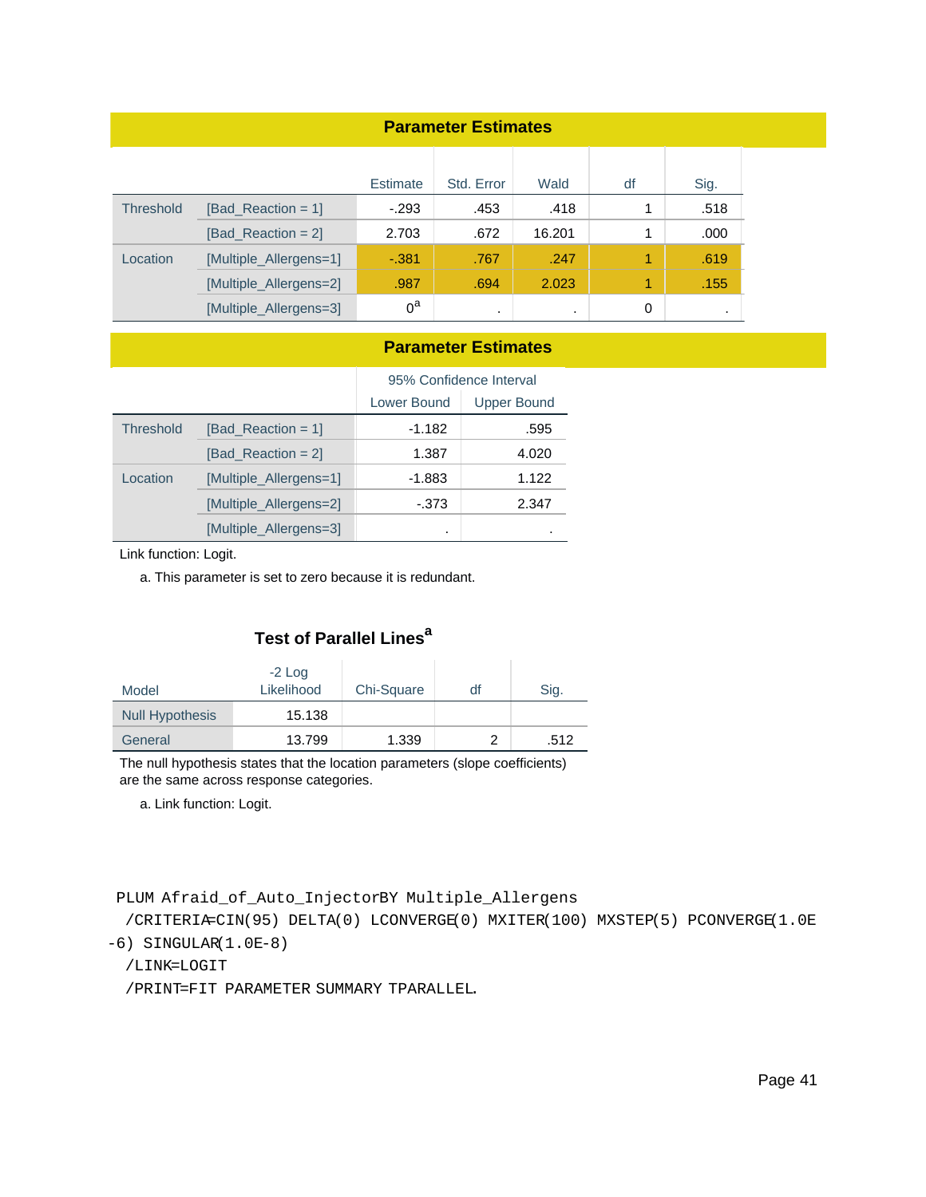**Parameter Estimates**

| | | Estimate | Std. Error | Wald | df | Sig. |
|---|---|---|---|---|---|---|
| Threshold | [Bad_Reaction = 1] | -.293 | .453 | .418 | 1 | .518 |
| | [Bad_Reaction = 2] | 2.703 | .672 | 16.201 | 1 | .000 |
| Location | [Multiple_Allergens=1] | -.381 | .767 | .247 | 1 | .619 |
| | [Multiple_Allergens=2] | .987 | .694 | 2.023 | 1 | .155 |
| | [Multiple_Allergens=3] | 0[a] | . | . | 0 | . |

**Parameter Estimates**

| | | 95% Confidence Interval | |
|---|---|---|---|
| | | Lower Bound | Upper Bound |
| Threshold | [Bad_Reaction = 1] | -1.182 | .595 |
| | [Bad_Reaction = 2] | 1.387 | 4.020 |
| Location | [Multiple_Allergens=1] | -1.883 | 1.122 |
| | [Multiple_Allergens=2] | -.373 | 2.347 |
| | [Multiple_Allergens=3] | . | . |

Link function: Logit.

a. This parameter is set to zero because it is redundant.

**Test of Parallel Lines[a]**

| Model | -2 Log Likelihood | Chi-Square | df | Sig. |
|---|---|---|---|---|
| Null Hypothesis | 15.138 | | | |
| General | 13.799 | 1.339 | 2 | .512 |

The null hypothesis states that the location parameters (slope coefficients) are the same across response categories.

a. Link function: Logit.

```
PLUM Afraid_of_Auto_InjectorBY Multiple_Allergens
  /CRITERIA=CIN(95) DELTA(0) LCONVERGE(0) MXITER(100) MXSTEP(5) PCONVERGE(1.0E
-6) SINGULAR(1.0E-8)
  /LINK=LOGIT
  /PRINT=FIT PARAMETER SUMMARY TPARALLEL.
```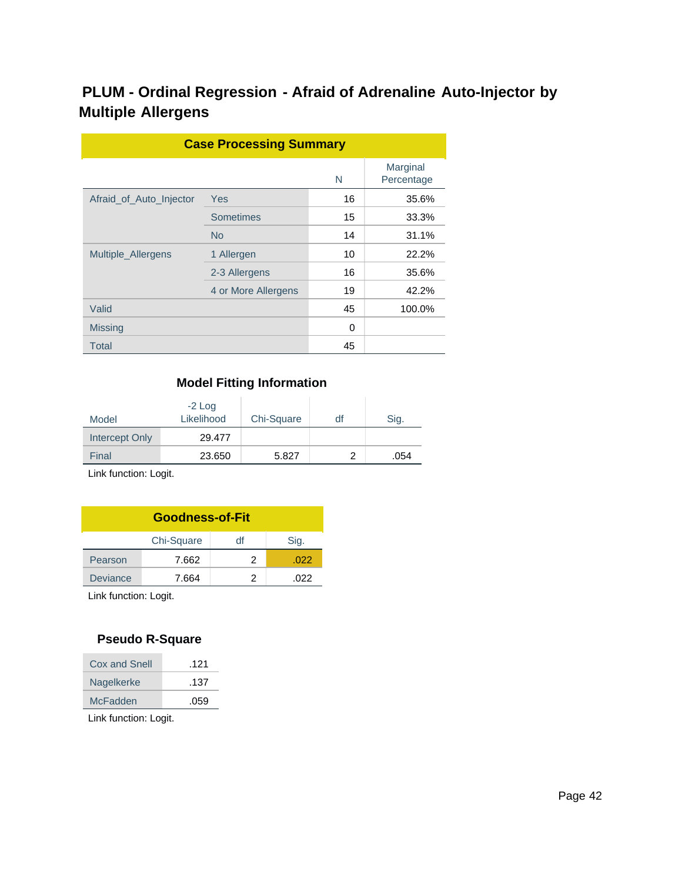## PLUM - Ordinal Regression - Afraid of Adrenaline Auto-Injector by Multiple Allergens

**Case Processing Summary**

| | | N | Marginal Percentage |
|---|---|---|---|
| Afraid_of_Auto_Injector | Yes | 16 | 35.6% |
| | Sometimes | 15 | 33.3% |
| | No | 14 | 31.1% |
| Multiple_Allergens | 1 Allergen | 10 | 22.2% |
| | 2-3 Allergens | 16 | 35.6% |
| | 4 or More Allergens | 19 | 42.2% |
| Valid | | 45 | 100.0% |
| Missing | | 0 | |
| Total | | 45 | |

**Model Fitting Information**

| Model | -2 Log Likelihood | Chi-Square | df | Sig. |
|---|---|---|---|---|
| Intercept Only | 29.477 | | | |
| Final | 23.650 | 5.827 | 2 | .054 |

Link function: Logit.

**Goodness-of-Fit**

| | Chi-Square | df | Sig. |
|---|---|---|---|
| Pearson | 7.662 | 2 | .022 |
| Deviance | 7.664 | 2 | .022 |

Link function: Logit.

**Pseudo R-Square**

| | |
|---|---|
| Cox and Snell | .121 |
| Nagelkerke | .137 |
| McFadden | .059 |

Link function: Logit.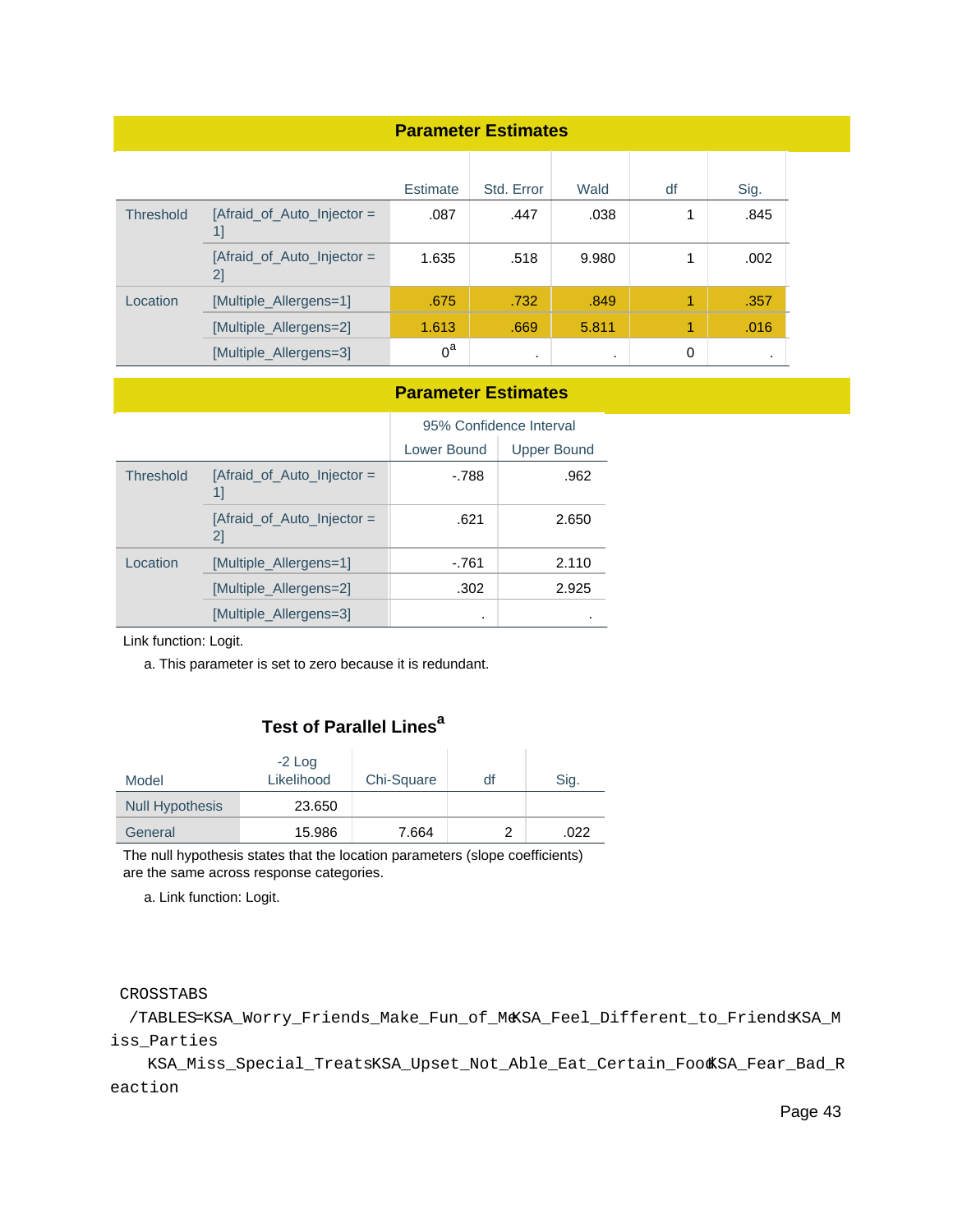**Parameter Estimates**

| | | Estimate | Std. Error | Wald | df | Sig. |
|---|---|---|---|---|---|---|
| Threshold | [Afraid_of_Auto_Injector = 1] | .087 | .447 | .038 | 1 | .845 |
| | [Afraid_of_Auto_Injector = 2] | 1.635 | .518 | 9.980 | 1 | .002 |
| Location | [Multiple_Allergens=1] | .675 | .732 | .849 | 1 | .357 |
| | [Multiple_Allergens=2] | 1.613 | .669 | 5.811 | 1 | .016 |
| | [Multiple_Allergens=3] | 0[a] | . | . | 0 | . |

**Parameter Estimates**

| | | 95% Confidence Interval | |
|---|---|---|---|
| | | Lower Bound | Upper Bound |
| Threshold | [Afraid_of_Auto_Injector = 1] | -.788 | .962 |
| | [Afraid_of_Auto_Injector = 2] | .621 | 2.650 |
| Location | [Multiple_Allergens=1] | -.761 | 2.110 |
| | [Multiple_Allergens=2] | .302 | 2.925 |
| | [Multiple_Allergens=3] | . | . |

Link function: Logit.

a. This parameter is set to zero because it is redundant.

**Test of Parallel Lines[a]**

| Model | -2 Log Likelihood | Chi-Square | df | Sig. |
|---|---|---|---|---|
| Null Hypothesis | 23.650 | | | |
| General | 15.986 | 7.664 | 2 | .022 |

The null hypothesis states that the location parameters (slope coefficients) are the same across response categories.

a. Link function: Logit.

```
CROSSTABS
  /TABLES=KSA_Worry_Friends_Make_Fun_of_Me KSA_Feel_Different_to_Friends KSA_M
iss_Parties
    KSA_Miss_Special_Treats KSA_Upset_Not_Able_Eat_Certain_Food KSA_Fear_Bad_R
eaction
```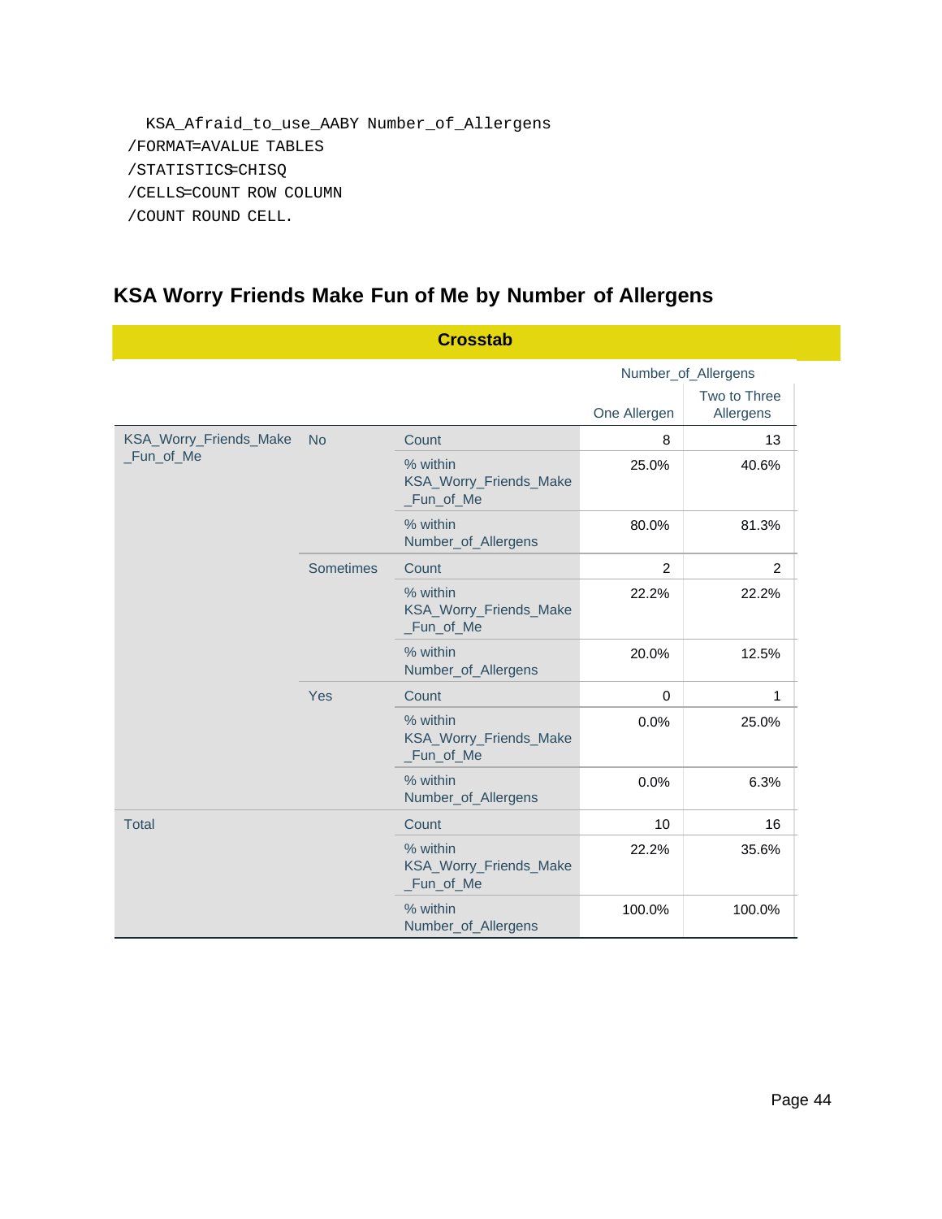```
  KSA_Afraid_to_use_AABY Number_of_Allergens
/FORMAT=AVALUE TABLES
/STATISTICS=CHISQ
/CELLS=COUNT ROW COLUMN
/COUNT ROUND CELL.
```

## KSA Worry Friends Make Fun of Me by Number of Allergens

**Crosstab**

| | | | Number_of_Allergens | |
|---|---|---|---|---|
| | | | One Allergen | Two to Three Allergens |
| KSA_Worry_Friends_Make_Fun_of_Me | No | Count | 8 | 13 |
| | | % within KSA_Worry_Friends_Make_Fun_of_Me | 25.0% | 40.6% |
| | | % within Number_of_Allergens | 80.0% | 81.3% |
| | Sometimes | Count | 2 | 2 |
| | | % within KSA_Worry_Friends_Make_Fun_of_Me | 22.2% | 22.2% |
| | | % within Number_of_Allergens | 20.0% | 12.5% |
| | Yes | Count | 0 | 1 |
| | | % within KSA_Worry_Friends_Make_Fun_of_Me | 0.0% | 25.0% |
| | | % within Number_of_Allergens | 0.0% | 6.3% |
| Total | | Count | 10 | 16 |
| | | % within KSA_Worry_Friends_Make_Fun_of_Me | 22.2% | 35.6% |
| | | % within Number_of_Allergens | 100.0% | 100.0% |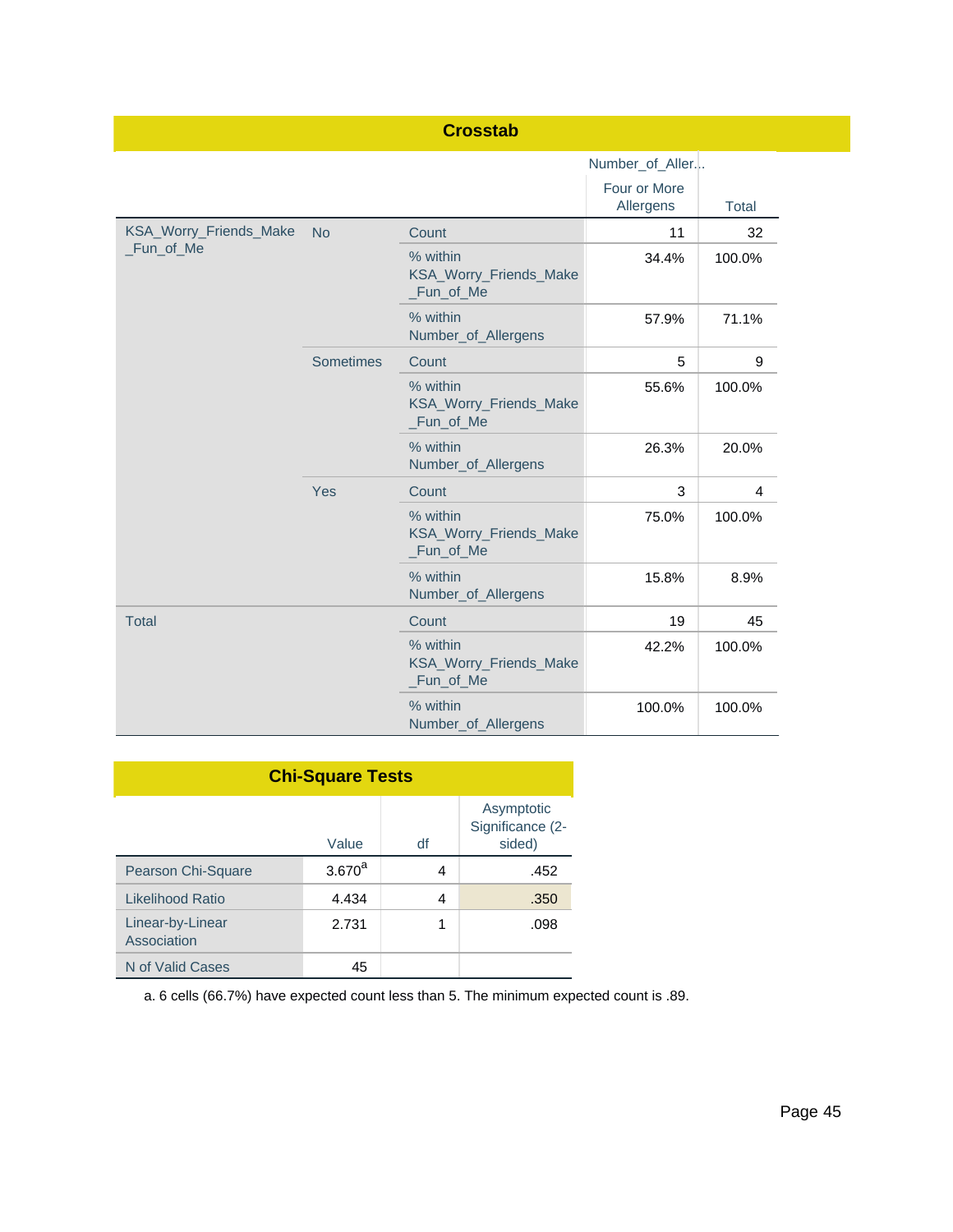**Crosstab**

| | | | Number_of_Aller... | |
|---|---|---|---|---|
| | | | Four or More Allergens | Total |
| KSA_Worry_Friends_Make_Fun_of_Me | No | Count | 11 | 32 |
| | | % within KSA_Worry_Friends_Make_Fun_of_Me | 34.4% | 100.0% |
| | | % within Number_of_Allergens | 57.9% | 71.1% |
| | Sometimes | Count | 5 | 9 |
| | | % within KSA_Worry_Friends_Make_Fun_of_Me | 55.6% | 100.0% |
| | | % within Number_of_Allergens | 26.3% | 20.0% |
| | Yes | Count | 3 | 4 |
| | | % within KSA_Worry_Friends_Make_Fun_of_Me | 75.0% | 100.0% |
| | | % within Number_of_Allergens | 15.8% | 8.9% |
| Total | | Count | 19 | 45 |
| | | % within KSA_Worry_Friends_Make_Fun_of_Me | 42.2% | 100.0% |
| | | % within Number_of_Allergens | 100.0% | 100.0% |

**Chi-Square Tests**

| | Value | df | Asymptotic Significance (2-sided) |
|---|---|---|---|
| Pearson Chi-Square | 3.670[a] | 4 | .452 |
| Likelihood Ratio | 4.434 | 4 | .350 |
| Linear-by-Linear Association | 2.731 | 1 | .098 |
| N of Valid Cases | 45 | | |

a. 6 cells (66.7%) have expected count less than 5. The minimum expected count is .89.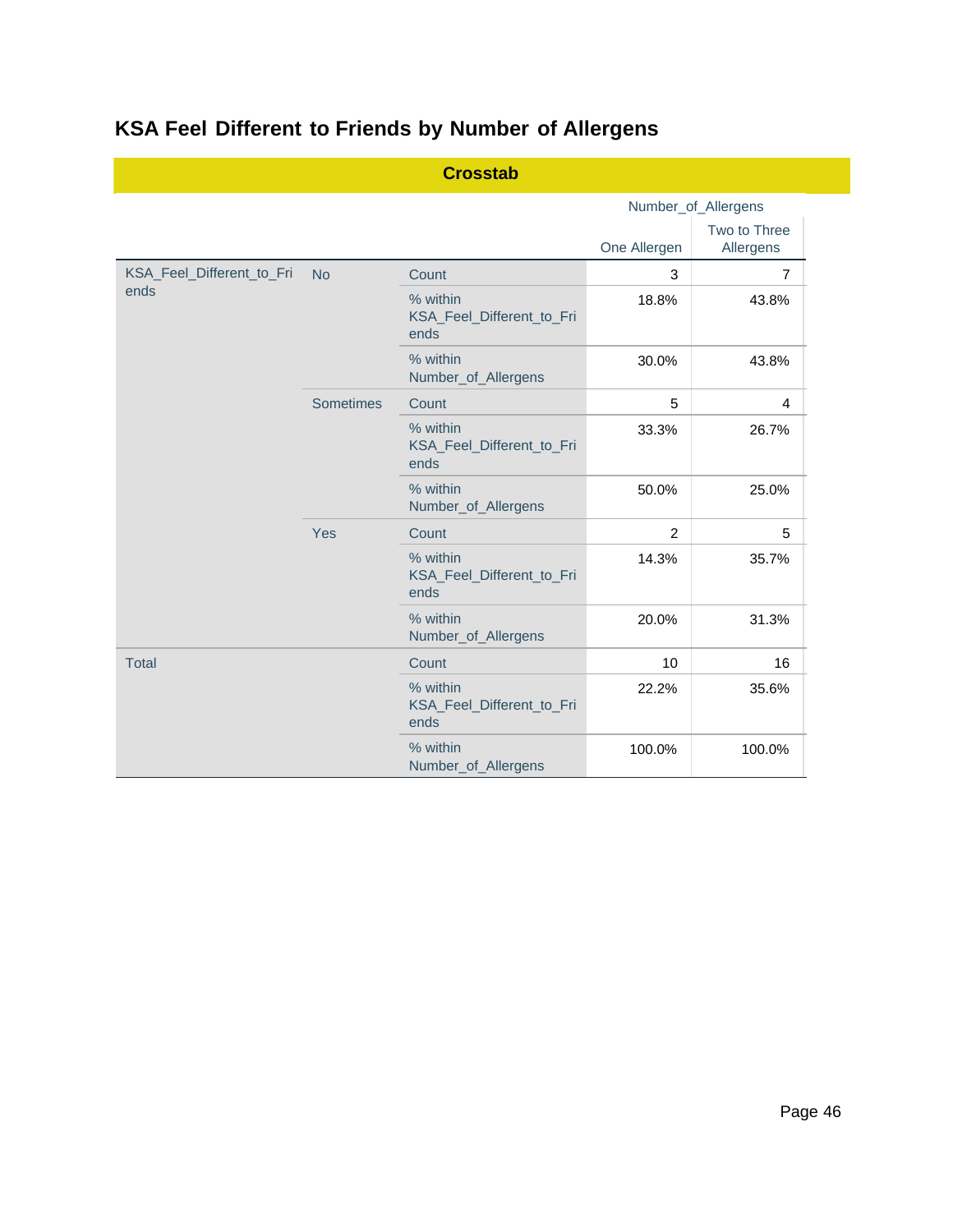## KSA Feel Different to Friends by Number of Allergens

**Crosstab**

| | | | Number_of_Allergens | |
|---|---|---|---|---|
| | | | One Allergen | Two to Three Allergens |
| KSA_Feel_Different_to_Friends | No | Count | 3 | 7 |
| | | % within KSA_Feel_Different_to_Friends | 18.8% | 43.8% |
| | | % within Number_of_Allergens | 30.0% | 43.8% |
| | Sometimes | Count | 5 | 4 |
| | | % within KSA_Feel_Different_to_Friends | 33.3% | 26.7% |
| | | % within Number_of_Allergens | 50.0% | 25.0% |
| | Yes | Count | 2 | 5 |
| | | % within KSA_Feel_Different_to_Friends | 14.3% | 35.7% |
| | | % within Number_of_Allergens | 20.0% | 31.3% |
| Total | | Count | 10 | 16 |
| | | % within KSA_Feel_Different_to_Friends | 22.2% | 35.6% |
| | | % within Number_of_Allergens | 100.0% | 100.0% |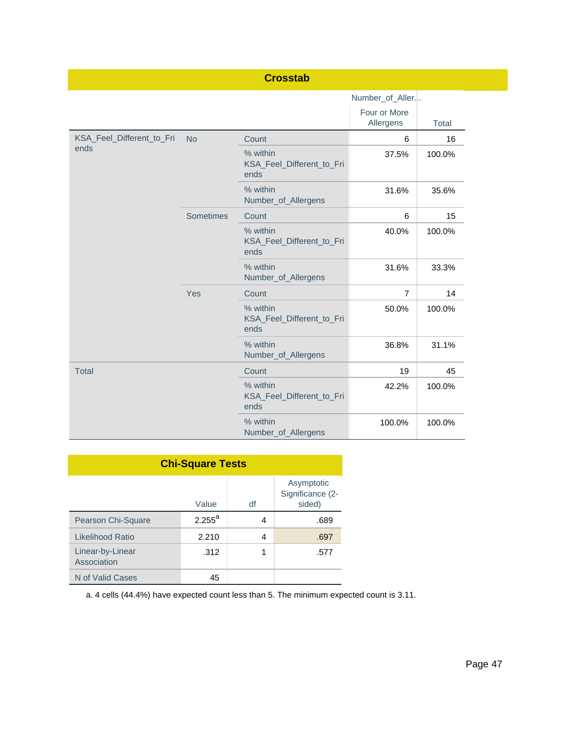**Crosstab**

| | | | Number_of_Aller... | |
|---|---|---|---|---|
| | | | Four or More Allergens | Total |
| KSA_Feel_Different_to_Friends | No | Count | 6 | 16 |
| | | % within KSA_Feel_Different_to_Friends | 37.5% | 100.0% |
| | | % within Number_of_Allergens | 31.6% | 35.6% |
| | Sometimes | Count | 6 | 15 |
| | | % within KSA_Feel_Different_to_Friends | 40.0% | 100.0% |
| | | % within Number_of_Allergens | 31.6% | 33.3% |
| | Yes | Count | 7 | 14 |
| | | % within KSA_Feel_Different_to_Friends | 50.0% | 100.0% |
| | | % within Number_of_Allergens | 36.8% | 31.1% |
| Total | | Count | 19 | 45 |
| | | % within KSA_Feel_Different_to_Friends | 42.2% | 100.0% |
| | | % within Number_of_Allergens | 100.0% | 100.0% |

**Chi-Square Tests**

| | Value | df | Asymptotic Significance (2-sided) |
|---|---|---|---|
| Pearson Chi-Square | 2.255[a] | 4 | .689 |
| Likelihood Ratio | 2.210 | 4 | .697 |
| Linear-by-Linear Association | .312 | 1 | .577 |
| N of Valid Cases | 45 | | |

a. 4 cells (44.4%) have expected count less than 5. The minimum expected count is 3.11.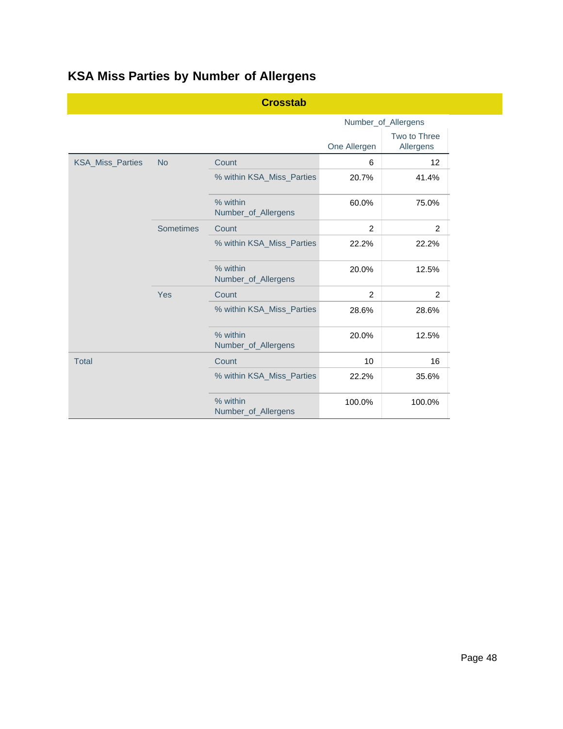## KSA Miss Parties by Number of Allergens

**Crosstab**

| | | | Number_of_Allergens | |
|---|---|---|---|---|
| | | | One Allergen | Two to Three Allergens |
| KSA_Miss_Parties | No | Count | 6 | 12 |
| | | % within KSA_Miss_Parties | 20.7% | 41.4% |
| | | % within Number_of_Allergens | 60.0% | 75.0% |
| | Sometimes | Count | 2 | 2 |
| | | % within KSA_Miss_Parties | 22.2% | 22.2% |
| | | % within Number_of_Allergens | 20.0% | 12.5% |
| | Yes | Count | 2 | 2 |
| | | % within KSA_Miss_Parties | 28.6% | 28.6% |
| | | % within Number_of_Allergens | 20.0% | 12.5% |
| Total | | Count | 10 | 16 |
| | | % within KSA_Miss_Parties | 22.2% | 35.6% |
| | | % within Number_of_Allergens | 100.0% | 100.0% |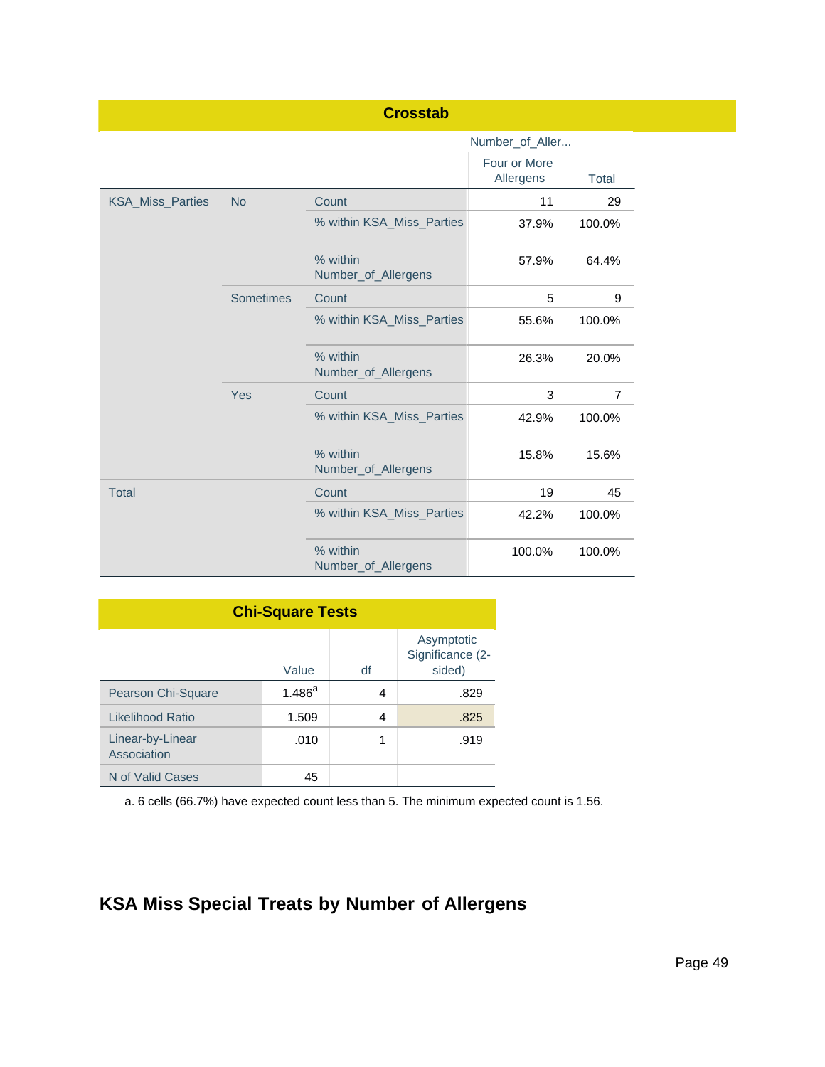**Crosstab**

| | | | Number_of_Aller... | |
|---|---|---|---|---|
| | | | Four or More Allergens | Total |
| KSA_Miss_Parties | No | Count | 11 | 29 |
| | | % within KSA_Miss_Parties | 37.9% | 100.0% |
| | | % within Number_of_Allergens | 57.9% | 64.4% |
| | Sometimes | Count | 5 | 9 |
| | | % within KSA_Miss_Parties | 55.6% | 100.0% |
| | | % within Number_of_Allergens | 26.3% | 20.0% |
| | Yes | Count | 3 | 7 |
| | | % within KSA_Miss_Parties | 42.9% | 100.0% |
| | | % within Number_of_Allergens | 15.8% | 15.6% |
| Total | | Count | 19 | 45 |
| | | % within KSA_Miss_Parties | 42.2% | 100.0% |
| | | % within Number_of_Allergens | 100.0% | 100.0% |

**Chi-Square Tests**

| | Value | df | Asymptotic Significance (2-sided) |
|---|---|---|---|
| Pearson Chi-Square | 1.486[a] | 4 | .829 |
| Likelihood Ratio | 1.509 | 4 | .825 |
| Linear-by-Linear Association | .010 | 1 | .919 |
| N of Valid Cases | 45 | | |

a. 6 cells (66.7%) have expected count less than 5. The minimum expected count is 1.56.

## KSA Miss Special Treats by Number of Allergens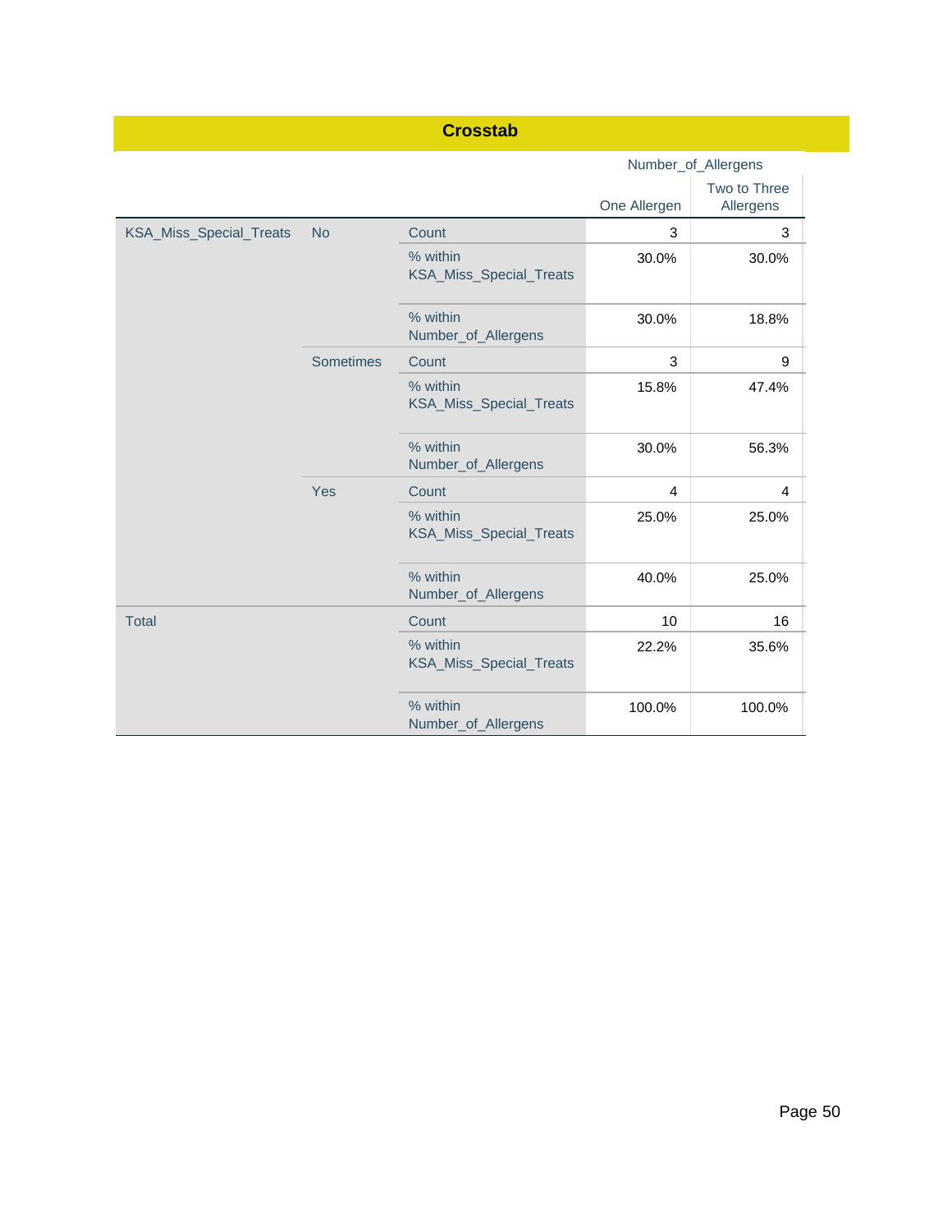## Crosstab

| | | | Number_of_Allergens | |
|---|---|---|---|---|
| | | | One Allergen | Two to Three Allergens |
| KSA_Miss_Special_Treats | No | Count | 3 | 3 |
| | | % within KSA_Miss_Special_Treats | 30.0% | 30.0% |
| | | % within Number_of_Allergens | 30.0% | 18.8% |
| | Sometimes | Count | 3 | 9 |
| | | % within KSA_Miss_Special_Treats | 15.8% | 47.4% |
| | | % within Number_of_Allergens | 30.0% | 56.3% |
| | Yes | Count | 4 | 4 |
| | | % within KSA_Miss_Special_Treats | 25.0% | 25.0% |
| | | % within Number_of_Allergens | 40.0% | 25.0% |
| Total | | Count | 10 | 16 |
| | | % within KSA_Miss_Special_Treats | 22.2% | 35.6% |
| | | % within Number_of_Allergens | 100.0% | 100.0% |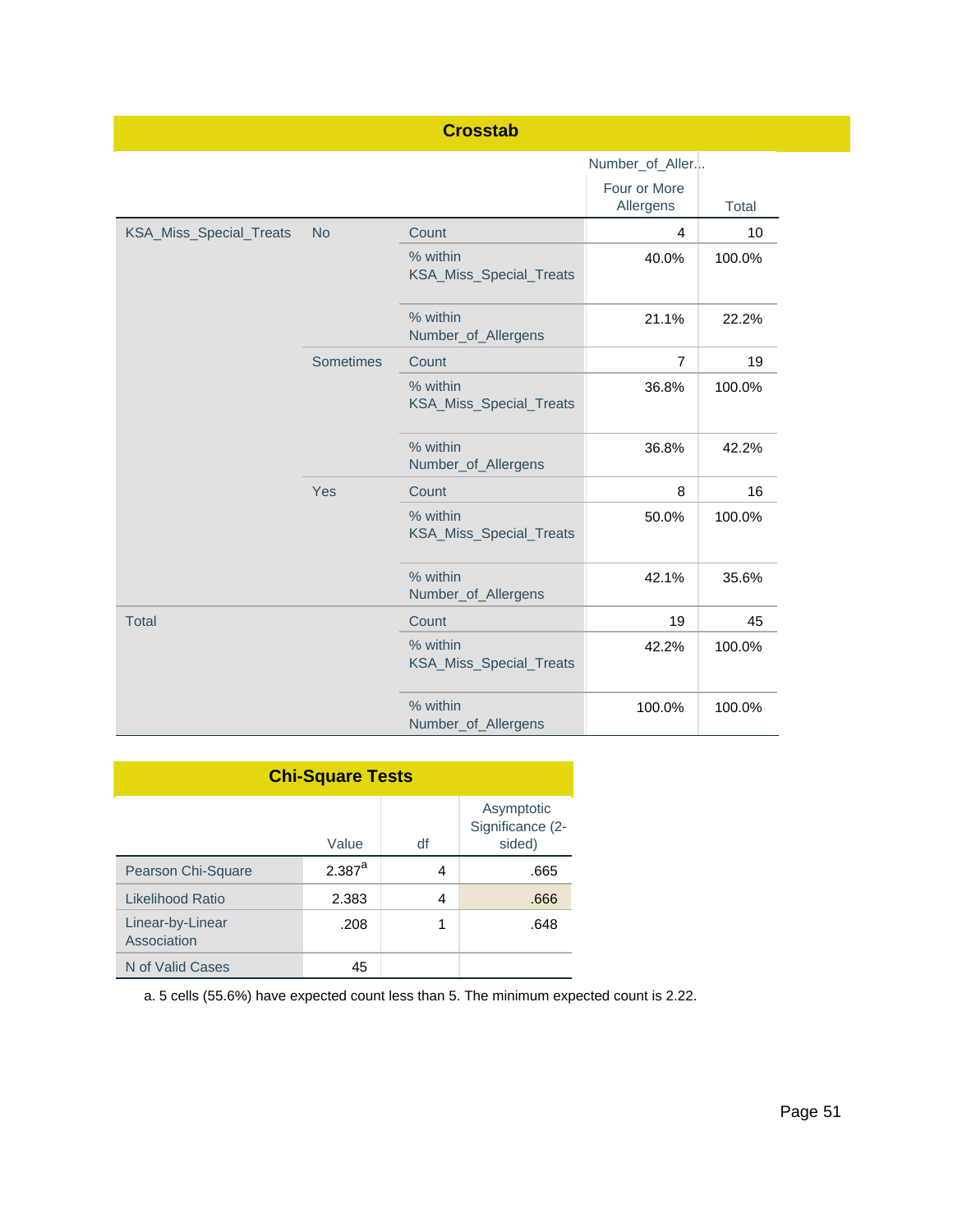**Crosstab**

| | | | Number_of_Aller... | |
|---|---|---|---|---|
| | | | Four or More Allergens | Total |
| KSA_Miss_Special_Treats | No | Count | 4 | 10 |
| | | % within KSA_Miss_Special_Treats | 40.0% | 100.0% |
| | | % within Number_of_Allergens | 21.1% | 22.2% |
| | Sometimes | Count | 7 | 19 |
| | | % within KSA_Miss_Special_Treats | 36.8% | 100.0% |
| | | % within Number_of_Allergens | 36.8% | 42.2% |
| | Yes | Count | 8 | 16 |
| | | % within KSA_Miss_Special_Treats | 50.0% | 100.0% |
| | | % within Number_of_Allergens | 42.1% | 35.6% |
| Total | | Count | 19 | 45 |
| | | % within KSA_Miss_Special_Treats | 42.2% | 100.0% |
| | | % within Number_of_Allergens | 100.0% | 100.0% |

**Chi-Square Tests**

| | Value | df | Asymptotic Significance (2-sided) |
|---|---|---|---|
| Pearson Chi-Square | 2.387[a] | 4 | .665 |
| Likelihood Ratio | 2.383 | 4 | .666 |
| Linear-by-Linear Association | .208 | 1 | .648 |
| N of Valid Cases | 45 | | |

a. 5 cells (55.6%) have expected count less than 5. The minimum expected count is 2.22.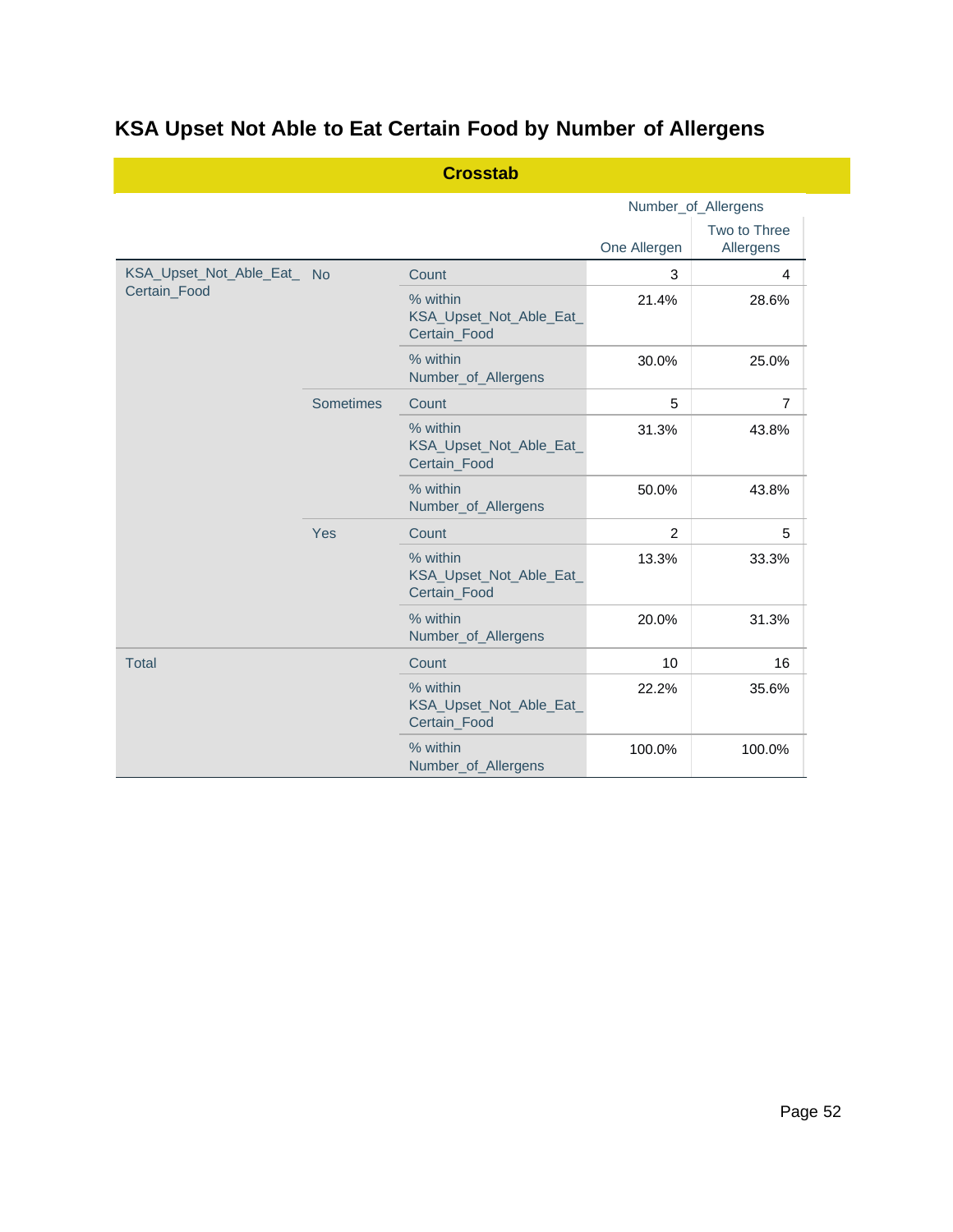## KSA Upset Not Able to Eat Certain Food by Number of Allergens

**Crosstab**

| | | | Number_of_Allergens | |
|---|---|---|---|---|
| | | | One Allergen | Two to Three Allergens |
| KSA_Upset_Not_Able_Eat_Certain_Food | No | Count | 3 | 4 |
| | | % within KSA_Upset_Not_Able_Eat_Certain_Food | 21.4% | 28.6% |
| | | % within Number_of_Allergens | 30.0% | 25.0% |
| | Sometimes | Count | 5 | 7 |
| | | % within KSA_Upset_Not_Able_Eat_Certain_Food | 31.3% | 43.8% |
| | | % within Number_of_Allergens | 50.0% | 43.8% |
| | Yes | Count | 2 | 5 |
| | | % within KSA_Upset_Not_Able_Eat_Certain_Food | 13.3% | 33.3% |
| | | % within Number_of_Allergens | 20.0% | 31.3% |
| Total | | Count | 10 | 16 |
| | | % within KSA_Upset_Not_Able_Eat_Certain_Food | 22.2% | 35.6% |
| | | % within Number_of_Allergens | 100.0% | 100.0% |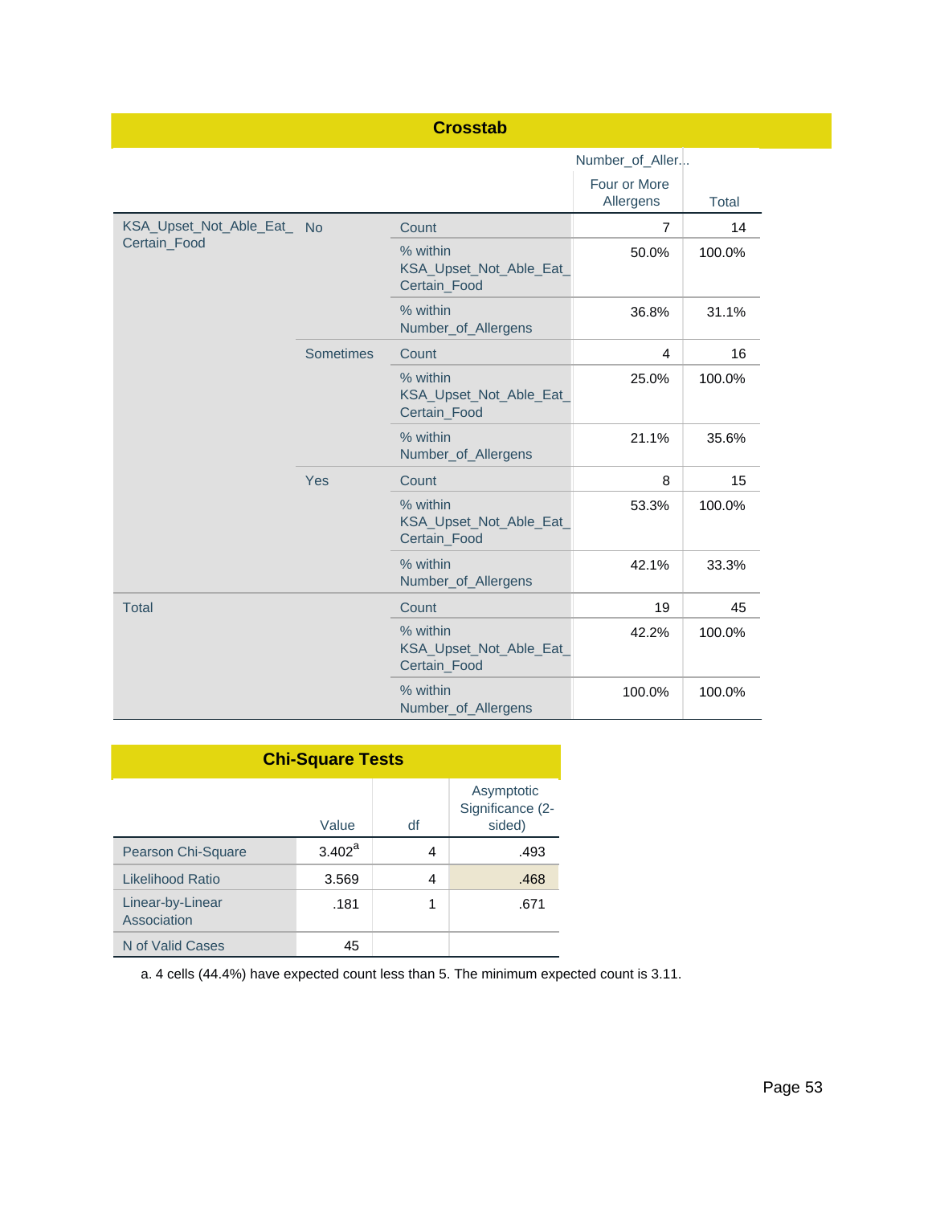**Crosstab**

| | | | Number_of_Aller... | |
|---|---|---|---|---|
| | | | Four or More Allergens | Total |
| KSA_Upset_Not_Able_Eat_Certain_Food | No | Count | 7 | 14 |
| | | % within KSA_Upset_Not_Able_Eat_Certain_Food | 50.0% | 100.0% |
| | | % within Number_of_Allergens | 36.8% | 31.1% |
| | Sometimes | Count | 4 | 16 |
| | | % within KSA_Upset_Not_Able_Eat_Certain_Food | 25.0% | 100.0% |
| | | % within Number_of_Allergens | 21.1% | 35.6% |
| | Yes | Count | 8 | 15 |
| | | % within KSA_Upset_Not_Able_Eat_Certain_Food | 53.3% | 100.0% |
| | | % within Number_of_Allergens | 42.1% | 33.3% |
| Total | | Count | 19 | 45 |
| | | % within KSA_Upset_Not_Able_Eat_Certain_Food | 42.2% | 100.0% |
| | | % within Number_of_Allergens | 100.0% | 100.0% |

**Chi-Square Tests**

| | Value | df | Asymptotic Significance (2-sided) |
|---|---|---|---|
| Pearson Chi-Square | 3.402[a] | 4 | .493 |
| Likelihood Ratio | 3.569 | 4 | .468 |
| Linear-by-Linear Association | .181 | 1 | .671 |
| N of Valid Cases | 45 | | |

a. 4 cells (44.4%) have expected count less than 5. The minimum expected count is 3.11.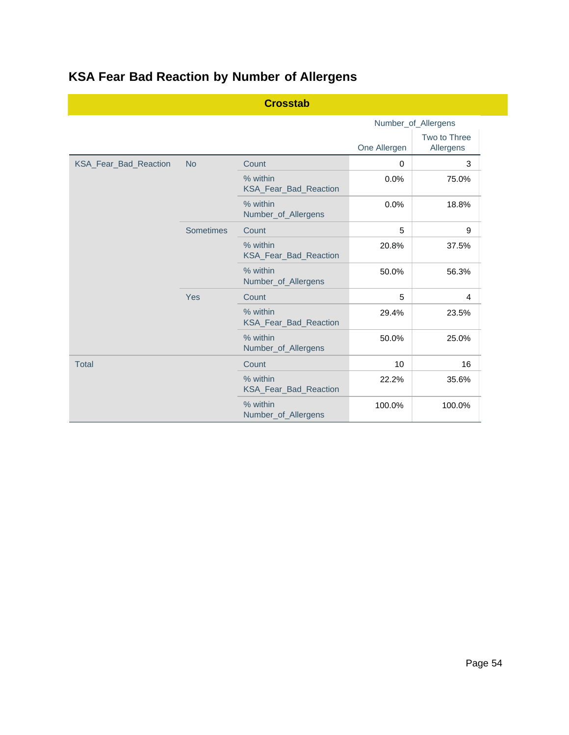## KSA Fear Bad Reaction by Number of Allergens

**Crosstab**

| | | | Number_of_Allergens | |
|---|---|---|---|---|
| | | | One Allergen | Two to Three Allergens |
| KSA_Fear_Bad_Reaction | No | Count | 0 | 3 |
| | | % within KSA_Fear_Bad_Reaction | 0.0% | 75.0% |
| | | % within Number_of_Allergens | 0.0% | 18.8% |
| | Sometimes | Count | 5 | 9 |
| | | % within KSA_Fear_Bad_Reaction | 20.8% | 37.5% |
| | | % within Number_of_Allergens | 50.0% | 56.3% |
| | Yes | Count | 5 | 4 |
| | | % within KSA_Fear_Bad_Reaction | 29.4% | 23.5% |
| | | % within Number_of_Allergens | 50.0% | 25.0% |
| Total | | Count | 10 | 16 |
| | | % within KSA_Fear_Bad_Reaction | 22.2% | 35.6% |
| | | % within Number_of_Allergens | 100.0% | 100.0% |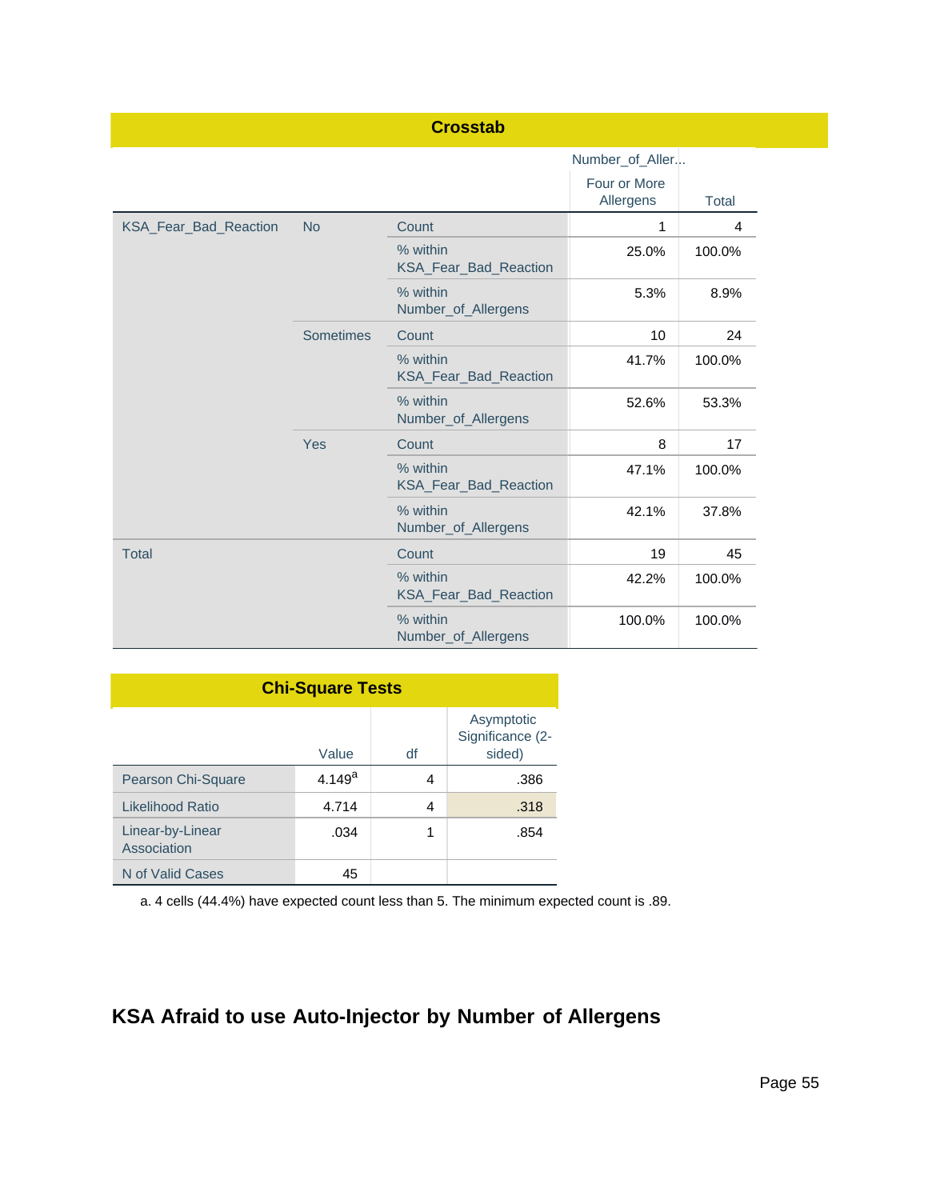**Crosstab**

| | | | Number_of_Aller... | |
|---|---|---|---|---|
| | | | Four or More Allergens | Total |
| KSA_Fear_Bad_Reaction | No | Count | 1 | 4 |
| | | % within KSA_Fear_Bad_Reaction | 25.0% | 100.0% |
| | | % within Number_of_Allergens | 5.3% | 8.9% |
| | Sometimes | Count | 10 | 24 |
| | | % within KSA_Fear_Bad_Reaction | 41.7% | 100.0% |
| | | % within Number_of_Allergens | 52.6% | 53.3% |
| | Yes | Count | 8 | 17 |
| | | % within KSA_Fear_Bad_Reaction | 47.1% | 100.0% |
| | | % within Number_of_Allergens | 42.1% | 37.8% |
| Total | | Count | 19 | 45 |
| | | % within KSA_Fear_Bad_Reaction | 42.2% | 100.0% |
| | | % within Number_of_Allergens | 100.0% | 100.0% |

**Chi-Square Tests**

| | Value | df | Asymptotic Significance (2-sided) |
|---|---|---|---|
| Pearson Chi-Square | 4.149[a] | 4 | .386 |
| Likelihood Ratio | 4.714 | 4 | .318 |
| Linear-by-Linear Association | .034 | 1 | .854 |
| N of Valid Cases | 45 | | |

a. 4 cells (44.4%) have expected count less than 5. The minimum expected count is .89.

## KSA Afraid to use Auto-Injector by Number of Allergens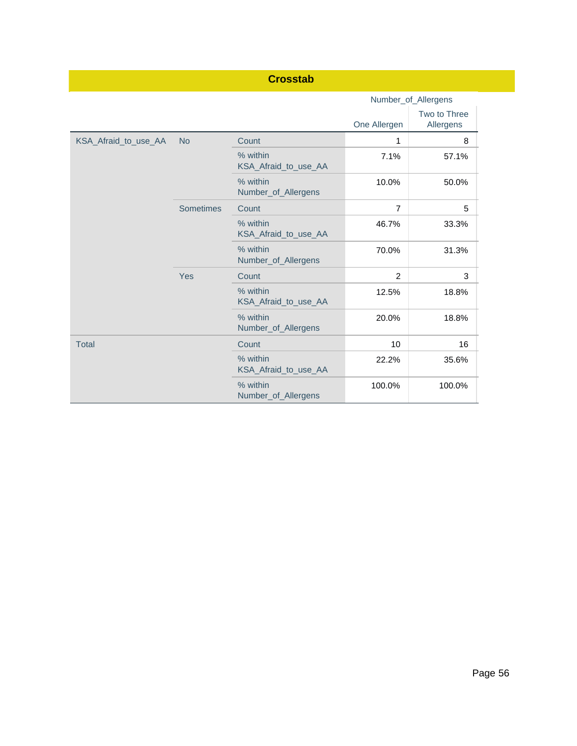## Crosstab

| | | | Number_of_Allergens | |
|---|---|---|---|---|
| | | | One Allergen | Two to Three Allergens |
| KSA_Afraid_to_use_AA | No | Count | 1 | 8 |
| | | % within KSA_Afraid_to_use_AA | 7.1% | 57.1% |
| | | % within Number_of_Allergens | 10.0% | 50.0% |
| | Sometimes | Count | 7 | 5 |
| | | % within KSA_Afraid_to_use_AA | 46.7% | 33.3% |
| | | % within Number_of_Allergens | 70.0% | 31.3% |
| | Yes | Count | 2 | 3 |
| | | % within KSA_Afraid_to_use_AA | 12.5% | 18.8% |
| | | % within Number_of_Allergens | 20.0% | 18.8% |
| Total | | Count | 10 | 16 |
| | | % within KSA_Afraid_to_use_AA | 22.2% | 35.6% |
| | | % within Number_of_Allergens | 100.0% | 100.0% |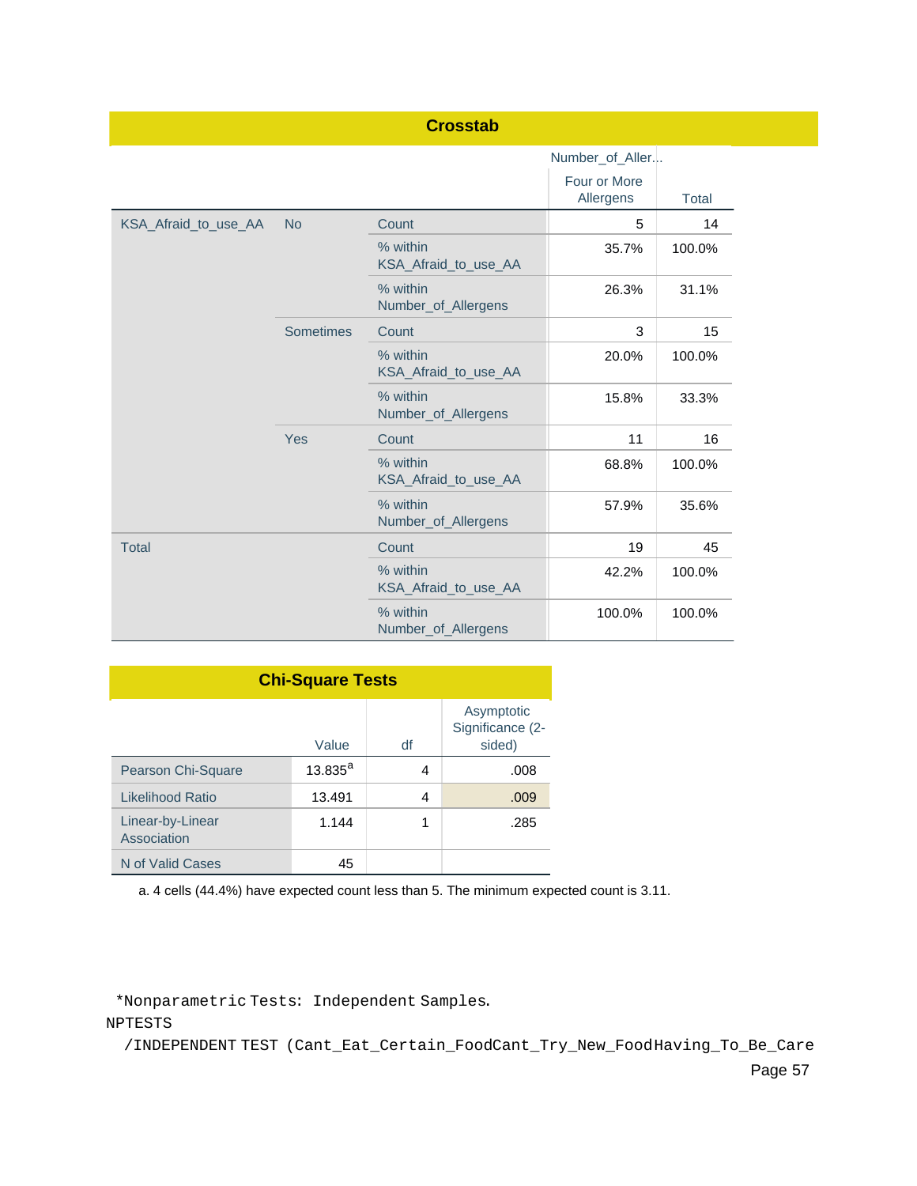**Crosstab**

| | | | Number_of_Aller... | |
|---|---|---|---|---|
| | | | Four or More Allergens | Total |
| KSA_Afraid_to_use_AA | No | Count | 5 | 14 |
| | | % within KSA_Afraid_to_use_AA | 35.7% | 100.0% |
| | | % within Number_of_Allergens | 26.3% | 31.1% |
| | Sometimes | Count | 3 | 15 |
| | | % within KSA_Afraid_to_use_AA | 20.0% | 100.0% |
| | | % within Number_of_Allergens | 15.8% | 33.3% |
| | Yes | Count | 11 | 16 |
| | | % within KSA_Afraid_to_use_AA | 68.8% | 100.0% |
| | | % within Number_of_Allergens | 57.9% | 35.6% |
| Total | | Count | 19 | 45 |
| | | % within KSA_Afraid_to_use_AA | 42.2% | 100.0% |
| | | % within Number_of_Allergens | 100.0% | 100.0% |

**Chi-Square Tests**

| | Value | df | Asymptotic Significance (2-sided) |
|---|---|---|---|
| Pearson Chi-Square | 13.835[a] | 4 | .008 |
| Likelihood Ratio | 13.491 | 4 | .009 |
| Linear-by-Linear Association | 1.144 | 1 | .285 |
| N of Valid Cases | 45 | | |

a. 4 cells (44.4%) have expected count less than 5. The minimum expected count is 3.11.

```
*Nonparametric Tests: Independent Samples.
NPTESTS
  /INDEPENDENT TEST (Cant_Eat_Certain_FoodCant_Try_New_FoodHaving_To_Be_Care
```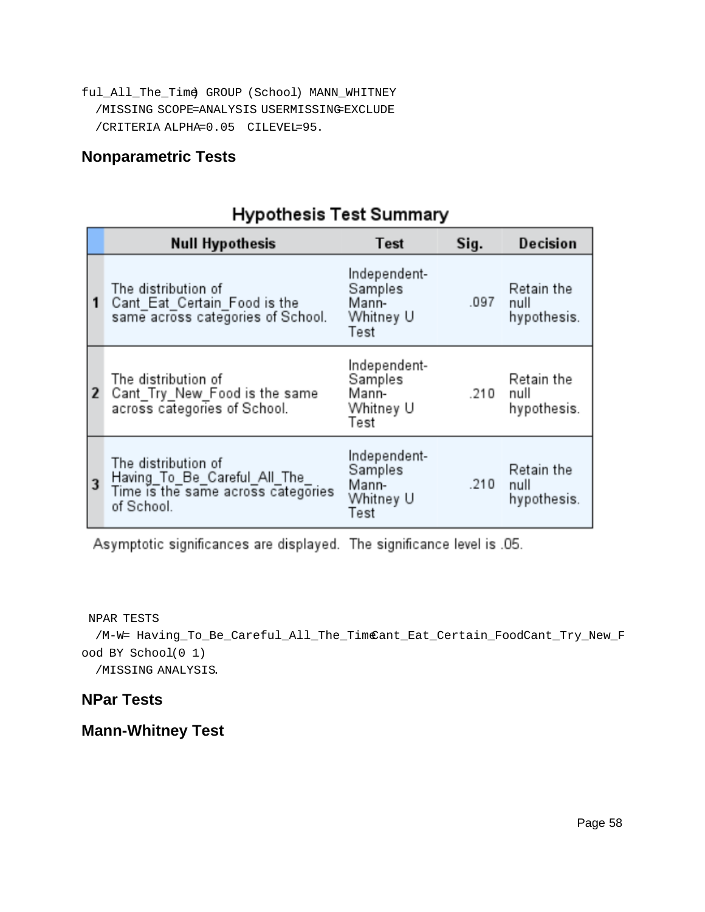```
ful_All_The_Time) GROUP (School) MANN_WHITNEY
  /MISSING SCOPE=ANALYSIS USERMISSING=EXCLUDE
  /CRITERIA ALPHA=0.05  CILEVEL=95.
```

## Nonparametric Tests

**Hypothesis Test Summary**

| | Null Hypothesis | Test | Sig. | Decision |
|---|---|---|---|---|
| 1 | The distribution of Cant_Eat_Certain_Food is the same across categories of School. | Independent-Samples Mann-Whitney U Test | .097 | Retain the null hypothesis. |
| 2 | The distribution of Cant_Try_New_Food is the same across categories of School. | Independent-Samples Mann-Whitney U Test | .210 | Retain the null hypothesis. |
| 3 | The distribution of Having_To_Be_Careful_All_The_Time is the same across categories of School. | Independent-Samples Mann-Whitney U Test | .210 | Retain the null hypothesis. |

Asymptotic significances are displayed. The significance level is .05.

```
NPAR TESTS
  /M-W= Having_To_Be_Careful_All_The_Time Cant_Eat_Certain_Food Cant_Try_New_Food BY School(0 1)
  /MISSING ANALYSIS.
```

## NPar Tests

## Mann-Whitney Test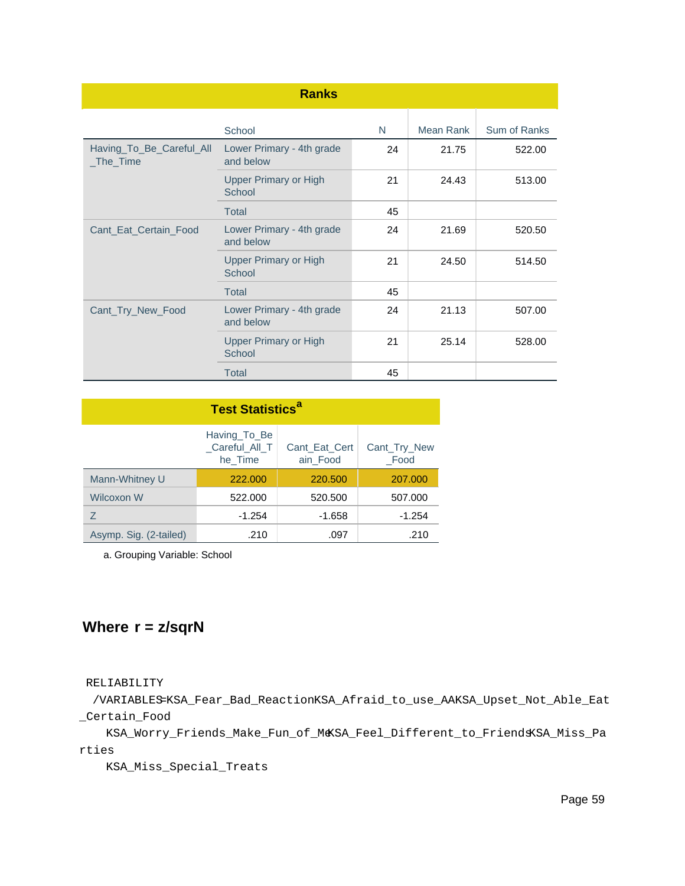**Ranks**

| | School | N | Mean Rank | Sum of Ranks |
|---|---|---|---|---|
| Having_To_Be_Careful_All_The_Time | Lower Primary - 4th grade and below | 24 | 21.75 | 522.00 |
| | Upper Primary or High School | 21 | 24.43 | 513.00 |
| | Total | 45 | | |
| Cant_Eat_Certain_Food | Lower Primary - 4th grade and below | 24 | 21.69 | 520.50 |
| | Upper Primary or High School | 21 | 24.50 | 514.50 |
| | Total | 45 | | |
| Cant_Try_New_Food | Lower Primary - 4th grade and below | 24 | 21.13 | 507.00 |
| | Upper Primary or High School | 21 | 25.14 | 528.00 |
| | Total | 45 | | |

**Test Statistics**[a]

| | Having_To_Be_Careful_All_The_Time | Cant_Eat_Certain_Food | Cant_Try_New_Food |
|---|---|---|---|
| Mann-Whitney U | 222.000 | 220.500 | 207.000 |
| Wilcoxon W | 522.000 | 520.500 | 507.000 |
| Z | -1.254 | -1.658 | -1.254 |
| Asymp. Sig. (2-tailed) | .210 | .097 | .210 |

a. Grouping Variable: School

## Where r = z/sqrN

```
RELIABILITY
 /VARIABLES=KSA_Fear_Bad_Reaction KSA_Afraid_to_use_AA KSA_Upset_Not_Able_Eat_Certain_Food
   KSA_Worry_Friends_Make_Fun_of_Me KSA_Feel_Different_to_Friends KSA_Miss_Parties
   KSA_Miss_Special_Treats
```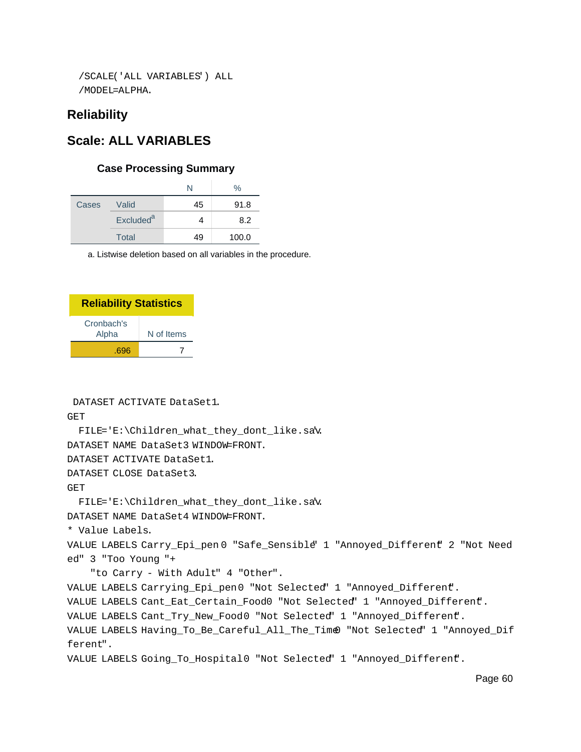```
/SCALE('ALL VARIABLES') ALL
/MODEL=ALPHA.
```

## Reliability

## Scale: ALL VARIABLES

### Case Processing Summary

| | | N | % |
|---|---|---|---|
| Cases | Valid | 45 | 91.8 |
| | Excluded[a] | 4 | 8.2 |
| | Total | 49 | 100.0 |

a. Listwise deletion based on all variables in the procedure.

### Reliability Statistics

| Cronbach's Alpha | N of Items |
|---|---|
| .696 | 7 |

```
DATASET ACTIVATE DataSet1.
GET
  FILE='E:\Children_what_they_dont_like.sav'.
DATASET NAME DataSet3 WINDOW=FRONT.
DATASET ACTIVATE DataSet1.
DATASET CLOSE DataSet3.
GET
  FILE='E:\Children_what_they_dont_like.sav'.
DATASET NAME DataSet4 WINDOW=FRONT.
* Value Labels.
VALUE LABELS Carry_Epi_pen 0 "Safe_Sensible" 1 "Annoyed_Different" 2 "Not Need
ed" 3 "Too Young "+
    "to Carry - With Adult" 4 "Other".
VALUE LABELS Carrying_Epi_pen 0 "Not Selected" 1 "Annoyed_Different".
VALUE LABELS Cant_Eat_Certain_Food 0 "Not Selected" 1 "Annoyed_Different".
VALUE LABELS Cant_Try_New_Food 0 "Not Selected" 1 "Annoyed_Different".
VALUE LABELS Having_To_Be_Careful_All_The_Time 0 "Not Selected" 1 "Annoyed_Dif
ferent".
VALUE LABELS Going_To_Hospital 0 "Not Selected" 1 "Annoyed_Different".
```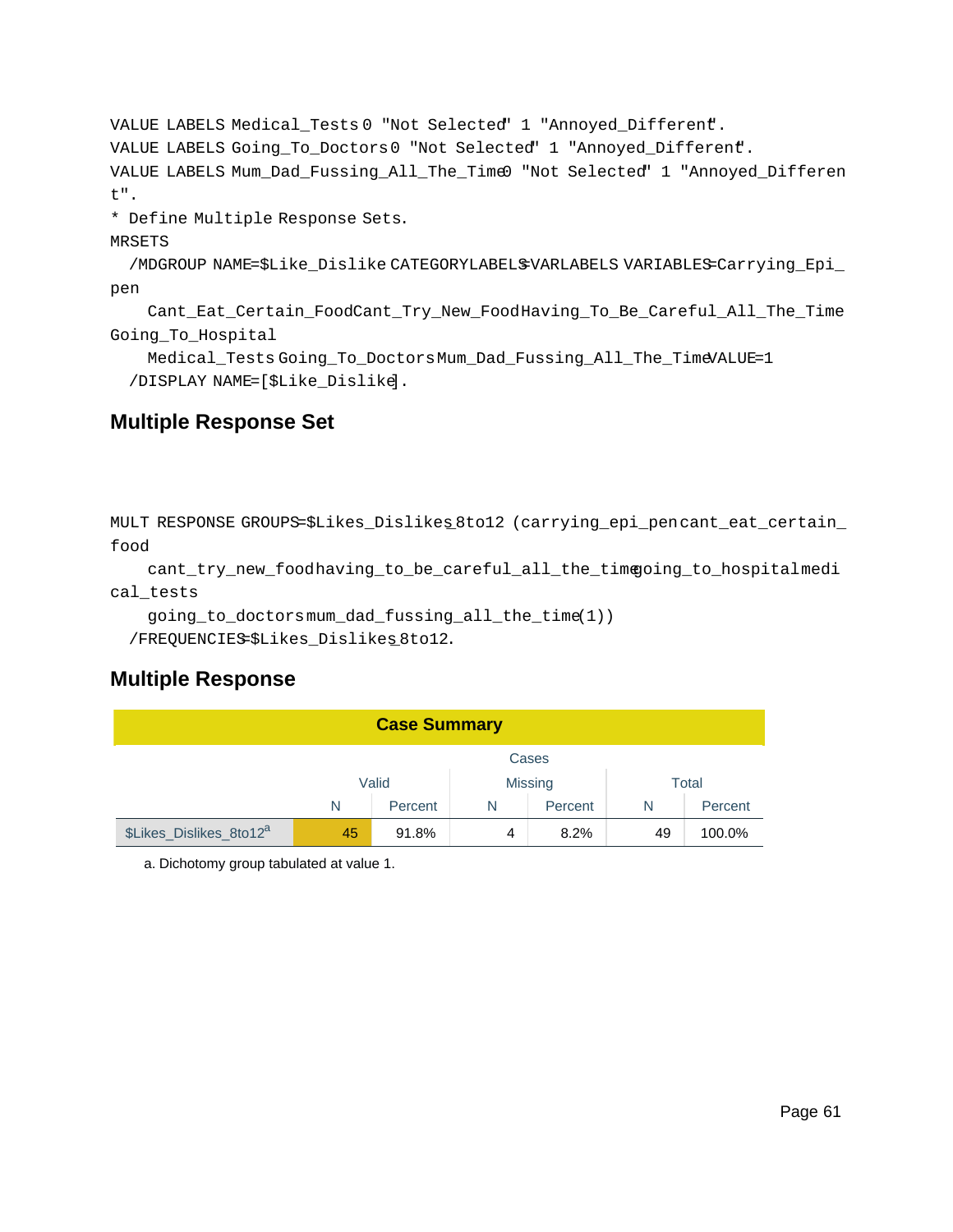```
VALUE LABELS Medical_Tests 0 "Not Selected" 1 "Annoyed_Different".
VALUE LABELS Going_To_Doctors 0 "Not Selected" 1 "Annoyed_Different".
VALUE LABELS Mum_Dad_Fussing_All_The_Time 0 "Not Selected" 1 "Annoyed_Differen
t".
* Define Multiple Response Sets.
MRSETS
  /MDGROUP NAME=$Like_Dislike CATEGORYLABELS=VARLABELS VARIABLES=Carrying_Epi_
pen
    Cant_Eat_Certain_Food Cant_Try_New_Food Having_To_Be_Careful_All_The_Time
Going_To_Hospital
    Medical_Tests Going_To_Doctors Mum_Dad_Fussing_All_The_Time VALUE=1
  /DISPLAY NAME=[$Like_Dislike].
```

## Multiple Response Set

```
MULT RESPONSE GROUPS=$Likes_Dislikes_8to12 (carrying_epi_pen cant_eat_certain_
food
    cant_try_new_food having_to_be_careful_all_the_time going_to_hospital medi
cal_tests
    going_to_doctors mum_dad_fussing_all_the_time (1))
  /FREQUENCIES=$Likes_Dislikes_8to12.
```

## Multiple Response

**Case Summary**

| | Cases | | | | | |
|---|---|---|---|---|---|---|
| | Valid | | Missing | | Total | |
| | N | Percent | N | Percent | N | Percent |
| $Likes_Dislikes_8to12[a] | 45 | 91.8% | 4 | 8.2% | 49 | 100.0% |

a. Dichotomy group tabulated at value 1.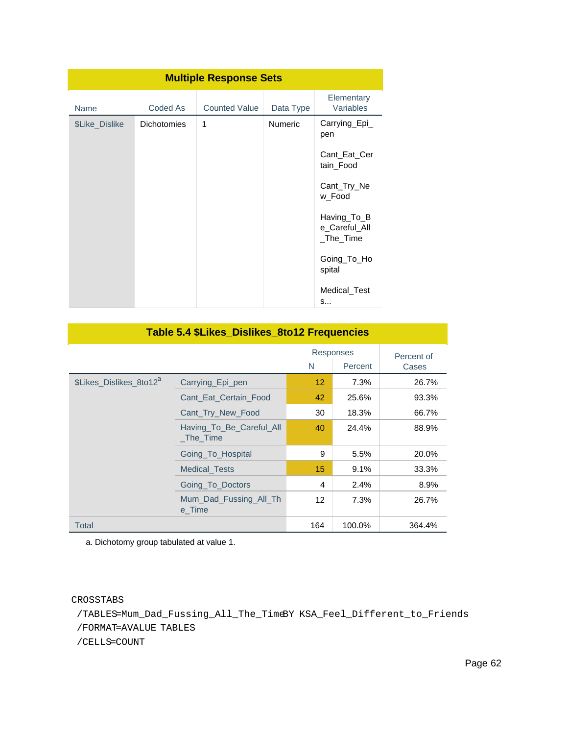**Multiple Response Sets**

| Name | Coded As | Counted Value | Data Type | Elementary Variables |
|---|---|---|---|---|
| $Like_Dislike | Dichotomies | 1 | Numeric | Carrying_Epi_pen<br>Cant_Eat_Certain_Food<br>Cant_Try_New_Food<br>Having_To_Be_Careful_All_The_Time<br>Going_To_Hospital<br>Medical_Tests... |

**Table 5.4 $Likes_Dislikes_8to12 Frequencies**

| | | Responses | | Percent of Cases |
|---|---|---|---|---|
| | | N | Percent | |
| $Likes_Dislikes_8to12[a] | Carrying_Epi_pen | 12 | 7.3% | 26.7% |
| | Cant_Eat_Certain_Food | 42 | 25.6% | 93.3% |
| | Cant_Try_New_Food | 30 | 18.3% | 66.7% |
| | Having_To_Be_Careful_All_The_Time | 40 | 24.4% | 88.9% |
| | Going_To_Hospital | 9 | 5.5% | 20.0% |
| | Medical_Tests | 15 | 9.1% | 33.3% |
| | Going_To_Doctors | 4 | 2.4% | 8.9% |
| | Mum_Dad_Fussing_All_The_Time | 12 | 7.3% | 26.7% |
| Total | | 164 | 100.0% | 364.4% |

a. Dichotomy group tabulated at value 1.

```
CROSSTABS
 /TABLES=Mum_Dad_Fussing_All_The_TimeBY KSA_Feel_Different_to_Friends
 /FORMAT=AVALUE TABLES
 /CELLS=COUNT
```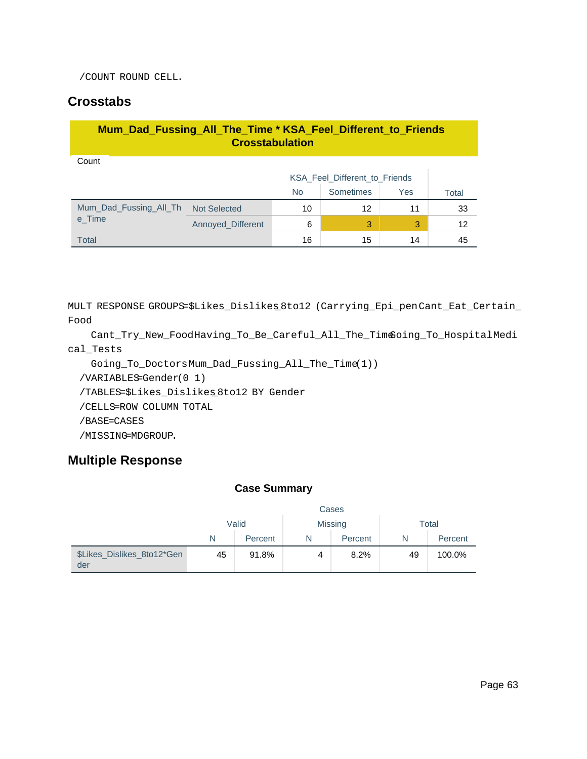```
/COUNT ROUND CELL.
```

## Crosstabs

**Mum_Dad_Fussing_All_The_Time * KSA_Feel_Different_to_Friends Crosstabulation**

Count

| | | KSA_Feel_Different_to_Friends | | | Total |
|---|---|---|---|---|---|
| | | No | Sometimes | Yes | |
| Mum_Dad_Fussing_All_The_Time | Not Selected | 10 | 12 | 11 | 33 |
| | Annoyed_Different | 6 | 3 | 3 | 12 |
| Total | | 16 | 15 | 14 | 45 |

```
MULT RESPONSE GROUPS=$Likes_Dislikes_8to12 (Carrying_Epi_pen Cant_Eat_Certain_Food
    Cant_Try_New_Food Having_To_Be_Careful_All_The_Time Going_To_Hospital Medical_Tests
    Going_To_Doctors Mum_Dad_Fussing_All_The_Time(1))
  /VARIABLES=Gender(0 1)
  /TABLES=$Likes_Dislikes_8to12 BY Gender
  /CELLS=ROW COLUMN TOTAL
  /BASE=CASES
  /MISSING=MDGROUP.
```

## Multiple Response

**Case Summary**

| | Cases | | | | | |
|---|---|---|---|---|---|---|
| | Valid | | Missing | | Total | |
| | N | Percent | N | Percent | N | Percent |
| $Likes_Dislikes_8to12*Gender | 45 | 91.8% | 4 | 8.2% | 49 | 100.0% |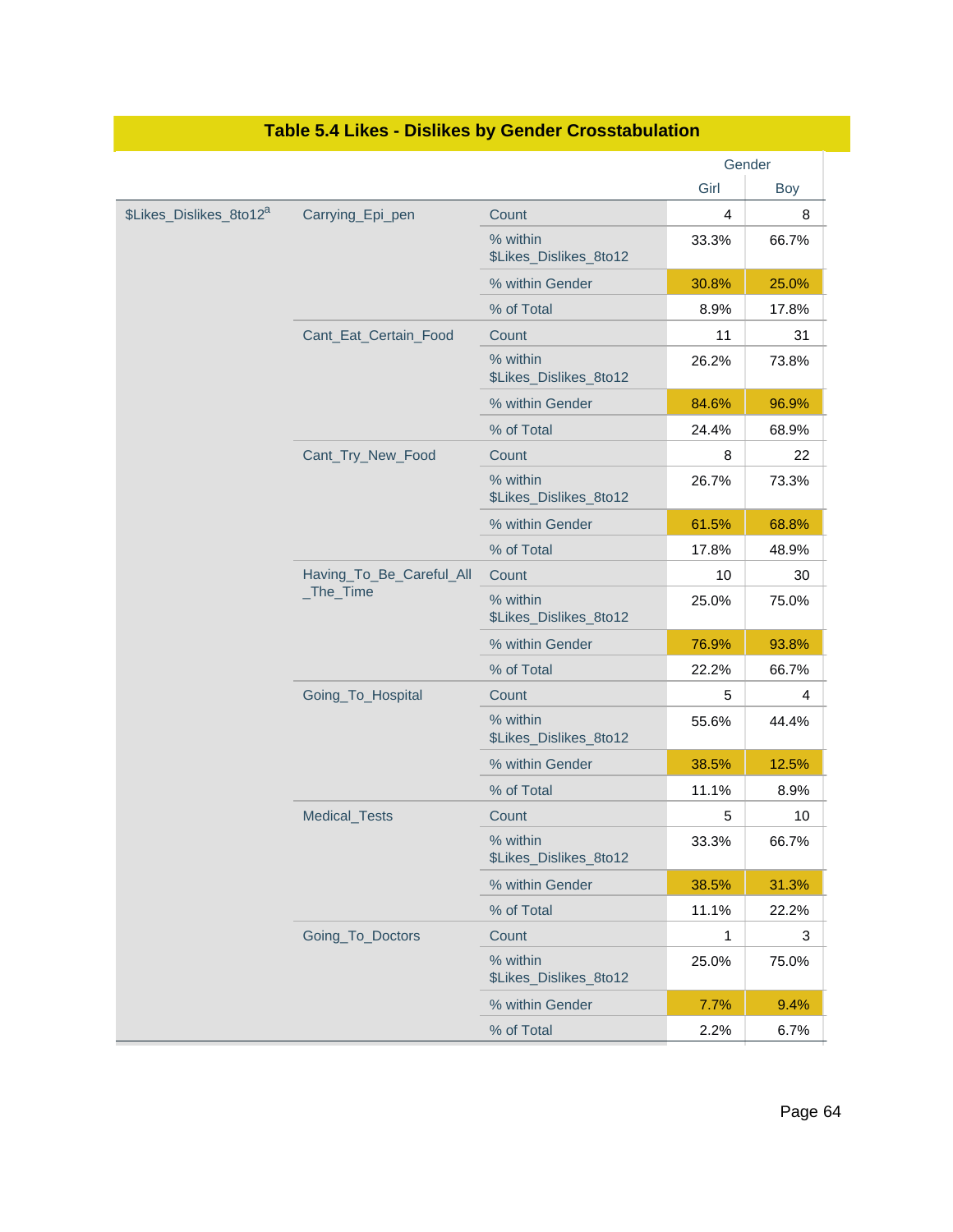## Table 5.4 Likes - Dislikes by Gender Crosstabulation

| | | | Gender | |
|---|---|---|---|---|
| | | | Girl | Boy |
| $Likes_Dislikes_8to12[a] | Carrying_Epi_pen | Count | 4 | 8 |
| | | % within $Likes_Dislikes_8to12 | 33.3% | 66.7% |
| | | % within Gender | 30.8% | 25.0% |
| | | % of Total | 8.9% | 17.8% |
| | Cant_Eat_Certain_Food | Count | 11 | 31 |
| | | % within $Likes_Dislikes_8to12 | 26.2% | 73.8% |
| | | % within Gender | 84.6% | 96.9% |
| | | % of Total | 24.4% | 68.9% |
| | Cant_Try_New_Food | Count | 8 | 22 |
| | | % within $Likes_Dislikes_8to12 | 26.7% | 73.3% |
| | | % within Gender | 61.5% | 68.8% |
| | | % of Total | 17.8% | 48.9% |
| | Having_To_Be_Careful_All_The_Time | Count | 10 | 30 |
| | | % within $Likes_Dislikes_8to12 | 25.0% | 75.0% |
| | | % within Gender | 76.9% | 93.8% |
| | | % of Total | 22.2% | 66.7% |
| | Going_To_Hospital | Count | 5 | 4 |
| | | % within $Likes_Dislikes_8to12 | 55.6% | 44.4% |
| | | % within Gender | 38.5% | 12.5% |
| | | % of Total | 11.1% | 8.9% |
| | Medical_Tests | Count | 5 | 10 |
| | | % within $Likes_Dislikes_8to12 | 33.3% | 66.7% |
| | | % within Gender | 38.5% | 31.3% |
| | | % of Total | 11.1% | 22.2% |
| | Going_To_Doctors | Count | 1 | 3 |
| | | % within $Likes_Dislikes_8to12 | 25.0% | 75.0% |
| | | % within Gender | 7.7% | 9.4% |
| | | % of Total | 2.2% | 6.7% |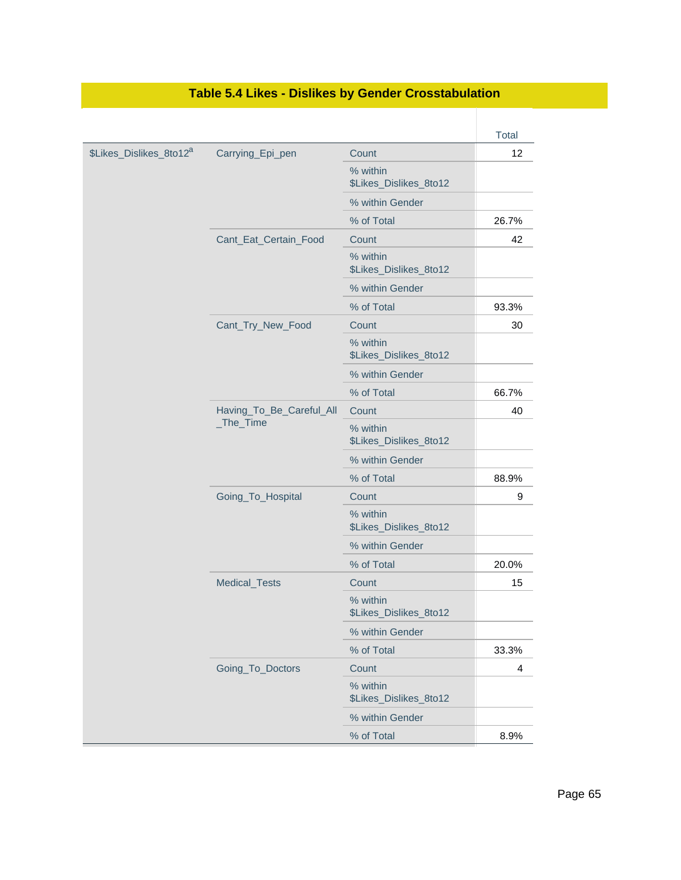## Table 5.4 Likes - Dislikes by Gender Crosstabulation

| | | | Total |
|---|---|---|---|
| $Likes_Dislikes_8to12[a] | Carrying_Epi_pen | Count | 12 |
| | | % within $Likes_Dislikes_8to12 | |
| | | % within Gender | |
| | | % of Total | 26.7% |
| | Cant_Eat_Certain_Food | Count | 42 |
| | | % within $Likes_Dislikes_8to12 | |
| | | % within Gender | |
| | | % of Total | 93.3% |
| | Cant_Try_New_Food | Count | 30 |
| | | % within $Likes_Dislikes_8to12 | |
| | | % within Gender | |
| | | % of Total | 66.7% |
| | Having_To_Be_Careful_All_The_Time | Count | 40 |
| | | % within $Likes_Dislikes_8to12 | |
| | | % within Gender | |
| | | % of Total | 88.9% |
| | Going_To_Hospital | Count | 9 |
| | | % within $Likes_Dislikes_8to12 | |
| | | % within Gender | |
| | | % of Total | 20.0% |
| | Medical_Tests | Count | 15 |
| | | % within $Likes_Dislikes_8to12 | |
| | | % within Gender | |
| | | % of Total | 33.3% |
| | Going_To_Doctors | Count | 4 |
| | | % within $Likes_Dislikes_8to12 | |
| | | % within Gender | |
| | | % of Total | 8.9% |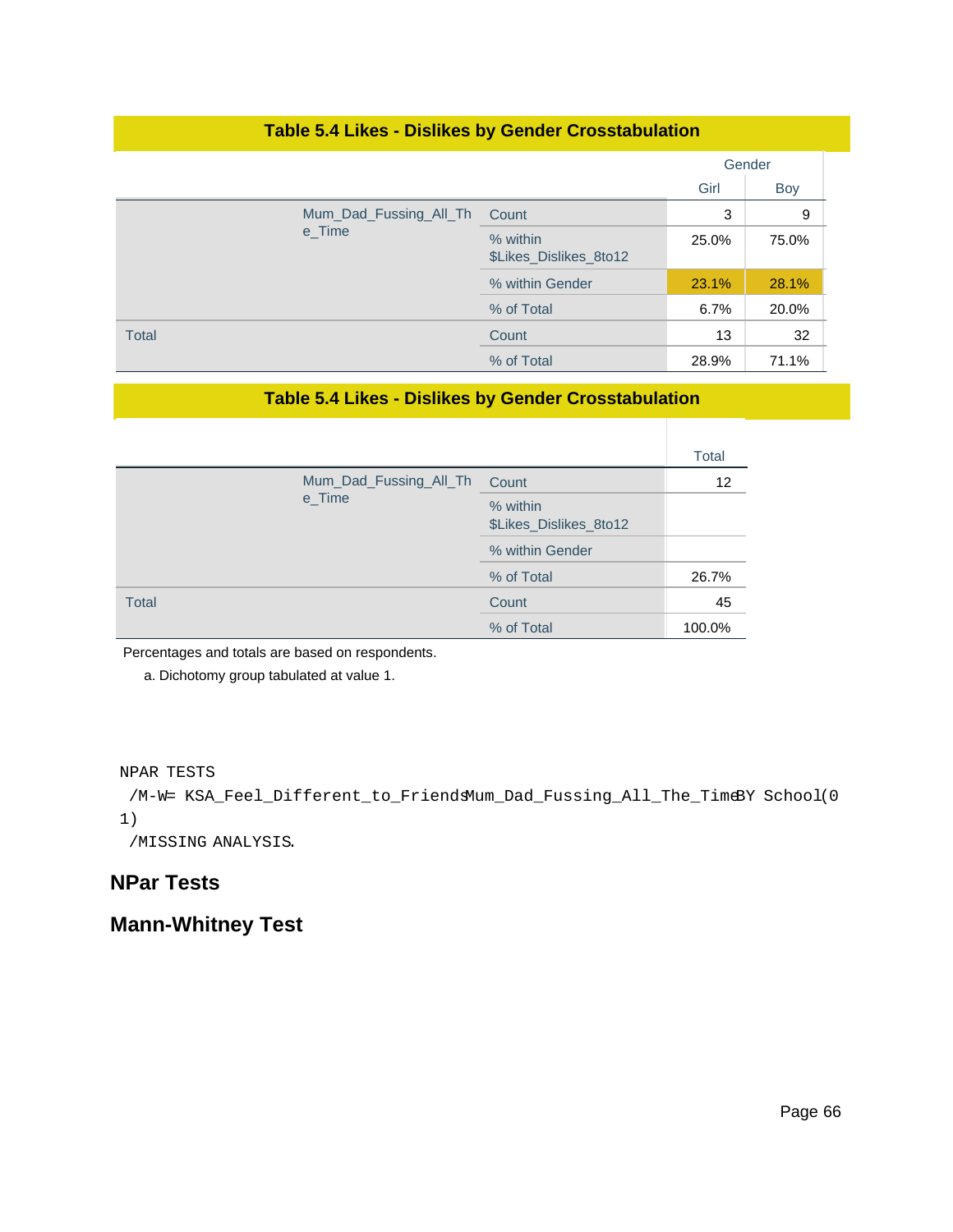**Table 5.4 Likes - Dislikes by Gender Crosstabulation**

| | | Gender | | |
|---|---|---|---|---|
| | | Girl | Boy | Total |
| Mum_Dad_Fussing_All_The_Time | Count | 3 | 9 | 12 |
| | % within $Likes_Dislikes_8to12 | 25.0% | 75.0% | |
| | % within Gender | 23.1% | 28.1% | |
| | % of Total | 6.7% | 20.0% | 26.7% |
| Total | Count | 13 | 32 | 45 |
| | % of Total | 28.9% | 71.1% | 100.0% |

Percentages and totals are based on respondents.

a. Dichotomy group tabulated at value 1.

```
NPAR TESTS
 /M-W= KSA_Feel_Different_to_Friends Mum_Dad_Fussing_All_The_Time BY School(0 1)
 /MISSING ANALYSIS.
```

## NPar Tests

## Mann-Whitney Test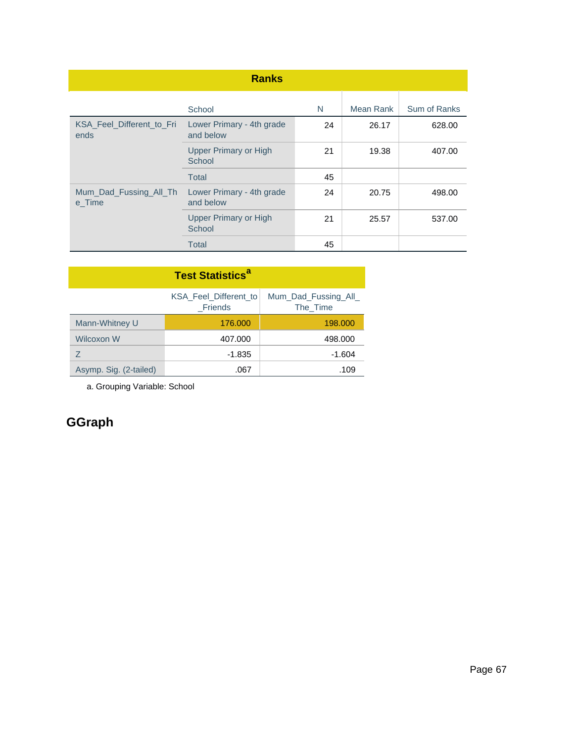**Ranks**

| | School | N | Mean Rank | Sum of Ranks |
|---|---|---|---|---|
| KSA_Feel_Different_to_Friends | Lower Primary - 4th grade and below | 24 | 26.17 | 628.00 |
| | Upper Primary or High School | 21 | 19.38 | 407.00 |
| | Total | 45 | | |
| Mum_Dad_Fussing_All_The_Time | Lower Primary - 4th grade and below | 24 | 20.75 | 498.00 |
| | Upper Primary or High School | 21 | 25.57 | 537.00 |
| | Total | 45 | | |

**Test Statistics[a]**

| | KSA_Feel_Different_to_Friends | Mum_Dad_Fussing_All_The_Time |
|---|---|---|
| Mann-Whitney U | 176.000 | 198.000 |
| Wilcoxon W | 407.000 | 498.000 |
| Z | -1.835 | -1.604 |
| Asymp. Sig. (2-tailed) | .067 | .109 |

a. Grouping Variable: School

## GGraph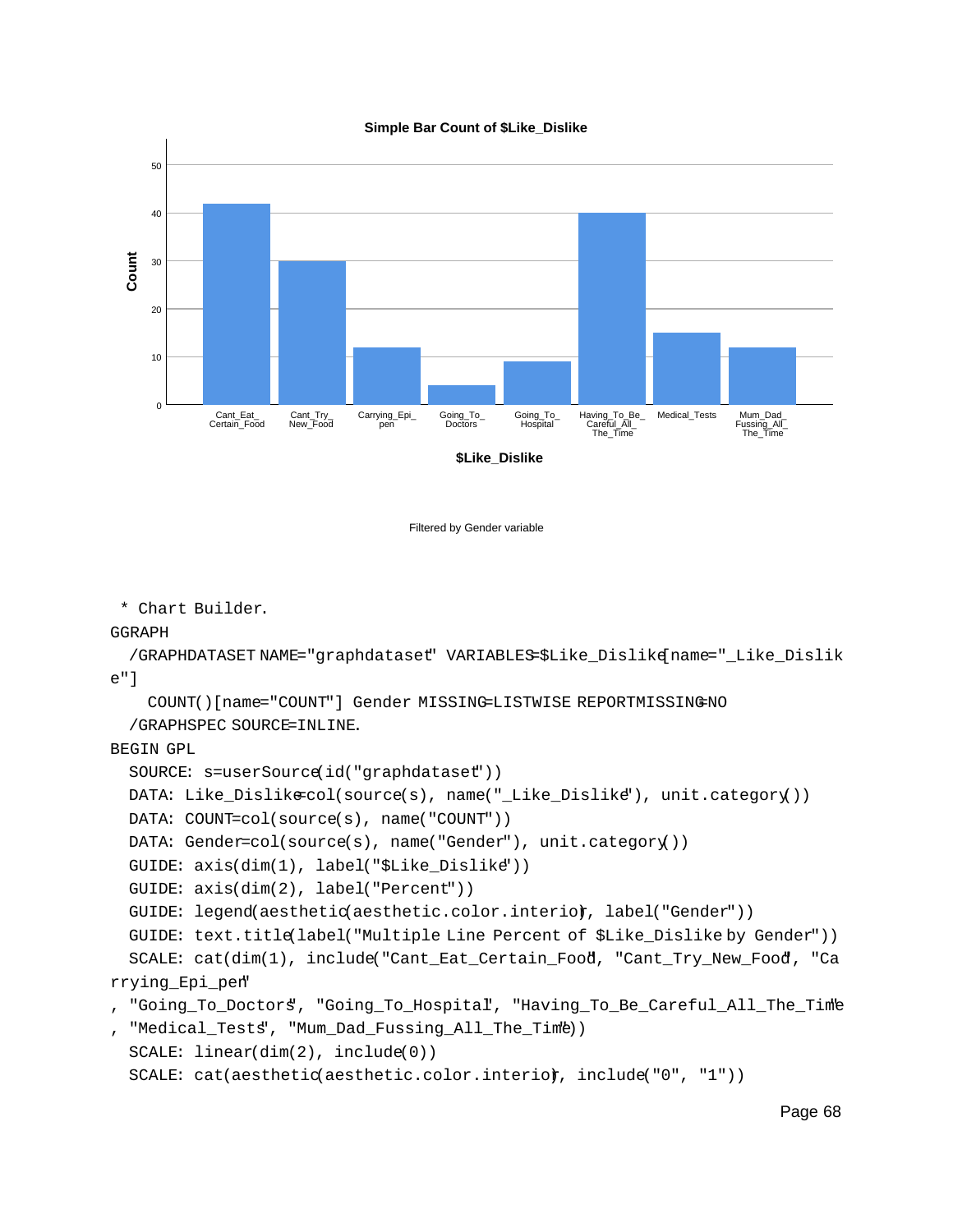**Simple Bar Count of $Like_Dislike**

| $Like_Dislike | Count |
|---|---|
| Cant_Eat_Certain_Food | 42 |
| Cant_Try_New_Food | 30 |
| Carrying_Epi_pen | 12 |
| Going_To_Doctors | 4 |
| Going_To_Hospital | 9 |
| Having_To_Be_Careful_All_The_Time | 40 |
| Medical_Tests | 15 |
| Mum_Dad_Fussing_All_The_Time | 12 |

Filtered by Gender variable

```
* Chart Builder.
GGRAPH
  /GRAPHDATASET NAME="graphdataset" VARIABLES=$Like_Dislike[name="_Like_Dislik
e"]
    COUNT()[name="COUNT"] Gender MISSING=LISTWISE REPORTMISSING=NO
  /GRAPHSPEC SOURCE=INLINE.
BEGIN GPL
  SOURCE: s=userSource(id("graphdataset"))
  DATA: Like_Dislike=col(source(s), name("_Like_Dislike"), unit.category())
  DATA: COUNT=col(source(s), name("COUNT"))
  DATA: Gender=col(source(s), name("Gender"), unit.category())
  GUIDE: axis(dim(1), label("$Like_Dislike"))
  GUIDE: axis(dim(2), label("Percent"))
  GUIDE: legend(aesthetic(aesthetic.color.interior), label("Gender"))
  GUIDE: text.title(label("Multiple Line Percent of $Like_Dislike by Gender"))
  SCALE: cat(dim(1), include("Cant_Eat_Certain_Food", "Cant_Try_New_Food", "Ca
rrying_Epi_pen"
, "Going_To_Doctors", "Going_To_Hospital", "Having_To_Be_Careful_All_The_Time"
, "Medical_Tests", "Mum_Dad_Fussing_All_The_Time"))
  SCALE: linear(dim(2), include(0))
  SCALE: cat(aesthetic(aesthetic.color.interior), include("0", "1"))
```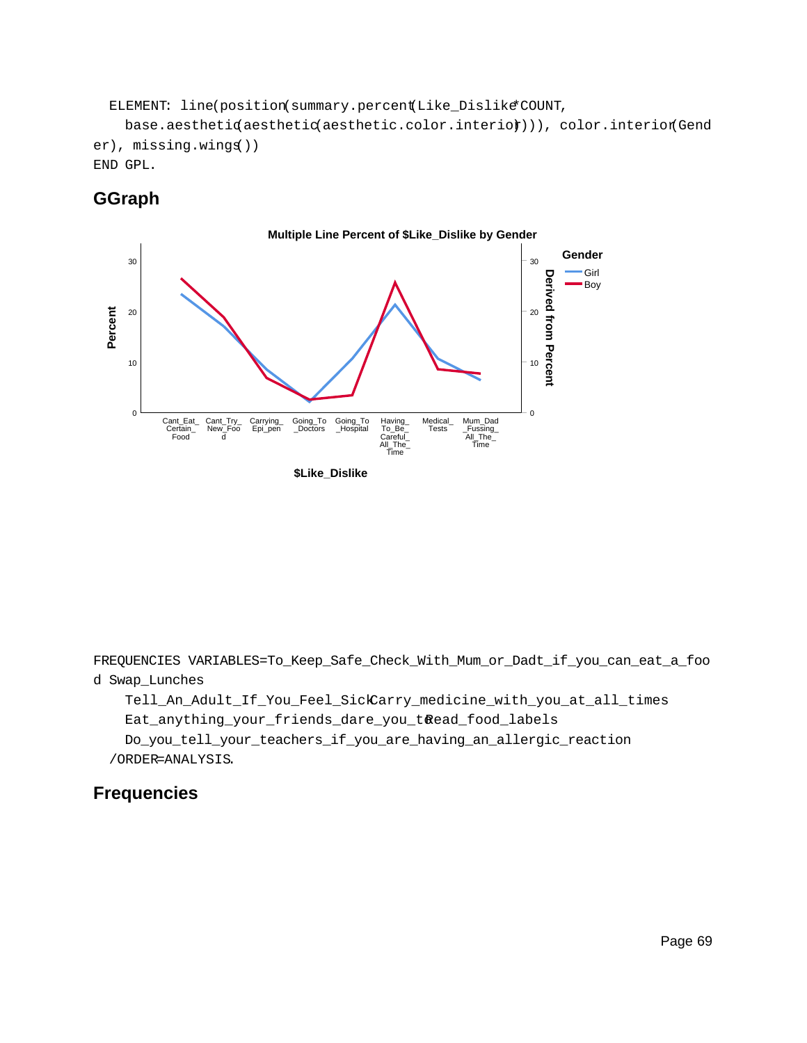```
  ELEMENT: line(position(summary.percent(Like_Dislike*COUNT,
    base.aesthetic(aesthetic(aesthetic.color.interior)))), color.interior(Gend
er), missing.wings())
END GPL.
```

## GGraph

**Multiple Line Percent of $Like_Dislike by Gender**

```
FREQUENCIES VARIABLES=To_Keep_Safe_Check_With_Mum_or_Dadt_if_you_can_eat_a_foo
d Swap_Lunches
    Tell_An_Adult_If_You_Feel_Sick Carry_medicine_with_you_at_all_times
    Eat_anything_your_friends_dare_you_to Read_food_labels
    Do_you_tell_your_teachers_if_you_are_having_an_allergic_reaction
  /ORDER=ANALYSIS.
```

## Frequencies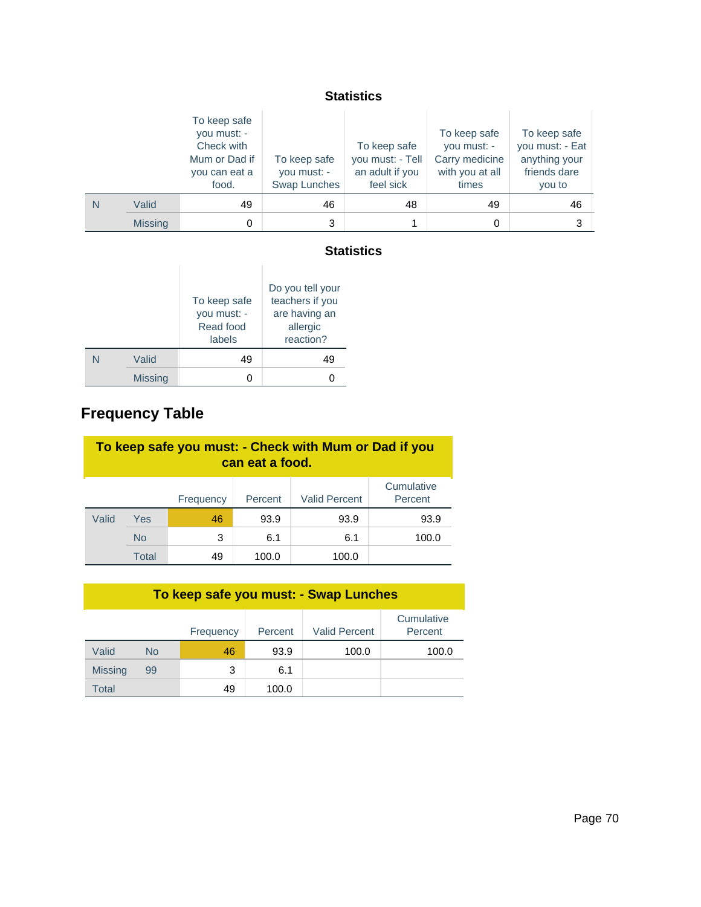**Statistics**

| | | To keep safe you must: - Check with Mum or Dad if you can eat a food. | To keep safe you must: - Swap Lunches | To keep safe you must: - Tell an adult if you feel sick | To keep safe you must: - Carry medicine with you at all times | To keep safe you must: - Eat anything your friends dare you to |
|---|---|---|---|---|---|---|
| N | Valid | 49 | 46 | 48 | 49 | 46 |
| | Missing | 0 | 3 | 1 | 0 | 3 |

**Statistics**

| | | To keep safe you must: - Read food labels | Do you tell your teachers if you are having an allergic reaction? |
|---|---|---|---|
| N | Valid | 49 | 49 |
| | Missing | 0 | 0 |

## Frequency Table

**To keep safe you must: - Check with Mum or Dad if you can eat a food.**

| | | Frequency | Percent | Valid Percent | Cumulative Percent |
|---|---|---|---|---|---|
| Valid | Yes | 46 | 93.9 | 93.9 | 93.9 |
| | No | 3 | 6.1 | 6.1 | 100.0 |
| | Total | 49 | 100.0 | 100.0 | |

**To keep safe you must: - Swap Lunches**

| | | Frequency | Percent | Valid Percent | Cumulative Percent |
|---|---|---|---|---|---|
| Valid | No | 46 | 93.9 | 100.0 | 100.0 |
| Missing | 99 | 3 | 6.1 | | |
| Total | | 49 | 100.0 | | |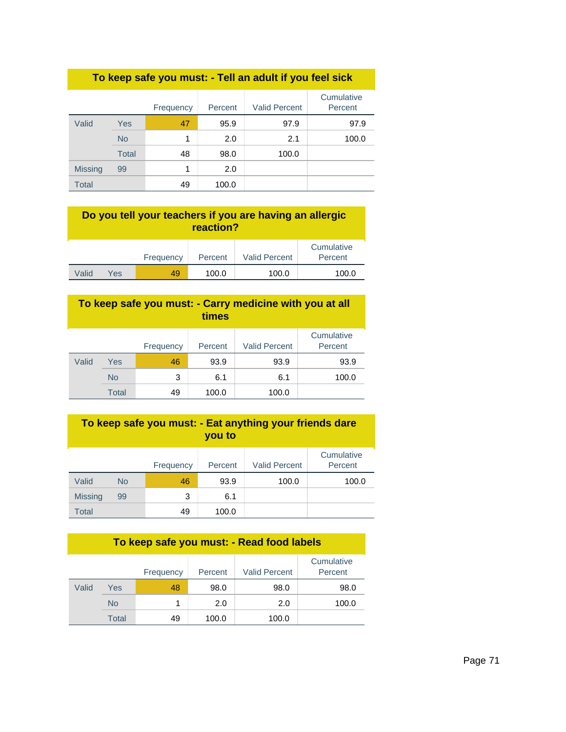**To keep safe you must: - Tell an adult if you feel sick**

| | | Frequency | Percent | Valid Percent | Cumulative Percent |
|---|---|---|---|---|---|
| Valid | Yes | 47 | 95.9 | 97.9 | 97.9 |
| | No | 1 | 2.0 | 2.1 | 100.0 |
| | Total | 48 | 98.0 | 100.0 | |
| Missing | 99 | 1 | 2.0 | | |
| Total | | 49 | 100.0 | | |

**Do you tell your teachers if you are having an allergic reaction?**

| | | Frequency | Percent | Valid Percent | Cumulative Percent |
|---|---|---|---|---|---|
| Valid | Yes | 49 | 100.0 | 100.0 | 100.0 |

**To keep safe you must: - Carry medicine with you at all times**

| | | Frequency | Percent | Valid Percent | Cumulative Percent |
|---|---|---|---|---|---|
| Valid | Yes | 46 | 93.9 | 93.9 | 93.9 |
| | No | 3 | 6.1 | 6.1 | 100.0 |
| | Total | 49 | 100.0 | 100.0 | |

**To keep safe you must: - Eat anything your friends dare you to**

| | | Frequency | Percent | Valid Percent | Cumulative Percent |
|---|---|---|---|---|---|
| Valid | No | 46 | 93.9 | 100.0 | 100.0 |
| Missing | 99 | 3 | 6.1 | | |
| Total | | 49 | 100.0 | | |

**To keep safe you must: - Read food labels**

| | | Frequency | Percent | Valid Percent | Cumulative Percent |
|---|---|---|---|---|---|
| Valid | Yes | 48 | 98.0 | 98.0 | 98.0 |
| | No | 1 | 2.0 | 2.0 | 100.0 |
| | Total | 49 | 100.0 | 100.0 | |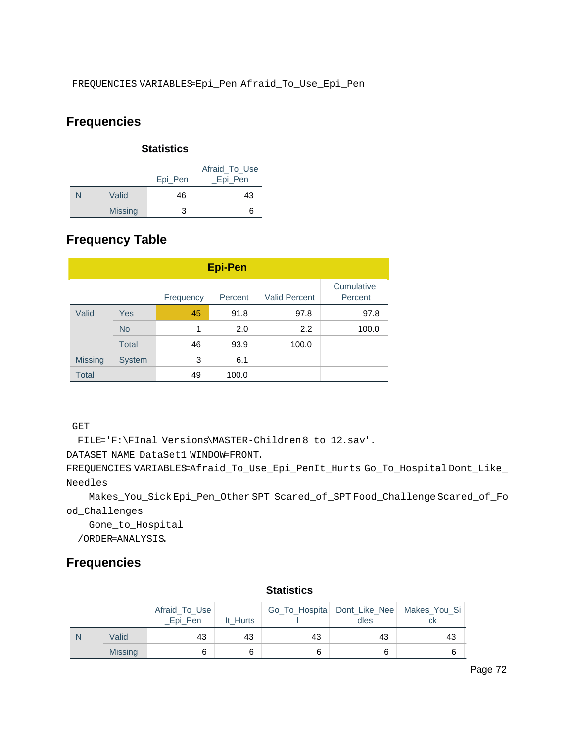```
FREQUENCIES VARIABLES=Epi_Pen Afraid_To_Use_Epi_Pen
```

## Frequencies

### Statistics

| | | Epi_Pen | Afraid_To_Use_Epi_Pen |
|---|---|---|---|
| N | Valid | 46 | 43 |
| | Missing | 3 | 6 |

## Frequency Table

### Epi-Pen

| | | Frequency | Percent | Valid Percent | Cumulative Percent |
|---|---|---|---|---|---|
| Valid | Yes | 45 | 91.8 | 97.8 | 97.8 |
| | No | 1 | 2.0 | 2.2 | 100.0 |
| | Total | 46 | 93.9 | 100.0 | |
| Missing | System | 3 | 6.1 | | |
| Total | | 49 | 100.0 | | |

```
GET
  FILE='F:\FInal Versions\MASTER-Children 8 to 12.sav'.
DATASET NAME DataSet1 WINDOW=FRONT.
FREQUENCIES VARIABLES=Afraid_To_Use_Epi_Pen It_Hurts Go_To_Hospital Dont_Like_Needles
    Makes_You_Sick Epi_Pen_Other SPT Scared_of_SPT Food_Challenge Scared_of_Food_Challenges
    Gone_to_Hospital
  /ORDER=ANALYSIS.
```

## Frequencies

### Statistics

| | | Afraid_To_Use_Epi_Pen | It_Hurts | Go_To_Hospital | Dont_Like_Needles | Makes_You_Sick |
|---|---|---|---|---|---|---|
| N | Valid | 43 | 43 | 43 | 43 | 43 |
| | Missing | 6 | 6 | 6 | 6 | 6 |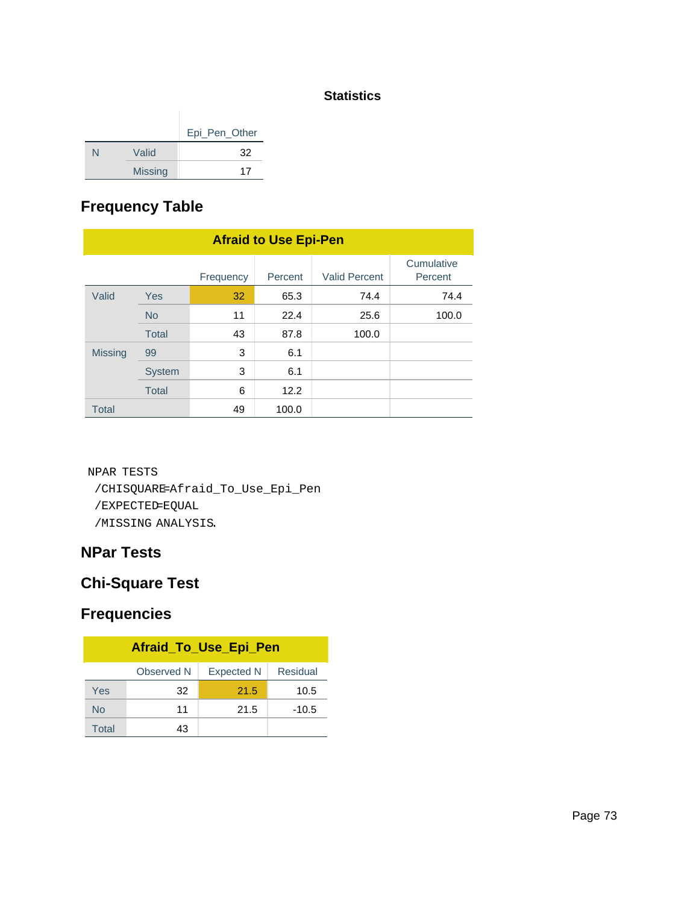**Statistics**

| | | Epi_Pen_Other |
|---|---|---|
| N | Valid | 32 |
| | Missing | 17 |

## Frequency Table

**Afraid to Use Epi-Pen**

| | | Frequency | Percent | Valid Percent | Cumulative Percent |
|---|---|---|---|---|---|
| Valid | Yes | 32 | 65.3 | 74.4 | 74.4 |
| | No | 11 | 22.4 | 25.6 | 100.0 |
| | Total | 43 | 87.8 | 100.0 | |
| Missing | 99 | 3 | 6.1 | | |
| | System | 3 | 6.1 | | |
| | Total | 6 | 12.2 | | |
| Total | | 49 | 100.0 | | |

```
NPAR TESTS
 /CHISQUARE=Afraid_To_Use_Epi_Pen
 /EXPECTED=EQUAL
 /MISSING ANALYSIS.
```

## NPar Tests

## Chi-Square Test

## Frequencies

**Afraid_To_Use_Epi_Pen**

| | Observed N | Expected N | Residual |
|---|---|---|---|
| Yes | 32 | 21.5 | 10.5 |
| No | 11 | 21.5 | -10.5 |
| Total | 43 | | |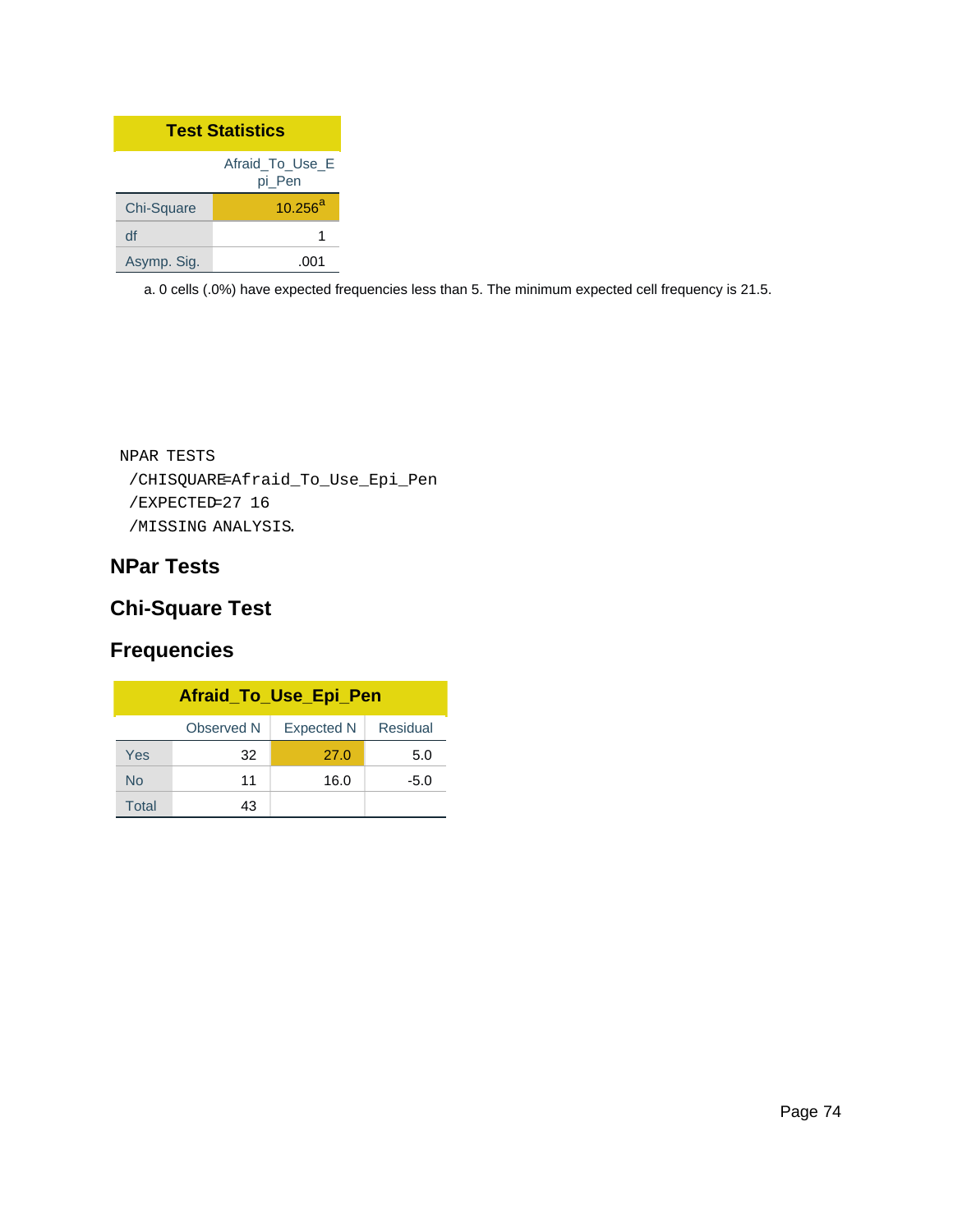**Test Statistics**

| | Afraid_To_Use_Epi_Pen |
|---|---|
| Chi-Square | 10.256[a] |
| df | 1 |
| Asymp. Sig. | .001 |

a. 0 cells (.0%) have expected frequencies less than 5. The minimum expected cell frequency is 21.5.

```
NPAR TESTS
 /CHISQUARE=Afraid_To_Use_Epi_Pen
 /EXPECTED=27 16
 /MISSING ANALYSIS.
```

## NPar Tests

## Chi-Square Test

## Frequencies

**Afraid_To_Use_Epi_Pen**

| | Observed N | Expected N | Residual |
|---|---|---|---|
| Yes | 32 | 27.0 | 5.0 |
| No | 11 | 16.0 | -5.0 |
| Total | 43 | | |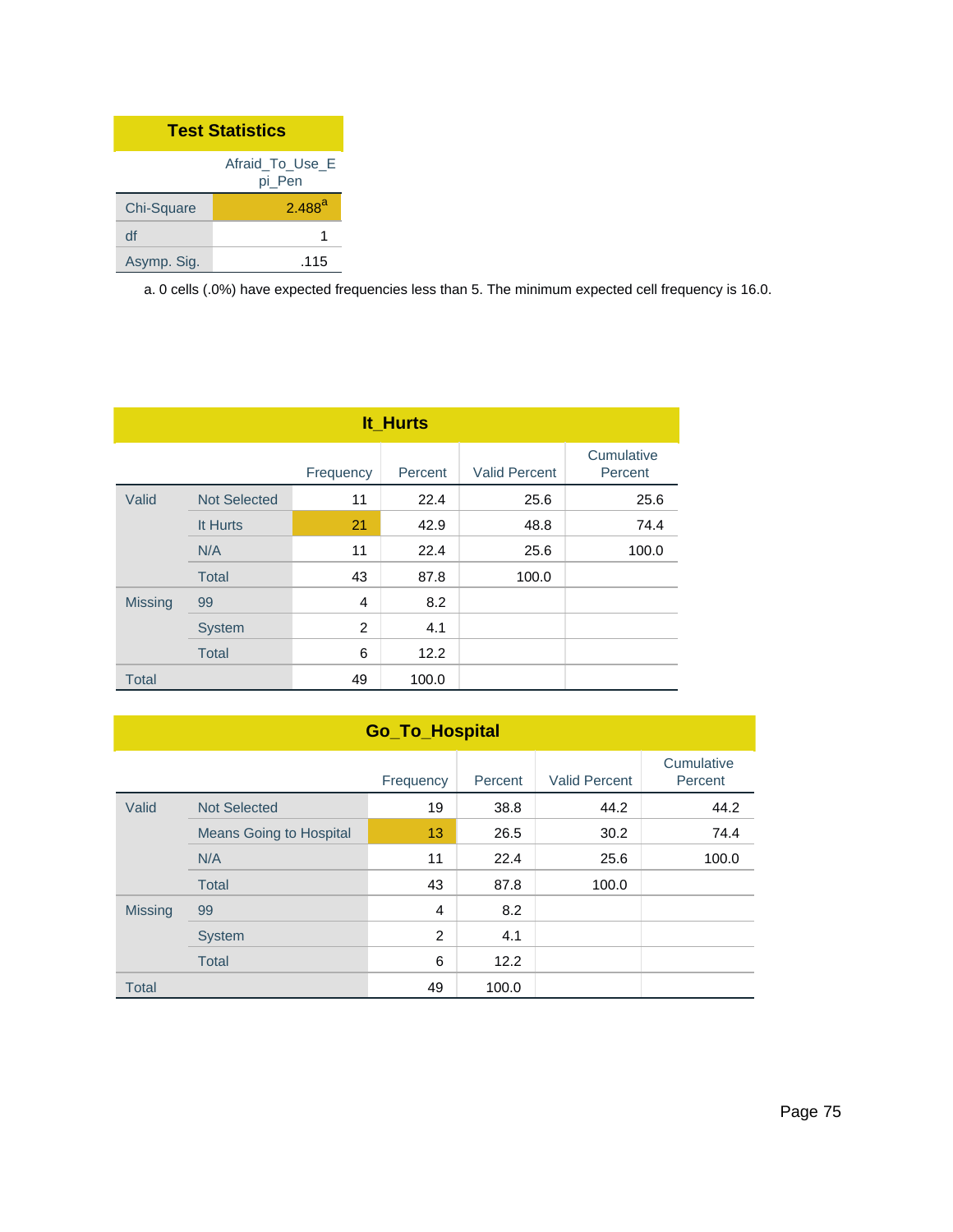**Test Statistics**

| | Afraid_To_Use_Epi_Pen |
|---|---|
| Chi-Square | 2.488[a] |
| df | 1 |
| Asymp. Sig. | .115 |

a. 0 cells (.0%) have expected frequencies less than 5. The minimum expected cell frequency is 16.0.

**It_Hurts**

| | | Frequency | Percent | Valid Percent | Cumulative Percent |
|---|---|---|---|---|---|
| Valid | Not Selected | 11 | 22.4 | 25.6 | 25.6 |
| | It Hurts | 21 | 42.9 | 48.8 | 74.4 |
| | N/A | 11 | 22.4 | 25.6 | 100.0 |
| | Total | 43 | 87.8 | 100.0 | |
| Missing | 99 | 4 | 8.2 | | |
| | System | 2 | 4.1 | | |
| | Total | 6 | 12.2 | | |
| Total | | 49 | 100.0 | | |

**Go_To_Hospital**

| | | Frequency | Percent | Valid Percent | Cumulative Percent |
|---|---|---|---|---|---|
| Valid | Not Selected | 19 | 38.8 | 44.2 | 44.2 |
| | Means Going to Hospital | 13 | 26.5 | 30.2 | 74.4 |
| | N/A | 11 | 22.4 | 25.6 | 100.0 |
| | Total | 43 | 87.8 | 100.0 | |
| Missing | 99 | 4 | 8.2 | | |
| | System | 2 | 4.1 | | |
| | Total | 6 | 12.2 | | |
| Total | | 49 | 100.0 | | |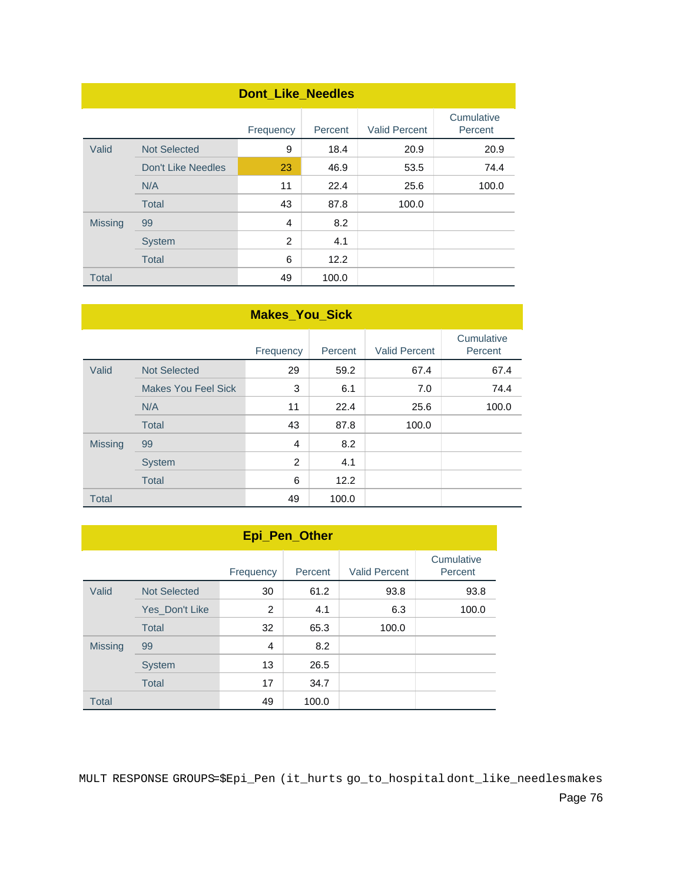### Dont_Like_Needles

| | | Frequency | Percent | Valid Percent | Cumulative Percent |
|---|---|---|---|---|---|
| Valid | Not Selected | 9 | 18.4 | 20.9 | 20.9 |
| | Don't Like Needles | 23 | 46.9 | 53.5 | 74.4 |
| | N/A | 11 | 22.4 | 25.6 | 100.0 |
| | Total | 43 | 87.8 | 100.0 | |
| Missing | 99 | 4 | 8.2 | | |
| | System | 2 | 4.1 | | |
| | Total | 6 | 12.2 | | |
| Total | | 49 | 100.0 | | |

### Makes_You_Sick

| | | Frequency | Percent | Valid Percent | Cumulative Percent |
|---|---|---|---|---|---|
| Valid | Not Selected | 29 | 59.2 | 67.4 | 67.4 |
| | Makes You Feel Sick | 3 | 6.1 | 7.0 | 74.4 |
| | N/A | 11 | 22.4 | 25.6 | 100.0 |
| | Total | 43 | 87.8 | 100.0 | |
| Missing | 99 | 4 | 8.2 | | |
| | System | 2 | 4.1 | | |
| | Total | 6 | 12.2 | | |
| Total | | 49 | 100.0 | | |

### Epi_Pen_Other

| | | Frequency | Percent | Valid Percent | Cumulative Percent |
|---|---|---|---|---|---|
| Valid | Not Selected | 30 | 61.2 | 93.8 | 93.8 |
| | Yes_Don't Like | 2 | 4.1 | 6.3 | 100.0 |
| | Total | 32 | 65.3 | 100.0 | |
| Missing | 99 | 4 | 8.2 | | |
| | System | 13 | 26.5 | | |
| | Total | 17 | 34.7 | | |
| Total | | 49 | 100.0 | | |

```
MULT RESPONSE GROUPS=$Epi_Pen (it_hurts go_to_hospital dont_like_needles makes
```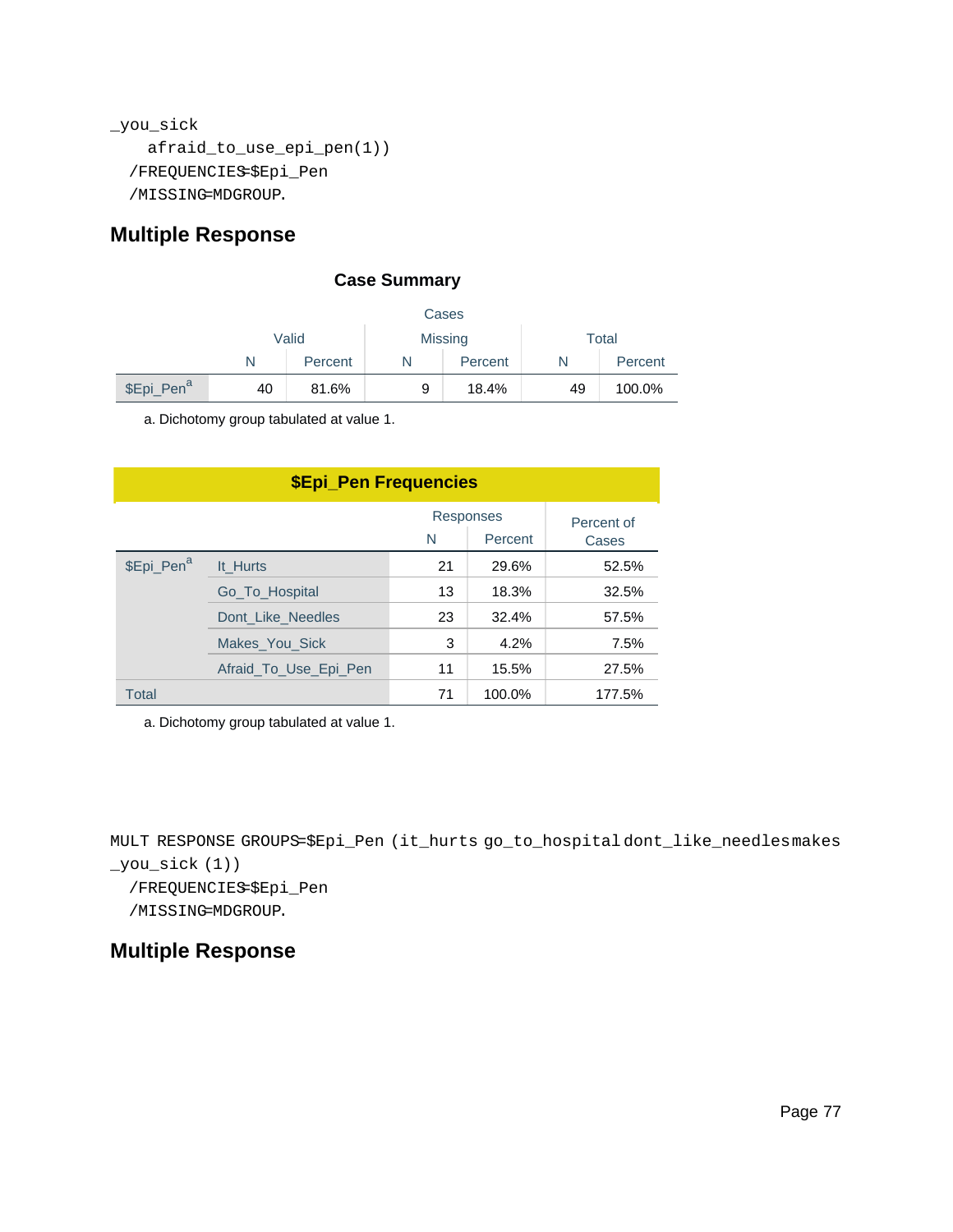```
_you_sick
    afraid_to_use_epi_pen(1))
  /FREQUENCIES=$Epi_Pen
  /MISSING=MDGROUP.
```

## Multiple Response

### Case Summary

| | Cases | | | | | |
|---|---|---|---|---|---|---|
| | Valid | | Missing | | Total | |
| | N | Percent | N | Percent | N | Percent |
| $Epi_Pen[a] | 40 | 81.6% | 9 | 18.4% | 49 | 100.0% |

a. Dichotomy group tabulated at value 1.

### $Epi_Pen Frequencies

| | | Responses | | Percent of Cases |
|---|---|---|---|---|
| | | N | Percent | |
| $Epi_Pen[a] | It_Hurts | 21 | 29.6% | 52.5% |
| | Go_To_Hospital | 13 | 18.3% | 32.5% |
| | Dont_Like_Needles | 23 | 32.4% | 57.5% |
| | Makes_You_Sick | 3 | 4.2% | 7.5% |
| | Afraid_To_Use_Epi_Pen | 11 | 15.5% | 27.5% |
| Total | | 71 | 100.0% | 177.5% |

a. Dichotomy group tabulated at value 1.

```
MULT RESPONSE GROUPS=$Epi_Pen (it_hurts go_to_hospital dont_like_needles makes
_you_sick (1))
  /FREQUENCIES=$Epi_Pen
  /MISSING=MDGROUP.
```

## Multiple Response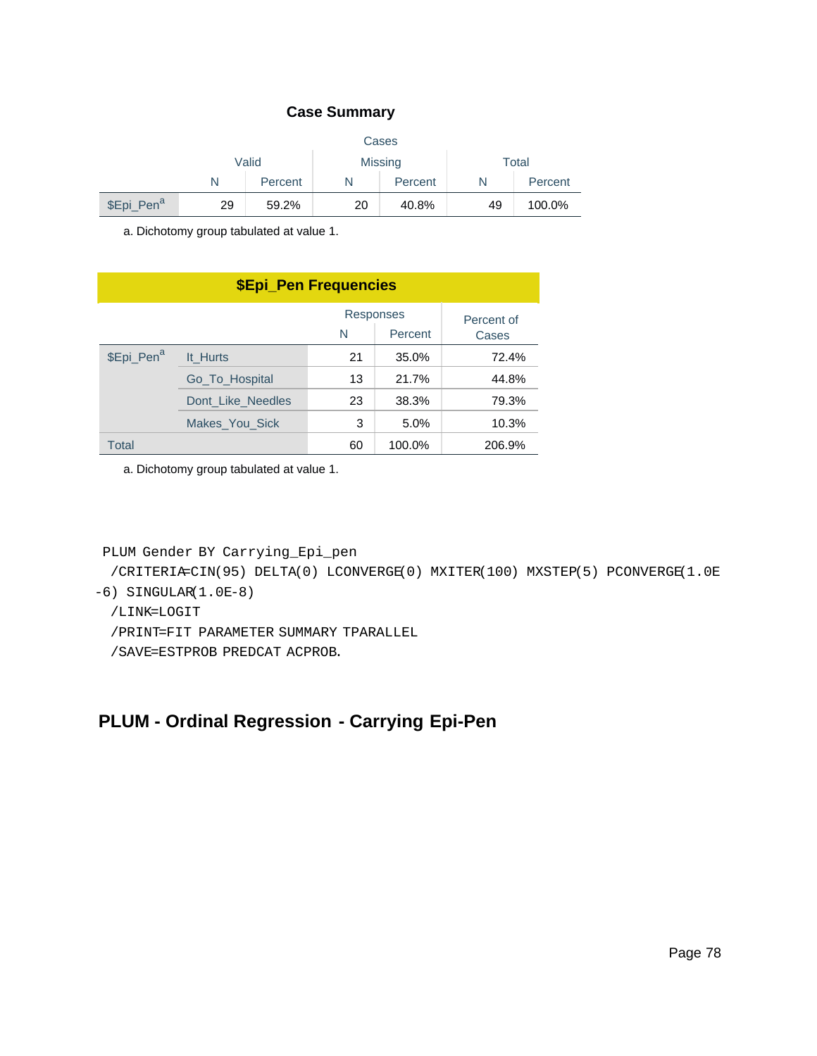### Case Summary

| | Cases | | | | | |
|---|---|---|---|---|---|---|
| | Valid | | Missing | | Total | |
| | N | Percent | N | Percent | N | Percent |
| $Epi_Pen[a] | 29 | 59.2% | 20 | 40.8% | 49 | 100.0% |

a. Dichotomy group tabulated at value 1.

### $Epi_Pen Frequencies

| | | Responses | | Percent of Cases |
|---|---|---|---|---|
| | | N | Percent | |
| $Epi_Pen[a] | It_Hurts | 21 | 35.0% | 72.4% |
| | Go_To_Hospital | 13 | 21.7% | 44.8% |
| | Dont_Like_Needles | 23 | 38.3% | 79.3% |
| | Makes_You_Sick | 3 | 5.0% | 10.3% |
| Total | | 60 | 100.0% | 206.9% |

a. Dichotomy group tabulated at value 1.

```
PLUM Gender BY Carrying_Epi_pen
  /CRITERIA=CIN(95) DELTA(0) LCONVERGE(0) MXITER(100) MXSTEP(5) PCONVERGE(1.0E
-6) SINGULAR(1.0E-8)
  /LINK=LOGIT
  /PRINT=FIT PARAMETER SUMMARY TPARALLEL
  /SAVE=ESTPROB PREDCAT ACPROB.
```

## PLUM - Ordinal Regression - Carrying Epi-Pen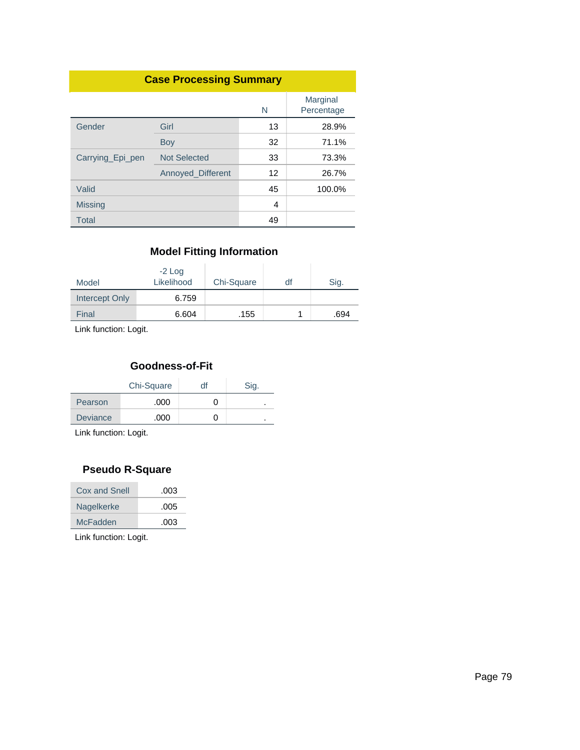**Case Processing Summary**

| | | N | Marginal Percentage |
|---|---|---|---|
| Gender | Girl | 13 | 28.9% |
| | Boy | 32 | 71.1% |
| Carrying_Epi_pen | Not Selected | 33 | 73.3% |
| | Annoyed_Different | 12 | 26.7% |
| Valid | | 45 | 100.0% |
| Missing | | 4 | |
| Total | | 49 | |

**Model Fitting Information**

| Model | -2 Log Likelihood | Chi-Square | df | Sig. |
|---|---|---|---|---|
| Intercept Only | 6.759 | | | |
| Final | 6.604 | .155 | 1 | .694 |

Link function: Logit.

**Goodness-of-Fit**

| | Chi-Square | df | Sig. |
|---|---|---|---|
| Pearson | .000 | 0 | . |
| Deviance | .000 | 0 | . |

Link function: Logit.

**Pseudo R-Square**

| | |
|---|---|
| Cox and Snell | .003 |
| Nagelkerke | .005 |
| McFadden | .003 |

Link function: Logit.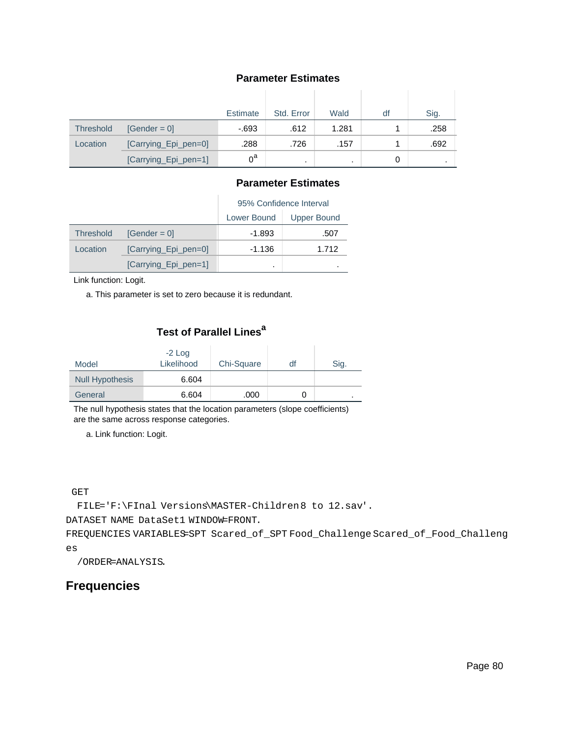### Parameter Estimates

| | | Estimate | Std. Error | Wald | df | Sig. |
|---|---|---|---|---|---|---|
| Threshold | [Gender = 0] | -.693 | .612 | 1.281 | 1 | .258 |
| Location | [Carrying_Epi_pen=0] | .288 | .726 | .157 | 1 | .692 |
| | [Carrying_Epi_pen=1] | 0[a] | . | . | 0 | . |

### Parameter Estimates

| | | 95% Confidence Interval | |
|---|---|---|---|
| | | Lower Bound | Upper Bound |
| Threshold | [Gender = 0] | -1.893 | .507 |
| Location | [Carrying_Epi_pen=0] | -1.136 | 1.712 |
| | [Carrying_Epi_pen=1] | . | . |

Link function: Logit.

a. This parameter is set to zero because it is redundant.

### Test of Parallel Lines[a]

| Model | -2 Log Likelihood | Chi-Square | df | Sig. |
|---|---|---|---|---|
| Null Hypothesis | 6.604 | | | |
| General | 6.604 | .000 | 0 | . |

The null hypothesis states that the location parameters (slope coefficients) are the same across response categories.

a. Link function: Logit.

```
GET
  FILE='F:\FInal Versions\MASTER-Children 8 to 12.sav'.
DATASET NAME DataSet1 WINDOW=FRONT.
FREQUENCIES VARIABLES=SPT Scared_of_SPT Food_Challenge Scared_of_Food_Challeng
es
  /ORDER=ANALYSIS.
```

## Frequencies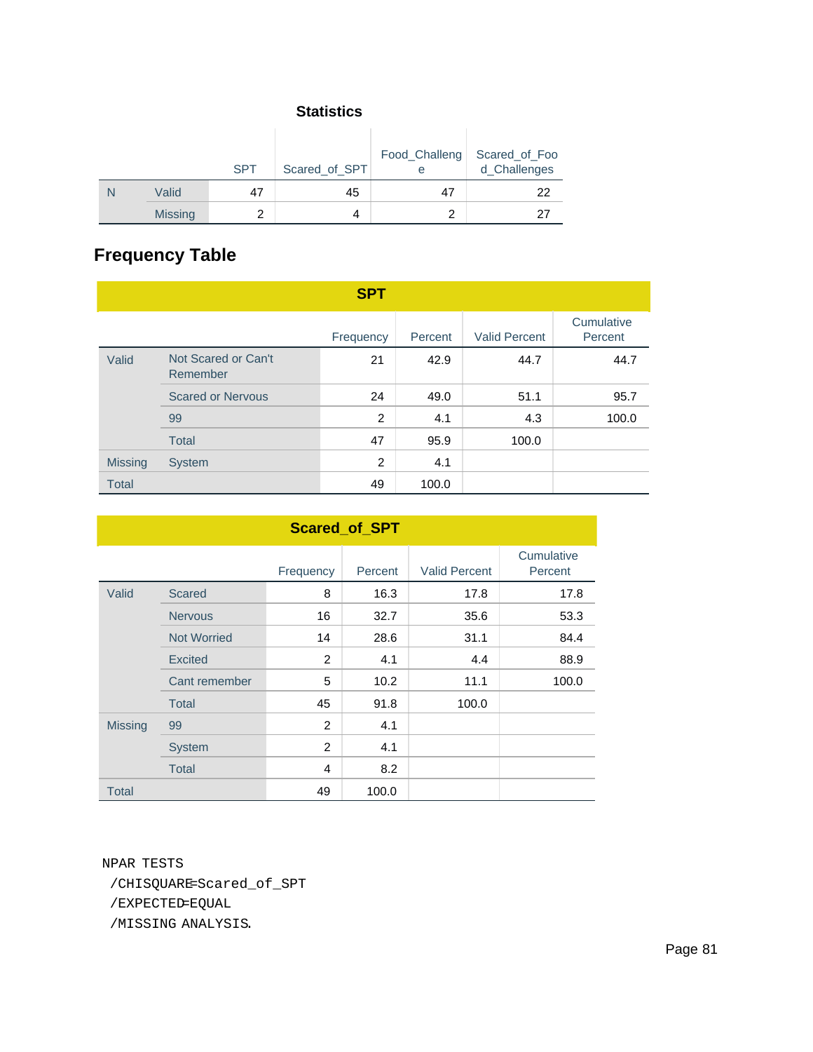## Statistics

| | | SPT | Scared_of_SPT | Food_Challenge | Scared_of_Food_Challenges |
|---|---|---|---|---|---|
| N | Valid | 47 | 45 | 47 | 22 |
| | Missing | 2 | 4 | 2 | 27 |

## Frequency Table

**SPT**

| | | Frequency | Percent | Valid Percent | Cumulative Percent |
|---|---|---|---|---|---|
| Valid | Not Scared or Can't Remember | 21 | 42.9 | 44.7 | 44.7 |
| | Scared or Nervous | 24 | 49.0 | 51.1 | 95.7 |
| | 99 | 2 | 4.1 | 4.3 | 100.0 |
| | Total | 47 | 95.9 | 100.0 | |
| Missing | System | 2 | 4.1 | | |
| Total | | 49 | 100.0 | | |

**Scared_of_SPT**

| | | Frequency | Percent | Valid Percent | Cumulative Percent |
|---|---|---|---|---|---|
| Valid | Scared | 8 | 16.3 | 17.8 | 17.8 |
| | Nervous | 16 | 32.7 | 35.6 | 53.3 |
| | Not Worried | 14 | 28.6 | 31.1 | 84.4 |
| | Excited | 2 | 4.1 | 4.4 | 88.9 |
| | Cant remember | 5 | 10.2 | 11.1 | 100.0 |
| | Total | 45 | 91.8 | 100.0 | |
| Missing | 99 | 2 | 4.1 | | |
| | System | 2 | 4.1 | | |
| | Total | 4 | 8.2 | | |
| Total | | 49 | 100.0 | | |

```
NPAR TESTS
 /CHISQUARE=Scared_of_SPT
 /EXPECTED=EQUAL
 /MISSING ANALYSIS.
```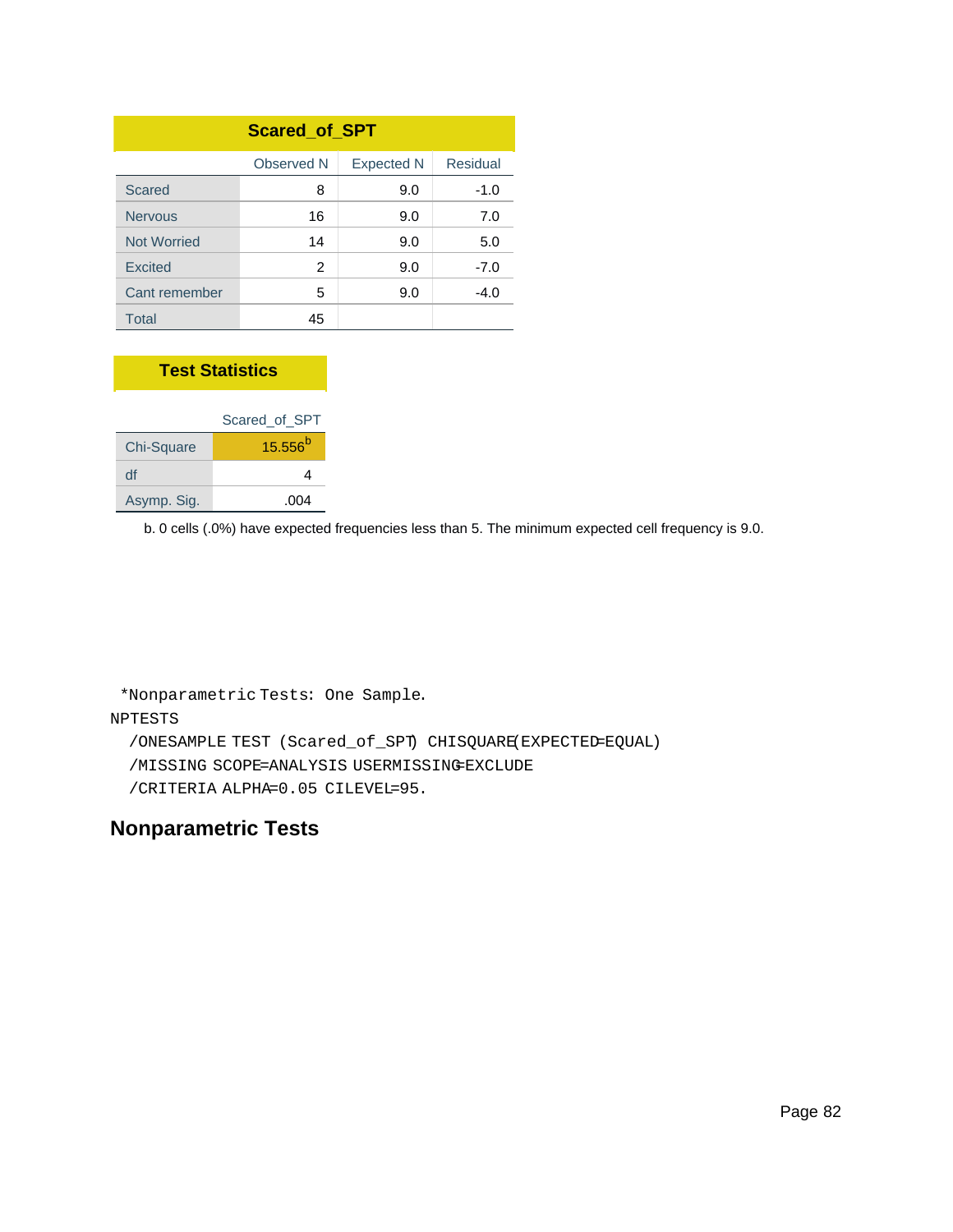**Scared_of_SPT**

| | Observed N | Expected N | Residual |
|---|---|---|---|
| Scared | 8 | 9.0 | -1.0 |
| Nervous | 16 | 9.0 | 7.0 |
| Not Worried | 14 | 9.0 | 5.0 |
| Excited | 2 | 9.0 | -7.0 |
| Cant remember | 5 | 9.0 | -4.0 |
| Total | 45 | | |

**Test Statistics**

| | Scared_of_SPT |
|---|---|
| Chi-Square | 15.556[b] |
| df | 4 |
| Asymp. Sig. | .004 |

b. 0 cells (.0%) have expected frequencies less than 5. The minimum expected cell frequency is 9.0.

```
*Nonparametric Tests: One Sample.
NPTESTS
  /ONESAMPLE TEST (Scared_of_SPT) CHISQUARE(EXPECTED=EQUAL)
  /MISSING SCOPE=ANALYSIS USERMISSING=EXCLUDE
  /CRITERIA ALPHA=0.05 CILEVEL=95.
```

## Nonparametric Tests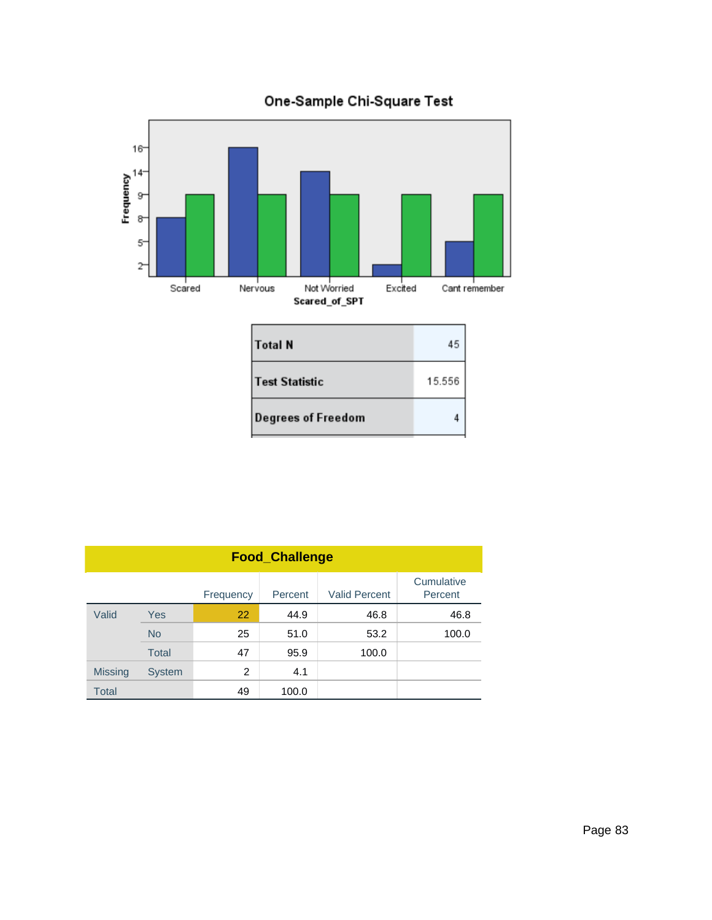## One-Sample Chi-Square Test

| | |
|---|---|
| Total N | 45 |
| Test Statistic | 15.556 |
| Degrees of Freedom | 4 |

## Food_Challenge

| | | Frequency | Percent | Valid Percent | Cumulative Percent |
|---|---|---|---|---|---|
| Valid | Yes | 22 | 44.9 | 46.8 | 46.8 |
| | No | 25 | 51.0 | 53.2 | 100.0 |
| | Total | 47 | 95.9 | 100.0 | |
| Missing | System | 2 | 4.1 | | |
| Total | | 49 | 100.0 | | |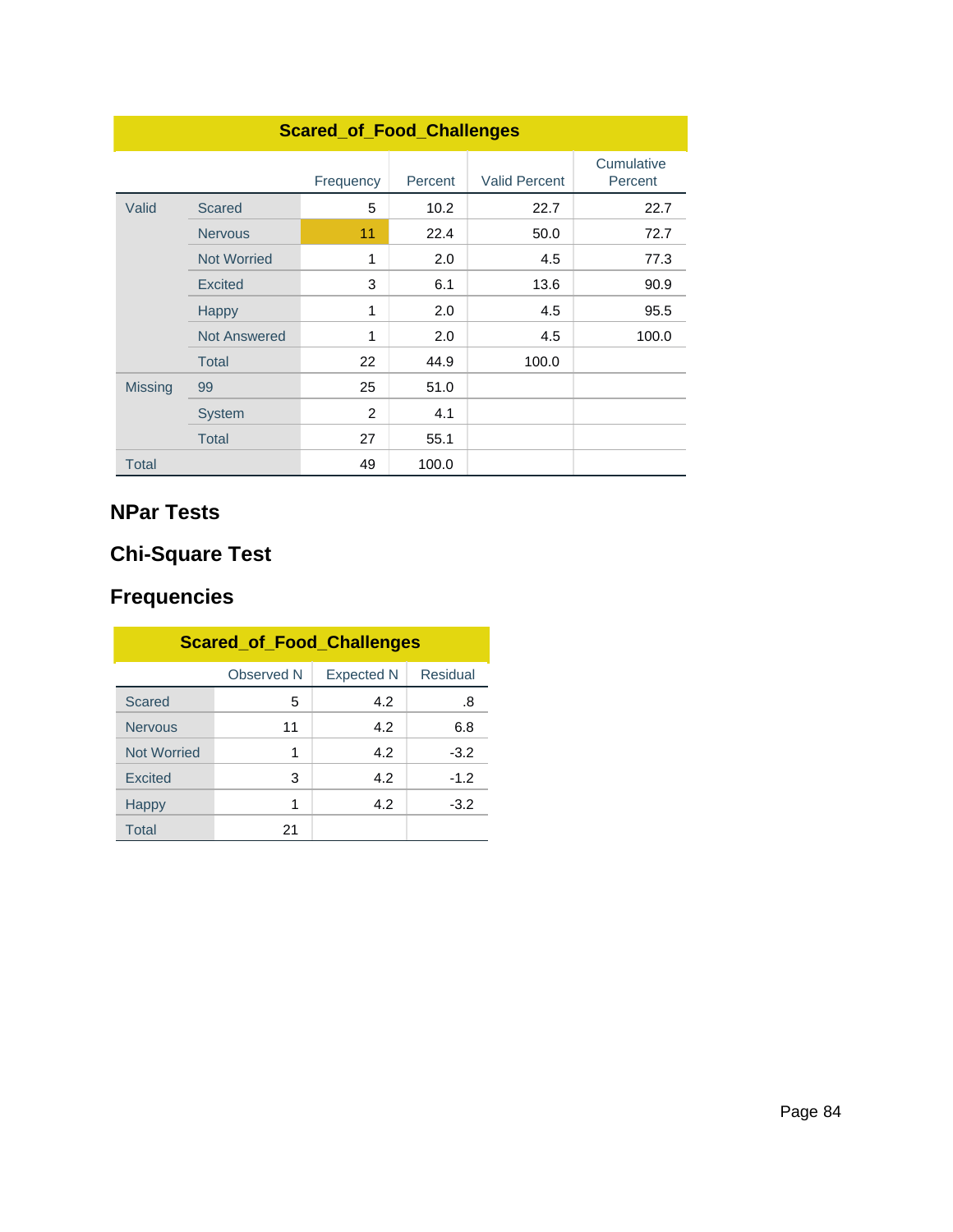| Scared_of_Food_Challenges | | | | | |
|---|---|---|---|---|---|
| | | Frequency | Percent | Valid Percent | Cumulative Percent |
| Valid | Scared | 5 | 10.2 | 22.7 | 22.7 |
| | Nervous | 11 | 22.4 | 50.0 | 72.7 |
| | Not Worried | 1 | 2.0 | 4.5 | 77.3 |
| | Excited | 3 | 6.1 | 13.6 | 90.9 |
| | Happy | 1 | 2.0 | 4.5 | 95.5 |
| | Not Answered | 1 | 2.0 | 4.5 | 100.0 |
| | Total | 22 | 44.9 | 100.0 | |
| Missing | 99 | 25 | 51.0 | | |
| | System | 2 | 4.1 | | |
| | Total | 27 | 55.1 | | |
| Total | | 49 | 100.0 | | |

## NPar Tests

## Chi-Square Test

## Frequencies

| Scared_of_Food_Challenges | | | |
|---|---|---|---|
| | Observed N | Expected N | Residual |
| Scared | 5 | 4.2 | .8 |
| Nervous | 11 | 4.2 | 6.8 |
| Not Worried | 1 | 4.2 | -3.2 |
| Excited | 3 | 4.2 | -1.2 |
| Happy | 1 | 4.2 | -3.2 |
| Total | 21 | | |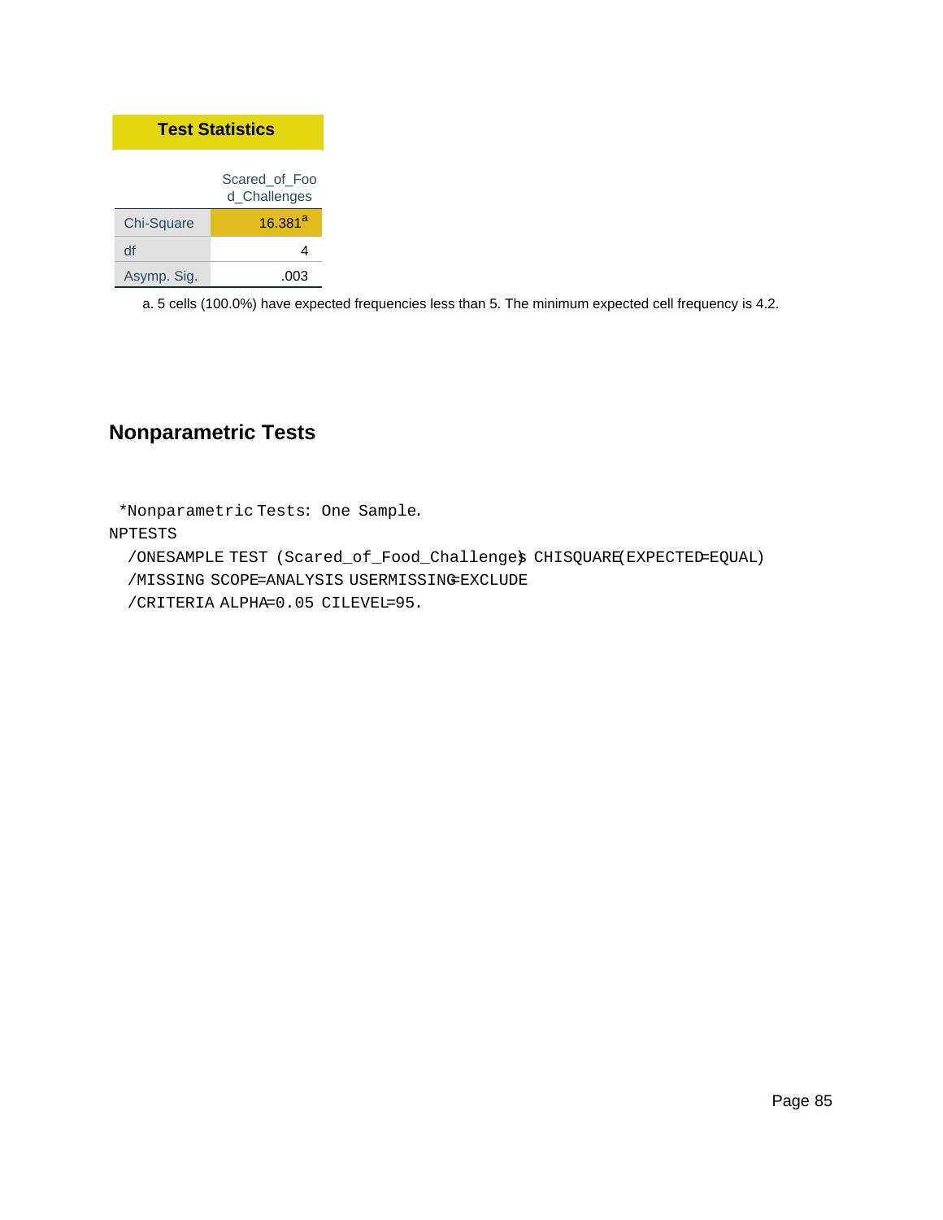**Test Statistics**

| | Scared_of_Food_Challenges |
|---|---|
| Chi-Square | 16.381[a] |
| df | 4 |
| Asymp. Sig. | .003 |

a. 5 cells (100.0%) have expected frequencies less than 5. The minimum expected cell frequency is 4.2.

## Nonparametric Tests

```
*Nonparametric Tests: One Sample.
NPTESTS
  /ONESAMPLE TEST (Scared_of_Food_Challenges) CHISQUARE(EXPECTED=EQUAL)
  /MISSING SCOPE=ANALYSIS USERMISSING=EXCLUDE
  /CRITERIA ALPHA=0.05 CILEVEL=95.
```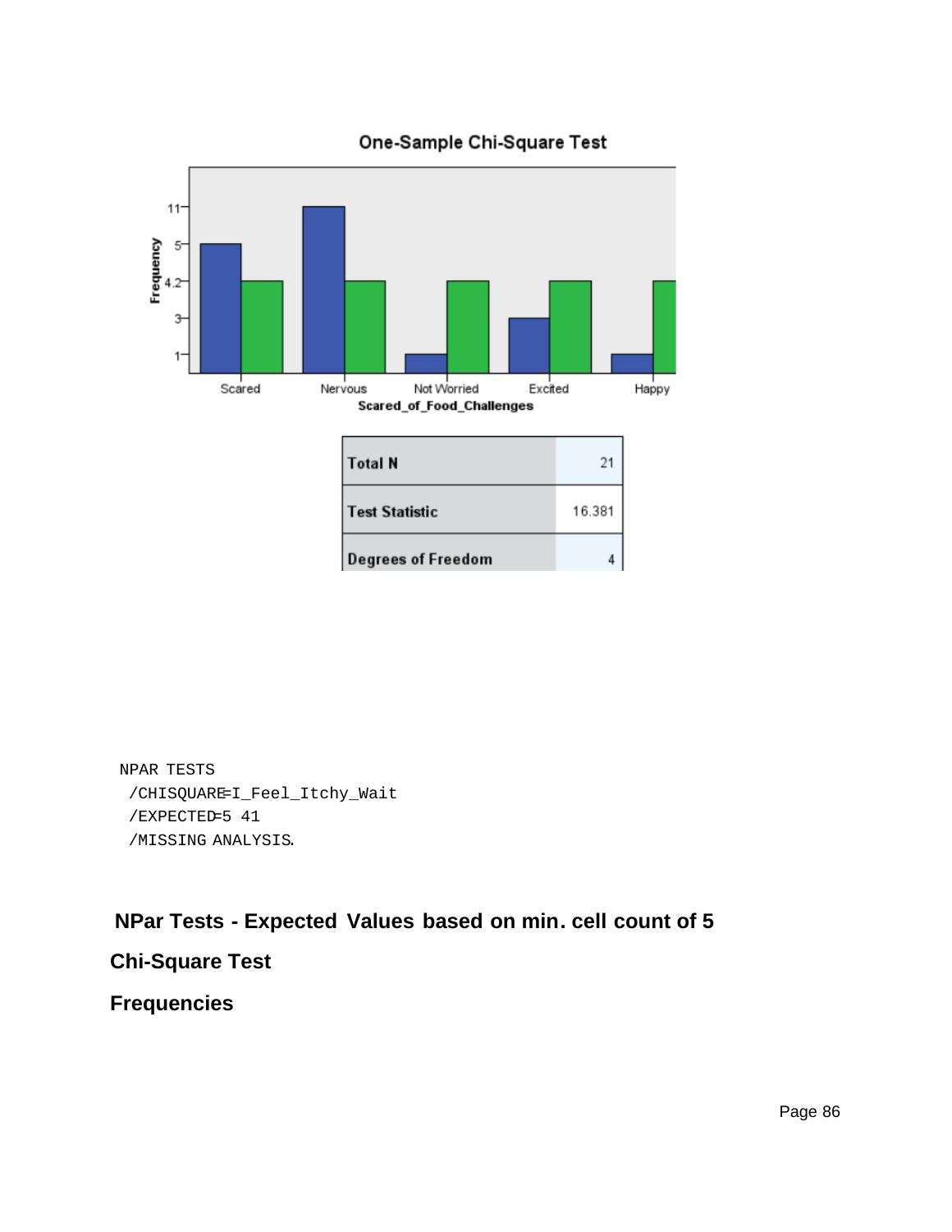One-Sample Chi-Square Test

| Total N | 21 |
| --- | --- |
| Test Statistic | 16.381 |
| Degrees of Freedom | 4 |

```
NPAR TESTS
 /CHISQUARE=I_Feel_Itchy_Wait
 /EXPECTED=5 41
 /MISSING ANALYSIS.
```

## NPar Tests - Expected Values based on min. cell count of 5

## Chi-Square Test

## Frequencies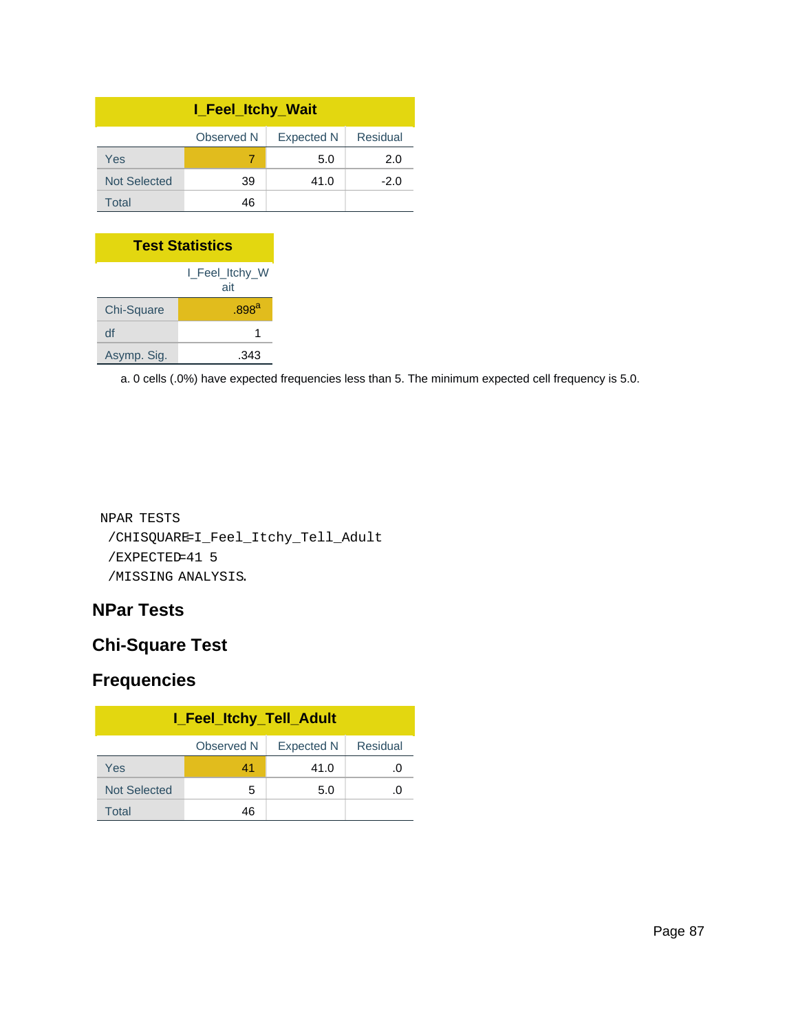| I_Feel_Itchy_Wait | Observed N | Expected N | Residual |
|---|---|---|---|
| Yes | 7 | 5.0 | 2.0 |
| Not Selected | 39 | 41.0 | -2.0 |
| Total | 46 | | |

**Test Statistics**

| | I_Feel_Itchy_Wait |
|---|---|
| Chi-Square | .898[a] |
| df | 1 |
| Asymp. Sig. | .343 |

a. 0 cells (.0%) have expected frequencies less than 5. The minimum expected cell frequency is 5.0.

```
NPAR TESTS
  /CHISQUARE=I_Feel_Itchy_Tell_Adult
  /EXPECTED=41 5
  /MISSING ANALYSIS.
```

## NPar Tests

## Chi-Square Test

## Frequencies

| I_Feel_Itchy_Tell_Adult | Observed N | Expected N | Residual |
|---|---|---|---|
| Yes | 41 | 41.0 | .0 |
| Not Selected | 5 | 5.0 | .0 |
| Total | 46 | | |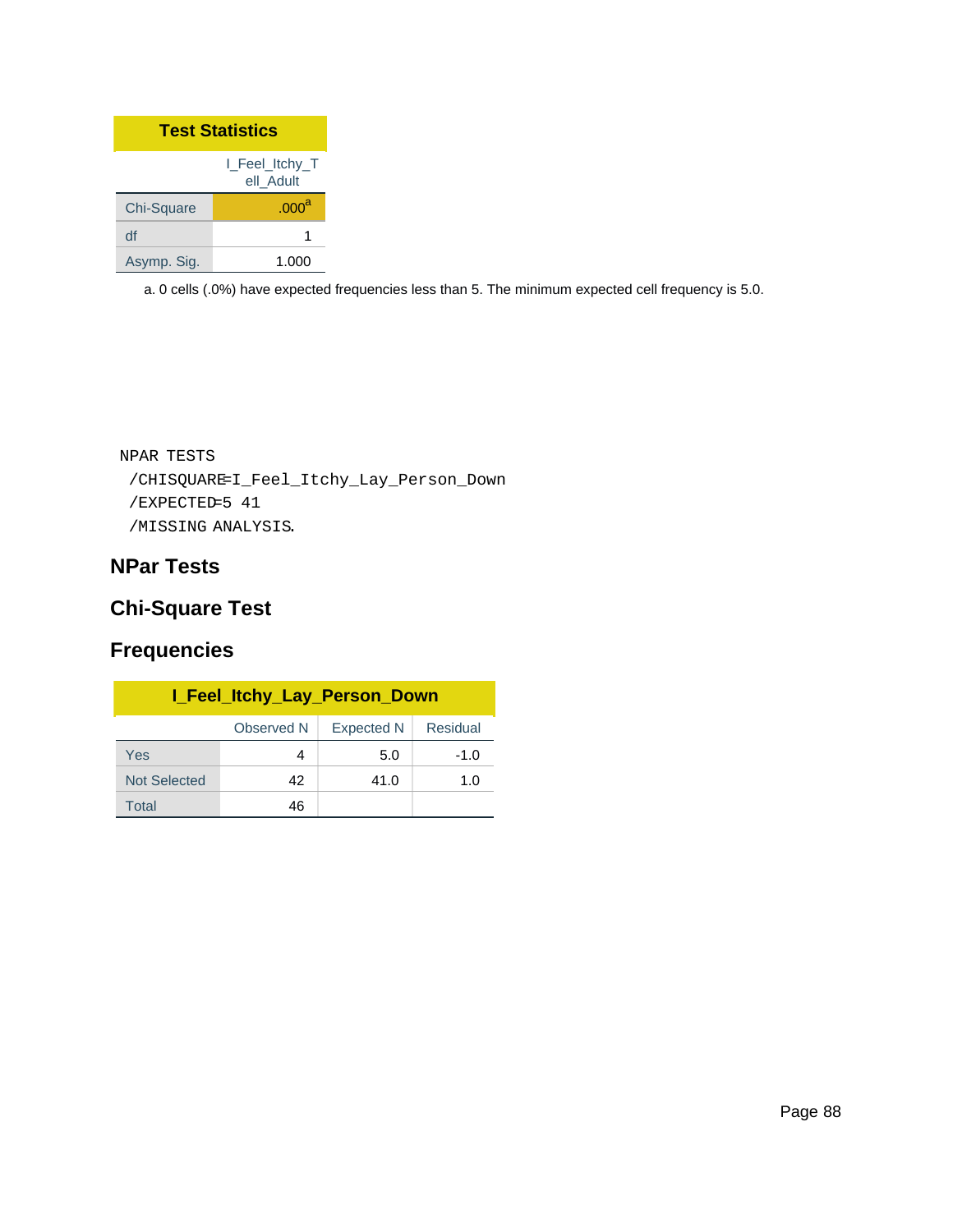**Test Statistics**

| | I_Feel_Itchy_Tell_Adult |
|---|---|
| Chi-Square | .000[a] |
| df | 1 |
| Asymp. Sig. | 1.000 |

a. 0 cells (.0%) have expected frequencies less than 5. The minimum expected cell frequency is 5.0.

```
NPAR TESTS
  /CHISQUARE=I_Feel_Itchy_Lay_Person_Down
  /EXPECTED=5 41
  /MISSING ANALYSIS.
```

## NPar Tests

## Chi-Square Test

## Frequencies

**I_Feel_Itchy_Lay_Person_Down**

| | Observed N | Expected N | Residual |
|---|---|---|---|
| Yes | 4 | 5.0 | -1.0 |
| Not Selected | 42 | 41.0 | 1.0 |
| Total | 46 | | |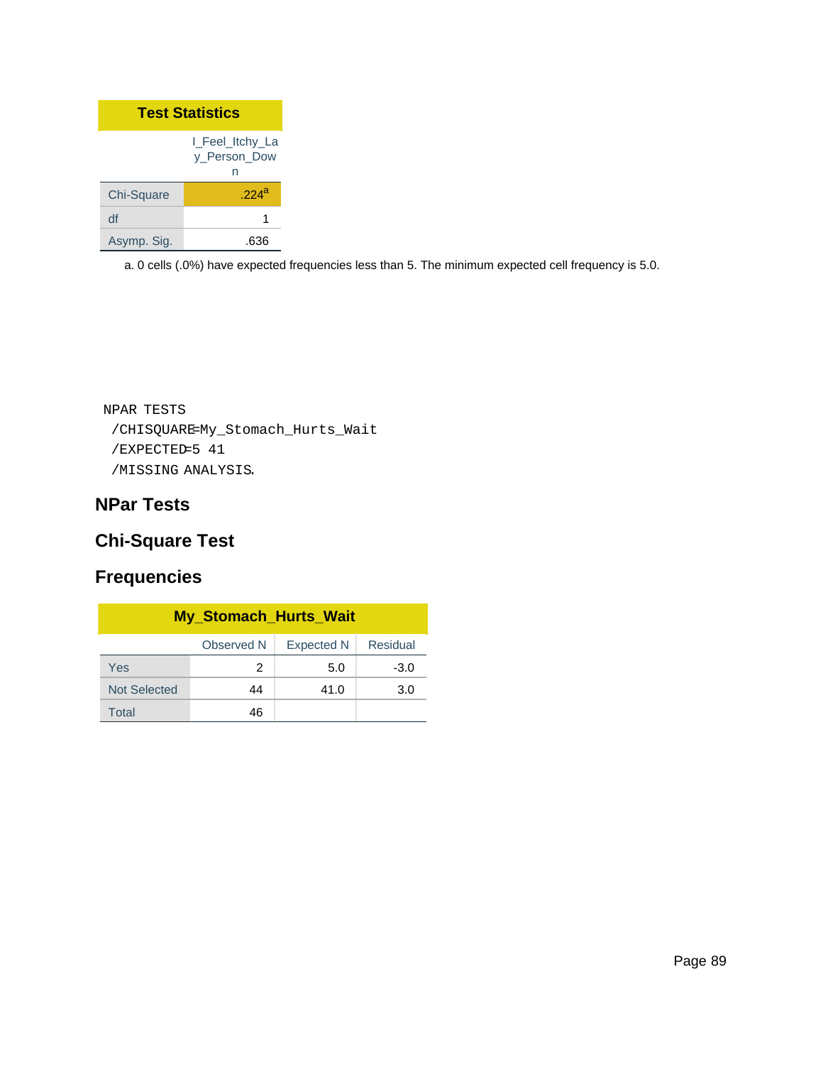| Test Statistics | |
|---|---|
| | I_Feel_Itchy_Lay_Person_Down |
| Chi-Square | .224[a] |
| df | 1 |
| Asymp. Sig. | .636 |

a. 0 cells (.0%) have expected frequencies less than 5. The minimum expected cell frequency is 5.0.

```
NPAR TESTS
 /CHISQUARE=My_Stomach_Hurts_Wait
 /EXPECTED=5 41
 /MISSING ANALYSIS.
```

## NPar Tests

## Chi-Square Test

## Frequencies

| My_Stomach_Hurts_Wait | Observed N | Expected N | Residual |
|---|---|---|---|
| Yes | 2 | 5.0 | -3.0 |
| Not Selected | 44 | 41.0 | 3.0 |
| Total | 46 | | |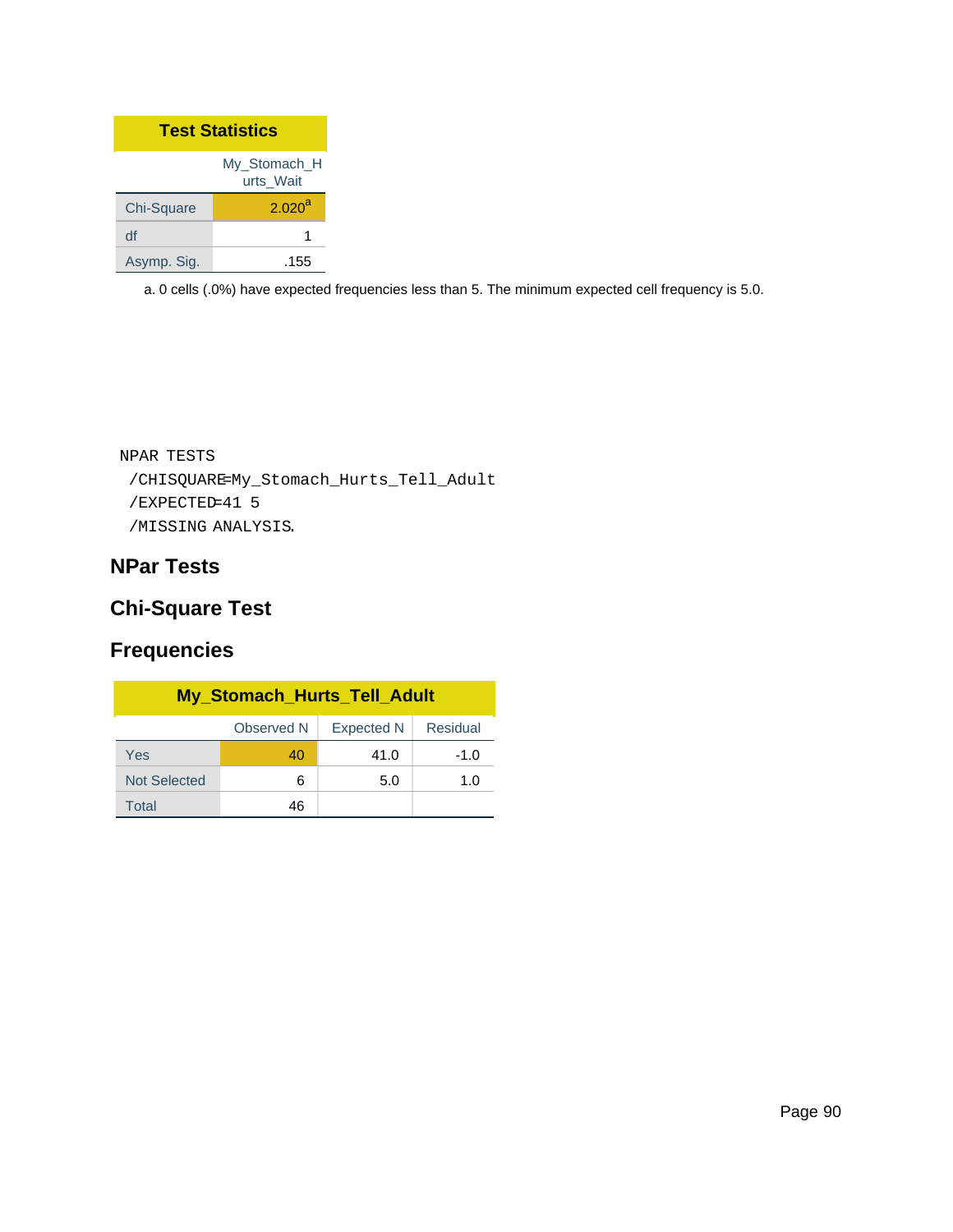**Test Statistics**

| | My_Stomach_Hurts_Wait |
|---|---|
| Chi-Square | 2.020[a] |
| df | 1 |
| Asymp. Sig. | .155 |

a. 0 cells (.0%) have expected frequencies less than 5. The minimum expected cell frequency is 5.0.

```
NPAR TESTS
 /CHISQUARE=My_Stomach_Hurts_Tell_Adult
 /EXPECTED=41 5
 /MISSING ANALYSIS.
```

## NPar Tests

## Chi-Square Test

## Frequencies

**My_Stomach_Hurts_Tell_Adult**

| | Observed N | Expected N | Residual |
|---|---|---|---|
| Yes | 40 | 41.0 | -1.0 |
| Not Selected | 6 | 5.0 | 1.0 |
| Total | 46 | | |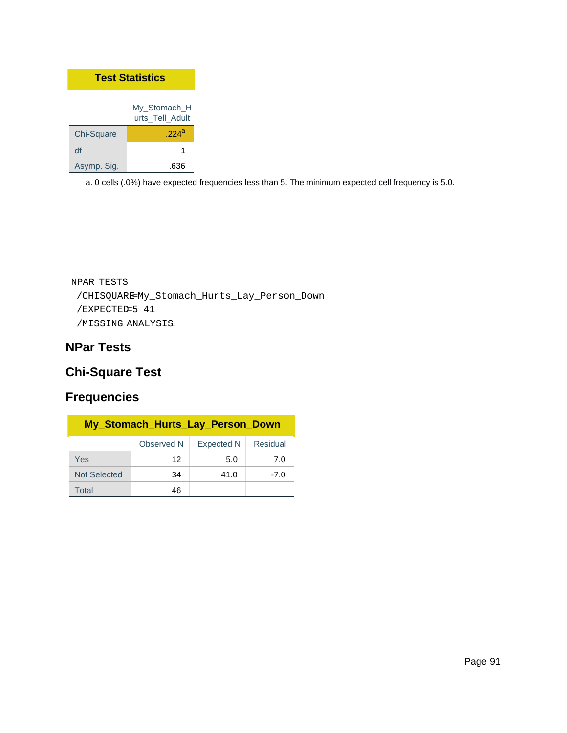### Test Statistics

| | My_Stomach_Hurts_Tell_Adult |
|---|---|
| Chi-Square | .224[a] |
| df | 1 |
| Asymp. Sig. | .636 |

a. 0 cells (.0%) have expected frequencies less than 5. The minimum expected cell frequency is 5.0.

```
NPAR TESTS
 /CHISQUARE=My_Stomach_Hurts_Lay_Person_Down
 /EXPECTED=5 41
 /MISSING ANALYSIS.
```

## NPar Tests

## Chi-Square Test

## Frequencies

### My_Stomach_Hurts_Lay_Person_Down

| | Observed N | Expected N | Residual |
|---|---|---|---|
| Yes | 12 | 5.0 | 7.0 |
| Not Selected | 34 | 41.0 | -7.0 |
| Total | 46 | | |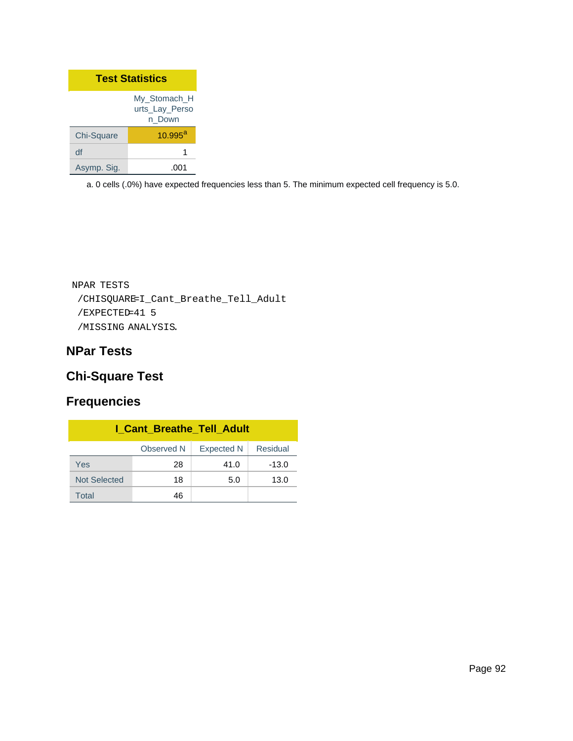| Test Statistics | |
|---|---|
| | My_Stomach_Hurts_Lay_Person_Down |
| Chi-Square | 10.995[a] |
| df | 1 |
| Asymp. Sig. | .001 |

a. 0 cells (.0%) have expected frequencies less than 5. The minimum expected cell frequency is 5.0.

```
NPAR TESTS
 /CHISQUARE=I_Cant_Breathe_Tell_Adult
 /EXPECTED=41 5
 /MISSING ANALYSIS.
```

## NPar Tests

## Chi-Square Test

## Frequencies

| I_Cant_Breathe_Tell_Adult | | | |
|---|---|---|---|
| | Observed N | Expected N | Residual |
| Yes | 28 | 41.0 | -13.0 |
| Not Selected | 18 | 5.0 | 13.0 |
| Total | 46 | | |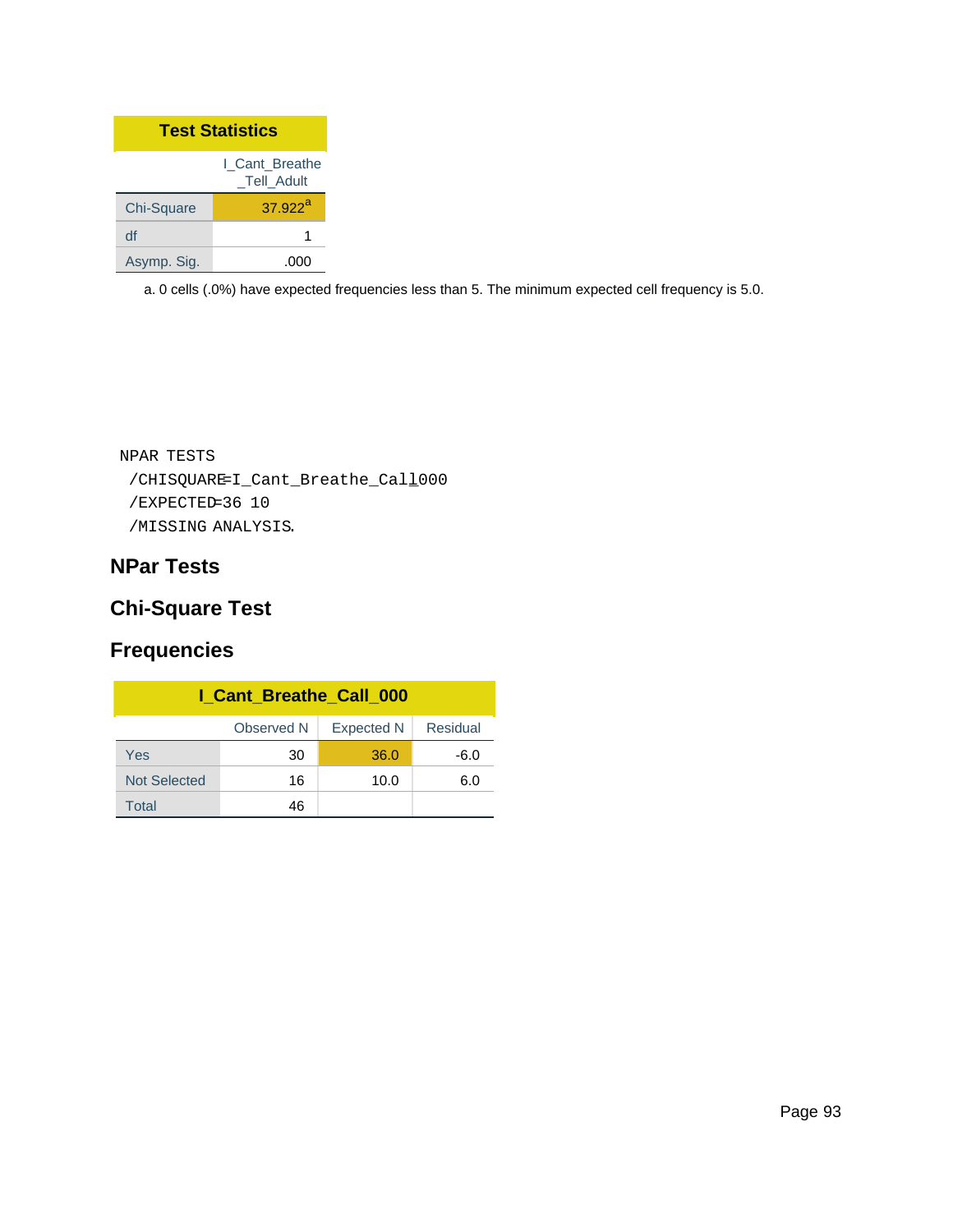| Test Statistics | |
|---|---|
| | I_Cant_Breathe_Tell_Adult |
| Chi-Square | 37.922[a] |
| df | 1 |
| Asymp. Sig. | .000 |

a. 0 cells (.0%) have expected frequencies less than 5. The minimum expected cell frequency is 5.0.

```
NPAR TESTS
 /CHISQUARE=I_Cant_Breathe_Call_000
 /EXPECTED=36 10
 /MISSING ANALYSIS.
```

## NPar Tests

## Chi-Square Test

## Frequencies

| I_Cant_Breathe_Call_000 | | | |
|---|---|---|---|
| | Observed N | Expected N | Residual |
| Yes | 30 | 36.0 | -6.0 |
| Not Selected | 16 | 10.0 | 6.0 |
| Total | 46 | | |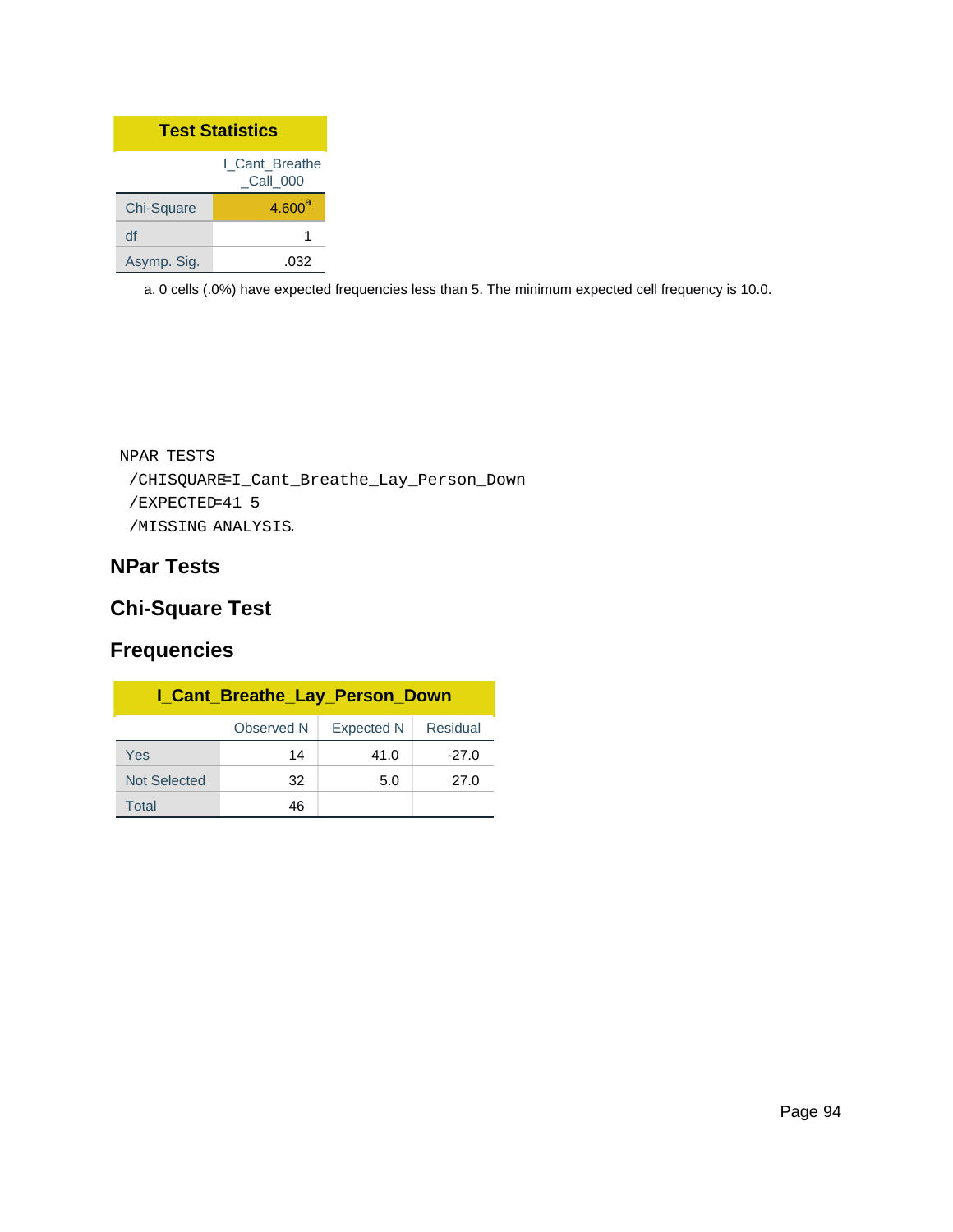| Test Statistics | |
|---|---|
| | I_Cant_Breathe_Call_000 |
| Chi-Square | 4.600[a] |
| df | 1 |
| Asymp. Sig. | .032 |

a. 0 cells (.0%) have expected frequencies less than 5. The minimum expected cell frequency is 10.0.

```
NPAR TESTS
 /CHISQUARE=I_Cant_Breathe_Lay_Person_Down
 /EXPECTED=41 5
 /MISSING ANALYSIS.
```

## NPar Tests

## Chi-Square Test

## Frequencies

| I_Cant_Breathe_Lay_Person_Down | | | |
|---|---|---|---|
| | Observed N | Expected N | Residual |
| Yes | 14 | 41.0 | -27.0 |
| Not Selected | 32 | 5.0 | 27.0 |
| Total | 46 | | |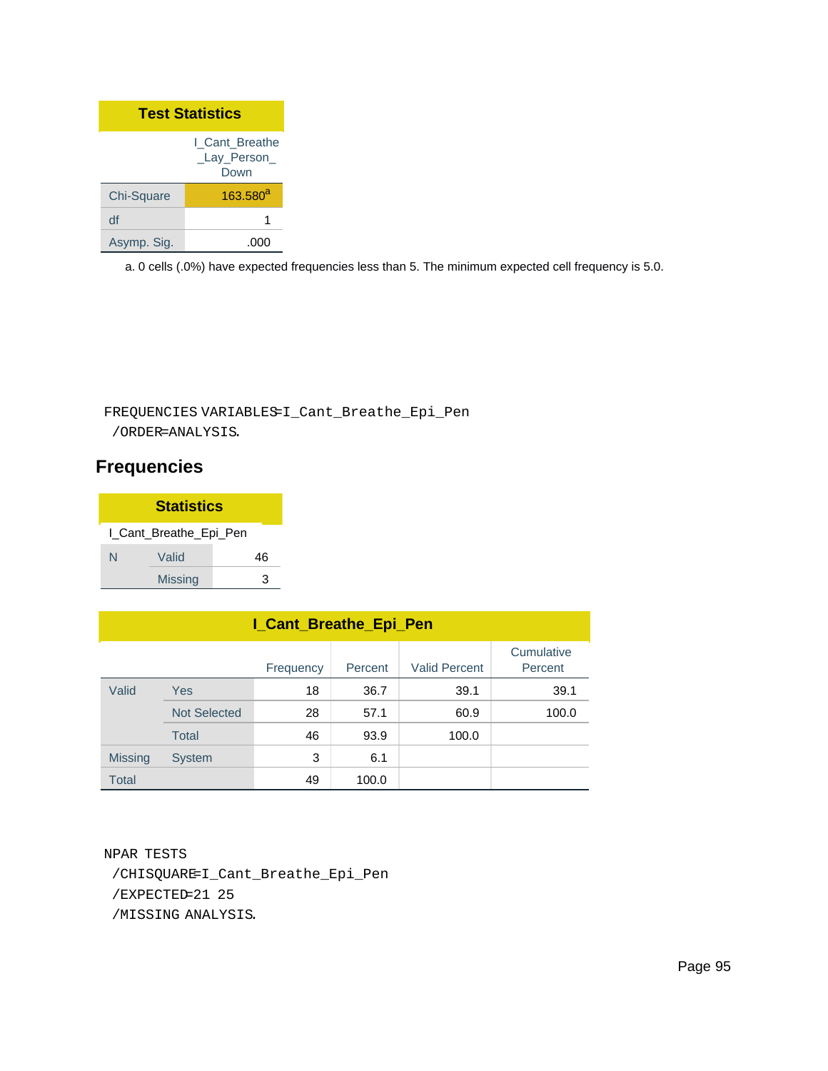| Test Statistics | |
|---|---|
| | I_Cant_Breathe_Lay_Person_Down |
| Chi-Square | 163.580[a] |
| df | 1 |
| Asymp. Sig. | .000 |

a. 0 cells (.0%) have expected frequencies less than 5. The minimum expected cell frequency is 5.0.

```
FREQUENCIES VARIABLES=I_Cant_Breathe_Epi_Pen
  /ORDER=ANALYSIS.
```

## Frequencies

| Statistics | | |
|---|---|---|
| I_Cant_Breathe_Epi_Pen | | |
| N | Valid | 46 |
| | Missing | 3 |

| I_Cant_Breathe_Epi_Pen | | | | | |
|---|---|---|---|---|---|
| | | Frequency | Percent | Valid Percent | Cumulative Percent |
| Valid | Yes | 18 | 36.7 | 39.1 | 39.1 |
| | Not Selected | 28 | 57.1 | 60.9 | 100.0 |
| | Total | 46 | 93.9 | 100.0 | |
| Missing | System | 3 | 6.1 | | |
| Total | | 49 | 100.0 | | |

```
NPAR TESTS
  /CHISQUARE=I_Cant_Breathe_Epi_Pen
  /EXPECTED=21 25
  /MISSING ANALYSIS.
```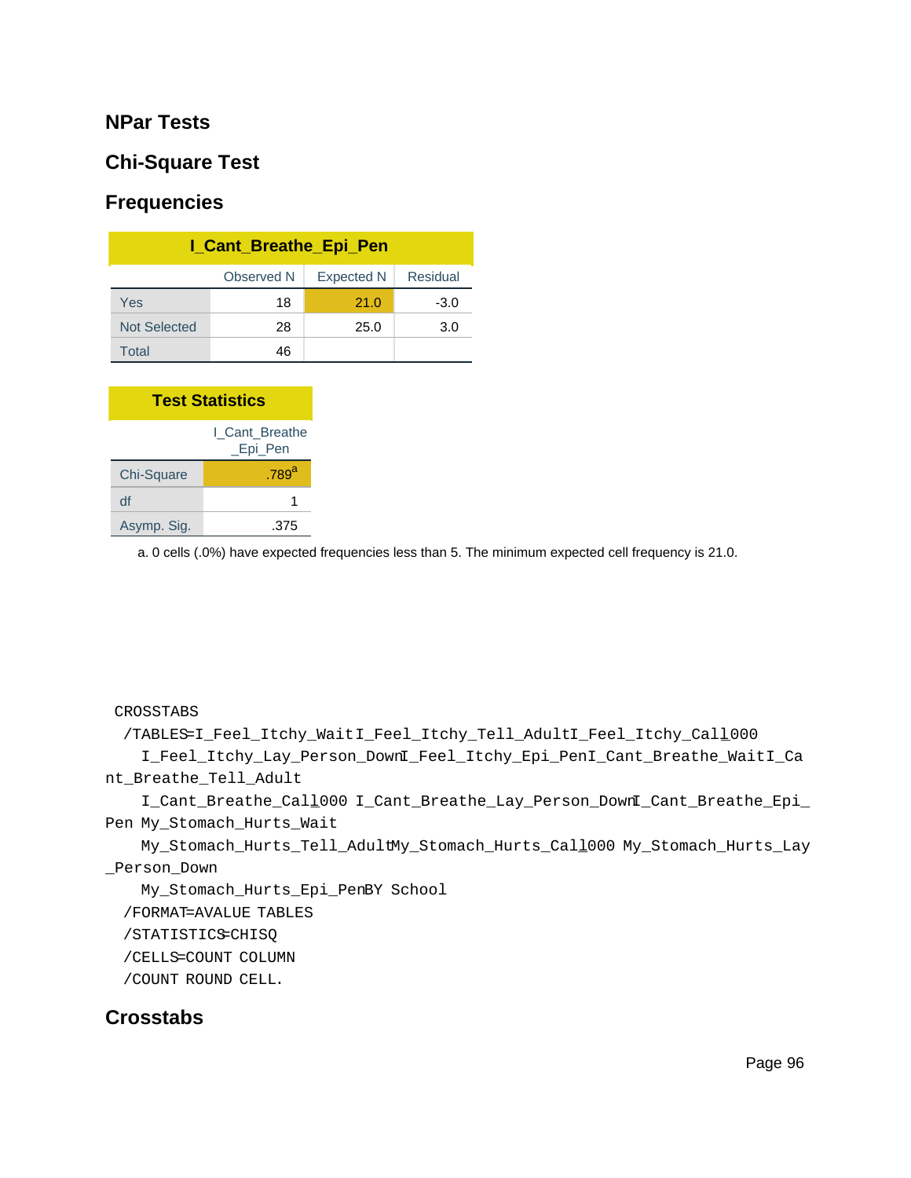## NPar Tests

## Chi-Square Test

## Frequencies

**I_Cant_Breathe_Epi_Pen**

| | Observed N | Expected N | Residual |
|---|---|---|---|
| Yes | 18 | 21.0 | -3.0 |
| Not Selected | 28 | 25.0 | 3.0 |
| Total | 46 | | |

**Test Statistics**

| | I_Cant_Breathe_Epi_Pen |
|---|---|
| Chi-Square | .789[a] |
| df | 1 |
| Asymp. Sig. | .375 |

a. 0 cells (.0%) have expected frequencies less than 5. The minimum expected cell frequency is 21.0.

```
CROSSTABS
  /TABLES=I_Feel_Itchy_Wait I_Feel_Itchy_Tell_Adult I_Feel_Itchy_Call_000
    I_Feel_Itchy_Lay_Person_Down I_Feel_Itchy_Epi_Pen I_Cant_Breathe_Wait I_Ca
nt_Breathe_Tell_Adult
    I_Cant_Breathe_Call_000 I_Cant_Breathe_Lay_Person_Down I_Cant_Breathe_Epi_
Pen My_Stomach_Hurts_Wait
    My_Stomach_Hurts_Tell_Adult My_Stomach_Hurts_Call_000 My_Stomach_Hurts_Lay
_Person_Down
    My_Stomach_Hurts_Epi_Pen BY School
  /FORMAT=AVALUE TABLES
  /STATISTICS=CHISQ
  /CELLS=COUNT COLUMN
  /COUNT ROUND CELL.
```

## Crosstabs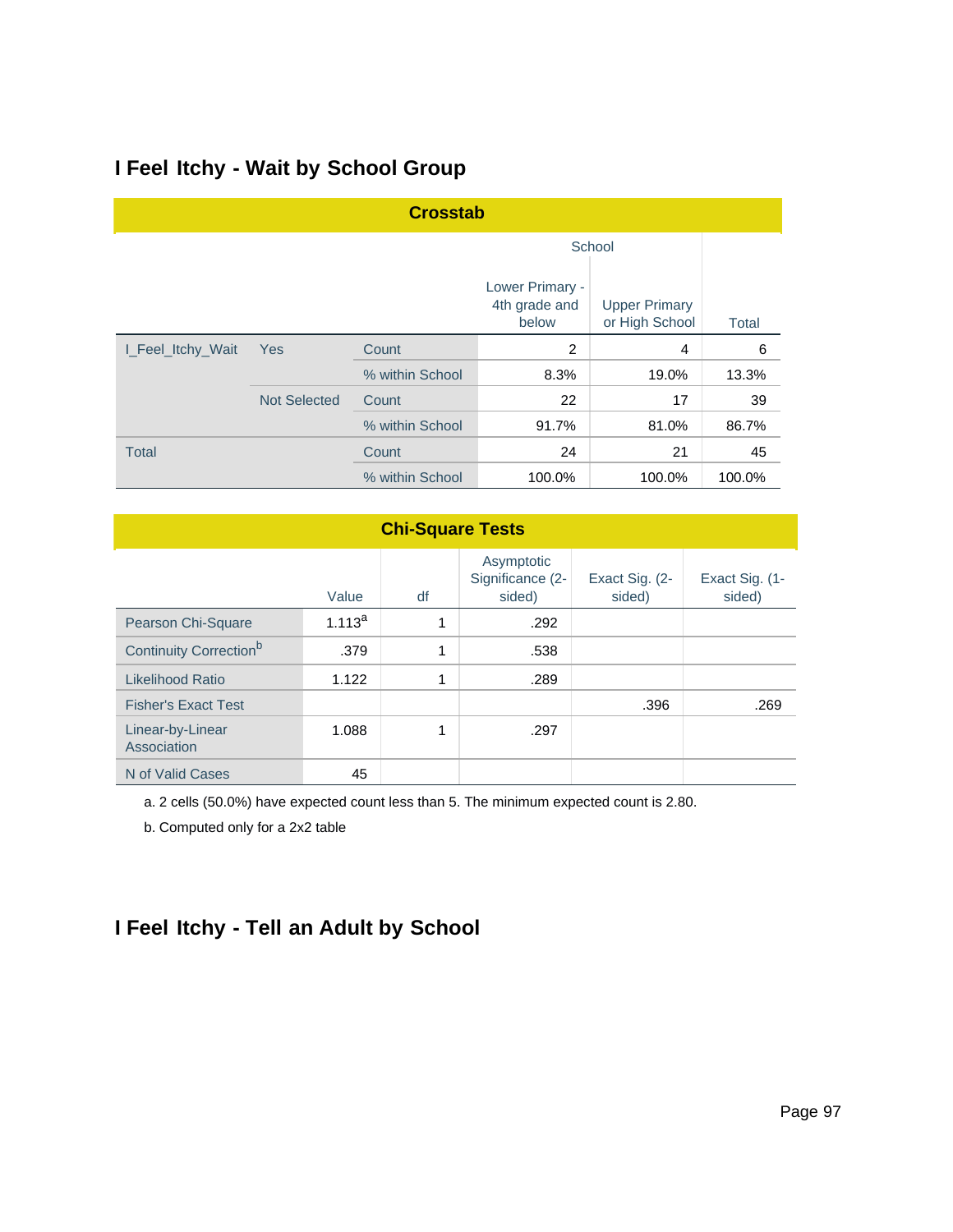## I Feel Itchy - Wait by School Group

**Crosstab**

| | | | School | | Total |
|---|---|---|---|---|---|
| | | | Lower Primary - 4th grade and below | Upper Primary or High School | |
| I_Feel_Itchy_Wait | Yes | Count | 2 | 4 | 6 |
| | | % within School | 8.3% | 19.0% | 13.3% |
| | Not Selected | Count | 22 | 17 | 39 |
| | | % within School | 91.7% | 81.0% | 86.7% |
| Total | | Count | 24 | 21 | 45 |
| | | % within School | 100.0% | 100.0% | 100.0% |

**Chi-Square Tests**

| | Value | df | Asymptotic Significance (2-sided) | Exact Sig. (2-sided) | Exact Sig. (1-sided) |
|---|---|---|---|---|---|
| Pearson Chi-Square | 1.113[a] | 1 | .292 | | |
| Continuity Correction[b] | .379 | 1 | .538 | | |
| Likelihood Ratio | 1.122 | 1 | .289 | | |
| Fisher's Exact Test | | | | .396 | .269 |
| Linear-by-Linear Association | 1.088 | 1 | .297 | | |
| N of Valid Cases | 45 | | | | |

a. 2 cells (50.0%) have expected count less than 5. The minimum expected count is 2.80.

b. Computed only for a 2x2 table

## I Feel Itchy - Tell an Adult by School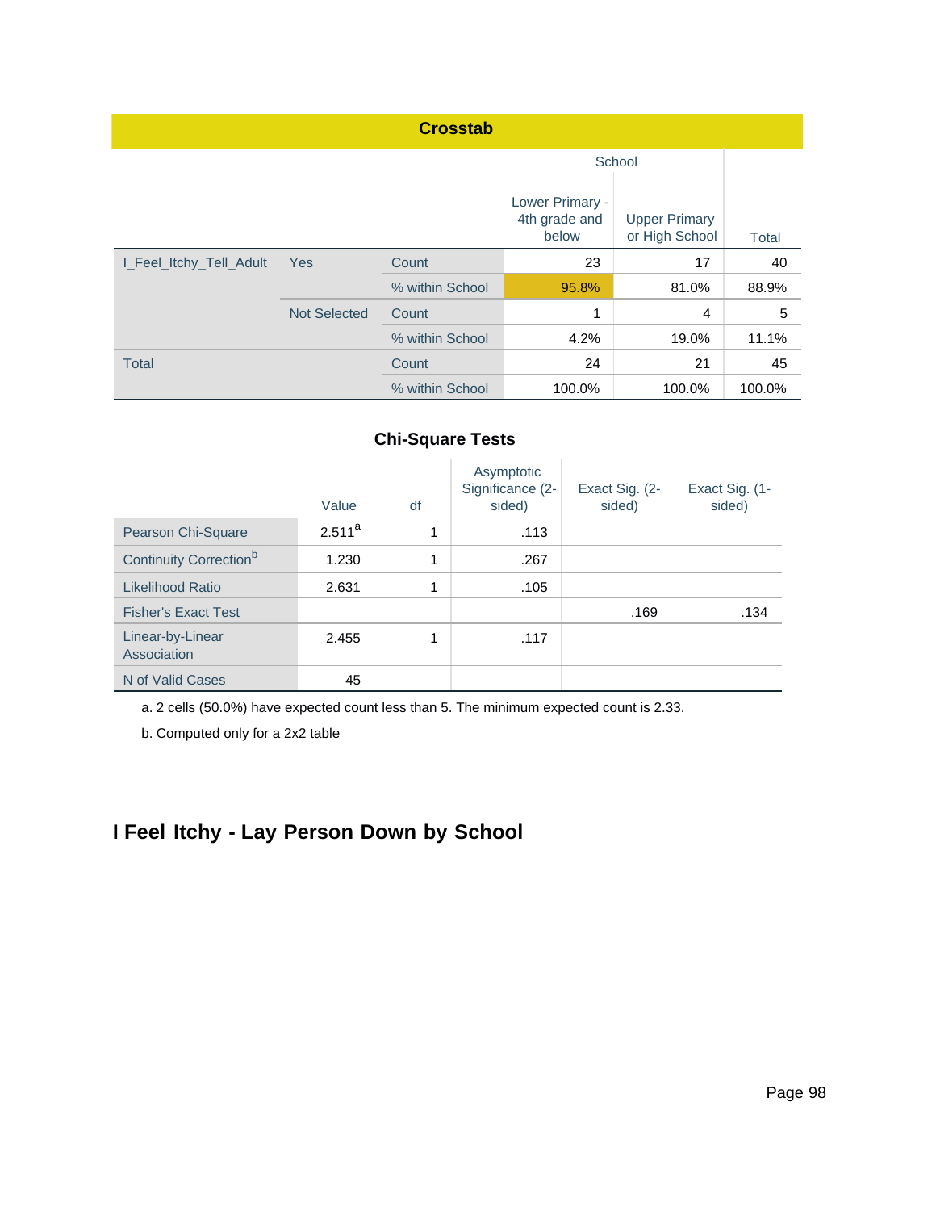**Crosstab**

| | | | School | | Total |
|---|---|---|---|---|---|
| | | | Lower Primary - 4th grade and below | Upper Primary or High School | |
| I_Feel_Itchy_Tell_Adult | Yes | Count | 23 | 17 | 40 |
| | | % within School | 95.8% | 81.0% | 88.9% |
| | Not Selected | Count | 1 | 4 | 5 |
| | | % within School | 4.2% | 19.0% | 11.1% |
| Total | | Count | 24 | 21 | 45 |
| | | % within School | 100.0% | 100.0% | 100.0% |

**Chi-Square Tests**

| | Value | df | Asymptotic Significance (2-sided) | Exact Sig. (2-sided) | Exact Sig. (1-sided) |
|---|---|---|---|---|---|
| Pearson Chi-Square | 2.511[a] | 1 | .113 | | |
| Continuity Correction[b] | 1.230 | 1 | .267 | | |
| Likelihood Ratio | 2.631 | 1 | .105 | | |
| Fisher's Exact Test | | | | .169 | .134 |
| Linear-by-Linear Association | 2.455 | 1 | .117 | | |
| N of Valid Cases | 45 | | | | |

a. 2 cells (50.0%) have expected count less than 5. The minimum expected count is 2.33.

b. Computed only for a 2x2 table

## I Feel Itchy - Lay Person Down by School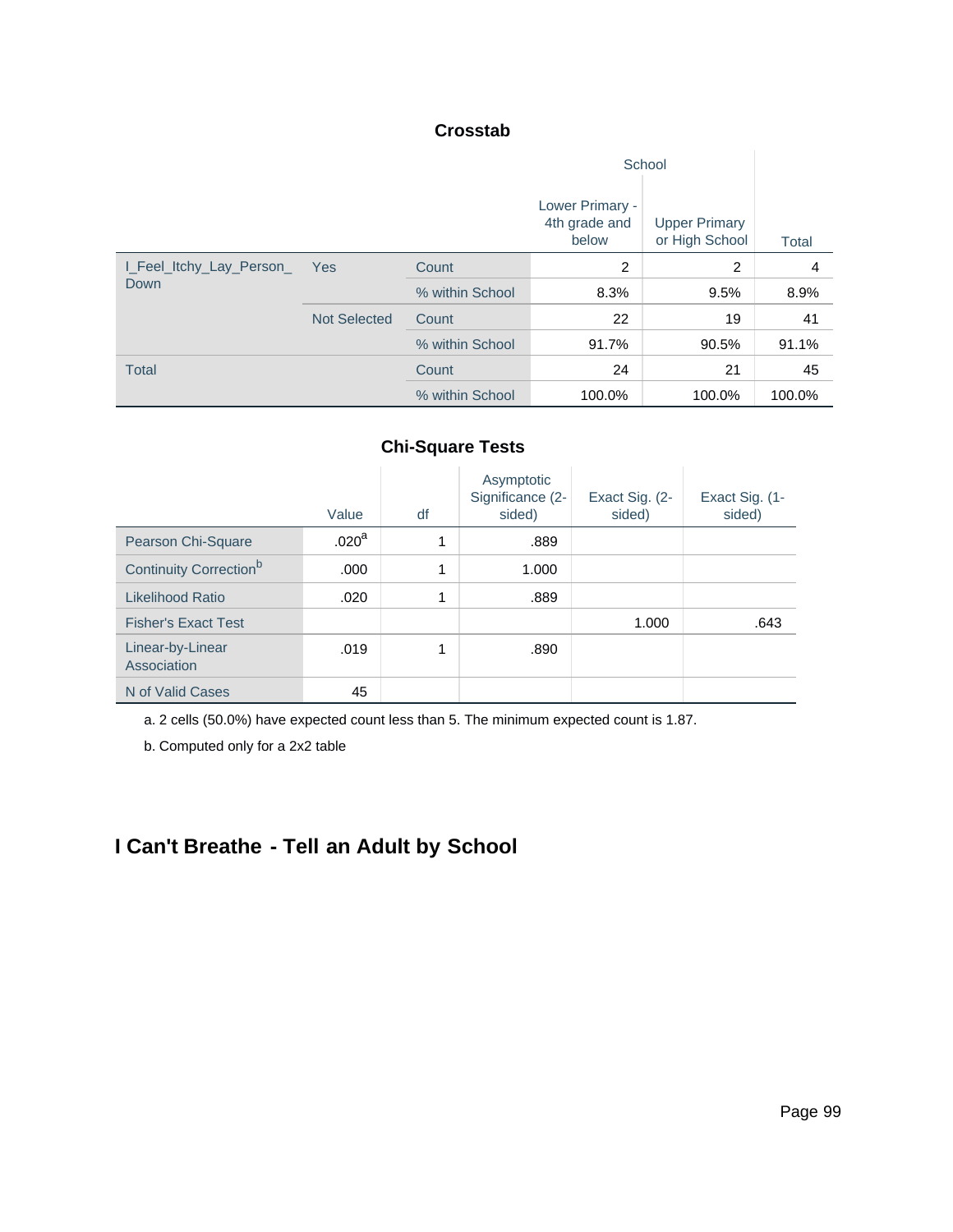**Crosstab**

| | | | School | | |
|---|---|---|---|---|---|
| | | | Lower Primary - 4th grade and below | Upper Primary or High School | Total |
| I_Feel_Itchy_Lay_Person_Down | Yes | Count | 2 | 2 | 4 |
| | | % within School | 8.3% | 9.5% | 8.9% |
| | Not Selected | Count | 22 | 19 | 41 |
| | | % within School | 91.7% | 90.5% | 91.1% |
| Total | | Count | 24 | 21 | 45 |
| | | % within School | 100.0% | 100.0% | 100.0% |

**Chi-Square Tests**

| | Value | df | Asymptotic Significance (2-sided) | Exact Sig. (2-sided) | Exact Sig. (1-sided) |
|---|---|---|---|---|---|
| Pearson Chi-Square | .020[a] | 1 | .889 | | |
| Continuity Correction[b] | .000 | 1 | 1.000 | | |
| Likelihood Ratio | .020 | 1 | .889 | | |
| Fisher's Exact Test | | | | 1.000 | .643 |
| Linear-by-Linear Association | .019 | 1 | .890 | | |
| N of Valid Cases | 45 | | | | |

a. 2 cells (50.0%) have expected count less than 5. The minimum expected count is 1.87.

b. Computed only for a 2x2 table

## I Can't Breathe - Tell an Adult by School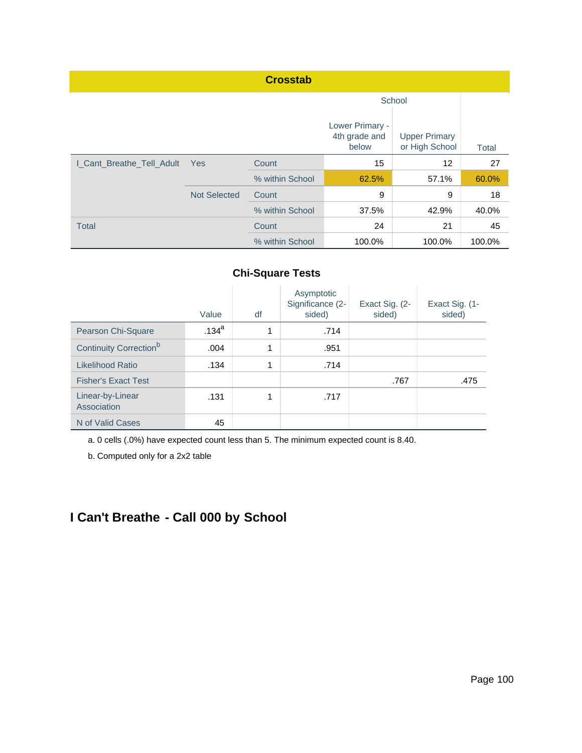**Crosstab**

| | | | School | | Total |
|---|---|---|---|---|---|
| | | | Lower Primary - 4th grade and below | Upper Primary or High School | |
| I_Cant_Breathe_Tell_Adult | Yes | Count | 15 | 12 | 27 |
| | | % within School | 62.5% | 57.1% | 60.0% |
| | Not Selected | Count | 9 | 9 | 18 |
| | | % within School | 37.5% | 42.9% | 40.0% |
| Total | | Count | 24 | 21 | 45 |
| | | % within School | 100.0% | 100.0% | 100.0% |

**Chi-Square Tests**

| | Value | df | Asymptotic Significance (2-sided) | Exact Sig. (2-sided) | Exact Sig. (1-sided) |
|---|---|---|---|---|---|
| Pearson Chi-Square | .134[a] | 1 | .714 | | |
| Continuity Correction[b] | .004 | 1 | .951 | | |
| Likelihood Ratio | .134 | 1 | .714 | | |
| Fisher's Exact Test | | | | .767 | .475 |
| Linear-by-Linear Association | .131 | 1 | .717 | | |
| N of Valid Cases | 45 | | | | |

a. 0 cells (.0%) have expected count less than 5. The minimum expected count is 8.40.

b. Computed only for a 2x2 table

## I Can't Breathe - Call 000 by School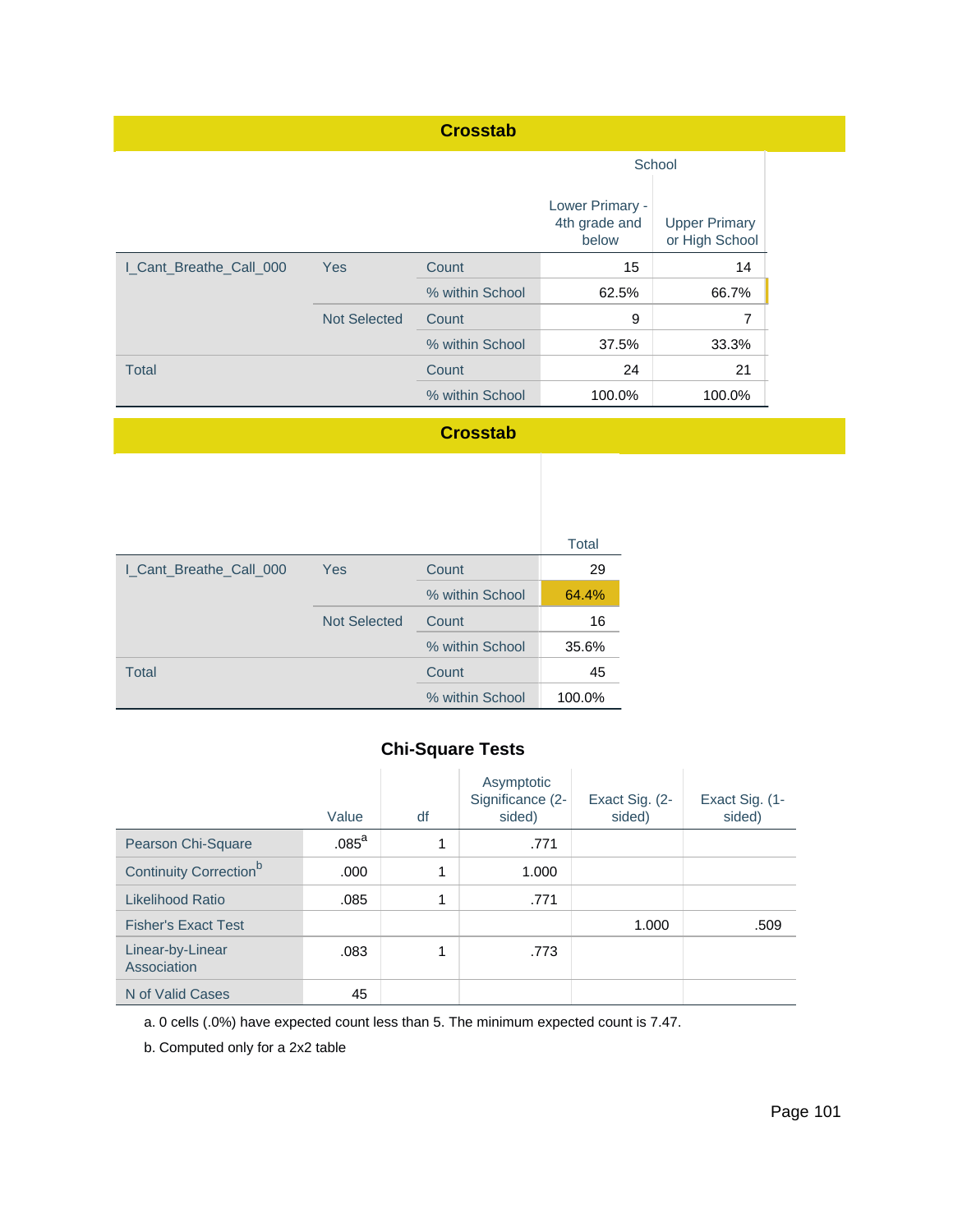## Crosstab

| | | | School | | |
|---|---|---|---|---|---|
| | | | Lower Primary - 4th grade and below | Upper Primary or High School | Total |
| I_Cant_Breathe_Call_000 | Yes | Count | 15 | 14 | 29 |
| | | % within School | 62.5% | 66.7% | 64.4% |
| | Not Selected | Count | 9 | 7 | 16 |
| | | % within School | 37.5% | 33.3% | 35.6% |
| Total | | Count | 24 | 21 | 45 |
| | | % within School | 100.0% | 100.0% | 100.0% |

## Chi-Square Tests

| | Value | df | Asymptotic Significance (2-sided) | Exact Sig. (2-sided) | Exact Sig. (1-sided) |
|---|---|---|---|---|---|
| Pearson Chi-Square | .085[a] | 1 | .771 | | |
| Continuity Correction[b] | .000 | 1 | 1.000 | | |
| Likelihood Ratio | .085 | 1 | .771 | | |
| Fisher's Exact Test | | | | 1.000 | .509 |
| Linear-by-Linear Association | .083 | 1 | .773 | | |
| N of Valid Cases | 45 | | | | |

a. 0 cells (.0%) have expected count less than 5. The minimum expected count is 7.47.

b. Computed only for a 2x2 table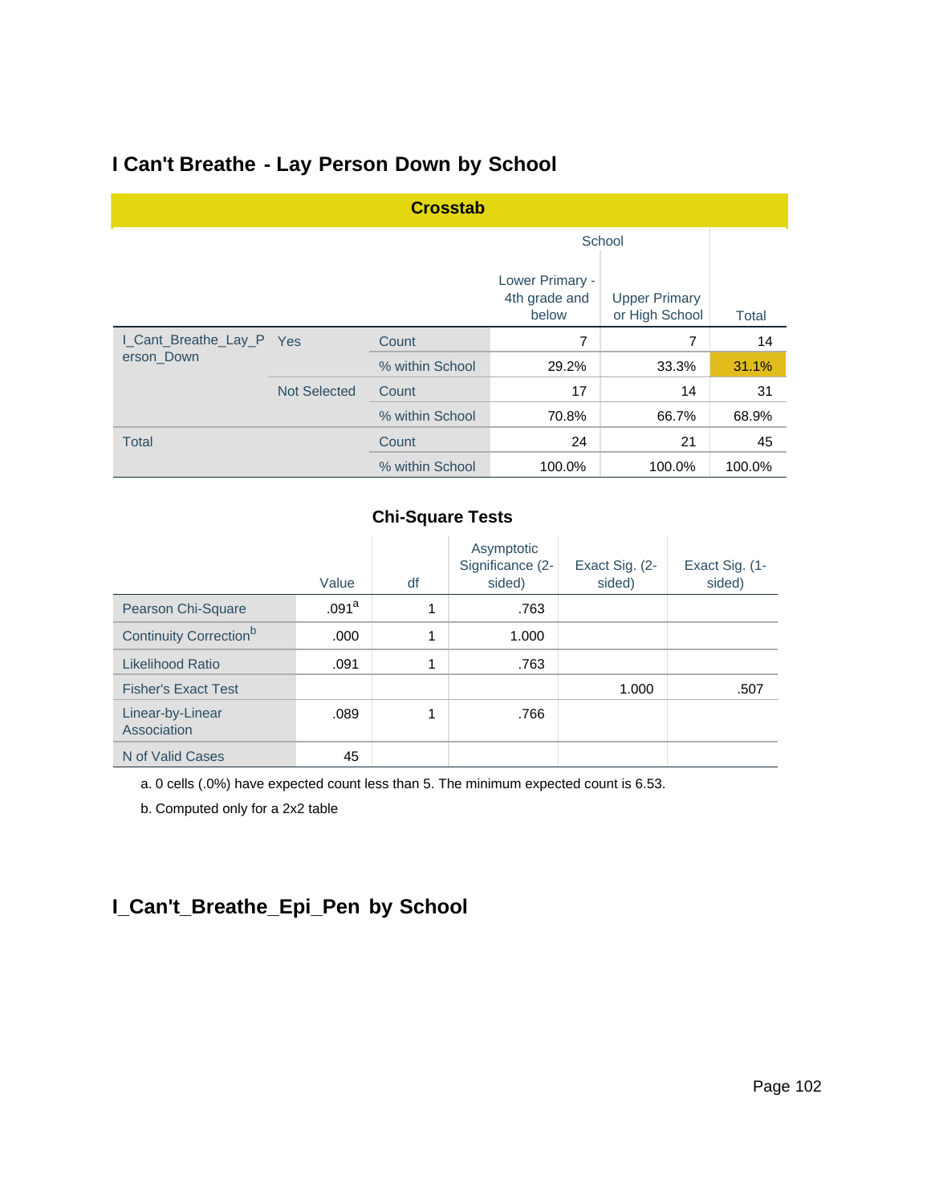## I Can't Breathe - Lay Person Down by School

**Crosstab**

| | | | School | | Total |
|---|---|---|---|---|---|
| | | | Lower Primary - 4th grade and below | Upper Primary or High School | |
| I_Cant_Breathe_Lay_Person_Down | Yes | Count | 7 | 7 | 14 |
| | | % within School | 29.2% | 33.3% | 31.1% |
| | Not Selected | Count | 17 | 14 | 31 |
| | | % within School | 70.8% | 66.7% | 68.9% |
| Total | | Count | 24 | 21 | 45 |
| | | % within School | 100.0% | 100.0% | 100.0% |

**Chi-Square Tests**

| | Value | df | Asymptotic Significance (2-sided) | Exact Sig. (2-sided) | Exact Sig. (1-sided) |
|---|---|---|---|---|---|
| Pearson Chi-Square | .091[a] | 1 | .763 | | |
| Continuity Correction[b] | .000 | 1 | 1.000 | | |
| Likelihood Ratio | .091 | 1 | .763 | | |
| Fisher's Exact Test | | | | 1.000 | .507 |
| Linear-by-Linear Association | .089 | 1 | .766 | | |
| N of Valid Cases | 45 | | | | |

a. 0 cells (.0%) have expected count less than 5. The minimum expected count is 6.53.

b. Computed only for a 2x2 table

## I_Can't_Breathe_Epi_Pen by School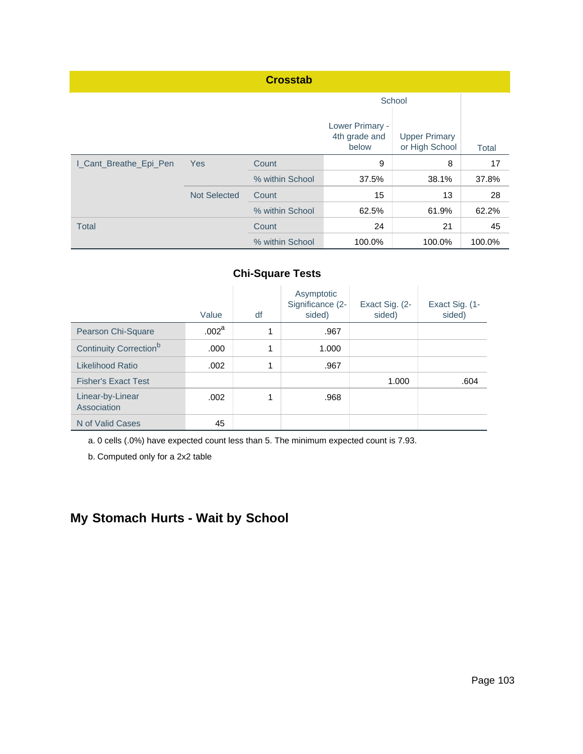**Crosstab**

| | | | School | | Total |
|---|---|---|---|---|---|
| | | | Lower Primary - 4th grade and below | Upper Primary or High School | |
| I_Cant_Breathe_Epi_Pen | Yes | Count | 9 | 8 | 17 |
| | | % within School | 37.5% | 38.1% | 37.8% |
| | Not Selected | Count | 15 | 13 | 28 |
| | | % within School | 62.5% | 61.9% | 62.2% |
| Total | | Count | 24 | 21 | 45 |
| | | % within School | 100.0% | 100.0% | 100.0% |

**Chi-Square Tests**

| | Value | df | Asymptotic Significance (2-sided) | Exact Sig. (2-sided) | Exact Sig. (1-sided) |
|---|---|---|---|---|---|
| Pearson Chi-Square | .002[a] | 1 | .967 | | |
| Continuity Correction[b] | .000 | 1 | 1.000 | | |
| Likelihood Ratio | .002 | 1 | .967 | | |
| Fisher's Exact Test | | | | 1.000 | .604 |
| Linear-by-Linear Association | .002 | 1 | .968 | | |
| N of Valid Cases | 45 | | | | |

a. 0 cells (.0%) have expected count less than 5. The minimum expected count is 7.93.

b. Computed only for a 2x2 table

## My Stomach Hurts - Wait by School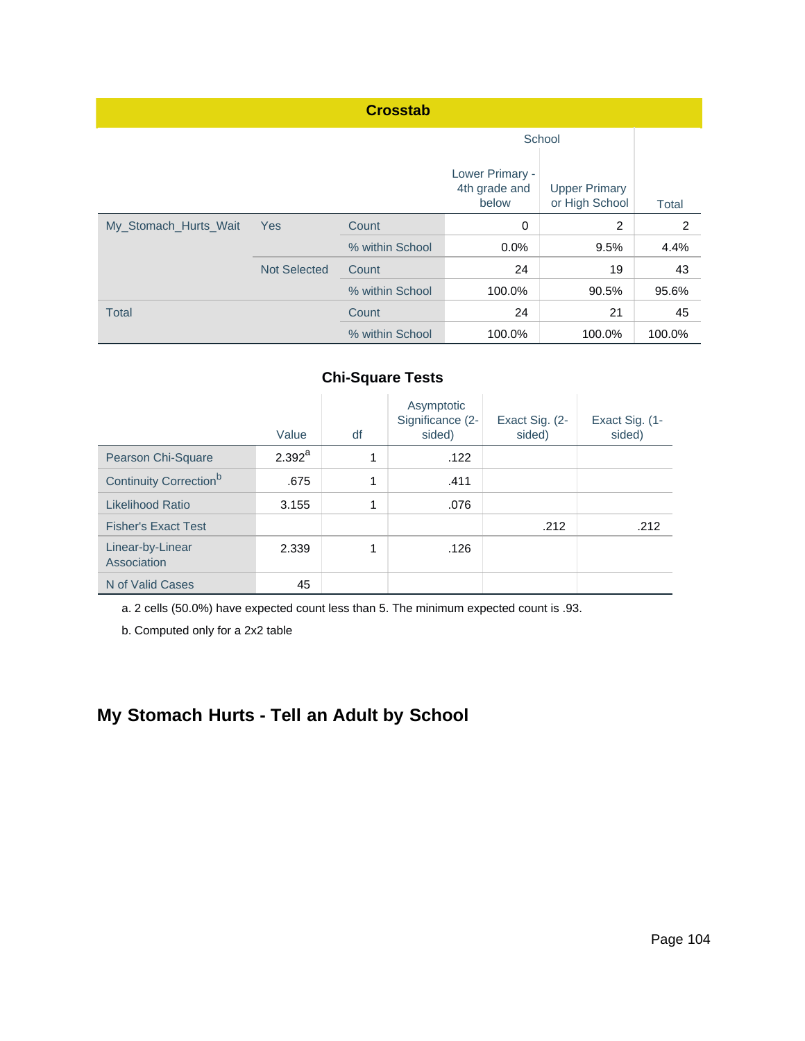**Crosstab**

| | | | School | | Total |
|---|---|---|---|---|---|
| | | | Lower Primary - 4th grade and below | Upper Primary or High School | |
| My_Stomach_Hurts_Wait | Yes | Count | 0 | 2 | 2 |
| | | % within School | 0.0% | 9.5% | 4.4% |
| | Not Selected | Count | 24 | 19 | 43 |
| | | % within School | 100.0% | 90.5% | 95.6% |
| Total | | Count | 24 | 21 | 45 |
| | | % within School | 100.0% | 100.0% | 100.0% |

**Chi-Square Tests**

| | Value | df | Asymptotic Significance (2-sided) | Exact Sig. (2-sided) | Exact Sig. (1-sided) |
|---|---|---|---|---|---|
| Pearson Chi-Square | 2.392[a] | 1 | .122 | | |
| Continuity Correction[b] | .675 | 1 | .411 | | |
| Likelihood Ratio | 3.155 | 1 | .076 | | |
| Fisher's Exact Test | | | | .212 | .212 |
| Linear-by-Linear Association | 2.339 | 1 | .126 | | |
| N of Valid Cases | 45 | | | | |

a. 2 cells (50.0%) have expected count less than 5. The minimum expected count is .93.

b. Computed only for a 2x2 table

## My Stomach Hurts - Tell an Adult by School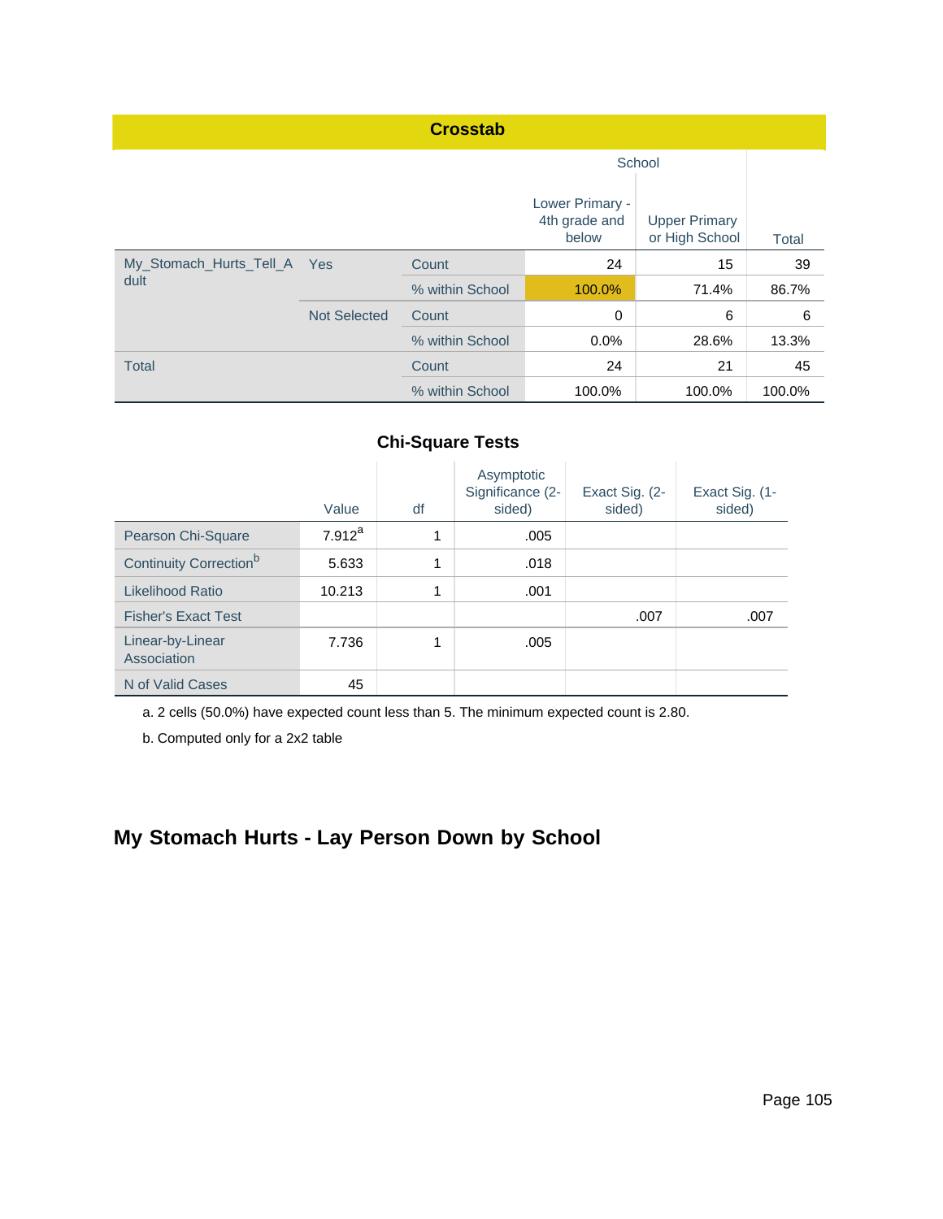**Crosstab**

| | | | School | | |
|---|---|---|---|---|---|
| | | | Lower Primary - 4th grade and below | Upper Primary or High School | Total |
| My_Stomach_Hurts_Tell_Adult | Yes | Count | 24 | 15 | 39 |
| | | % within School | 100.0% | 71.4% | 86.7% |
| | Not Selected | Count | 0 | 6 | 6 |
| | | % within School | 0.0% | 28.6% | 13.3% |
| Total | | Count | 24 | 21 | 45 |
| | | % within School | 100.0% | 100.0% | 100.0% |

**Chi-Square Tests**

| | Value | df | Asymptotic Significance (2-sided) | Exact Sig. (2-sided) | Exact Sig. (1-sided) |
|---|---|---|---|---|---|
| Pearson Chi-Square | 7.912[a] | 1 | .005 | | |
| Continuity Correction[b] | 5.633 | 1 | .018 | | |
| Likelihood Ratio | 10.213 | 1 | .001 | | |
| Fisher's Exact Test | | | | .007 | .007 |
| Linear-by-Linear Association | 7.736 | 1 | .005 | | |
| N of Valid Cases | 45 | | | | |

a. 2 cells (50.0%) have expected count less than 5. The minimum expected count is 2.80.

b. Computed only for a 2x2 table

## My Stomach Hurts - Lay Person Down by School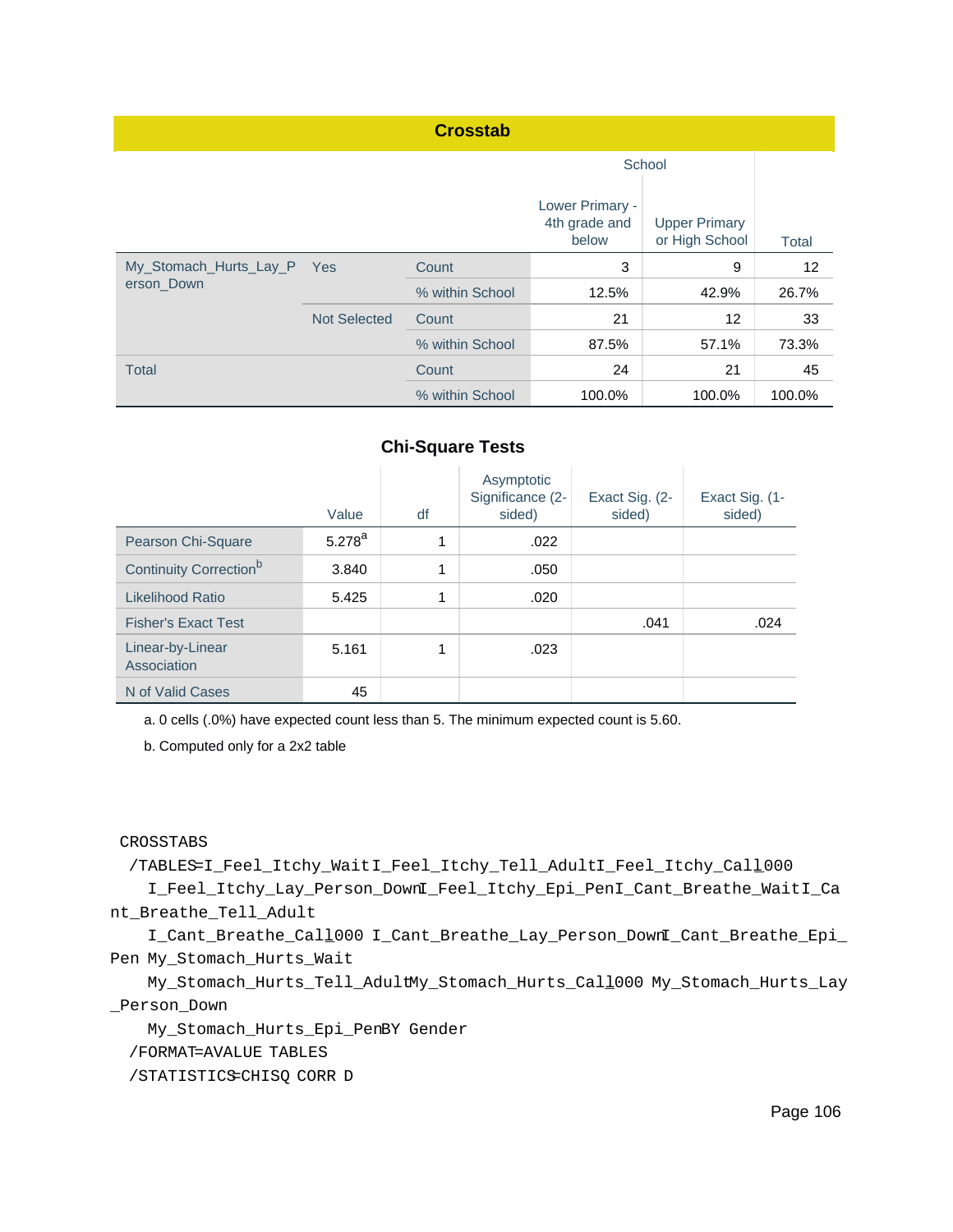## Crosstab

| | | | School | | Total |
|---|---|---|---|---|---|
| | | | Lower Primary - 4th grade and below | Upper Primary or High School | |
| My_Stomach_Hurts_Lay_Person_Down | Yes | Count | 3 | 9 | 12 |
| | | % within School | 12.5% | 42.9% | 26.7% |
| | Not Selected | Count | 21 | 12 | 33 |
| | | % within School | 87.5% | 57.1% | 73.3% |
| Total | | Count | 24 | 21 | 45 |
| | | % within School | 100.0% | 100.0% | 100.0% |

## Chi-Square Tests

| | Value | df | Asymptotic Significance (2-sided) | Exact Sig. (2-sided) | Exact Sig. (1-sided) |
|---|---|---|---|---|---|
| Pearson Chi-Square | 5.278[a] | 1 | .022 | | |
| Continuity Correction[b] | 3.840 | 1 | .050 | | |
| Likelihood Ratio | 5.425 | 1 | .020 | | |
| Fisher's Exact Test | | | | .041 | .024 |
| Linear-by-Linear Association | 5.161 | 1 | .023 | | |
| N of Valid Cases | 45 | | | | |

a. 0 cells (.0%) have expected count less than 5. The minimum expected count is 5.60.

b. Computed only for a 2x2 table

```
CROSSTABS
  /TABLES=I_Feel_Itchy_Wait I_Feel_Itchy_Tell_Adult I_Feel_Itchy_Call000
    I_Feel_Itchy_Lay_Person_Down I_Feel_Itchy_Epi_Pen I_Cant_Breathe_Wait I_Cant_Breathe_Tell_Adult
    I_Cant_Breathe_Call000 I_Cant_Breathe_Lay_Person_Down I_Cant_Breathe_Epi_Pen My_Stomach_Hurts_Wait
    My_Stomach_Hurts_Tell_Adult My_Stomach_Hurts_Call000 My_Stomach_Hurts_Lay_Person_Down
    My_Stomach_Hurts_Epi_Pen BY Gender
  /FORMAT=AVALUE TABLES
  /STATISTICS=CHISQ CORR D
```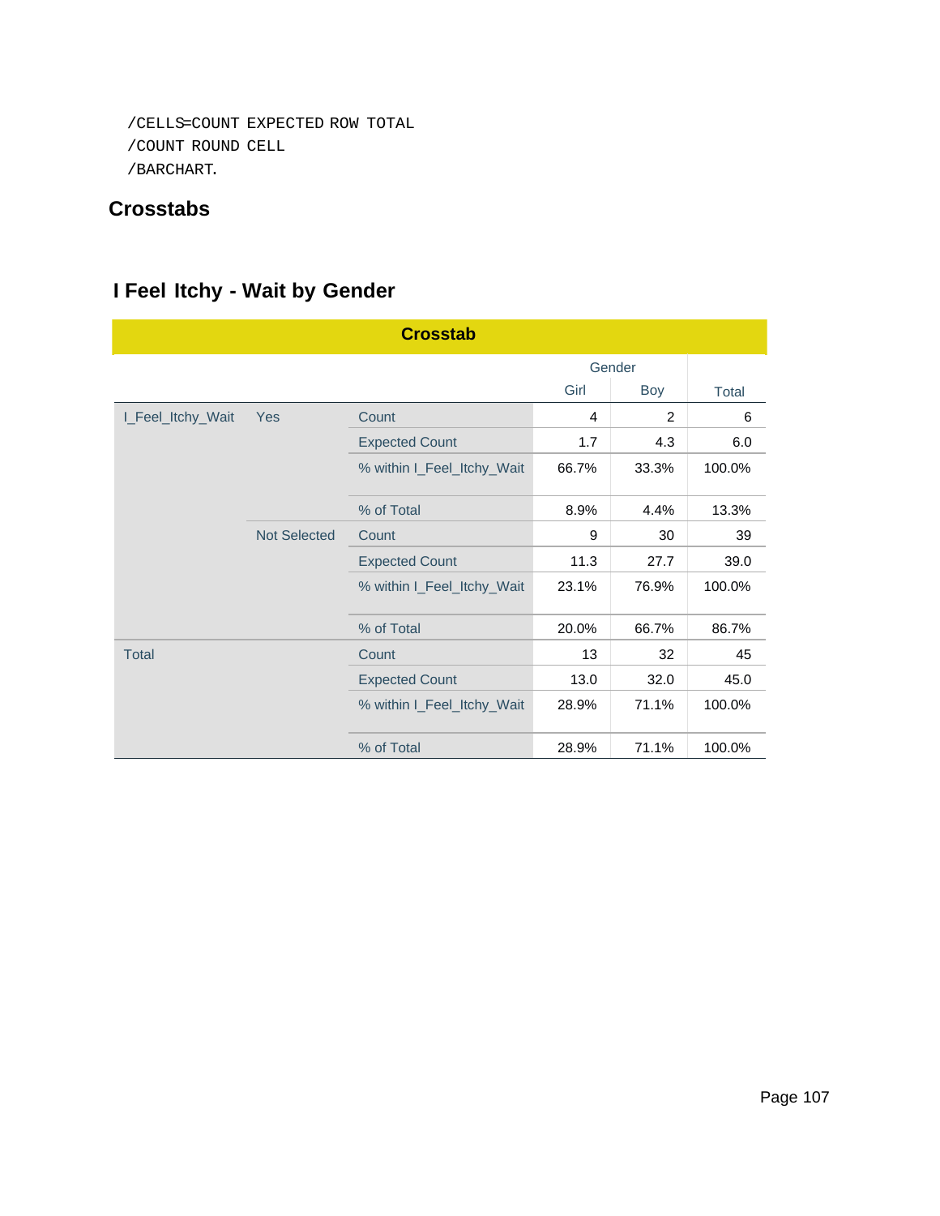```
/CELLS=COUNT EXPECTED ROW TOTAL
/COUNT ROUND CELL
/BARCHART.
```

## Crosstabs

### I Feel Itchy - Wait by Gender

**Crosstab**

| | | | Gender | | |
|---|---|---|---|---|---|
| | | | Girl | Boy | Total |
| I_Feel_Itchy_Wait | Yes | Count | 4 | 2 | 6 |
| | | Expected Count | 1.7 | 4.3 | 6.0 |
| | | % within I_Feel_Itchy_Wait | 66.7% | 33.3% | 100.0% |
| | | % of Total | 8.9% | 4.4% | 13.3% |
| | Not Selected | Count | 9 | 30 | 39 |
| | | Expected Count | 11.3 | 27.7 | 39.0 |
| | | % within I_Feel_Itchy_Wait | 23.1% | 76.9% | 100.0% |
| | | % of Total | 20.0% | 66.7% | 86.7% |
| Total | | Count | 13 | 32 | 45 |
| | | Expected Count | 13.0 | 32.0 | 45.0 |
| | | % within I_Feel_Itchy_Wait | 28.9% | 71.1% | 100.0% |
| | | % of Total | 28.9% | 71.1% | 100.0% |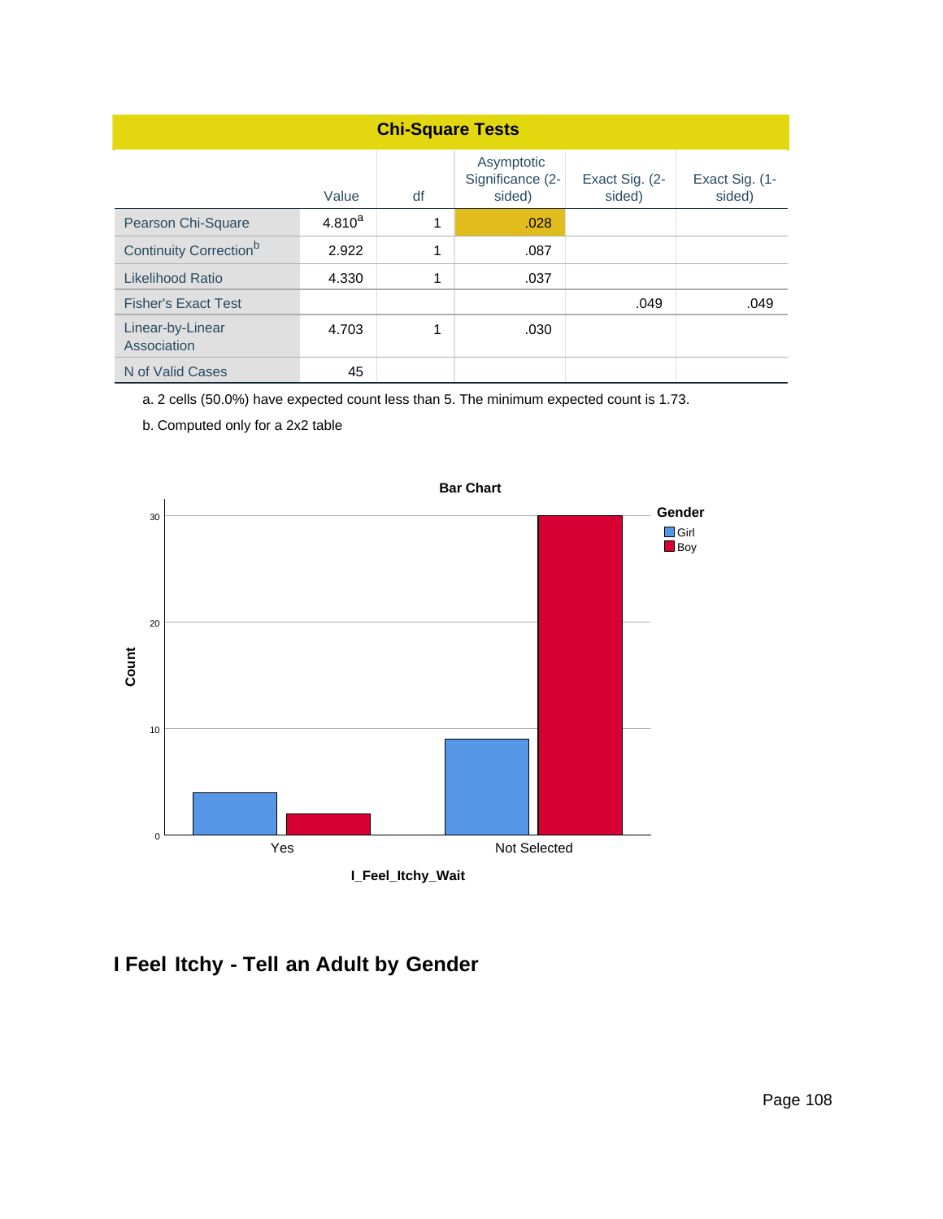| Chi-Square Tests | | | | | |
|---|---|---|---|---|---|
| | Value | df | Asymptotic Significance (2-sided) | Exact Sig. (2-sided) | Exact Sig. (1-sided) |
| Pearson Chi-Square | 4.810[a] | 1 | .028 | | |
| Continuity Correction[b] | 2.922 | 1 | .087 | | |
| Likelihood Ratio | 4.330 | 1 | .037 | | |
| Fisher's Exact Test | | | | .049 | .049 |
| Linear-by-Linear Association | 4.703 | 1 | .030 | | |
| N of Valid Cases | 45 | | | | |

a. 2 cells (50.0%) have expected count less than 5. The minimum expected count is 1.73.

b. Computed only for a 2x2 table

## I Feel Itchy - Tell an Adult by Gender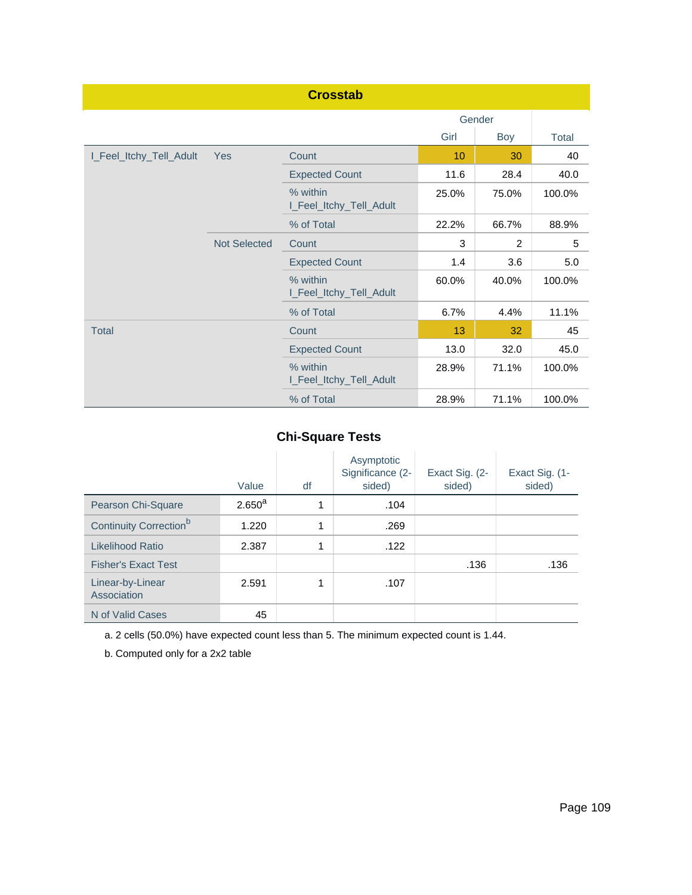## Crosstab

| | | | Gender | | Total |
|---|---|---|---|---|---|
| | | | Girl | Boy | |
| I_Feel_Itchy_Tell_Adult | Yes | Count | 10 | 30 | 40 |
| | | Expected Count | 11.6 | 28.4 | 40.0 |
| | | % within I_Feel_Itchy_Tell_Adult | 25.0% | 75.0% | 100.0% |
| | | % of Total | 22.2% | 66.7% | 88.9% |
| | Not Selected | Count | 3 | 2 | 5 |
| | | Expected Count | 1.4 | 3.6 | 5.0 |
| | | % within I_Feel_Itchy_Tell_Adult | 60.0% | 40.0% | 100.0% |
| | | % of Total | 6.7% | 4.4% | 11.1% |
| Total | | Count | 13 | 32 | 45 |
| | | Expected Count | 13.0 | 32.0 | 45.0 |
| | | % within I_Feel_Itchy_Tell_Adult | 28.9% | 71.1% | 100.0% |
| | | % of Total | 28.9% | 71.1% | 100.0% |

## Chi-Square Tests

| | Value | df | Asymptotic Significance (2-sided) | Exact Sig. (2-sided) | Exact Sig. (1-sided) |
|---|---|---|---|---|---|
| Pearson Chi-Square | 2.650[a] | 1 | .104 | | |
| Continuity Correction[b] | 1.220 | 1 | .269 | | |
| Likelihood Ratio | 2.387 | 1 | .122 | | |
| Fisher's Exact Test | | | | .136 | .136 |
| Linear-by-Linear Association | 2.591 | 1 | .107 | | |
| N of Valid Cases | 45 | | | | |

a. 2 cells (50.0%) have expected count less than 5. The minimum expected count is 1.44.

b. Computed only for a 2x2 table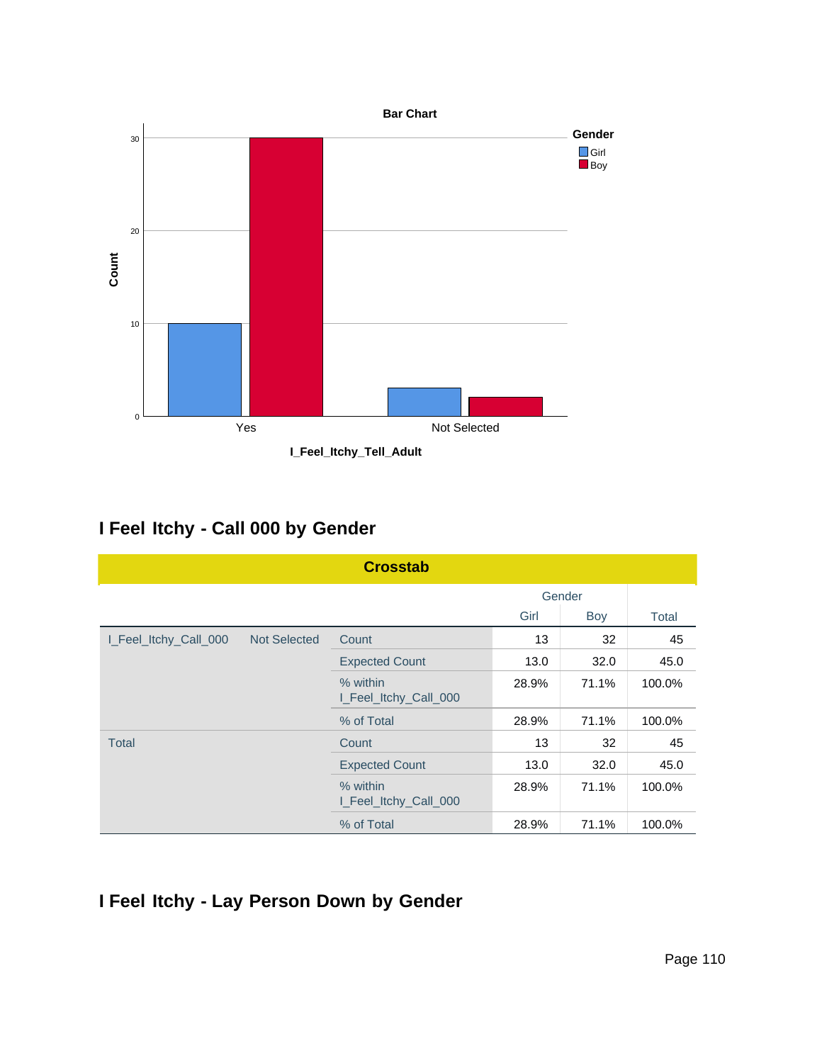**Bar Chart**

Count

Gender: Girl, Boy

Yes | Not Selected

**I_Feel_Itchy_Tell_Adult**

## I Feel Itchy - Call 000 by Gender

**Crosstab**

| | | | Gender | | |
|---|---|---|---|---|---|
| | | | Girl | Boy | Total |
| I_Feel_Itchy_Call_000 | Not Selected | Count | 13 | 32 | 45 |
| | | Expected Count | 13.0 | 32.0 | 45.0 |
| | | % within I_Feel_Itchy_Call_000 | 28.9% | 71.1% | 100.0% |
| | | % of Total | 28.9% | 71.1% | 100.0% |
| Total | | Count | 13 | 32 | 45 |
| | | Expected Count | 13.0 | 32.0 | 45.0 |
| | | % within I_Feel_Itchy_Call_000 | 28.9% | 71.1% | 100.0% |
| | | % of Total | 28.9% | 71.1% | 100.0% |

## I Feel Itchy - Lay Person Down by Gender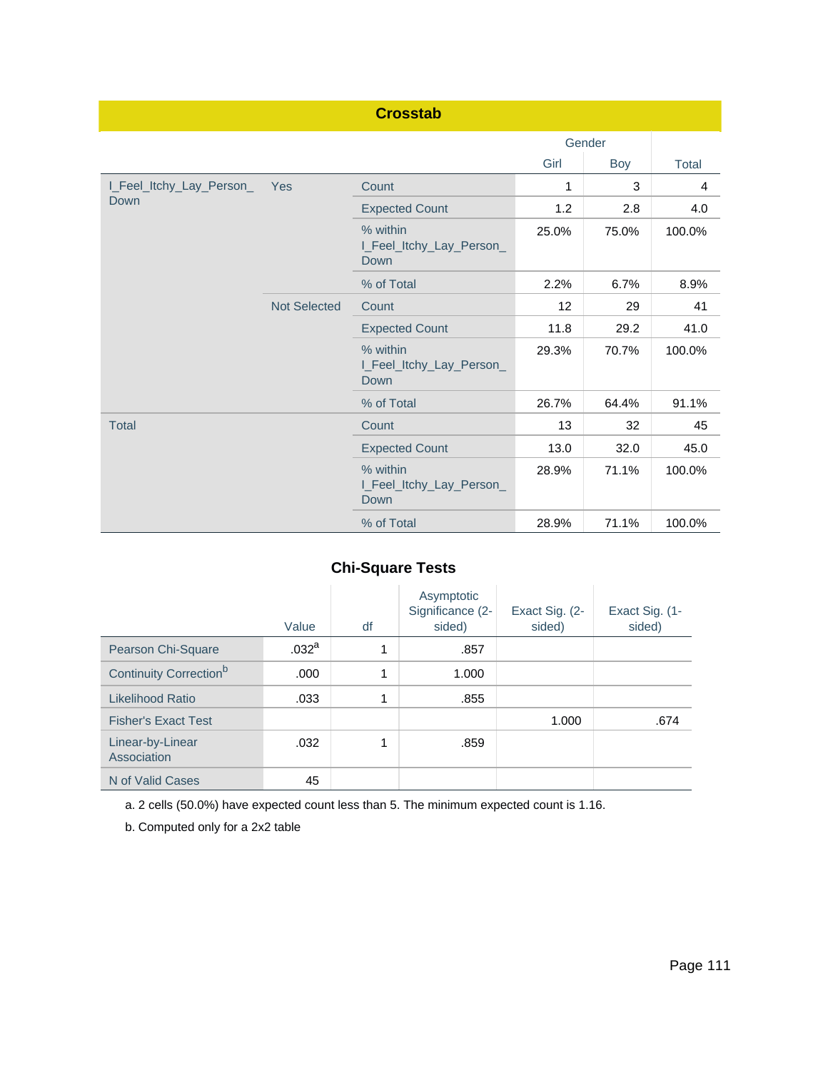## Crosstab

| | | | Gender | | Total |
|---|---|---|---|---|---|
| | | | Girl | Boy | |
| I_Feel_Itchy_Lay_Person_Down | Yes | Count | 1 | 3 | 4 |
| | | Expected Count | 1.2 | 2.8 | 4.0 |
| | | % within I_Feel_Itchy_Lay_Person_Down | 25.0% | 75.0% | 100.0% |
| | | % of Total | 2.2% | 6.7% | 8.9% |
| | Not Selected | Count | 12 | 29 | 41 |
| | | Expected Count | 11.8 | 29.2 | 41.0 |
| | | % within I_Feel_Itchy_Lay_Person_Down | 29.3% | 70.7% | 100.0% |
| | | % of Total | 26.7% | 64.4% | 91.1% |
| Total | | Count | 13 | 32 | 45 |
| | | Expected Count | 13.0 | 32.0 | 45.0 |
| | | % within I_Feel_Itchy_Lay_Person_Down | 28.9% | 71.1% | 100.0% |
| | | % of Total | 28.9% | 71.1% | 100.0% |

## Chi-Square Tests

| | Value | df | Asymptotic Significance (2-sided) | Exact Sig. (2-sided) | Exact Sig. (1-sided) |
|---|---|---|---|---|---|
| Pearson Chi-Square | .032[a] | 1 | .857 | | |
| Continuity Correction[b] | .000 | 1 | 1.000 | | |
| Likelihood Ratio | .033 | 1 | .855 | | |
| Fisher's Exact Test | | | | 1.000 | .674 |
| Linear-by-Linear Association | .032 | 1 | .859 | | |
| N of Valid Cases | 45 | | | | |

a. 2 cells (50.0%) have expected count less than 5. The minimum expected count is 1.16.

b. Computed only for a 2x2 table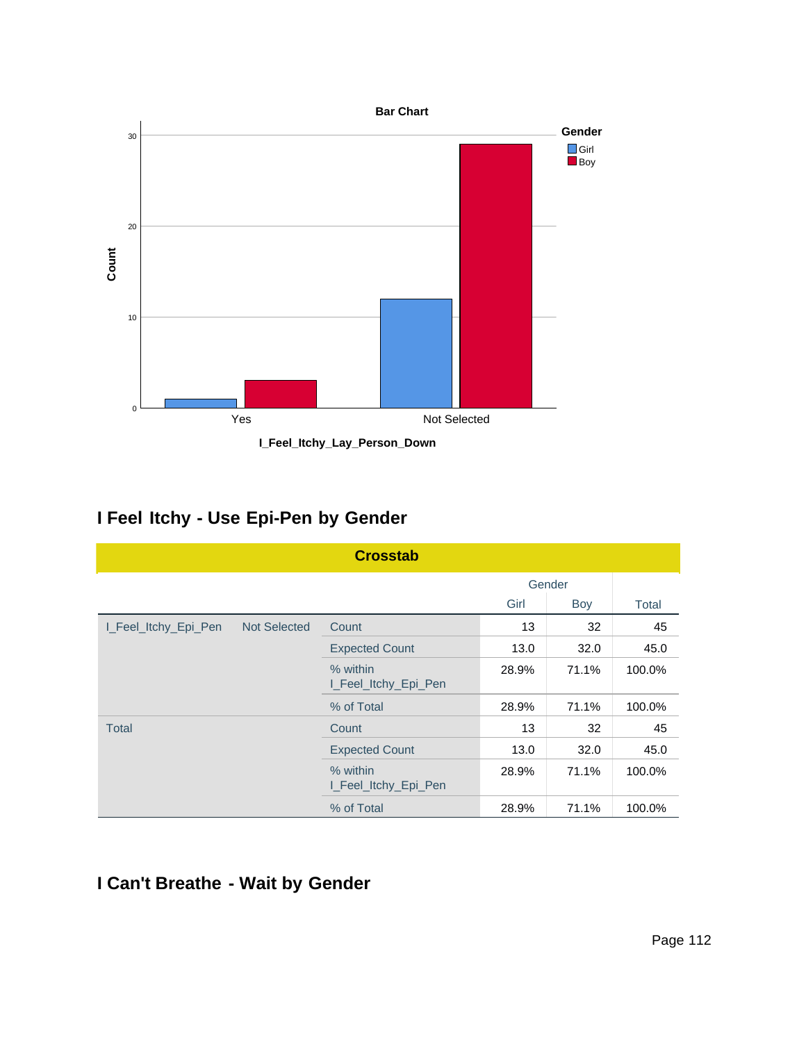Bar Chart

Gender: Girl, Boy

Count

I_Feel_Itchy_Lay_Person_Down

Yes / Not Selected

## I Feel Itchy - Use Epi-Pen by Gender

**Crosstab**

| | | | Gender | | |
|---|---|---|---|---|---|
| | | | Girl | Boy | Total |
| I_Feel_Itchy_Epi_Pen | Not Selected | Count | 13 | 32 | 45 |
| | | Expected Count | 13.0 | 32.0 | 45.0 |
| | | % within I_Feel_Itchy_Epi_Pen | 28.9% | 71.1% | 100.0% |
| | | % of Total | 28.9% | 71.1% | 100.0% |
| Total | | Count | 13 | 32 | 45 |
| | | Expected Count | 13.0 | 32.0 | 45.0 |
| | | % within I_Feel_Itchy_Epi_Pen | 28.9% | 71.1% | 100.0% |
| | | % of Total | 28.9% | 71.1% | 100.0% |

## I Can't Breathe - Wait by Gender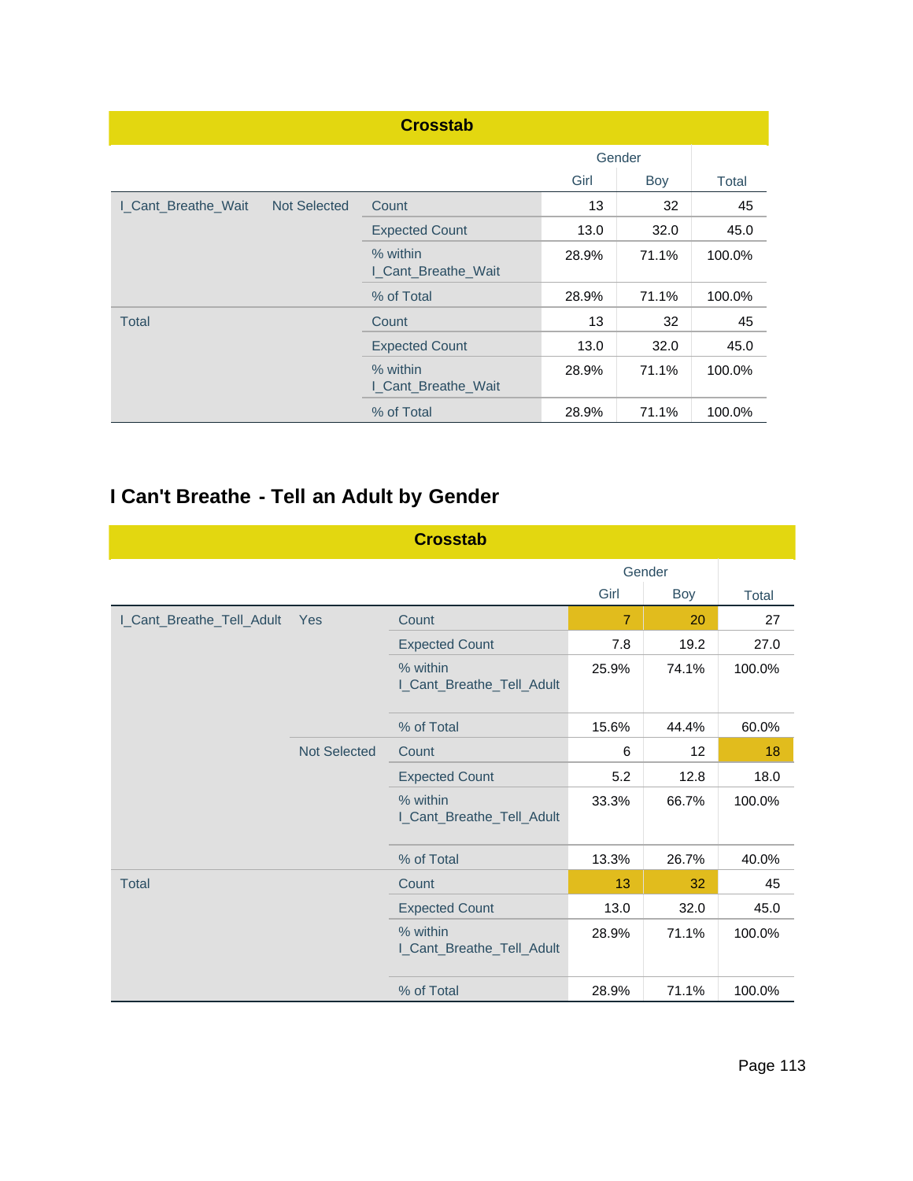**Crosstab**

| | | | Gender | | |
|---|---|---|---|---|---|
| | | | Girl | Boy | Total |
| I_Cant_Breathe_Wait | Not Selected | Count | 13 | 32 | 45 |
| | | Expected Count | 13.0 | 32.0 | 45.0 |
| | | % within I_Cant_Breathe_Wait | 28.9% | 71.1% | 100.0% |
| | | % of Total | 28.9% | 71.1% | 100.0% |
| Total | | Count | 13 | 32 | 45 |
| | | Expected Count | 13.0 | 32.0 | 45.0 |
| | | % within I_Cant_Breathe_Wait | 28.9% | 71.1% | 100.0% |
| | | % of Total | 28.9% | 71.1% | 100.0% |

## I Can't Breathe - Tell an Adult by Gender

**Crosstab**

| | | | Gender | | |
|---|---|---|---|---|---|
| | | | Girl | Boy | Total |
| I_Cant_Breathe_Tell_Adult | Yes | Count | 7 | 20 | 27 |
| | | Expected Count | 7.8 | 19.2 | 27.0 |
| | | % within I_Cant_Breathe_Tell_Adult | 25.9% | 74.1% | 100.0% |
| | | % of Total | 15.6% | 44.4% | 60.0% |
| | Not Selected | Count | 6 | 12 | 18 |
| | | Expected Count | 5.2 | 12.8 | 18.0 |
| | | % within I_Cant_Breathe_Tell_Adult | 33.3% | 66.7% | 100.0% |
| | | % of Total | 13.3% | 26.7% | 40.0% |
| Total | | Count | 13 | 32 | 45 |
| | | Expected Count | 13.0 | 32.0 | 45.0 |
| | | % within I_Cant_Breathe_Tell_Adult | 28.9% | 71.1% | 100.0% |
| | | % of Total | 28.9% | 71.1% | 100.0% |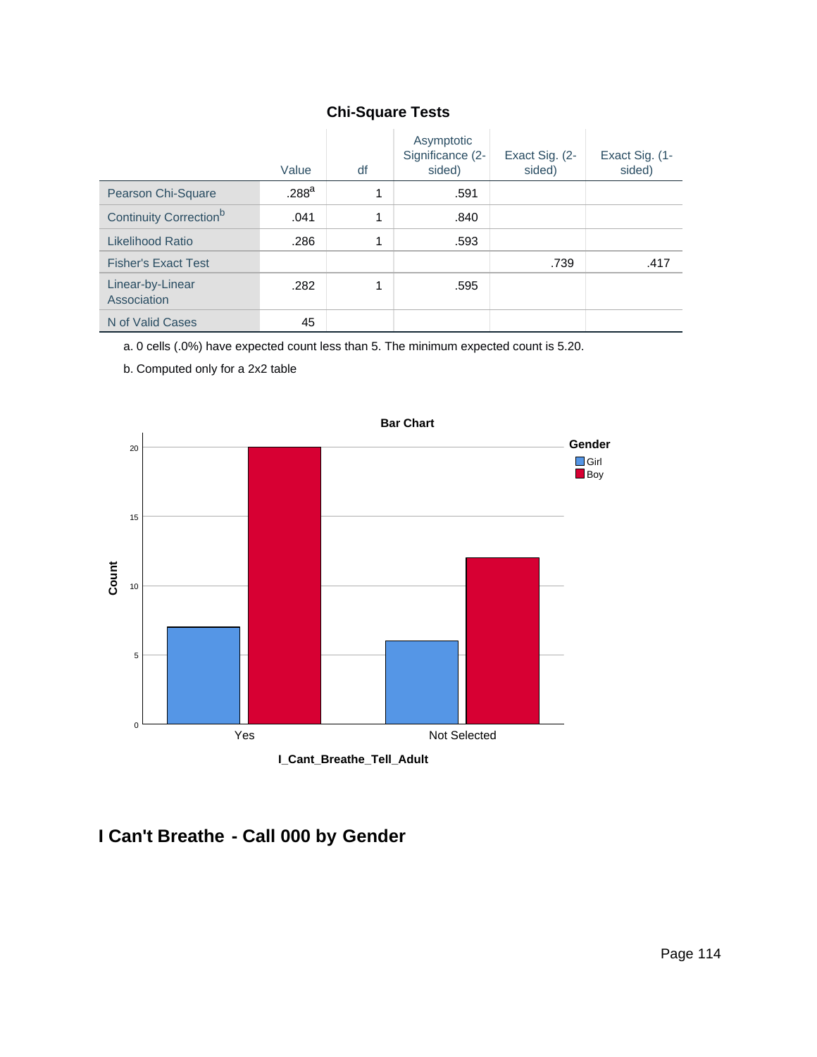**Chi-Square Tests**

| | Value | df | Asymptotic Significance (2-sided) | Exact Sig. (2-sided) | Exact Sig. (1-sided) |
|---|---|---|---|---|---|
| Pearson Chi-Square | .288[a] | 1 | .591 | | |
| Continuity Correction[b] | .041 | 1 | .840 | | |
| Likelihood Ratio | .286 | 1 | .593 | | |
| Fisher's Exact Test | | | | .739 | .417 |
| Linear-by-Linear Association | .282 | 1 | .595 | | |
| N of Valid Cases | 45 | | | | |

a. 0 cells (.0%) have expected count less than 5. The minimum expected count is 5.20.

b. Computed only for a 2x2 table

**Bar Chart**

Gender: Girl, Boy

Count: 0, 5, 10, 15, 20

Yes, Not Selected

I_Cant_Breathe_Tell_Adult

## I Can't Breathe - Call 000 by Gender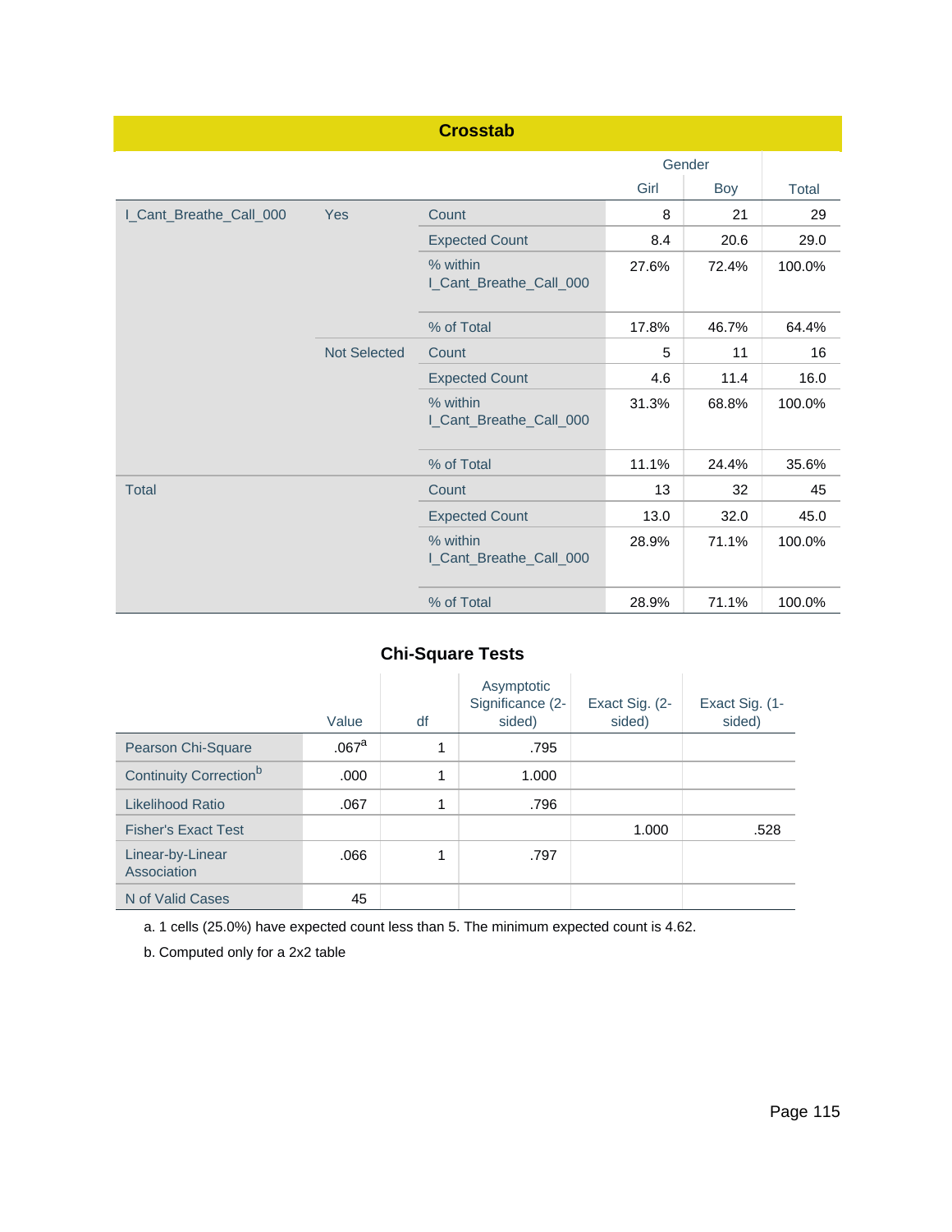## Crosstab

| | | | Gender | | Total |
|---|---|---|---|---|---|
| | | | Girl | Boy | |
| I_Cant_Breathe_Call_000 | Yes | Count | 8 | 21 | 29 |
| | | Expected Count | 8.4 | 20.6 | 29.0 |
| | | % within I_Cant_Breathe_Call_000 | 27.6% | 72.4% | 100.0% |
| | | % of Total | 17.8% | 46.7% | 64.4% |
| | Not Selected | Count | 5 | 11 | 16 |
| | | Expected Count | 4.6 | 11.4 | 16.0 |
| | | % within I_Cant_Breathe_Call_000 | 31.3% | 68.8% | 100.0% |
| | | % of Total | 11.1% | 24.4% | 35.6% |
| Total | | Count | 13 | 32 | 45 |
| | | Expected Count | 13.0 | 32.0 | 45.0 |
| | | % within I_Cant_Breathe_Call_000 | 28.9% | 71.1% | 100.0% |
| | | % of Total | 28.9% | 71.1% | 100.0% |

## Chi-Square Tests

| | Value | df | Asymptotic Significance (2-sided) | Exact Sig. (2-sided) | Exact Sig. (1-sided) |
|---|---|---|---|---|---|
| Pearson Chi-Square | .067[a] | 1 | .795 | | |
| Continuity Correction[b] | .000 | 1 | 1.000 | | |
| Likelihood Ratio | .067 | 1 | .796 | | |
| Fisher's Exact Test | | | | 1.000 | .528 |
| Linear-by-Linear Association | .066 | 1 | .797 | | |
| N of Valid Cases | 45 | | | | |

a. 1 cells (25.0%) have expected count less than 5. The minimum expected count is 4.62.

b. Computed only for a 2x2 table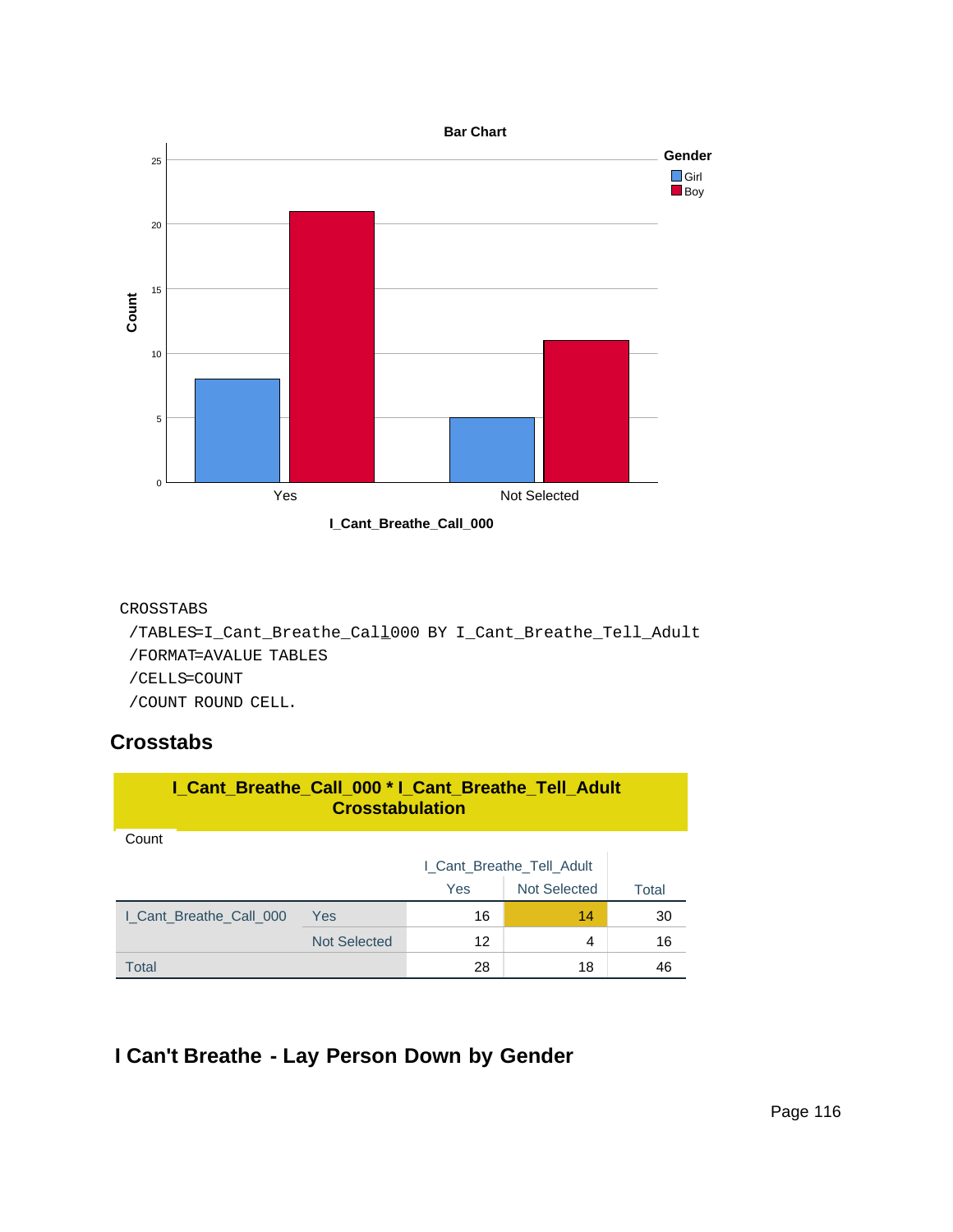Bar Chart

Gender: Girl, Boy

Count

I_Cant_Breathe_Call_000

```
CROSSTABS
 /TABLES=I_Cant_Breathe_Call_000 BY I_Cant_Breathe_Tell_Adult
 /FORMAT=AVALUE TABLES
 /CELLS=COUNT
 /COUNT ROUND CELL.
```

## Crosstabs

**I_Cant_Breathe_Call_000 * I_Cant_Breathe_Tell_Adult Crosstabulation**

Count

| | | I_Cant_Breathe_Tell_Adult | | Total |
|---|---|---|---|---|
| | | Yes | Not Selected | |
| I_Cant_Breathe_Call_000 | Yes | 16 | 14 | 30 |
| | Not Selected | 12 | 4 | 16 |
| Total | | 28 | 18 | 46 |

## I Can't Breathe - Lay Person Down by Gender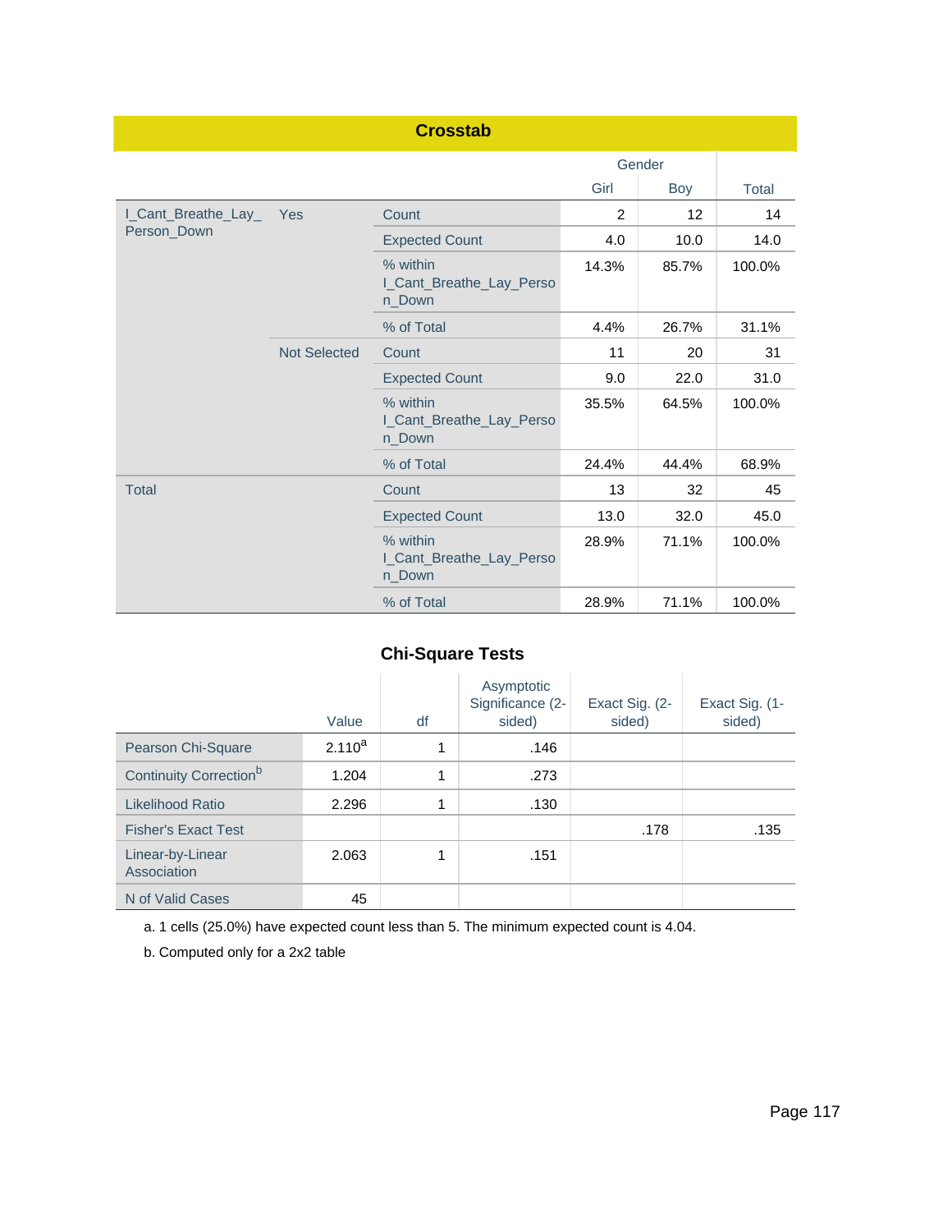## Crosstab

| | | | Gender | | |
|---|---|---|---|---|---|
| | | | Girl | Boy | Total |
| I_Cant_Breathe_Lay_Person_Down | Yes | Count | 2 | 12 | 14 |
| | | Expected Count | 4.0 | 10.0 | 14.0 |
| | | % within I_Cant_Breathe_Lay_Person_Down | 14.3% | 85.7% | 100.0% |
| | | % of Total | 4.4% | 26.7% | 31.1% |
| | Not Selected | Count | 11 | 20 | 31 |
| | | Expected Count | 9.0 | 22.0 | 31.0 |
| | | % within I_Cant_Breathe_Lay_Person_Down | 35.5% | 64.5% | 100.0% |
| | | % of Total | 24.4% | 44.4% | 68.9% |
| Total | | Count | 13 | 32 | 45 |
| | | Expected Count | 13.0 | 32.0 | 45.0 |
| | | % within I_Cant_Breathe_Lay_Person_Down | 28.9% | 71.1% | 100.0% |
| | | % of Total | 28.9% | 71.1% | 100.0% |

## Chi-Square Tests

| | Value | df | Asymptotic Significance (2-sided) | Exact Sig. (2-sided) | Exact Sig. (1-sided) |
|---|---|---|---|---|---|
| Pearson Chi-Square | 2.110[a] | 1 | .146 | | |
| Continuity Correction[b] | 1.204 | 1 | .273 | | |
| Likelihood Ratio | 2.296 | 1 | .130 | | |
| Fisher's Exact Test | | | | .178 | .135 |
| Linear-by-Linear Association | 2.063 | 1 | .151 | | |
| N of Valid Cases | 45 | | | | |

a. 1 cells (25.0%) have expected count less than 5. The minimum expected count is 4.04.

b. Computed only for a 2x2 table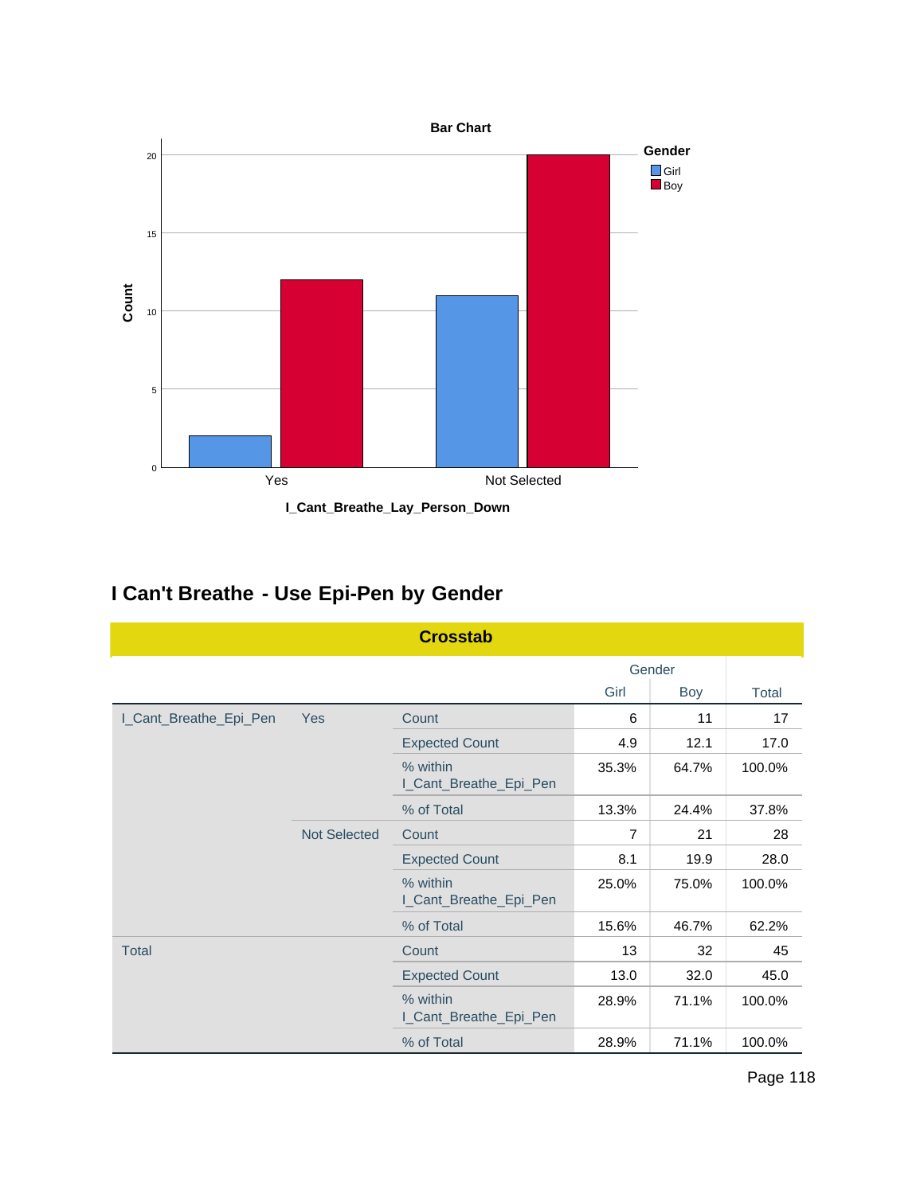Bar Chart

Gender: Girl, Boy

| I_Cant_Breathe_Lay_Person_Down | Girl | Boy |
|---|---|---|
| Yes | 2 | 12 |
| Not Selected | 11 | 20 |

Count

## I Can't Breathe - Use Epi-Pen by Gender

**Crosstab**

| | | | Gender | | |
|---|---|---|---|---|---|
| | | | Girl | Boy | Total |
| I_Cant_Breathe_Epi_Pen | Yes | Count | 6 | 11 | 17 |
| | | Expected Count | 4.9 | 12.1 | 17.0 |
| | | % within I_Cant_Breathe_Epi_Pen | 35.3% | 64.7% | 100.0% |
| | | % of Total | 13.3% | 24.4% | 37.8% |
| | Not Selected | Count | 7 | 21 | 28 |
| | | Expected Count | 8.1 | 19.9 | 28.0 |
| | | % within I_Cant_Breathe_Epi_Pen | 25.0% | 75.0% | 100.0% |
| | | % of Total | 15.6% | 46.7% | 62.2% |
| Total | | Count | 13 | 32 | 45 |
| | | Expected Count | 13.0 | 32.0 | 45.0 |
| | | % within I_Cant_Breathe_Epi_Pen | 28.9% | 71.1% | 100.0% |
| | | % of Total | 28.9% | 71.1% | 100.0% |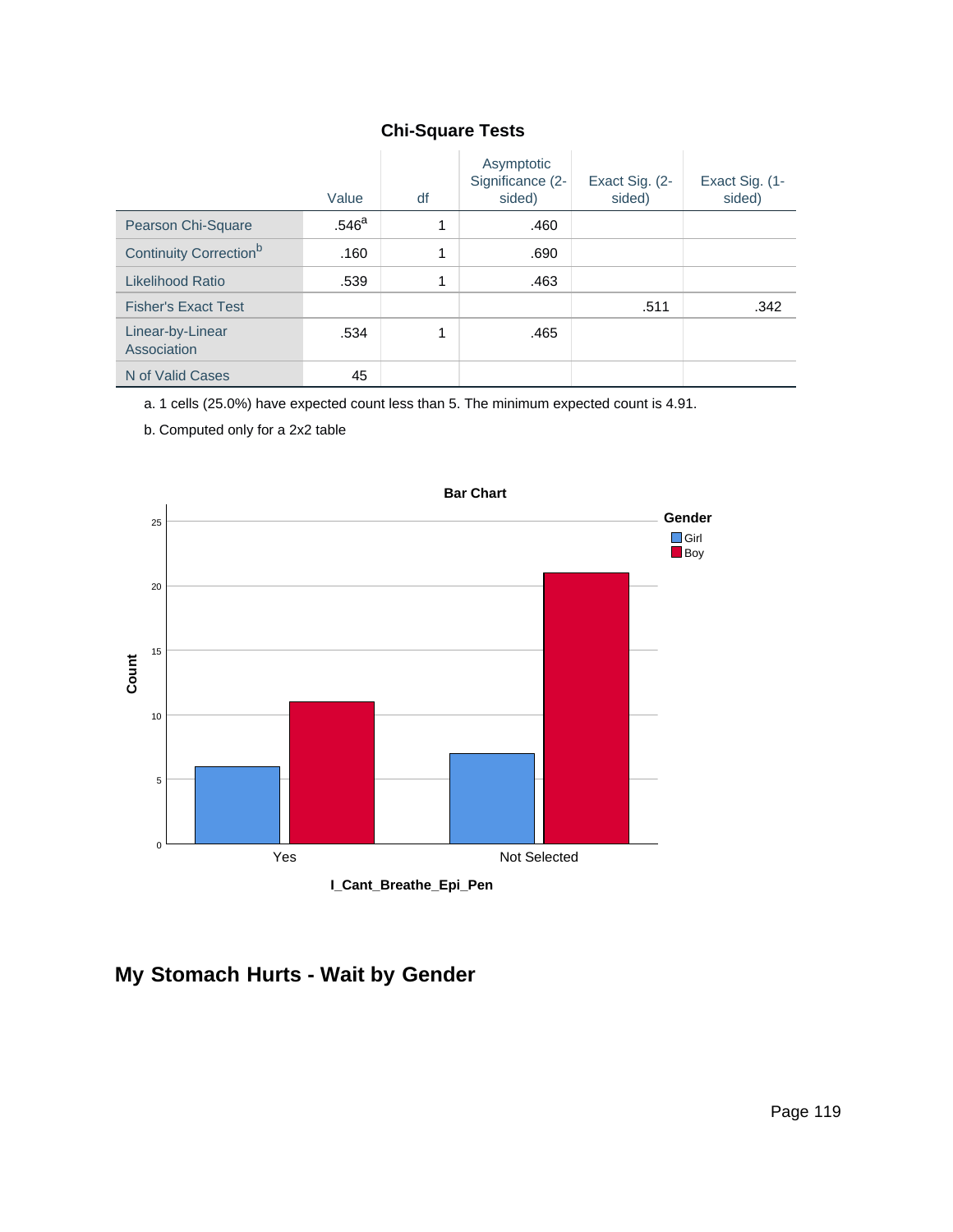**Chi-Square Tests**

| | Value | df | Asymptotic Significance (2-sided) | Exact Sig. (2-sided) | Exact Sig. (1-sided) |
|---|---|---|---|---|---|
| Pearson Chi-Square | .546[a] | 1 | .460 | | |
| Continuity Correction[b] | .160 | 1 | .690 | | |
| Likelihood Ratio | .539 | 1 | .463 | | |
| Fisher's Exact Test | | | | .511 | .342 |
| Linear-by-Linear Association | .534 | 1 | .465 | | |
| N of Valid Cases | 45 | | | | |

a. 1 cells (25.0%) have expected count less than 5. The minimum expected count is 4.91.

b. Computed only for a 2x2 table

**Bar Chart**

| I_Cant_Breathe_Epi_Pen | Girl | Boy |
|---|---|---|
| Yes | 6 | 11 |
| Not Selected | 7 | 21 |

## My Stomach Hurts - Wait by Gender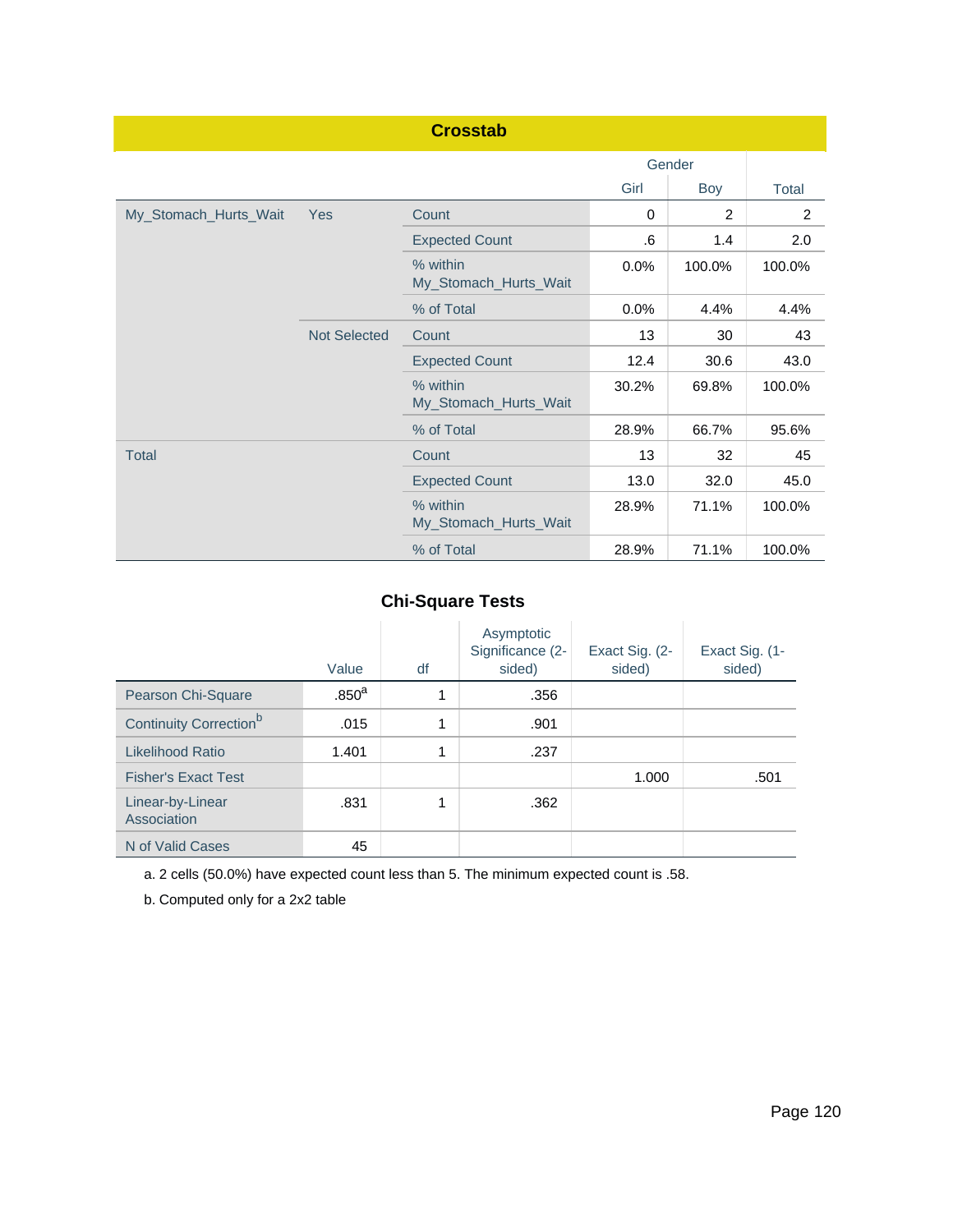**Crosstab**

| | | | Gender | | |
|---|---|---|---|---|---|
| | | | Girl | Boy | Total |
| My_Stomach_Hurts_Wait | Yes | Count | 0 | 2 | 2 |
| | | Expected Count | .6 | 1.4 | 2.0 |
| | | % within My_Stomach_Hurts_Wait | 0.0% | 100.0% | 100.0% |
| | | % of Total | 0.0% | 4.4% | 4.4% |
| | Not Selected | Count | 13 | 30 | 43 |
| | | Expected Count | 12.4 | 30.6 | 43.0 |
| | | % within My_Stomach_Hurts_Wait | 30.2% | 69.8% | 100.0% |
| | | % of Total | 28.9% | 66.7% | 95.6% |
| Total | | Count | 13 | 32 | 45 |
| | | Expected Count | 13.0 | 32.0 | 45.0 |
| | | % within My_Stomach_Hurts_Wait | 28.9% | 71.1% | 100.0% |
| | | % of Total | 28.9% | 71.1% | 100.0% |

**Chi-Square Tests**

| | Value | df | Asymptotic Significance (2-sided) | Exact Sig. (2-sided) | Exact Sig. (1-sided) |
|---|---|---|---|---|---|
| Pearson Chi-Square | .850[a] | 1 | .356 | | |
| Continuity Correction[b] | .015 | 1 | .901 | | |
| Likelihood Ratio | 1.401 | 1 | .237 | | |
| Fisher's Exact Test | | | | 1.000 | .501 |
| Linear-by-Linear Association | .831 | 1 | .362 | | |
| N of Valid Cases | 45 | | | | |

a. 2 cells (50.0%) have expected count less than 5. The minimum expected count is .58.

b. Computed only for a 2x2 table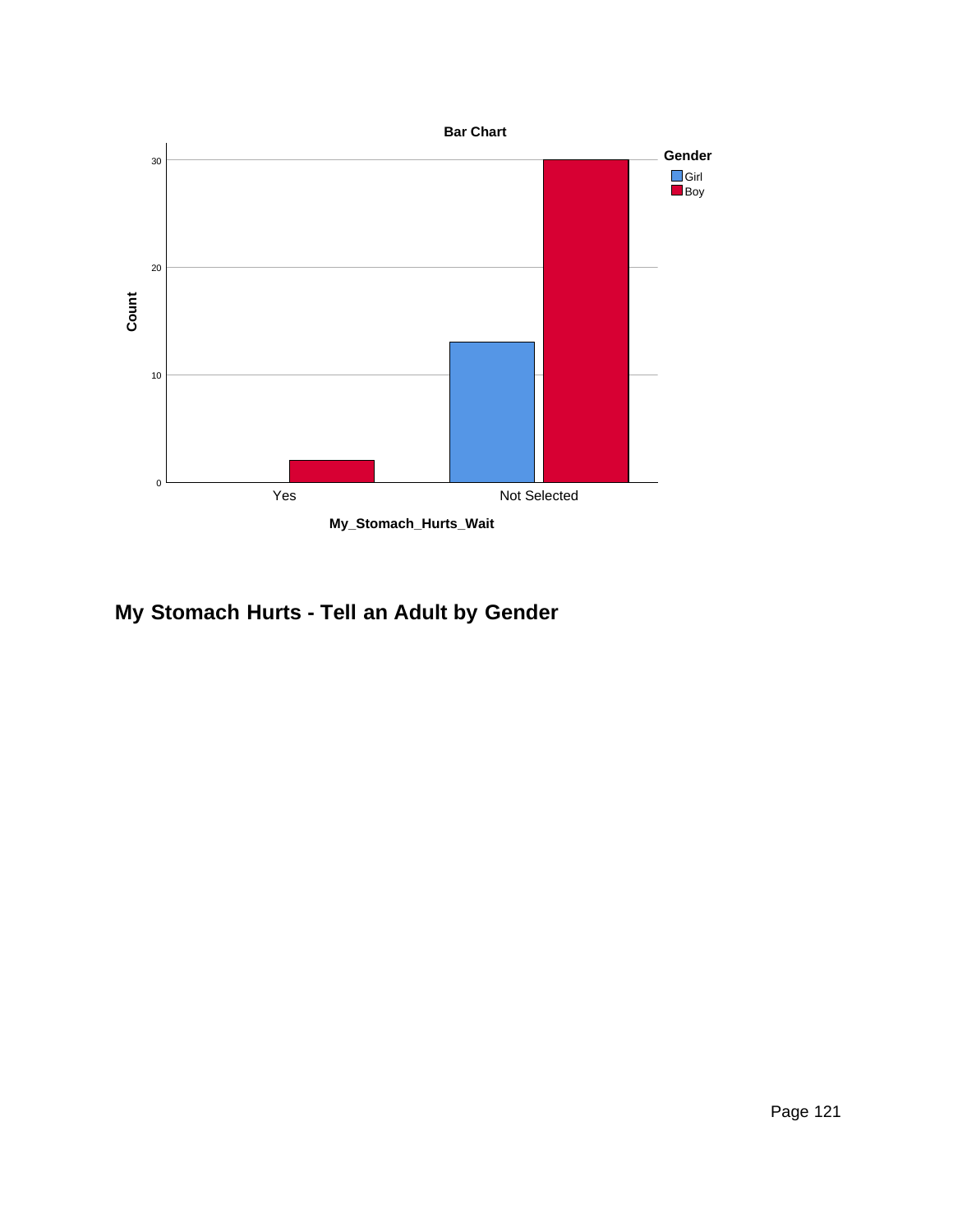Bar Chart

Gender
- Girl
- Boy

Count

My_Stomach_Hurts_Wait

Yes | Not Selected

## My Stomach Hurts - Tell an Adult by Gender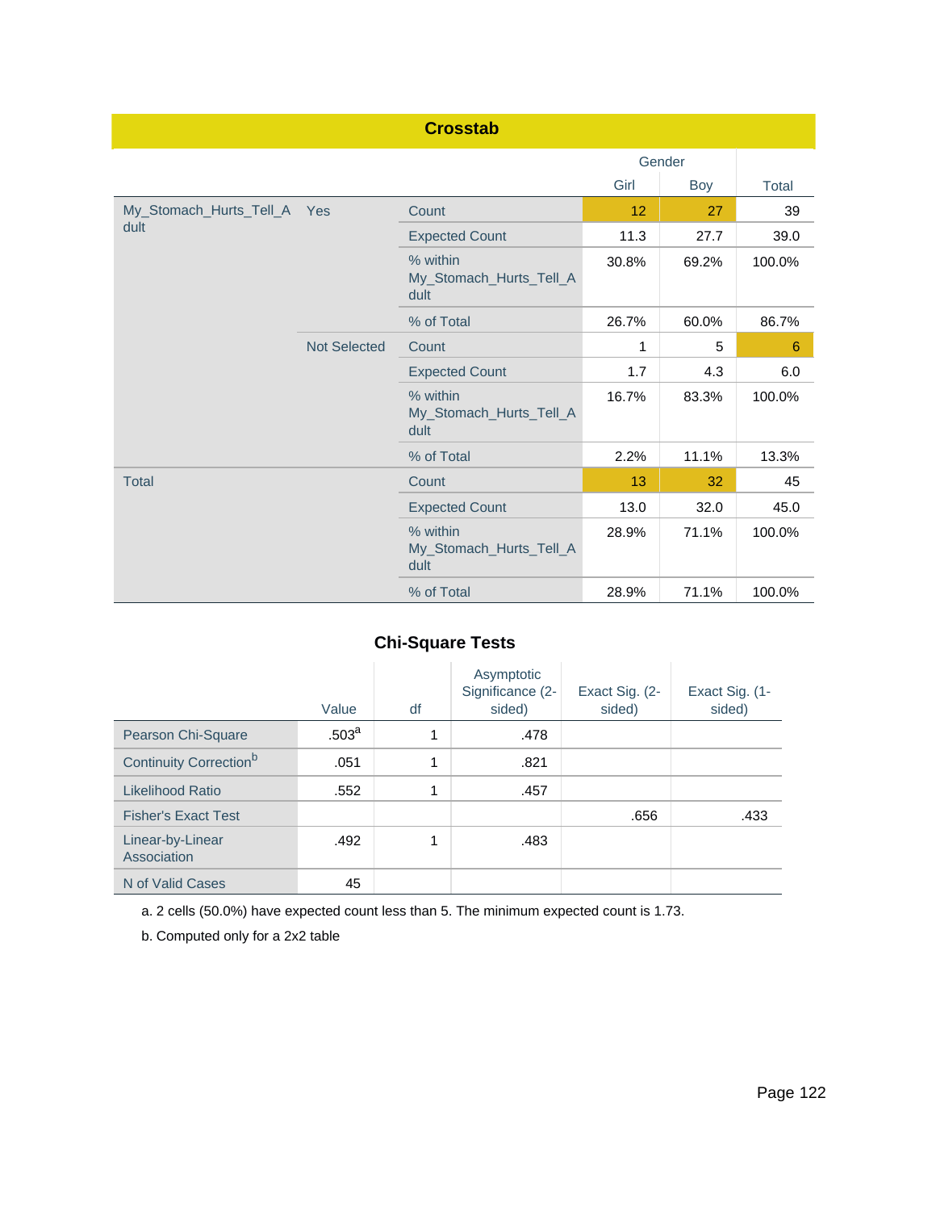## Crosstab

| | | | Gender | | |
|---|---|---|---|---|---|
| | | | Girl | Boy | Total |
| My_Stomach_Hurts_Tell_Adult | Yes | Count | 12 | 27 | 39 |
| | | Expected Count | 11.3 | 27.7 | 39.0 |
| | | % within My_Stomach_Hurts_Tell_Adult | 30.8% | 69.2% | 100.0% |
| | | % of Total | 26.7% | 60.0% | 86.7% |
| | Not Selected | Count | 1 | 5 | 6 |
| | | Expected Count | 1.7 | 4.3 | 6.0 |
| | | % within My_Stomach_Hurts_Tell_Adult | 16.7% | 83.3% | 100.0% |
| | | % of Total | 2.2% | 11.1% | 13.3% |
| Total | | Count | 13 | 32 | 45 |
| | | Expected Count | 13.0 | 32.0 | 45.0 |
| | | % within My_Stomach_Hurts_Tell_Adult | 28.9% | 71.1% | 100.0% |
| | | % of Total | 28.9% | 71.1% | 100.0% |

## Chi-Square Tests

| | Value | df | Asymptotic Significance (2-sided) | Exact Sig. (2-sided) | Exact Sig. (1-sided) |
|---|---|---|---|---|---|
| Pearson Chi-Square | .503[a] | 1 | .478 | | |
| Continuity Correction[b] | .051 | 1 | .821 | | |
| Likelihood Ratio | .552 | 1 | .457 | | |
| Fisher's Exact Test | | | | .656 | .433 |
| Linear-by-Linear Association | .492 | 1 | .483 | | |
| N of Valid Cases | 45 | | | | |

a. 2 cells (50.0%) have expected count less than 5. The minimum expected count is 1.73.

b. Computed only for a 2x2 table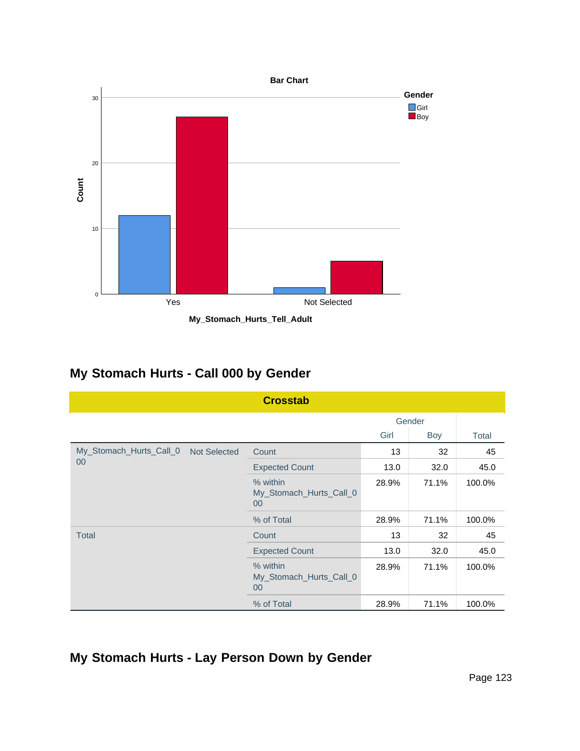Bar Chart

Gender: Girl, Boy

Count

My_Stomach_Hurts_Tell_Adult

Yes | Not Selected

## My Stomach Hurts - Call 000 by Gender

**Crosstab**

| | | | Gender | | Total |
|---|---|---|---|---|---|
| | | | Girl | Boy | |
| My_Stomach_Hurts_Call_000 | Not Selected | Count | 13 | 32 | 45 |
| | | Expected Count | 13.0 | 32.0 | 45.0 |
| | | % within My_Stomach_Hurts_Call_000 | 28.9% | 71.1% | 100.0% |
| | | % of Total | 28.9% | 71.1% | 100.0% |
| Total | | Count | 13 | 32 | 45 |
| | | Expected Count | 13.0 | 32.0 | 45.0 |
| | | % within My_Stomach_Hurts_Call_000 | 28.9% | 71.1% | 100.0% |
| | | % of Total | 28.9% | 71.1% | 100.0% |

## My Stomach Hurts - Lay Person Down by Gender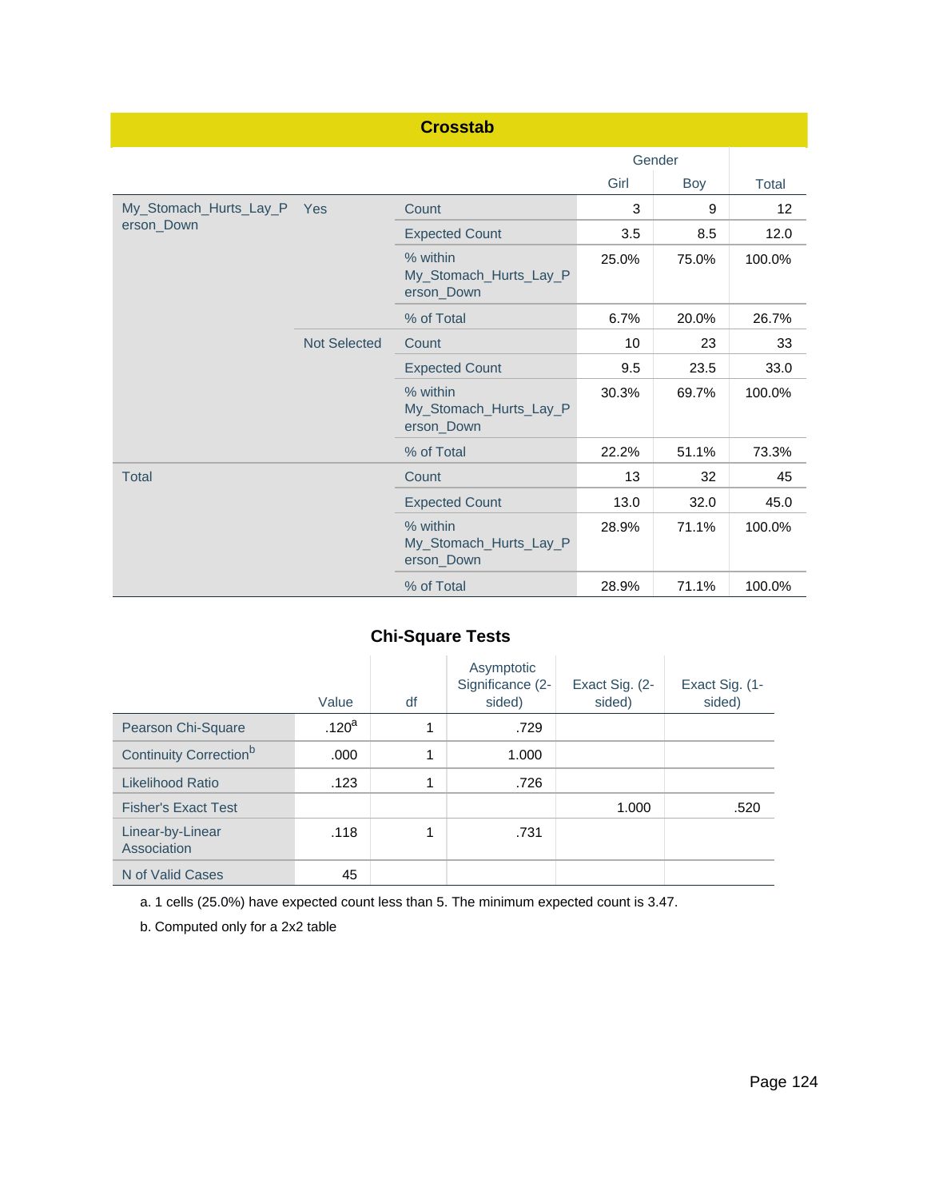**Crosstab**

| | | | Gender | | |
|---|---|---|---|---|---|
| | | | Girl | Boy | Total |
| My_Stomach_Hurts_Lay_Person_Down | Yes | Count | 3 | 9 | 12 |
| | | Expected Count | 3.5 | 8.5 | 12.0 |
| | | % within My_Stomach_Hurts_Lay_Person_Down | 25.0% | 75.0% | 100.0% |
| | | % of Total | 6.7% | 20.0% | 26.7% |
| | Not Selected | Count | 10 | 23 | 33 |
| | | Expected Count | 9.5 | 23.5 | 33.0 |
| | | % within My_Stomach_Hurts_Lay_Person_Down | 30.3% | 69.7% | 100.0% |
| | | % of Total | 22.2% | 51.1% | 73.3% |
| Total | | Count | 13 | 32 | 45 |
| | | Expected Count | 13.0 | 32.0 | 45.0 |
| | | % within My_Stomach_Hurts_Lay_Person_Down | 28.9% | 71.1% | 100.0% |
| | | % of Total | 28.9% | 71.1% | 100.0% |

**Chi-Square Tests**

| | Value | df | Asymptotic Significance (2-sided) | Exact Sig. (2-sided) | Exact Sig. (1-sided) |
|---|---|---|---|---|---|
| Pearson Chi-Square | .120[a] | 1 | .729 | | |
| Continuity Correction[b] | .000 | 1 | 1.000 | | |
| Likelihood Ratio | .123 | 1 | .726 | | |
| Fisher's Exact Test | | | | 1.000 | .520 |
| Linear-by-Linear Association | .118 | 1 | .731 | | |
| N of Valid Cases | 45 | | | | |

a. 1 cells (25.0%) have expected count less than 5. The minimum expected count is 3.47.

b. Computed only for a 2x2 table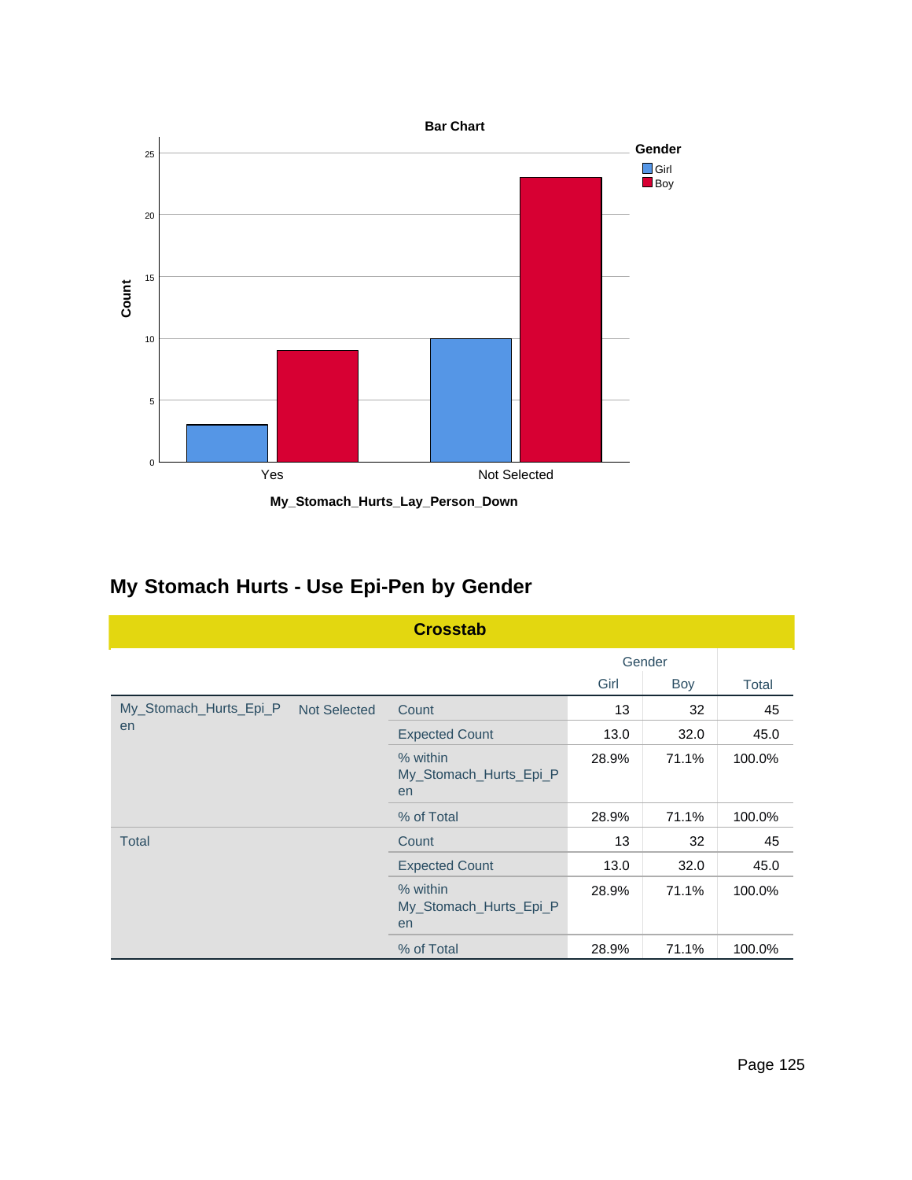Bar Chart

| My_Stomach_Hurts_Lay_Person_Down | Girl | Boy |
|---|---|---|
| Yes | 3 | 9 |
| Not Selected | 10 | 23 |

## My Stomach Hurts - Use Epi-Pen by Gender

**Crosstab**

| | | | Gender | | |
|---|---|---|---|---|---|
| | | | Girl | Boy | Total |
| My_Stomach_Hurts_Epi_Pen | Not Selected | Count | 13 | 32 | 45 |
| | | Expected Count | 13.0 | 32.0 | 45.0 |
| | | % within My_Stomach_Hurts_Epi_Pen | 28.9% | 71.1% | 100.0% |
| | | % of Total | 28.9% | 71.1% | 100.0% |
| Total | | Count | 13 | 32 | 45 |
| | | Expected Count | 13.0 | 32.0 | 45.0 |
| | | % within My_Stomach_Hurts_Epi_Pen | 28.9% | 71.1% | 100.0% |
| | | % of Total | 28.9% | 71.1% | 100.0% |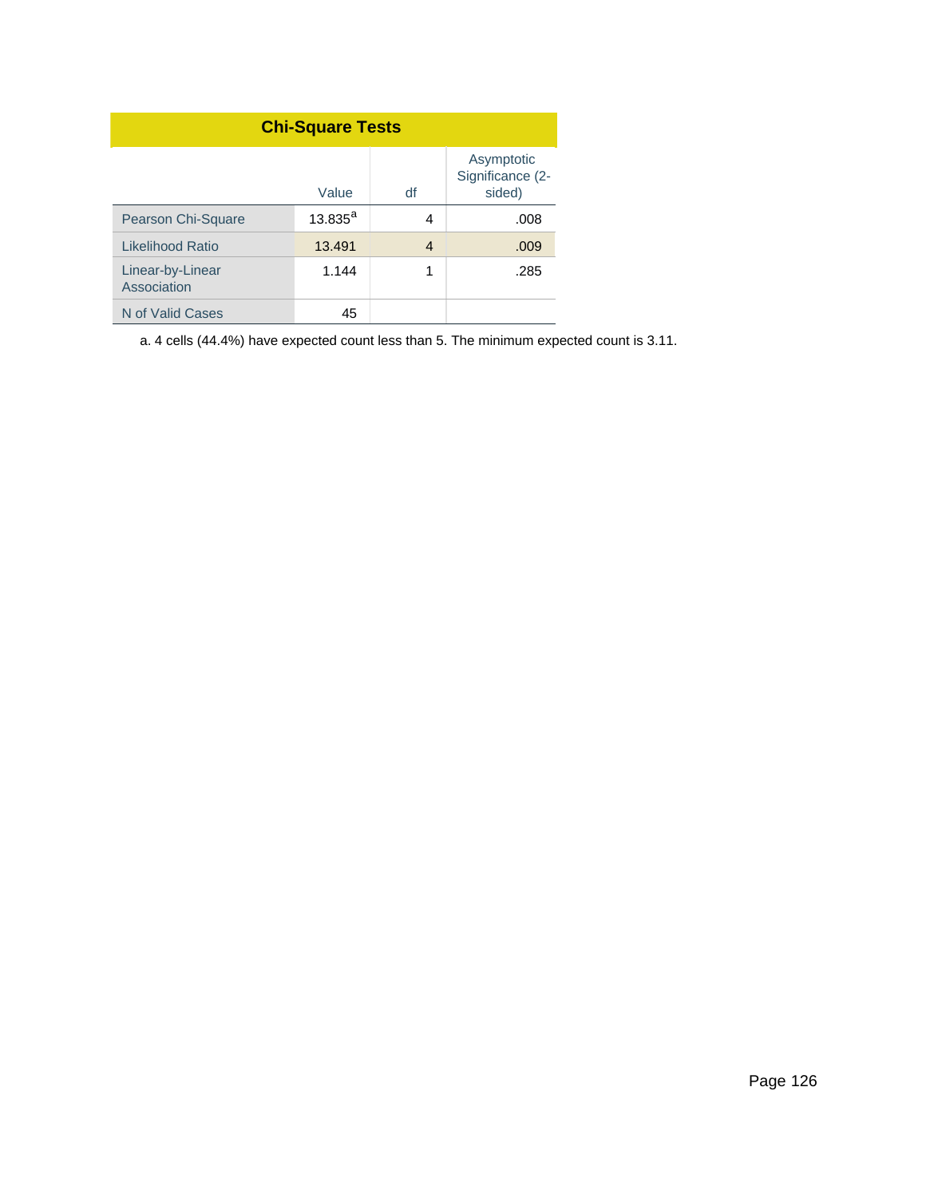**Chi-Square Tests**

| | Value | df | Asymptotic Significance (2-sided) |
|---|---|---|---|
| Pearson Chi-Square | 13.835[a] | 4 | .008 |
| Likelihood Ratio | 13.491 | 4 | .009 |
| Linear-by-Linear Association | 1.144 | 1 | .285 |
| N of Valid Cases | 45 | | |

a. 4 cells (44.4%) have expected count less than 5. The minimum expected count is 3.11.